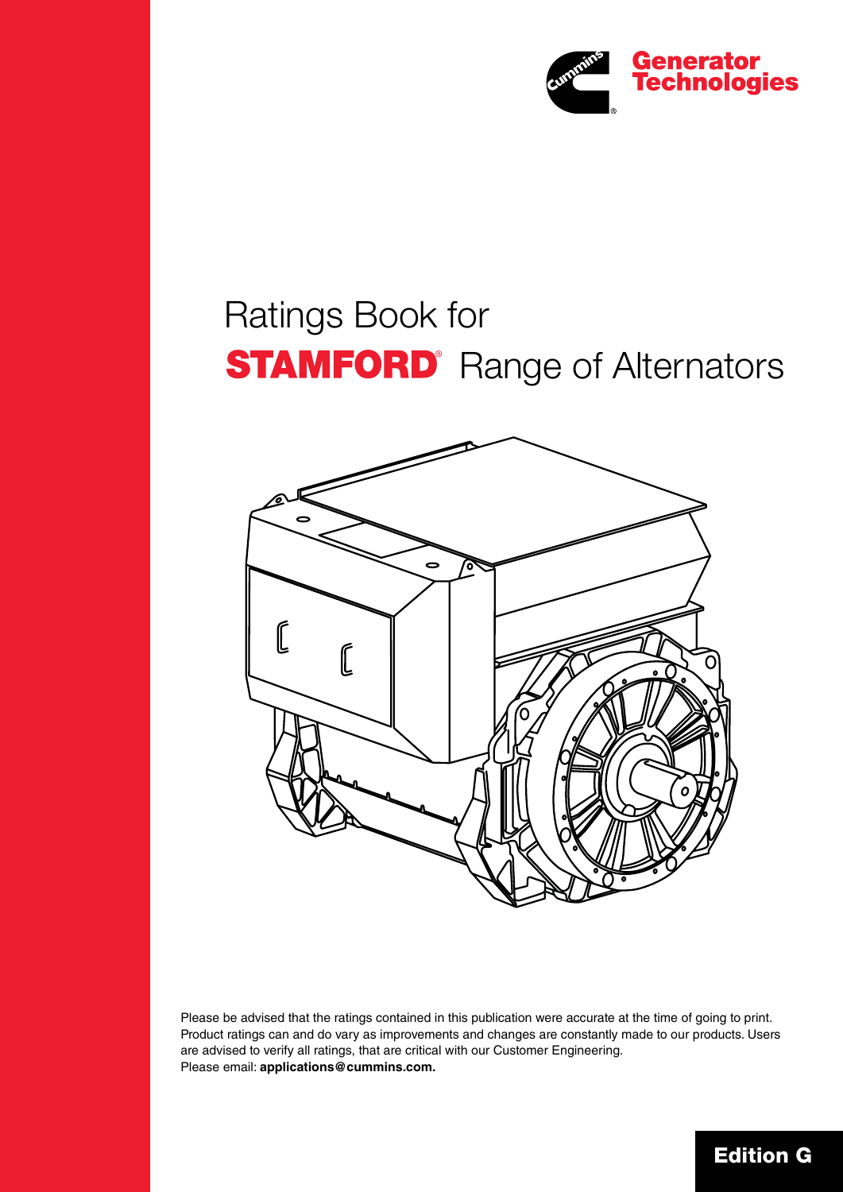Generator Technologies

# Ratings Book for STAMFORD® Range of Alternators

Please be advised that the ratings contained in this publication were accurate at the time of going to print. Product ratings can and do vary as improvements and changes are constantly made to our products. Users are advised to verify all ratings, that are critical with our Customer Engineering.
Please email: **applications@cummins.com.**

**Edition G**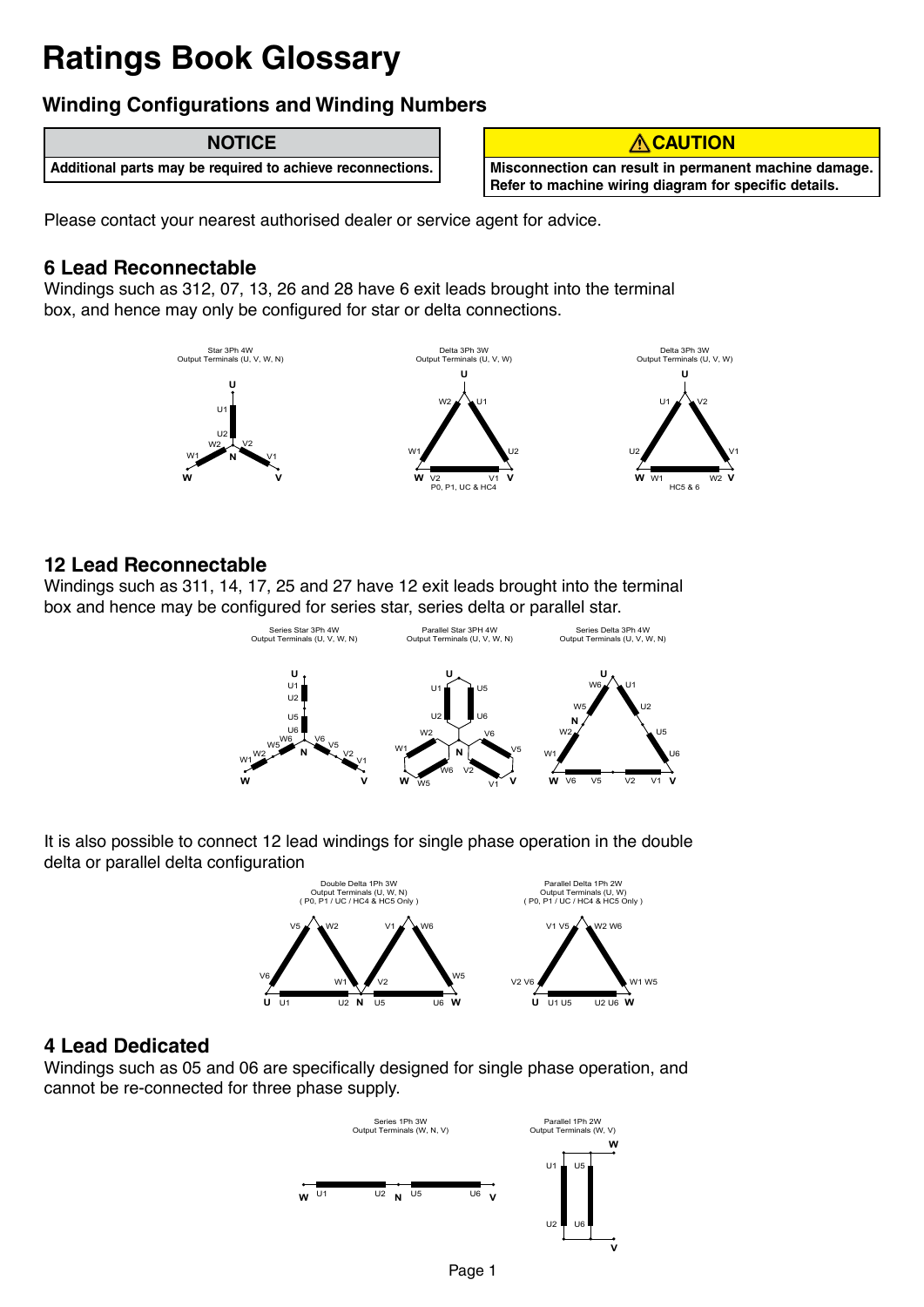# Ratings Book Glossary

## Winding Configurations and Winding Numbers

| NOTICE |
| --- |
| Additional parts may be required to achieve reconnections. |

| ⚠CAUTION |
| --- |
| Misconnection can result in permanent machine damage. Refer to machine wiring diagram for specific details. |

Please contact your nearest authorised dealer or service agent for advice.

### 6 Lead Reconnectable

Windings such as 312, 07, 13, 26 and 28 have 6 exit leads brought into the terminal box, and hence may only be configured for star or delta connections.

Star 3Ph 4W
Output Terminals (U, V, W, N)

Delta 3Ph 3W
Output Terminals (U, V, W)
P0, P1, UC & HC4

Delta 3Ph 3W
Output Terminals (U, V, W)
HC5 & 6

### 12 Lead Reconnectable

Windings such as 311, 14, 17, 25 and 27 have 12 exit leads brought into the terminal box and hence may be configured for series star, series delta or parallel star.

Series Star 3Ph 4W
Output Terminals (U, V, W, N)

Parallel Star 3PH 4W
Output Terminals (U, V, W, N)

Series Delta 3Ph 4W
Output Terminals (U, V, W, N)

It is also possible to connect 12 lead windings for single phase operation in the double delta or parallel delta configuration

Double Delta 1Ph 3W
Output Terminals (U, W, N)
( P0, P1 / UC / HC4 & HC5 Only )

Parallel Delta 1Ph 2W
Output Terminals (U, W)
( P0, P1 / UC / HC4 & HC5 Only )

### 4 Lead Dedicated

Windings such as 05 and 06 are specifically designed for single phase operation, and cannot be re-connected for three phase supply.

Series 1Ph 3W
Output Terminals (W, N, V)

Parallel 1Ph 2W
Output Terminals (W, V)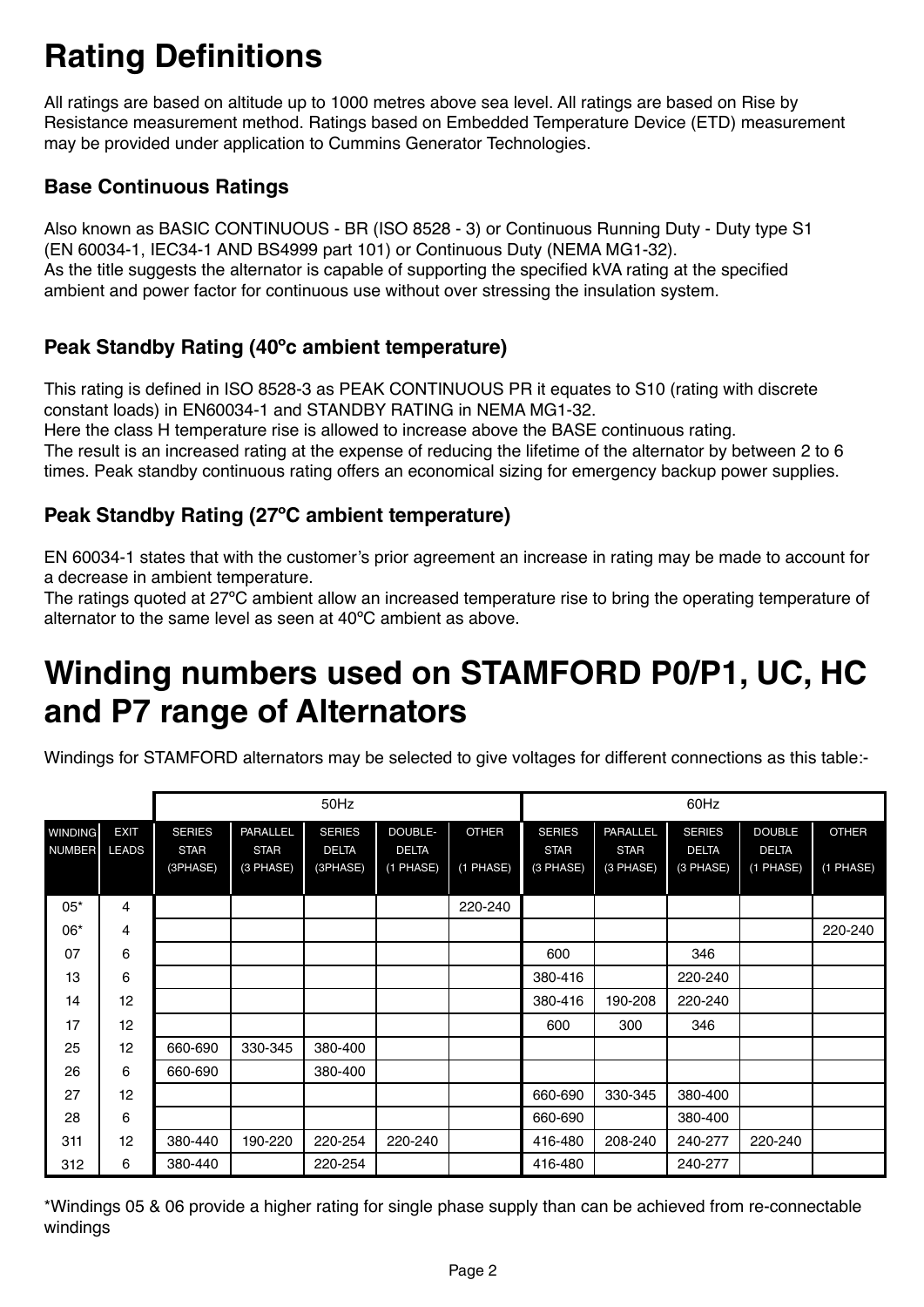# Rating Definitions

All ratings are based on altitude up to 1000 metres above sea level. All ratings are based on Rise by Resistance measurement method. Ratings based on Embedded Temperature Device (ETD) measurement may be provided under application to Cummins Generator Technologies.

### Base Continuous Ratings

Also known as BASIC CONTINUOUS - BR (ISO 8528 - 3) or Continuous Running Duty - Duty type S1 (EN 60034-1, IEC34-1 AND BS4999 part 101) or Continuous Duty (NEMA MG1-32).
As the title suggests the alternator is capable of supporting the specified kVA rating at the specified ambient and power factor for continuous use without over stressing the insulation system.

### Peak Standby Rating (40ºc ambient temperature)

This rating is defined in ISO 8528-3 as PEAK CONTINUOUS PR it equates to S10 (rating with discrete constant loads) in EN60034-1 and STANDBY RATING in NEMA MG1-32.
Here the class H temperature rise is allowed to increase above the BASE continuous rating.
The result is an increased rating at the expense of reducing the lifetime of the alternator by between 2 to 6 times. Peak standby continuous rating offers an economical sizing for emergency backup power supplies.

### Peak Standby Rating (27ºC ambient temperature)

EN 60034-1 states that with the customer's prior agreement an increase in rating may be made to account for a decrease in ambient temperature.
The ratings quoted at 27ºC ambient allow an increased temperature rise to bring the operating temperature of alternator to the same level as seen at 40ºC ambient as above.

# Winding numbers used on STAMFORD P0/P1, UC, HC and P7 range of Alternators

Windings for STAMFORD alternators may be selected to give voltages for different connections as this table:-

| | | 50Hz | | | | | 60Hz | | | | |
|---|---|---|---|---|---|---|---|---|---|---|---|
| WINDING NUMBER | EXIT LEADS | SERIES STAR (3PHASE) | PARALLEL STAR (3 PHASE) | SERIES DELTA (3PHASE) | DOUBLE-DELTA (1 PHASE) | OTHER (1 PHASE) | SERIES STAR (3 PHASE) | PARALLEL STAR (3 PHASE) | SERIES DELTA (3 PHASE) | DOUBLE DELTA (1 PHASE) | OTHER (1 PHASE) |
| 05* | 4 | | | | | 220-240 | | | | | |
| 06* | 4 | | | | | | | | | | 220-240 |
| 07 | 6 | | | | | | 600 | | 346 | | |
| 13 | 6 | | | | | | 380-416 | | 220-240 | | |
| 14 | 12 | | | | | | 380-416 | 190-208 | 220-240 | | |
| 17 | 12 | | | | | | 600 | 300 | 346 | | |
| 25 | 12 | 660-690 | 330-345 | 380-400 | | | | | | | |
| 26 | 6 | 660-690 | | 380-400 | | | | | | | |
| 27 | 12 | | | | | | 660-690 | 330-345 | 380-400 | | |
| 28 | 6 | | | | | | 660-690 | | 380-400 | | |
| 311 | 12 | 380-440 | 190-220 | 220-254 | 220-240 | | 416-480 | 208-240 | 240-277 | 220-240 | |
| 312 | 6 | 380-440 | | 220-254 | | | 416-480 | | 240-277 | | |

*Windings 05 & 06 provide a higher rating for single phase supply than can be achieved from re-connectable windings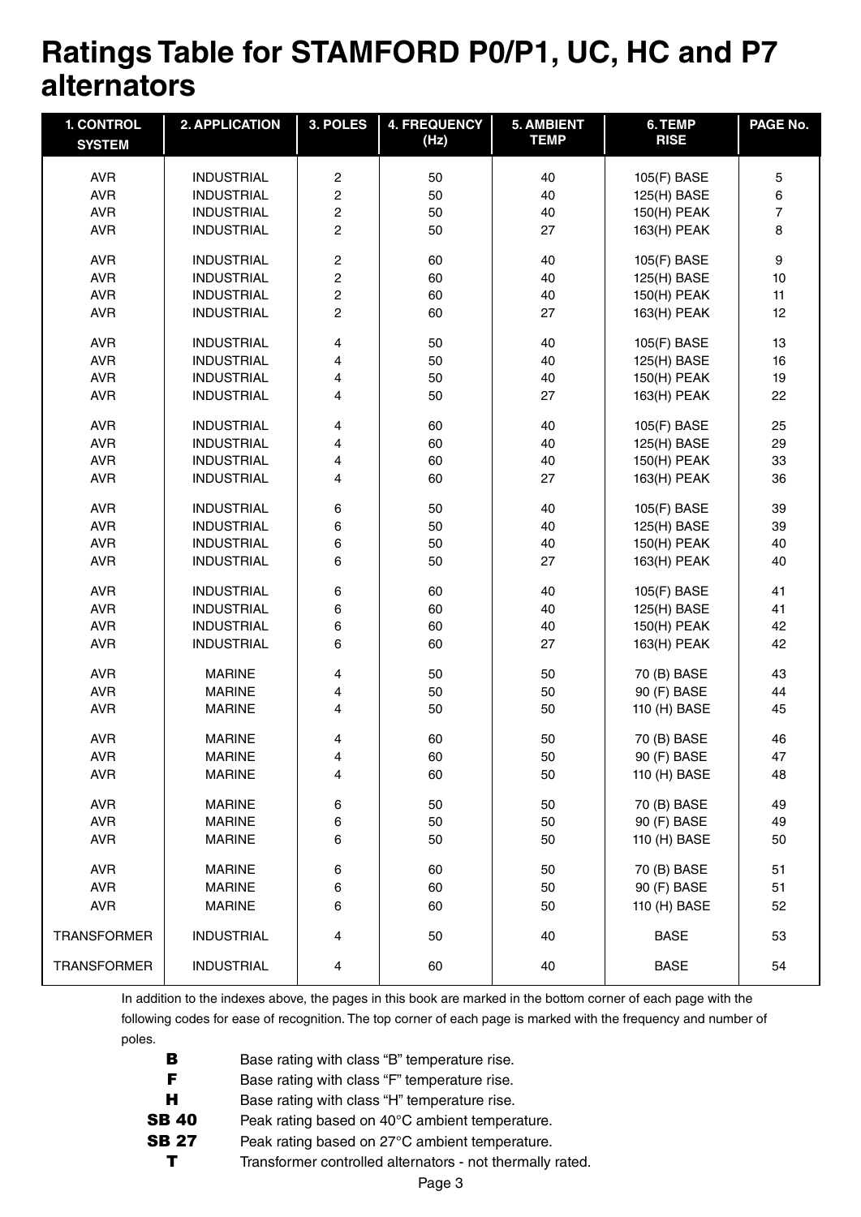# Ratings Table for STAMFORD P0/P1, UC, HC and P7 alternators

| 1. CONTROL SYSTEM | 2. APPLICATION | 3. POLES | 4. FREQUENCY (Hz) | 5. AMBIENT TEMP | 6. TEMP RISE | PAGE No. |
|---|---|---|---|---|---|---|
| AVR | INDUSTRIAL | 2 | 50 | 40 | 105(F) BASE | 5 |
| AVR | INDUSTRIAL | 2 | 50 | 40 | 125(H) BASE | 6 |
| AVR | INDUSTRIAL | 2 | 50 | 40 | 150(H) PEAK | 7 |
| AVR | INDUSTRIAL | 2 | 50 | 27 | 163(H) PEAK | 8 |
| AVR | INDUSTRIAL | 2 | 60 | 40 | 105(F) BASE | 9 |
| AVR | INDUSTRIAL | 2 | 60 | 40 | 125(H) BASE | 10 |
| AVR | INDUSTRIAL | 2 | 60 | 40 | 150(H) PEAK | 11 |
| AVR | INDUSTRIAL | 2 | 60 | 27 | 163(H) PEAK | 12 |
| AVR | INDUSTRIAL | 4 | 50 | 40 | 105(F) BASE | 13 |
| AVR | INDUSTRIAL | 4 | 50 | 40 | 125(H) BASE | 16 |
| AVR | INDUSTRIAL | 4 | 50 | 40 | 150(H) PEAK | 19 |
| AVR | INDUSTRIAL | 4 | 50 | 27 | 163(H) PEAK | 22 |
| AVR | INDUSTRIAL | 4 | 60 | 40 | 105(F) BASE | 25 |
| AVR | INDUSTRIAL | 4 | 60 | 40 | 125(H) BASE | 29 |
| AVR | INDUSTRIAL | 4 | 60 | 40 | 150(H) PEAK | 33 |
| AVR | INDUSTRIAL | 4 | 60 | 27 | 163(H) PEAK | 36 |
| AVR | INDUSTRIAL | 6 | 50 | 40 | 105(F) BASE | 39 |
| AVR | INDUSTRIAL | 6 | 50 | 40 | 125(H) BASE | 39 |
| AVR | INDUSTRIAL | 6 | 50 | 40 | 150(H) PEAK | 40 |
| AVR | INDUSTRIAL | 6 | 50 | 27 | 163(H) PEAK | 40 |
| AVR | INDUSTRIAL | 6 | 60 | 40 | 105(F) BASE | 41 |
| AVR | INDUSTRIAL | 6 | 60 | 40 | 125(H) BASE | 41 |
| AVR | INDUSTRIAL | 6 | 60 | 40 | 150(H) PEAK | 42 |
| AVR | INDUSTRIAL | 6 | 60 | 27 | 163(H) PEAK | 42 |
| AVR | MARINE | 4 | 50 | 50 | 70 (B) BASE | 43 |
| AVR | MARINE | 4 | 50 | 50 | 90 (F) BASE | 44 |
| AVR | MARINE | 4 | 50 | 50 | 110 (H) BASE | 45 |
| AVR | MARINE | 4 | 60 | 50 | 70 (B) BASE | 46 |
| AVR | MARINE | 4 | 60 | 50 | 90 (F) BASE | 47 |
| AVR | MARINE | 4 | 60 | 50 | 110 (H) BASE | 48 |
| AVR | MARINE | 6 | 50 | 50 | 70 (B) BASE | 49 |
| AVR | MARINE | 6 | 50 | 50 | 90 (F) BASE | 49 |
| AVR | MARINE | 6 | 50 | 50 | 110 (H) BASE | 50 |
| AVR | MARINE | 6 | 60 | 50 | 70 (B) BASE | 51 |
| AVR | MARINE | 6 | 60 | 50 | 90 (F) BASE | 51 |
| AVR | MARINE | 6 | 60 | 50 | 110 (H) BASE | 52 |
| TRANSFORMER | INDUSTRIAL | 4 | 50 | 40 | BASE | 53 |
| TRANSFORMER | INDUSTRIAL | 4 | 60 | 40 | BASE | 54 |

In addition to the indexes above, the pages in this book are marked in the bottom corner of each page with the following codes for ease of recognition. The top corner of each page is marked with the frequency and number of poles.

- **B** Base rating with class "B" temperature rise.
- **F** Base rating with class "F" temperature rise.
- **H** Base rating with class "H" temperature rise.
- **SB 40** Peak rating based on 40°C ambient temperature.
- **SB 27** Peak rating based on 27°C ambient temperature.
- **T** Transformer controlled alternators - not thermally rated.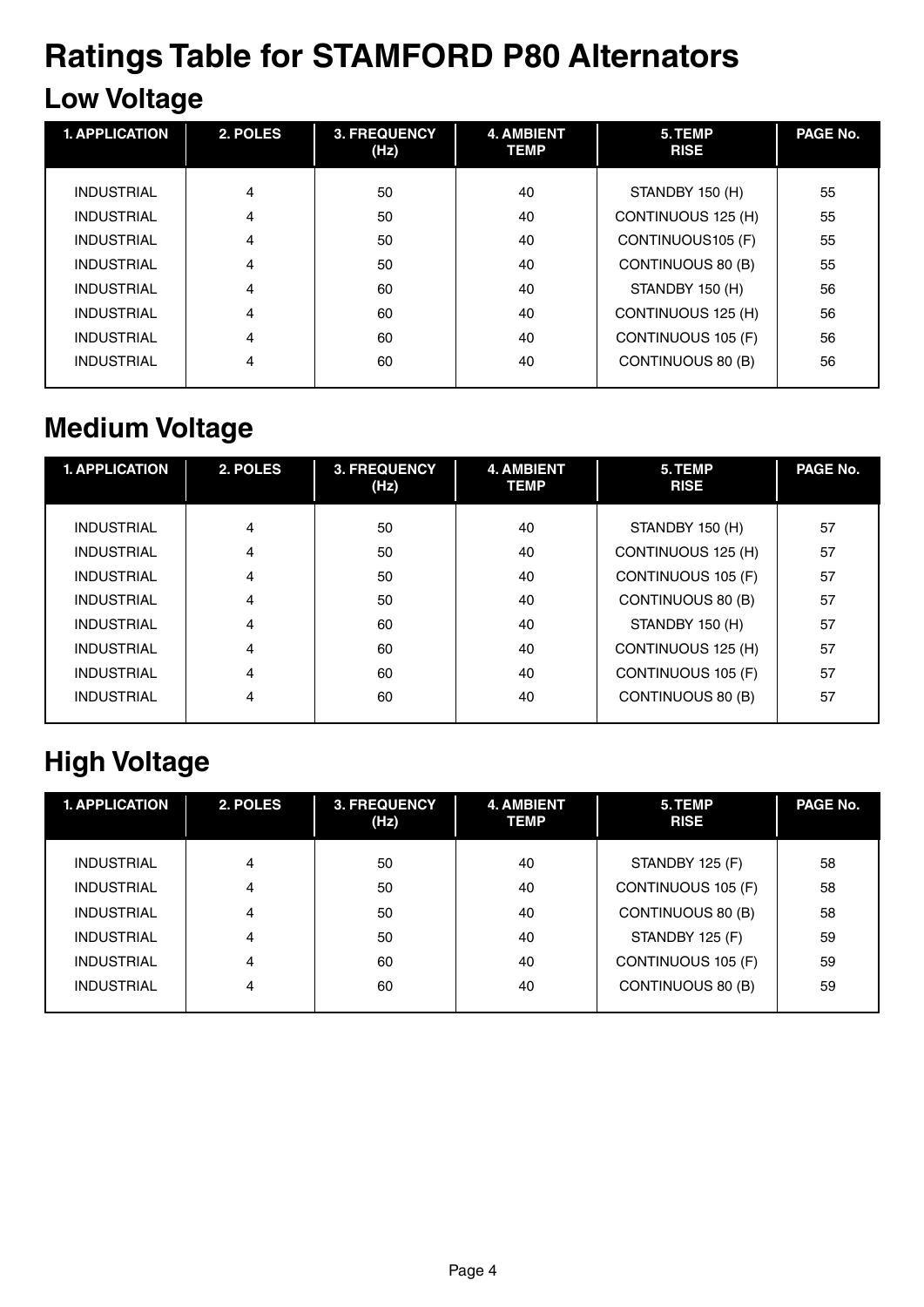# Ratings Table for STAMFORD P80 Alternators

## Low Voltage

| 1. APPLICATION | 2. POLES | 3. FREQUENCY (Hz) | 4. AMBIENT TEMP | 5. TEMP RISE | PAGE No. |
|---|---|---|---|---|---|
| INDUSTRIAL | 4 | 50 | 40 | STANDBY 150 (H) | 55 |
| INDUSTRIAL | 4 | 50 | 40 | CONTINUOUS 125 (H) | 55 |
| INDUSTRIAL | 4 | 50 | 40 | CONTINUOUS105 (F) | 55 |
| INDUSTRIAL | 4 | 50 | 40 | CONTINUOUS 80 (B) | 55 |
| INDUSTRIAL | 4 | 60 | 40 | STANDBY 150 (H) | 56 |
| INDUSTRIAL | 4 | 60 | 40 | CONTINUOUS 125 (H) | 56 |
| INDUSTRIAL | 4 | 60 | 40 | CONTINUOUS 105 (F) | 56 |
| INDUSTRIAL | 4 | 60 | 40 | CONTINUOUS 80 (B) | 56 |

## Medium Voltage

| 1. APPLICATION | 2. POLES | 3. FREQUENCY (Hz) | 4. AMBIENT TEMP | 5. TEMP RISE | PAGE No. |
|---|---|---|---|---|---|
| INDUSTRIAL | 4 | 50 | 40 | STANDBY 150 (H) | 57 |
| INDUSTRIAL | 4 | 50 | 40 | CONTINUOUS 125 (H) | 57 |
| INDUSTRIAL | 4 | 50 | 40 | CONTINUOUS 105 (F) | 57 |
| INDUSTRIAL | 4 | 50 | 40 | CONTINUOUS 80 (B) | 57 |
| INDUSTRIAL | 4 | 60 | 40 | STANDBY 150 (H) | 57 |
| INDUSTRIAL | 4 | 60 | 40 | CONTINUOUS 125 (H) | 57 |
| INDUSTRIAL | 4 | 60 | 40 | CONTINUOUS 105 (F) | 57 |
| INDUSTRIAL | 4 | 60 | 40 | CONTINUOUS 80 (B) | 57 |

## High Voltage

| 1. APPLICATION | 2. POLES | 3. FREQUENCY (Hz) | 4. AMBIENT TEMP | 5. TEMP RISE | PAGE No. |
|---|---|---|---|---|---|
| INDUSTRIAL | 4 | 50 | 40 | STANDBY 125 (F) | 58 |
| INDUSTRIAL | 4 | 50 | 40 | CONTINUOUS 105 (F) | 58 |
| INDUSTRIAL | 4 | 50 | 40 | CONTINUOUS 80 (B) | 58 |
| INDUSTRIAL | 4 | 50 | 40 | STANDBY 125 (F) | 59 |
| INDUSTRIAL | 4 | 60 | 40 | CONTINUOUS 105 (F) | 59 |
| INDUSTRIAL | 4 | 60 | 40 | CONTINUOUS 80 (B) | 59 |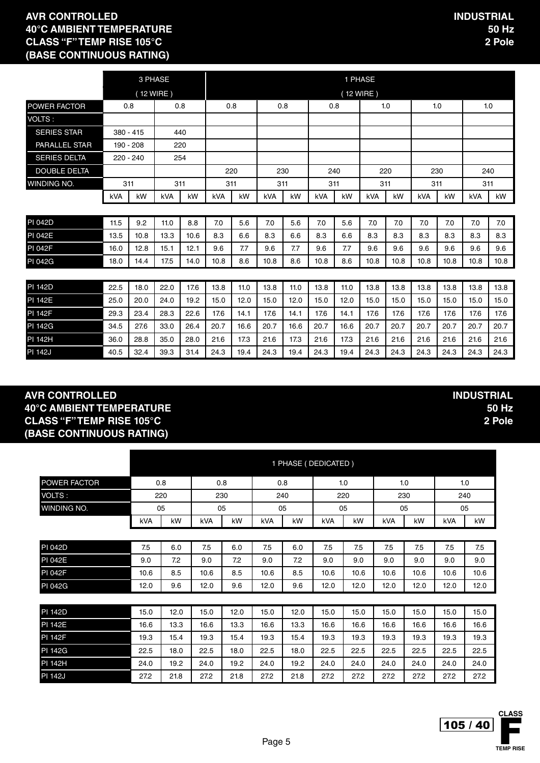**AVR CONTROLLED**
**40°C AMBIENT TEMPERATURE**
**CLASS "F" TEMP RISE 105°C**
**(BASE CONTINUOUS RATING)**

**INDUSTRIAL**
**50 Hz**
**2 Pole**

| | 3 PHASE (12 WIRE) | | | | 1 PHASE (12 WIRE) | | | | | | | | | | | |
|---|---|---|---|---|---|---|---|---|---|---|---|---|---|---|---|---|
| POWER FACTOR | 0.8 | | 0.8 | | 0.8 | | 0.8 | | 0.8 | | 1.0 | | 1.0 | | 1.0 | |
| VOLTS : | | | | | | | | | | | | | | | | |
| SERIES STAR | 380 - 415 | | 440 | | | | | | | | | | | | | |
| PARALLEL STAR | 190 - 208 | | 220 | | | | | | | | | | | | | |
| SERIES DELTA | 220 - 240 | | 254 | | | | | | | | | | | | | |
| DOUBLE DELTA | | | | | 220 | | 230 | | 240 | | 220 | | 230 | | 240 | |
| WINDING NO. | 311 | | 311 | | 311 | | 311 | | 311 | | 311 | | 311 | | 311 | |
| | kVA | kW | kVA | kW | kVA | kW | kVA | kW | kVA | kW | kVA | kW | kVA | kW | kVA | kW |
| PI 042D | 11.5 | 9.2 | 11.0 | 8.8 | 7.0 | 5.6 | 7.0 | 5.6 | 7.0 | 5.6 | 7.0 | 7.0 | 7.0 | 7.0 | 7.0 | 7.0 |
| PI 042E | 13.5 | 10.8 | 13.3 | 10.6 | 8.3 | 6.6 | 8.3 | 6.6 | 8.3 | 6.6 | 8.3 | 8.3 | 8.3 | 8.3 | 8.3 | 8.3 |
| PI 042F | 16.0 | 12.8 | 15.1 | 12.1 | 9.6 | 7.7 | 9.6 | 7.7 | 9.6 | 7.7 | 9.6 | 9.6 | 9.6 | 9.6 | 9.6 | 9.6 |
| PI 042G | 18.0 | 14.4 | 17.5 | 14.0 | 10.8 | 8.6 | 10.8 | 8.6 | 10.8 | 8.6 | 10.8 | 10.8 | 10.8 | 10.8 | 10.8 | 10.8 |
| PI 142D | 22.5 | 18.0 | 22.0 | 17.6 | 13.8 | 11.0 | 13.8 | 11.0 | 13.8 | 11.0 | 13.8 | 13.8 | 13.8 | 13.8 | 13.8 | 13.8 |
| PI 142E | 25.0 | 20.0 | 24.0 | 19.2 | 15.0 | 12.0 | 15.0 | 12.0 | 15.0 | 12.0 | 15.0 | 15.0 | 15.0 | 15.0 | 15.0 | 15.0 |
| PI 142F | 29.3 | 23.4 | 28.3 | 22.6 | 17.6 | 14.1 | 17.6 | 14.1 | 17.6 | 14.1 | 17.6 | 17.6 | 17.6 | 17.6 | 17.6 | 17.6 |
| PI 142G | 34.5 | 27.6 | 33.0 | 26.4 | 20.7 | 16.6 | 20.7 | 16.6 | 20.7 | 16.6 | 20.7 | 20.7 | 20.7 | 20.7 | 20.7 | 20.7 |
| PI 142H | 36.0 | 28.8 | 35.0 | 28.0 | 21.6 | 17.3 | 21.6 | 17.3 | 21.6 | 17.3 | 21.6 | 21.6 | 21.6 | 21.6 | 21.6 | 21.6 |
| PI 142J | 40.5 | 32.4 | 39.3 | 31.4 | 24.3 | 19.4 | 24.3 | 19.4 | 24.3 | 19.4 | 24.3 | 24.3 | 24.3 | 24.3 | 24.3 | 24.3 |

**AVR CONTROLLED**
**40°C AMBIENT TEMPERATURE**
**CLASS "F" TEMP RISE 105°C**
**(BASE CONTINUOUS RATING)**

**INDUSTRIAL**
**50 Hz**
**2 Pole**

| | 1 PHASE (DEDICATED) | | | | | | | | | | | |
|---|---|---|---|---|---|---|---|---|---|---|---|---|
| POWER FACTOR | 0.8 | | 0.8 | | 0.8 | | 1.0 | | 1.0 | | 1.0 | |
| VOLTS : | 220 | | 230 | | 240 | | 220 | | 230 | | 240 | |
| WINDING NO. | 05 | | 05 | | 05 | | 05 | | 05 | | 05 | |
| | kVA | kW | kVA | kW | kVA | kW | kVA | kW | kVA | kW | kVA | kW |
| PI 042D | 7.5 | 6.0 | 7.5 | 6.0 | 7.5 | 6.0 | 7.5 | 7.5 | 7.5 | 7.5 | 7.5 | 7.5 |
| PI 042E | 9.0 | 7.2 | 9.0 | 7.2 | 9.0 | 7.2 | 9.0 | 9.0 | 9.0 | 9.0 | 9.0 | 9.0 |
| PI 042F | 10.6 | 8.5 | 10.6 | 8.5 | 10.6 | 8.5 | 10.6 | 10.6 | 10.6 | 10.6 | 10.6 | 10.6 |
| PI 042G | 12.0 | 9.6 | 12.0 | 9.6 | 12.0 | 9.6 | 12.0 | 12.0 | 12.0 | 12.0 | 12.0 | 12.0 |
| PI 142D | 15.0 | 12.0 | 15.0 | 12.0 | 15.0 | 12.0 | 15.0 | 15.0 | 15.0 | 15.0 | 15.0 | 15.0 |
| PI 142E | 16.6 | 13.3 | 16.6 | 13.3 | 16.6 | 13.3 | 16.6 | 16.6 | 16.6 | 16.6 | 16.6 | 16.6 |
| PI 142F | 19.3 | 15.4 | 19.3 | 15.4 | 19.3 | 15.4 | 19.3 | 19.3 | 19.3 | 19.3 | 19.3 | 19.3 |
| PI 142G | 22.5 | 18.0 | 22.5 | 18.0 | 22.5 | 18.0 | 22.5 | 22.5 | 22.5 | 22.5 | 22.5 | 22.5 |
| PI 142H | 24.0 | 19.2 | 24.0 | 19.2 | 24.0 | 19.2 | 24.0 | 24.0 | 24.0 | 24.0 | 24.0 | 24.0 |
| PI 142J | 27.2 | 21.8 | 27.2 | 21.8 | 27.2 | 21.8 | 27.2 | 27.2 | 27.2 | 27.2 | 27.2 | 27.2 |

105 / 40 CLASS F TEMP RISE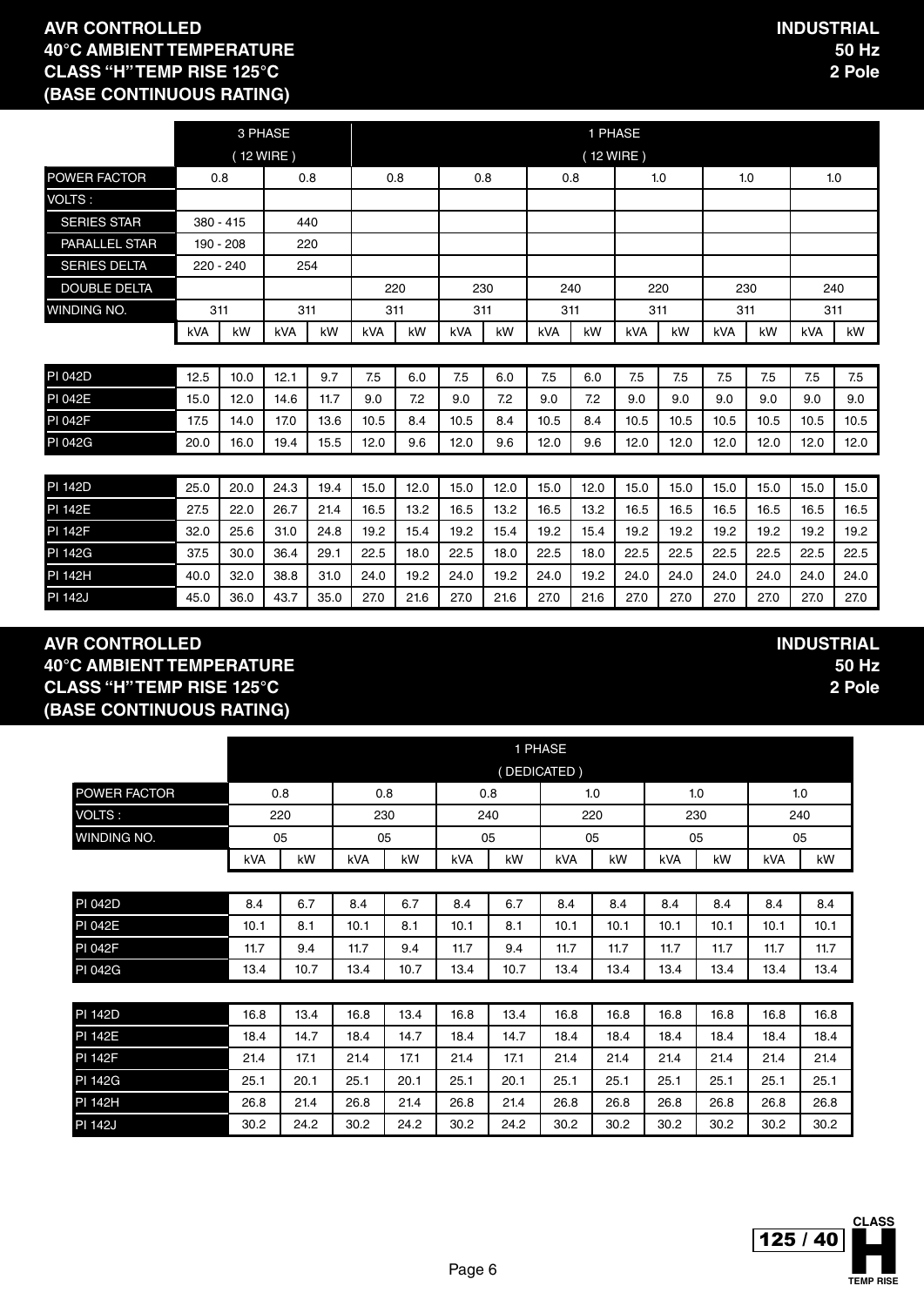**AVR CONTROLLED**
**40°C AMBIENT TEMPERATURE**
**CLASS "H" TEMP RISE 125°C**
**(BASE CONTINUOUS RATING)**

**INDUSTRIAL**
**50 Hz**
**2 Pole**

| | 3 PHASE (12 WIRE) | | | | 1 PHASE (12 WIRE) | | | | | | | | | | | |
|---|---|---|---|---|---|---|---|---|---|---|---|---|---|---|---|---|
| POWER FACTOR | 0.8 | | 0.8 | | 0.8 | | 0.8 | | 0.8 | | 1.0 | | 1.0 | | 1.0 | |
| VOLTS : | | | | | | | | | | | | | | | | |
| SERIES STAR | 380 - 415 | | 440 | | | | | | | | | | | | | |
| PARALLEL STAR | 190 - 208 | | 220 | | | | | | | | | | | | | |
| SERIES DELTA | 220 - 240 | | 254 | | | | | | | | | | | | | |
| DOUBLE DELTA | | | | | 220 | | 230 | | 240 | | 220 | | 230 | | 240 | |
| WINDING NO. | 311 | | 311 | | 311 | | 311 | | 311 | | 311 | | 311 | | 311 | |
| | kVA | kW | kVA | kW | kVA | kW | kVA | kW | kVA | kW | kVA | kW | kVA | kW | kVA | kW |
| PI 042D | 12.5 | 10.0 | 12.1 | 9.7 | 7.5 | 6.0 | 7.5 | 6.0 | 7.5 | 6.0 | 7.5 | 7.5 | 7.5 | 7.5 | 7.5 | 7.5 |
| PI 042E | 15.0 | 12.0 | 14.6 | 11.7 | 9.0 | 7.2 | 9.0 | 7.2 | 9.0 | 7.2 | 9.0 | 9.0 | 9.0 | 9.0 | 9.0 | 9.0 |
| PI 042F | 17.5 | 14.0 | 17.0 | 13.6 | 10.5 | 8.4 | 10.5 | 8.4 | 10.5 | 8.4 | 10.5 | 10.5 | 10.5 | 10.5 | 10.5 | 10.5 |
| PI 042G | 20.0 | 16.0 | 19.4 | 15.5 | 12.0 | 9.6 | 12.0 | 9.6 | 12.0 | 9.6 | 12.0 | 12.0 | 12.0 | 12.0 | 12.0 | 12.0 |
| PI 142D | 25.0 | 20.0 | 24.3 | 19.4 | 15.0 | 12.0 | 15.0 | 12.0 | 15.0 | 12.0 | 15.0 | 15.0 | 15.0 | 15.0 | 15.0 | 15.0 |
| PI 142E | 27.5 | 22.0 | 26.7 | 21.4 | 16.5 | 13.2 | 16.5 | 13.2 | 16.5 | 13.2 | 16.5 | 16.5 | 16.5 | 16.5 | 16.5 | 16.5 |
| PI 142F | 32.0 | 25.6 | 31.0 | 24.8 | 19.2 | 15.4 | 19.2 | 15.4 | 19.2 | 15.4 | 19.2 | 19.2 | 19.2 | 19.2 | 19.2 | 19.2 |
| PI 142G | 37.5 | 30.0 | 36.4 | 29.1 | 22.5 | 18.0 | 22.5 | 18.0 | 22.5 | 18.0 | 22.5 | 22.5 | 22.5 | 22.5 | 22.5 | 22.5 |
| PI 142H | 40.0 | 32.0 | 38.8 | 31.0 | 24.0 | 19.2 | 24.0 | 19.2 | 24.0 | 19.2 | 24.0 | 24.0 | 24.0 | 24.0 | 24.0 | 24.0 |
| PI 142J | 45.0 | 36.0 | 43.7 | 35.0 | 27.0 | 21.6 | 27.0 | 21.6 | 27.0 | 21.6 | 27.0 | 27.0 | 27.0 | 27.0 | 27.0 | 27.0 |

**AVR CONTROLLED**
**40°C AMBIENT TEMPERATURE**
**CLASS "H" TEMP RISE 125°C**
**(BASE CONTINUOUS RATING)**

**INDUSTRIAL**
**50 Hz**
**2 Pole**

| | 1 PHASE (DEDICATED) | | | | | | | | | | | |
|---|---|---|---|---|---|---|---|---|---|---|---|---|
| POWER FACTOR | 0.8 | | 0.8 | | 0.8 | | 1.0 | | 1.0 | | 1.0 | |
| VOLTS : | 220 | | 230 | | 240 | | 220 | | 230 | | 240 | |
| WINDING NO. | 05 | | 05 | | 05 | | 05 | | 05 | | 05 | |
| | kVA | kW | kVA | kW | kVA | kW | kVA | kW | kVA | kW | kVA | kW |
| PI 042D | 8.4 | 6.7 | 8.4 | 6.7 | 8.4 | 6.7 | 8.4 | 8.4 | 8.4 | 8.4 | 8.4 | 8.4 |
| PI 042E | 10.1 | 8.1 | 10.1 | 8.1 | 10.1 | 8.1 | 10.1 | 10.1 | 10.1 | 10.1 | 10.1 | 10.1 |
| PI 042F | 11.7 | 9.4 | 11.7 | 9.4 | 11.7 | 9.4 | 11.7 | 11.7 | 11.7 | 11.7 | 11.7 | 11.7 |
| PI 042G | 13.4 | 10.7 | 13.4 | 10.7 | 13.4 | 10.7 | 13.4 | 13.4 | 13.4 | 13.4 | 13.4 | 13.4 |
| PI 142D | 16.8 | 13.4 | 16.8 | 13.4 | 16.8 | 13.4 | 16.8 | 16.8 | 16.8 | 16.8 | 16.8 | 16.8 |
| PI 142E | 18.4 | 14.7 | 18.4 | 14.7 | 18.4 | 14.7 | 18.4 | 18.4 | 18.4 | 18.4 | 18.4 | 18.4 |
| PI 142F | 21.4 | 17.1 | 21.4 | 17.1 | 21.4 | 17.1 | 21.4 | 21.4 | 21.4 | 21.4 | 21.4 | 21.4 |
| PI 142G | 25.1 | 20.1 | 25.1 | 20.1 | 25.1 | 20.1 | 25.1 | 25.1 | 25.1 | 25.1 | 25.1 | 25.1 |
| PI 142H | 26.8 | 21.4 | 26.8 | 21.4 | 26.8 | 21.4 | 26.8 | 26.8 | 26.8 | 26.8 | 26.8 | 26.8 |
| PI 142J | 30.2 | 24.2 | 30.2 | 24.2 | 30.2 | 24.2 | 30.2 | 30.2 | 30.2 | 30.2 | 30.2 | 30.2 |

125 / 40 CLASS H TEMP RISE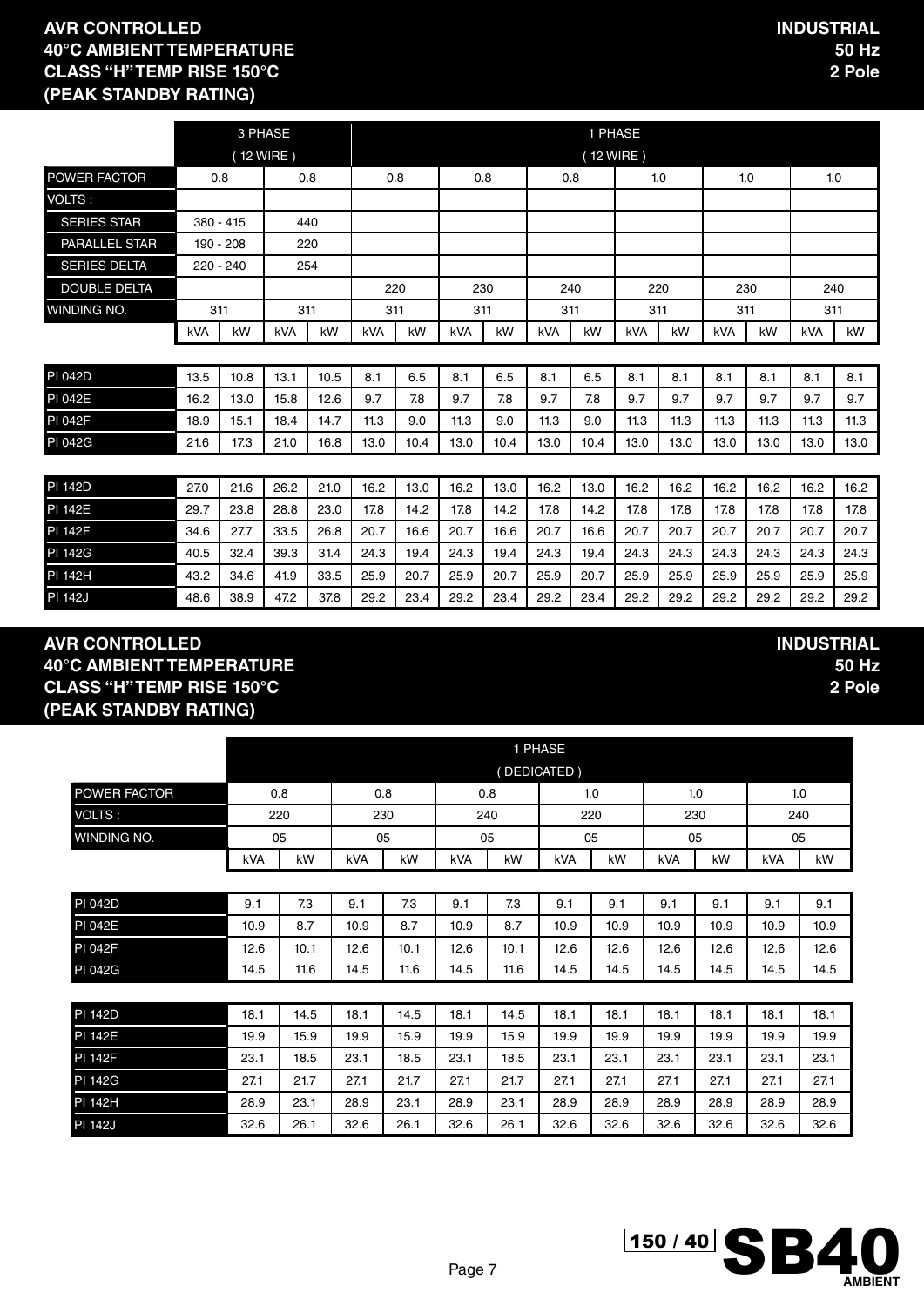**AVR CONTROLLED**
**40°C AMBIENT TEMPERATURE**
**CLASS "H" TEMP RISE 150°C**
**(PEAK STANDBY RATING)**

**INDUSTRIAL**
**50 Hz**
**2 Pole**

| | 3 PHASE (12 WIRE) | | | | 1 PHASE (12 WIRE) | | | | | | | | | | | |
|---|---|---|---|---|---|---|---|---|---|---|---|---|---|---|---|---|
| POWER FACTOR | 0.8 | | 0.8 | | 0.8 | | 0.8 | | 0.8 | | 1.0 | | 1.0 | | 1.0 | |
| VOLTS : | | | | | | | | | | | | | | | | |
| SERIES STAR | 380 - 415 | | 440 | | | | | | | | | | | | | |
| PARALLEL STAR | 190 - 208 | | 220 | | | | | | | | | | | | | |
| SERIES DELTA | 220 - 240 | | 254 | | | | | | | | | | | | | |
| DOUBLE DELTA | | | | | 220 | | 230 | | 240 | | 220 | | 230 | | 240 | |
| WINDING NO. | 311 | | 311 | | 311 | | 311 | | 311 | | 311 | | 311 | | 311 | |
| | kVA | kW | kVA | kW | kVA | kW | kVA | kW | kVA | kW | kVA | kW | kVA | kW | kVA | kW |
| PI 042D | 13.5 | 10.8 | 13.1 | 10.5 | 8.1 | 6.5 | 8.1 | 6.5 | 8.1 | 6.5 | 8.1 | 8.1 | 8.1 | 8.1 | 8.1 | 8.1 |
| PI 042E | 16.2 | 13.0 | 15.8 | 12.6 | 9.7 | 7.8 | 9.7 | 7.8 | 9.7 | 7.8 | 9.7 | 9.7 | 9.7 | 9.7 | 9.7 | 9.7 |
| PI 042F | 18.9 | 15.1 | 18.4 | 14.7 | 11.3 | 9.0 | 11.3 | 9.0 | 11.3 | 9.0 | 11.3 | 11.3 | 11.3 | 11.3 | 11.3 | 11.3 |
| PI 042G | 21.6 | 17.3 | 21.0 | 16.8 | 13.0 | 10.4 | 13.0 | 10.4 | 13.0 | 10.4 | 13.0 | 13.0 | 13.0 | 13.0 | 13.0 | 13.0 |
| PI 142D | 27.0 | 21.6 | 26.2 | 21.0 | 16.2 | 13.0 | 16.2 | 13.0 | 16.2 | 13.0 | 16.2 | 16.2 | 16.2 | 16.2 | 16.2 | 16.2 |
| PI 142E | 29.7 | 23.8 | 28.8 | 23.0 | 17.8 | 14.2 | 17.8 | 14.2 | 17.8 | 14.2 | 17.8 | 17.8 | 17.8 | 17.8 | 17.8 | 17.8 |
| PI 142F | 34.6 | 27.7 | 33.5 | 26.8 | 20.7 | 16.6 | 20.7 | 16.6 | 20.7 | 16.6 | 20.7 | 20.7 | 20.7 | 20.7 | 20.7 | 20.7 |
| PI 142G | 40.5 | 32.4 | 39.3 | 31.4 | 24.3 | 19.4 | 24.3 | 19.4 | 24.3 | 19.4 | 24.3 | 24.3 | 24.3 | 24.3 | 24.3 | 24.3 |
| PI 142H | 43.2 | 34.6 | 41.9 | 33.5 | 25.9 | 20.7 | 25.9 | 20.7 | 25.9 | 20.7 | 25.9 | 25.9 | 25.9 | 25.9 | 25.9 | 25.9 |
| PI 142J | 48.6 | 38.9 | 47.2 | 37.8 | 29.2 | 23.4 | 29.2 | 23.4 | 29.2 | 23.4 | 29.2 | 29.2 | 29.2 | 29.2 | 29.2 | 29.2 |

**AVR CONTROLLED**
**40°C AMBIENT TEMPERATURE**
**CLASS "H" TEMP RISE 150°C**
**(PEAK STANDBY RATING)**

**INDUSTRIAL**
**50 Hz**
**2 Pole**

| | 1 PHASE (DEDICATED) | | | | | | | | | | | |
|---|---|---|---|---|---|---|---|---|---|---|---|---|
| POWER FACTOR | 0.8 | | 0.8 | | 0.8 | | 1.0 | | 1.0 | | 1.0 | |
| VOLTS : | 220 | | 230 | | 240 | | 220 | | 230 | | 240 | |
| WINDING NO. | 05 | | 05 | | 05 | | 05 | | 05 | | 05 | |
| | kVA | kW | kVA | kW | kVA | kW | kVA | kW | kVA | kW | kVA | kW |
| PI 042D | 9.1 | 7.3 | 9.1 | 7.3 | 9.1 | 7.3 | 9.1 | 9.1 | 9.1 | 9.1 | 9.1 | 9.1 |
| PI 042E | 10.9 | 8.7 | 10.9 | 8.7 | 10.9 | 8.7 | 10.9 | 10.9 | 10.9 | 10.9 | 10.9 | 10.9 |
| PI 042F | 12.6 | 10.1 | 12.6 | 10.1 | 12.6 | 10.1 | 12.6 | 12.6 | 12.6 | 12.6 | 12.6 | 12.6 |
| PI 042G | 14.5 | 11.6 | 14.5 | 11.6 | 14.5 | 11.6 | 14.5 | 14.5 | 14.5 | 14.5 | 14.5 | 14.5 |
| PI 142D | 18.1 | 14.5 | 18.1 | 14.5 | 18.1 | 14.5 | 18.1 | 18.1 | 18.1 | 18.1 | 18.1 | 18.1 |
| PI 142E | 19.9 | 15.9 | 19.9 | 15.9 | 19.9 | 15.9 | 19.9 | 19.9 | 19.9 | 19.9 | 19.9 | 19.9 |
| PI 142F | 23.1 | 18.5 | 23.1 | 18.5 | 23.1 | 18.5 | 23.1 | 23.1 | 23.1 | 23.1 | 23.1 | 23.1 |
| PI 142G | 27.1 | 21.7 | 27.1 | 21.7 | 27.1 | 21.7 | 27.1 | 27.1 | 27.1 | 27.1 | 27.1 | 27.1 |
| PI 142H | 28.9 | 23.1 | 28.9 | 23.1 | 28.9 | 23.1 | 28.9 | 28.9 | 28.9 | 28.9 | 28.9 | 28.9 |
| PI 142J | 32.6 | 26.1 | 32.6 | 26.1 | 32.6 | 26.1 | 32.6 | 32.6 | 32.6 | 32.6 | 32.6 | 32.6 |

150 / 40 **SB40** AMBIENT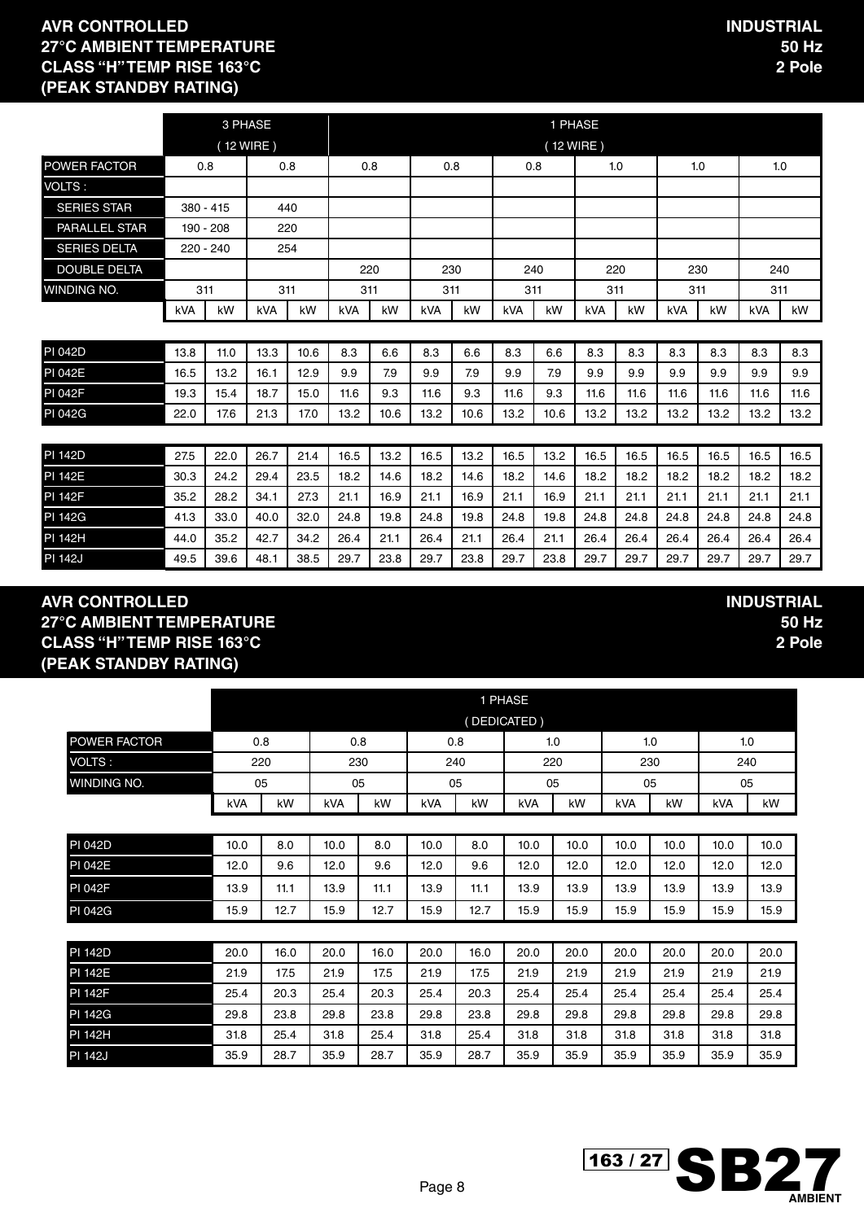## AVR CONTROLLED
## 27°C AMBIENT TEMPERATURE
## CLASS "H" TEMP RISE 163°C
## (PEAK STANDBY RATING)

**INDUSTRIAL**
**50 Hz**
**2 Pole**

| | 3 PHASE ( 12 WIRE ) | | | | 1 PHASE ( 12 WIRE ) | | | | | | | | | | | |
|---|---|---|---|---|---|---|---|---|---|---|---|---|---|---|---|---|
| POWER FACTOR | 0.8 | | 0.8 | | 0.8 | | 0.8 | | 0.8 | | 1.0 | | 1.0 | | 1.0 | |
| VOLTS : | | | | | | | | | | | | | | | | |
| SERIES STAR | 380 - 415 | | 440 | | | | | | | | | | | | | |
| PARALLEL STAR | 190 - 208 | | 220 | | | | | | | | | | | | | |
| SERIES DELTA | 220 - 240 | | 254 | | | | | | | | | | | | | |
| DOUBLE DELTA | | | | | 220 | | 230 | | 240 | | 220 | | 230 | | 240 | |
| WINDING NO. | 311 | | 311 | | 311 | | 311 | | 311 | | 311 | | 311 | | 311 | |
| | kVA | kW | kVA | kW | kVA | kW | kVA | kW | kVA | kW | kVA | kW | kVA | kW | kVA | kW |
| PI 042D | 13.8 | 11.0 | 13.3 | 10.6 | 8.3 | 6.6 | 8.3 | 6.6 | 8.3 | 6.6 | 8.3 | 8.3 | 8.3 | 8.3 | 8.3 | 8.3 |
| PI 042E | 16.5 | 13.2 | 16.1 | 12.9 | 9.9 | 7.9 | 9.9 | 7.9 | 9.9 | 7.9 | 9.9 | 9.9 | 9.9 | 9.9 | 9.9 | 9.9 |
| PI 042F | 19.3 | 15.4 | 18.7 | 15.0 | 11.6 | 9.3 | 11.6 | 9.3 | 11.6 | 9.3 | 11.6 | 11.6 | 11.6 | 11.6 | 11.6 | 11.6 |
| PI 042G | 22.0 | 17.6 | 21.3 | 17.0 | 13.2 | 10.6 | 13.2 | 10.6 | 13.2 | 10.6 | 13.2 | 13.2 | 13.2 | 13.2 | 13.2 | 13.2 |
| PI 142D | 27.5 | 22.0 | 26.7 | 21.4 | 16.5 | 13.2 | 16.5 | 13.2 | 16.5 | 13.2 | 16.5 | 16.5 | 16.5 | 16.5 | 16.5 | 16.5 |
| PI 142E | 30.3 | 24.2 | 29.4 | 23.5 | 18.2 | 14.6 | 18.2 | 14.6 | 18.2 | 14.6 | 18.2 | 18.2 | 18.2 | 18.2 | 18.2 | 18.2 |
| PI 142F | 35.2 | 28.2 | 34.1 | 27.3 | 21.1 | 16.9 | 21.1 | 16.9 | 21.1 | 16.9 | 21.1 | 21.1 | 21.1 | 21.1 | 21.1 | 21.1 |
| PI 142G | 41.3 | 33.0 | 40.0 | 32.0 | 24.8 | 19.8 | 24.8 | 19.8 | 24.8 | 19.8 | 24.8 | 24.8 | 24.8 | 24.8 | 24.8 | 24.8 |
| PI 142H | 44.0 | 35.2 | 42.7 | 34.2 | 26.4 | 21.1 | 26.4 | 21.1 | 26.4 | 21.1 | 26.4 | 26.4 | 26.4 | 26.4 | 26.4 | 26.4 |
| PI 142J | 49.5 | 39.6 | 48.1 | 38.5 | 29.7 | 23.8 | 29.7 | 23.8 | 29.7 | 23.8 | 29.7 | 29.7 | 29.7 | 29.7 | 29.7 | 29.7 |

## AVR CONTROLLED
## 27°C AMBIENT TEMPERATURE
## CLASS "H" TEMP RISE 163°C
## (PEAK STANDBY RATING)

**INDUSTRIAL**
**50 Hz**
**2 Pole**

| | 1 PHASE ( DEDICATED ) | | | | | | | | | | | |
|---|---|---|---|---|---|---|---|---|---|---|---|---|
| POWER FACTOR | 0.8 | | 0.8 | | 0.8 | | 1.0 | | 1.0 | | 1.0 | |
| VOLTS : | 220 | | 230 | | 240 | | 220 | | 230 | | 240 | |
| WINDING NO. | 05 | | 05 | | 05 | | 05 | | 05 | | 05 | |
| | kVA | kW | kVA | kW | kVA | kW | kVA | kW | kVA | kW | kVA | kW |
| PI 042D | 10.0 | 8.0 | 10.0 | 8.0 | 10.0 | 8.0 | 10.0 | 10.0 | 10.0 | 10.0 | 10.0 | 10.0 |
| PI 042E | 12.0 | 9.6 | 12.0 | 9.6 | 12.0 | 9.6 | 12.0 | 12.0 | 12.0 | 12.0 | 12.0 | 12.0 |
| PI 042F | 13.9 | 11.1 | 13.9 | 11.1 | 13.9 | 11.1 | 13.9 | 13.9 | 13.9 | 13.9 | 13.9 | 13.9 |
| PI 042G | 15.9 | 12.7 | 15.9 | 12.7 | 15.9 | 12.7 | 15.9 | 15.9 | 15.9 | 15.9 | 15.9 | 15.9 |
| PI 142D | 20.0 | 16.0 | 20.0 | 16.0 | 20.0 | 16.0 | 20.0 | 20.0 | 20.0 | 20.0 | 20.0 | 20.0 |
| PI 142E | 21.9 | 17.5 | 21.9 | 17.5 | 21.9 | 17.5 | 21.9 | 21.9 | 21.9 | 21.9 | 21.9 | 21.9 |
| PI 142F | 25.4 | 20.3 | 25.4 | 20.3 | 25.4 | 20.3 | 25.4 | 25.4 | 25.4 | 25.4 | 25.4 | 25.4 |
| PI 142G | 29.8 | 23.8 | 29.8 | 23.8 | 29.8 | 23.8 | 29.8 | 29.8 | 29.8 | 29.8 | 29.8 | 29.8 |
| PI 142H | 31.8 | 25.4 | 31.8 | 25.4 | 31.8 | 25.4 | 31.8 | 31.8 | 31.8 | 31.8 | 31.8 | 31.8 |
| PI 142J | 35.9 | 28.7 | 35.9 | 28.7 | 35.9 | 28.7 | 35.9 | 35.9 | 35.9 | 35.9 | 35.9 | 35.9 |

163 / 27 **SB27** AMBIENT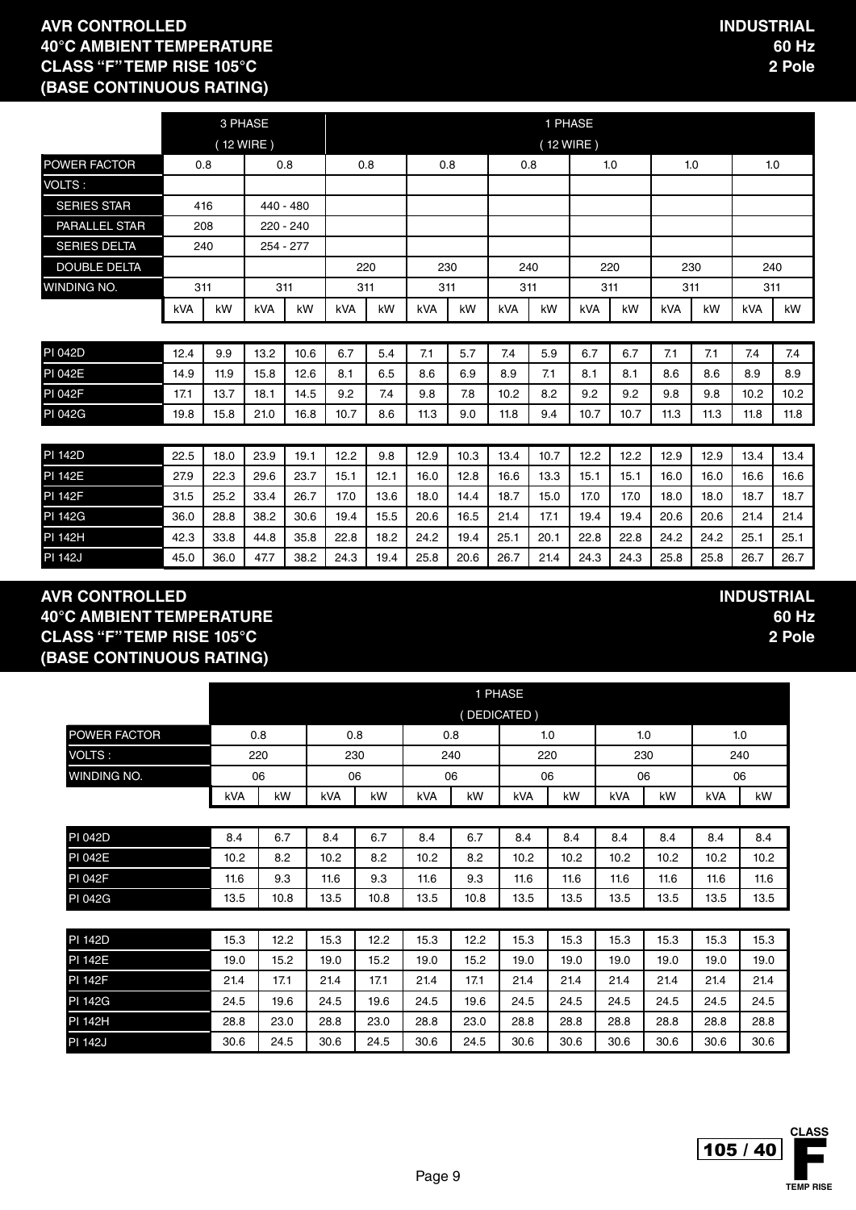**AVR CONTROLLED**
**40°C AMBIENT TEMPERATURE**
**CLASS "F" TEMP RISE 105°C**
**(BASE CONTINUOUS RATING)**

**INDUSTRIAL**
**60 Hz**
**2 Pole**

| | 3 PHASE (12 WIRE) | | | | 1 PHASE (12 WIRE) | | | | | | | | | | | |
|---|---|---|---|---|---|---|---|---|---|---|---|---|---|---|---|---|
| POWER FACTOR | 0.8 | | 0.8 | | 0.8 | | 0.8 | | 0.8 | | 1.0 | | 1.0 | | 1.0 | |
| VOLTS : | | | | | | | | | | | | | | | | |
| SERIES STAR | 416 | | 440 - 480 | | | | | | | | | | | | | |
| PARALLEL STAR | 208 | | 220 - 240 | | | | | | | | | | | | | |
| SERIES DELTA | 240 | | 254 - 277 | | | | | | | | | | | | | |
| DOUBLE DELTA | | | | | 220 | | 230 | | 240 | | 220 | | 230 | | 240 | |
| WINDING NO. | 311 | | 311 | | 311 | | 311 | | 311 | | 311 | | 311 | | 311 | |
| | kVA | kW | kVA | kW | kVA | kW | kVA | kW | kVA | kW | kVA | kW | kVA | kW | kVA | kW |
| PI 042D | 12.4 | 9.9 | 13.2 | 10.6 | 6.7 | 5.4 | 7.1 | 5.7 | 7.4 | 5.9 | 6.7 | 6.7 | 7.1 | 7.1 | 7.4 | 7.4 |
| PI 042E | 14.9 | 11.9 | 15.8 | 12.6 | 8.1 | 6.5 | 8.6 | 6.9 | 8.9 | 7.1 | 8.1 | 8.1 | 8.6 | 8.6 | 8.9 | 8.9 |
| PI 042F | 17.1 | 13.7 | 18.1 | 14.5 | 9.2 | 7.4 | 9.8 | 7.8 | 10.2 | 8.2 | 9.2 | 9.2 | 9.8 | 9.8 | 10.2 | 10.2 |
| PI 042G | 19.8 | 15.8 | 21.0 | 16.8 | 10.7 | 8.6 | 11.3 | 9.0 | 11.8 | 9.4 | 10.7 | 10.7 | 11.3 | 11.3 | 11.8 | 11.8 |
| PI 142D | 22.5 | 18.0 | 23.9 | 19.1 | 12.2 | 9.8 | 12.9 | 10.3 | 13.4 | 10.7 | 12.2 | 12.2 | 12.9 | 12.9 | 13.4 | 13.4 |
| PI 142E | 27.9 | 22.3 | 29.6 | 23.7 | 15.1 | 12.1 | 16.0 | 12.8 | 16.6 | 13.3 | 15.1 | 15.1 | 16.0 | 16.0 | 16.6 | 16.6 |
| PI 142F | 31.5 | 25.2 | 33.4 | 26.7 | 17.0 | 13.6 | 18.0 | 14.4 | 18.7 | 15.0 | 17.0 | 17.0 | 18.0 | 18.0 | 18.7 | 18.7 |
| PI 142G | 36.0 | 28.8 | 38.2 | 30.6 | 19.4 | 15.5 | 20.6 | 16.5 | 21.4 | 17.1 | 19.4 | 19.4 | 20.6 | 20.6 | 21.4 | 21.4 |
| PI 142H | 42.3 | 33.8 | 44.8 | 35.8 | 22.8 | 18.2 | 24.2 | 19.4 | 25.1 | 20.1 | 22.8 | 22.8 | 24.2 | 24.2 | 25.1 | 25.1 |
| PI 142J | 45.0 | 36.0 | 47.7 | 38.2 | 24.3 | 19.4 | 25.8 | 20.6 | 26.7 | 21.4 | 24.3 | 24.3 | 25.8 | 25.8 | 26.7 | 26.7 |

**AVR CONTROLLED**
**40°C AMBIENT TEMPERATURE**
**CLASS "F" TEMP RISE 105°C**
**(BASE CONTINUOUS RATING)**

**INDUSTRIAL**
**60 Hz**
**2 Pole**

| | 1 PHASE (DEDICATED) | | | | | | | | | | | |
|---|---|---|---|---|---|---|---|---|---|---|---|---|
| POWER FACTOR | 0.8 | | 0.8 | | 0.8 | | 1.0 | | 1.0 | | 1.0 | |
| VOLTS : | 220 | | 230 | | 240 | | 220 | | 230 | | 240 | |
| WINDING NO. | 06 | | 06 | | 06 | | 06 | | 06 | | 06 | |
| | kVA | kW | kVA | kW | kVA | kW | kVA | kW | kVA | kW | kVA | kW |
| PI 042D | 8.4 | 6.7 | 8.4 | 6.7 | 8.4 | 6.7 | 8.4 | 8.4 | 8.4 | 8.4 | 8.4 | 8.4 |
| PI 042E | 10.2 | 8.2 | 10.2 | 8.2 | 10.2 | 8.2 | 10.2 | 10.2 | 10.2 | 10.2 | 10.2 | 10.2 |
| PI 042F | 11.6 | 9.3 | 11.6 | 9.3 | 11.6 | 9.3 | 11.6 | 11.6 | 11.6 | 11.6 | 11.6 | 11.6 |
| PI 042G | 13.5 | 10.8 | 13.5 | 10.8 | 13.5 | 10.8 | 13.5 | 13.5 | 13.5 | 13.5 | 13.5 | 13.5 |
| PI 142D | 15.3 | 12.2 | 15.3 | 12.2 | 15.3 | 12.2 | 15.3 | 15.3 | 15.3 | 15.3 | 15.3 | 15.3 |
| PI 142E | 19.0 | 15.2 | 19.0 | 15.2 | 19.0 | 15.2 | 19.0 | 19.0 | 19.0 | 19.0 | 19.0 | 19.0 |
| PI 142F | 21.4 | 17.1 | 21.4 | 17.1 | 21.4 | 17.1 | 21.4 | 21.4 | 21.4 | 21.4 | 21.4 | 21.4 |
| PI 142G | 24.5 | 19.6 | 24.5 | 19.6 | 24.5 | 19.6 | 24.5 | 24.5 | 24.5 | 24.5 | 24.5 | 24.5 |
| PI 142H | 28.8 | 23.0 | 28.8 | 23.0 | 28.8 | 23.0 | 28.8 | 28.8 | 28.8 | 28.8 | 28.8 | 28.8 |
| PI 142J | 30.6 | 24.5 | 30.6 | 24.5 | 30.6 | 24.5 | 30.6 | 30.6 | 30.6 | 30.6 | 30.6 | 30.6 |

105 / 40 CLASS F TEMP RISE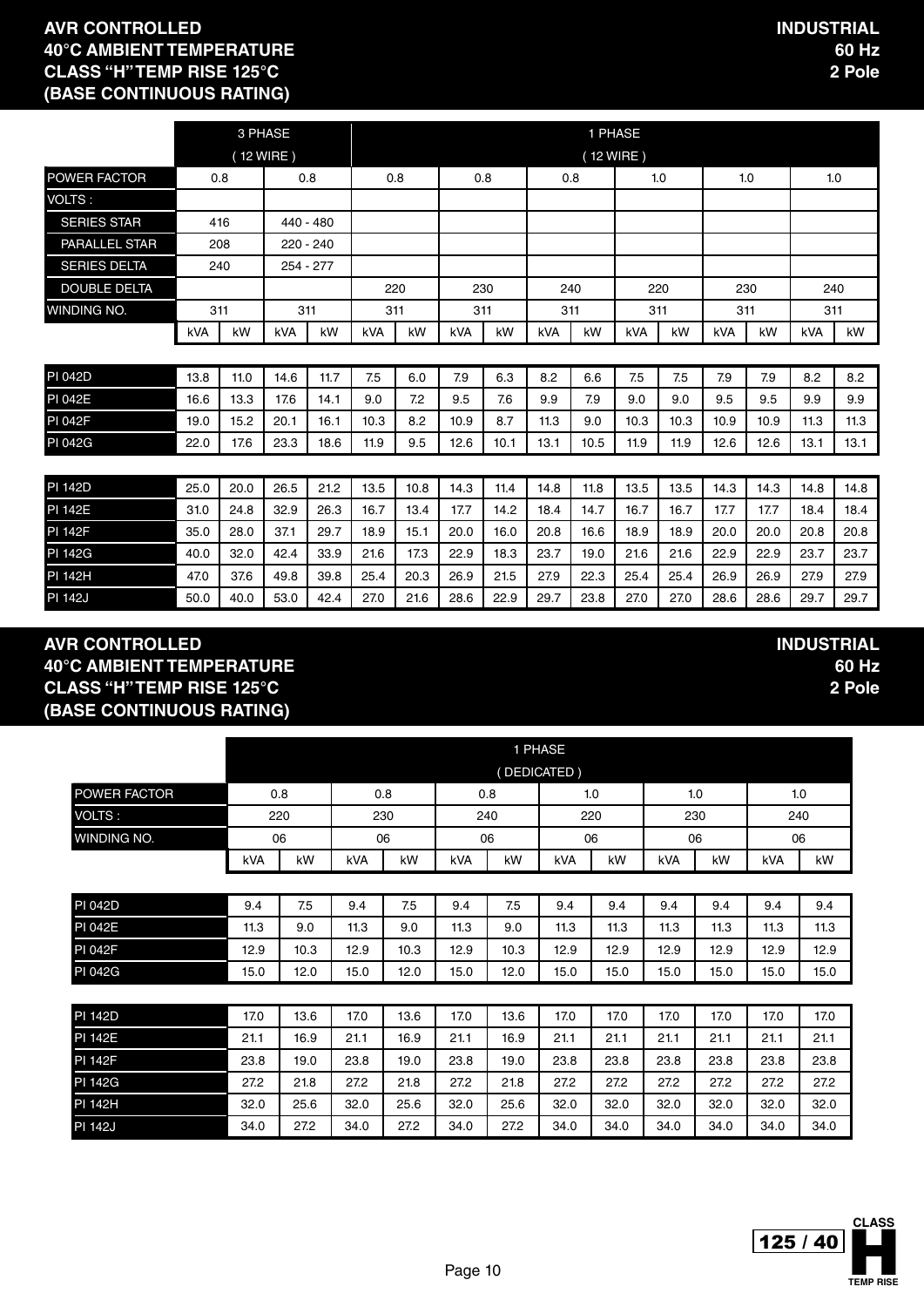## AVR CONTROLLED
## 40°C AMBIENT TEMPERATURE
## CLASS "H" TEMP RISE 125°C
## (BASE CONTINUOUS RATING)

**INDUSTRIAL**
**60 Hz**
**2 Pole**

| | 3 PHASE (12 WIRE) | | | | 1 PHASE (12 WIRE) | | | | | | | | | | | |
|---|---|---|---|---|---|---|---|---|---|---|---|---|---|---|---|---|
| POWER FACTOR | 0.8 | | 0.8 | | 0.8 | | 0.8 | | 0.8 | | 1.0 | | 1.0 | | 1.0 | |
| VOLTS : | | | | | | | | | | | | | | | | |
| SERIES STAR | 416 | | 440 - 480 | | | | | | | | | | | | | |
| PARALLEL STAR | 208 | | 220 - 240 | | | | | | | | | | | | | |
| SERIES DELTA | 240 | | 254 - 277 | | | | | | | | | | | | | |
| DOUBLE DELTA | | | | | 220 | | 230 | | 240 | | 220 | | 230 | | 240 | |
| WINDING NO. | 311 | | 311 | | 311 | | 311 | | 311 | | 311 | | 311 | | 311 | |
| | kVA | kW | kVA | kW | kVA | kW | kVA | kW | kVA | kW | kVA | kW | kVA | kW | kVA | kW |
| PI 042D | 13.8 | 11.0 | 14.6 | 11.7 | 7.5 | 6.0 | 7.9 | 6.3 | 8.2 | 6.6 | 7.5 | 7.5 | 7.9 | 7.9 | 8.2 | 8.2 |
| PI 042E | 16.6 | 13.3 | 17.6 | 14.1 | 9.0 | 7.2 | 9.5 | 7.6 | 9.9 | 7.9 | 9.0 | 9.0 | 9.5 | 9.5 | 9.9 | 9.9 |
| PI 042F | 19.0 | 15.2 | 20.1 | 16.1 | 10.3 | 8.2 | 10.9 | 8.7 | 11.3 | 9.0 | 10.3 | 10.3 | 10.9 | 10.9 | 11.3 | 11.3 |
| PI 042G | 22.0 | 17.6 | 23.3 | 18.6 | 11.9 | 9.5 | 12.6 | 10.1 | 13.1 | 10.5 | 11.9 | 11.9 | 12.6 | 12.6 | 13.1 | 13.1 |
| PI 142D | 25.0 | 20.0 | 26.5 | 21.2 | 13.5 | 10.8 | 14.3 | 11.4 | 14.8 | 11.8 | 13.5 | 13.5 | 14.3 | 14.3 | 14.8 | 14.8 |
| PI 142E | 31.0 | 24.8 | 32.9 | 26.3 | 16.7 | 13.4 | 17.7 | 14.2 | 18.4 | 14.7 | 16.7 | 16.7 | 17.7 | 17.7 | 18.4 | 18.4 |
| PI 142F | 35.0 | 28.0 | 37.1 | 29.7 | 18.9 | 15.1 | 20.0 | 16.0 | 20.8 | 16.6 | 18.9 | 18.9 | 20.0 | 20.0 | 20.8 | 20.8 |
| PI 142G | 40.0 | 32.0 | 42.4 | 33.9 | 21.6 | 17.3 | 22.9 | 18.3 | 23.7 | 19.0 | 21.6 | 21.6 | 22.9 | 22.9 | 23.7 | 23.7 |
| PI 142H | 47.0 | 37.6 | 49.8 | 39.8 | 25.4 | 20.3 | 26.9 | 21.5 | 27.9 | 22.3 | 25.4 | 25.4 | 26.9 | 26.9 | 27.9 | 27.9 |
| PI 142J | 50.0 | 40.0 | 53.0 | 42.4 | 27.0 | 21.6 | 28.6 | 22.9 | 29.7 | 23.8 | 27.0 | 27.0 | 28.6 | 28.6 | 29.7 | 29.7 |

## AVR CONTROLLED
## 40°C AMBIENT TEMPERATURE
## CLASS "H" TEMP RISE 125°C
## (BASE CONTINUOUS RATING)

**INDUSTRIAL**
**60 Hz**
**2 Pole**

| | 1 PHASE (DEDICATED) | | | | | | | | | | | |
|---|---|---|---|---|---|---|---|---|---|---|---|---|
| POWER FACTOR | 0.8 | | 0.8 | | 0.8 | | 1.0 | | 1.0 | | 1.0 | |
| VOLTS : | 220 | | 230 | | 240 | | 220 | | 230 | | 240 | |
| WINDING NO. | 06 | | 06 | | 06 | | 06 | | 06 | | 06 | |
| | kVA | kW | kVA | kW | kVA | kW | kVA | kW | kVA | kW | kVA | kW |
| PI 042D | 9.4 | 7.5 | 9.4 | 7.5 | 9.4 | 7.5 | 9.4 | 9.4 | 9.4 | 9.4 | 9.4 | 9.4 |
| PI 042E | 11.3 | 9.0 | 11.3 | 9.0 | 11.3 | 9.0 | 11.3 | 11.3 | 11.3 | 11.3 | 11.3 | 11.3 |
| PI 042F | 12.9 | 10.3 | 12.9 | 10.3 | 12.9 | 10.3 | 12.9 | 12.9 | 12.9 | 12.9 | 12.9 | 12.9 |
| PI 042G | 15.0 | 12.0 | 15.0 | 12.0 | 15.0 | 12.0 | 15.0 | 15.0 | 15.0 | 15.0 | 15.0 | 15.0 |
| PI 142D | 17.0 | 13.6 | 17.0 | 13.6 | 17.0 | 13.6 | 17.0 | 17.0 | 17.0 | 17.0 | 17.0 | 17.0 |
| PI 142E | 21.1 | 16.9 | 21.1 | 16.9 | 21.1 | 16.9 | 21.1 | 21.1 | 21.1 | 21.1 | 21.1 | 21.1 |
| PI 142F | 23.8 | 19.0 | 23.8 | 19.0 | 23.8 | 19.0 | 23.8 | 23.8 | 23.8 | 23.8 | 23.8 | 23.8 |
| PI 142G | 27.2 | 21.8 | 27.2 | 21.8 | 27.2 | 21.8 | 27.2 | 27.2 | 27.2 | 27.2 | 27.2 | 27.2 |
| PI 142H | 32.0 | 25.6 | 32.0 | 25.6 | 32.0 | 25.6 | 32.0 | 32.0 | 32.0 | 32.0 | 32.0 | 32.0 |
| PI 142J | 34.0 | 27.2 | 34.0 | 27.2 | 34.0 | 27.2 | 34.0 | 34.0 | 34.0 | 34.0 | 34.0 | 34.0 |

125 / 40 CLASS H TEMP RISE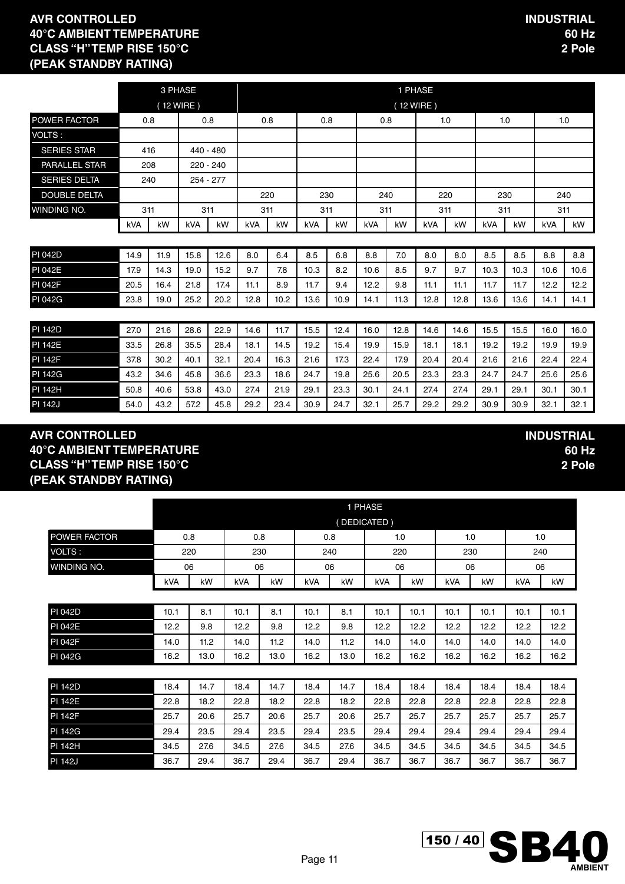**AVR CONTROLLED**
**40°C AMBIENT TEMPERATURE**
**CLASS "H" TEMP RISE 150°C**
**(PEAK STANDBY RATING)**

**INDUSTRIAL**
**60 Hz**
**2 Pole**

| | 3 PHASE (12 WIRE) | | | | 1 PHASE (12 WIRE) | | | | | | | | | | | |
|---|---|---|---|---|---|---|---|---|---|---|---|---|---|---|---|---|
| POWER FACTOR | 0.8 | | 0.8 | | 0.8 | | 0.8 | | 0.8 | | 1.0 | | 1.0 | | 1.0 | |
| VOLTS : | | | | | | | | | | | | | | | | |
| SERIES STAR | 416 | | 440 - 480 | | | | | | | | | | | | | |
| PARALLEL STAR | 208 | | 220 - 240 | | | | | | | | | | | | | |
| SERIES DELTA | 240 | | 254 - 277 | | | | | | | | | | | | | |
| DOUBLE DELTA | | | | | 220 | | 230 | | 240 | | 220 | | 230 | | 240 | |
| WINDING NO. | 311 | | 311 | | 311 | | 311 | | 311 | | 311 | | 311 | | 311 | |
| | kVA | kW | kVA | kW | kVA | kW | kVA | kW | kVA | kW | kVA | kW | kVA | kW | kVA | kW |
| PI 042D | 14.9 | 11.9 | 15.8 | 12.6 | 8.0 | 6.4 | 8.5 | 6.8 | 8.8 | 7.0 | 8.0 | 8.0 | 8.5 | 8.5 | 8.8 | 8.8 |
| PI 042E | 17.9 | 14.3 | 19.0 | 15.2 | 9.7 | 7.8 | 10.3 | 8.2 | 10.6 | 8.5 | 9.7 | 9.7 | 10.3 | 10.3 | 10.6 | 10.6 |
| PI 042F | 20.5 | 16.4 | 21.8 | 17.4 | 11.1 | 8.9 | 11.7 | 9.4 | 12.2 | 9.8 | 11.1 | 11.1 | 11.7 | 11.7 | 12.2 | 12.2 |
| PI 042G | 23.8 | 19.0 | 25.2 | 20.2 | 12.8 | 10.2 | 13.6 | 10.9 | 14.1 | 11.3 | 12.8 | 12.8 | 13.6 | 13.6 | 14.1 | 14.1 |
| PI 142D | 27.0 | 21.6 | 28.6 | 22.9 | 14.6 | 11.7 | 15.5 | 12.4 | 16.0 | 12.8 | 14.6 | 14.6 | 15.5 | 15.5 | 16.0 | 16.0 |
| PI 142E | 33.5 | 26.8 | 35.5 | 28.4 | 18.1 | 14.5 | 19.2 | 15.4 | 19.9 | 15.9 | 18.1 | 18.1 | 19.2 | 19.2 | 19.9 | 19.9 |
| PI 142F | 37.8 | 30.2 | 40.1 | 32.1 | 20.4 | 16.3 | 21.6 | 17.3 | 22.4 | 17.9 | 20.4 | 20.4 | 21.6 | 21.6 | 22.4 | 22.4 |
| PI 142G | 43.2 | 34.6 | 45.8 | 36.6 | 23.3 | 18.6 | 24.7 | 19.8 | 25.6 | 20.5 | 23.3 | 23.3 | 24.7 | 24.7 | 25.6 | 25.6 |
| PI 142H | 50.8 | 40.6 | 53.8 | 43.0 | 27.4 | 21.9 | 29.1 | 23.3 | 30.1 | 24.1 | 27.4 | 27.4 | 29.1 | 29.1 | 30.1 | 30.1 |
| PI 142J | 54.0 | 43.2 | 57.2 | 45.8 | 29.2 | 23.4 | 30.9 | 24.7 | 32.1 | 25.7 | 29.2 | 29.2 | 30.9 | 30.9 | 32.1 | 32.1 |

**AVR CONTROLLED**
**40°C AMBIENT TEMPERATURE**
**CLASS "H" TEMP RISE 150°C**
**(PEAK STANDBY RATING)**

**INDUSTRIAL**
**60 Hz**
**2 Pole**

| | 1 PHASE (DEDICATED) | | | | | | | | | | | |
|---|---|---|---|---|---|---|---|---|---|---|---|---|
| POWER FACTOR | 0.8 | | 0.8 | | 0.8 | | 1.0 | | 1.0 | | 1.0 | |
| VOLTS : | 220 | | 230 | | 240 | | 220 | | 230 | | 240 | |
| WINDING NO. | 06 | | 06 | | 06 | | 06 | | 06 | | 06 | |
| | kVA | kW | kVA | kW | kVA | kW | kVA | kW | kVA | kW | kVA | kW |
| PI 042D | 10.1 | 8.1 | 10.1 | 8.1 | 10.1 | 8.1 | 10.1 | 10.1 | 10.1 | 10.1 | 10.1 | 10.1 |
| PI 042E | 12.2 | 9.8 | 12.2 | 9.8 | 12.2 | 9.8 | 12.2 | 12.2 | 12.2 | 12.2 | 12.2 | 12.2 |
| PI 042F | 14.0 | 11.2 | 14.0 | 11.2 | 14.0 | 11.2 | 14.0 | 14.0 | 14.0 | 14.0 | 14.0 | 14.0 |
| PI 042G | 16.2 | 13.0 | 16.2 | 13.0 | 16.2 | 13.0 | 16.2 | 16.2 | 16.2 | 16.2 | 16.2 | 16.2 |
| PI 142D | 18.4 | 14.7 | 18.4 | 14.7 | 18.4 | 14.7 | 18.4 | 18.4 | 18.4 | 18.4 | 18.4 | 18.4 |
| PI 142E | 22.8 | 18.2 | 22.8 | 18.2 | 22.8 | 18.2 | 22.8 | 22.8 | 22.8 | 22.8 | 22.8 | 22.8 |
| PI 142F | 25.7 | 20.6 | 25.7 | 20.6 | 25.7 | 20.6 | 25.7 | 25.7 | 25.7 | 25.7 | 25.7 | 25.7 |
| PI 142G | 29.4 | 23.5 | 29.4 | 23.5 | 29.4 | 23.5 | 29.4 | 29.4 | 29.4 | 29.4 | 29.4 | 29.4 |
| PI 142H | 34.5 | 27.6 | 34.5 | 27.6 | 34.5 | 27.6 | 34.5 | 34.5 | 34.5 | 34.5 | 34.5 | 34.5 |
| PI 142J | 36.7 | 29.4 | 36.7 | 29.4 | 36.7 | 29.4 | 36.7 | 36.7 | 36.7 | 36.7 | 36.7 | 36.7 |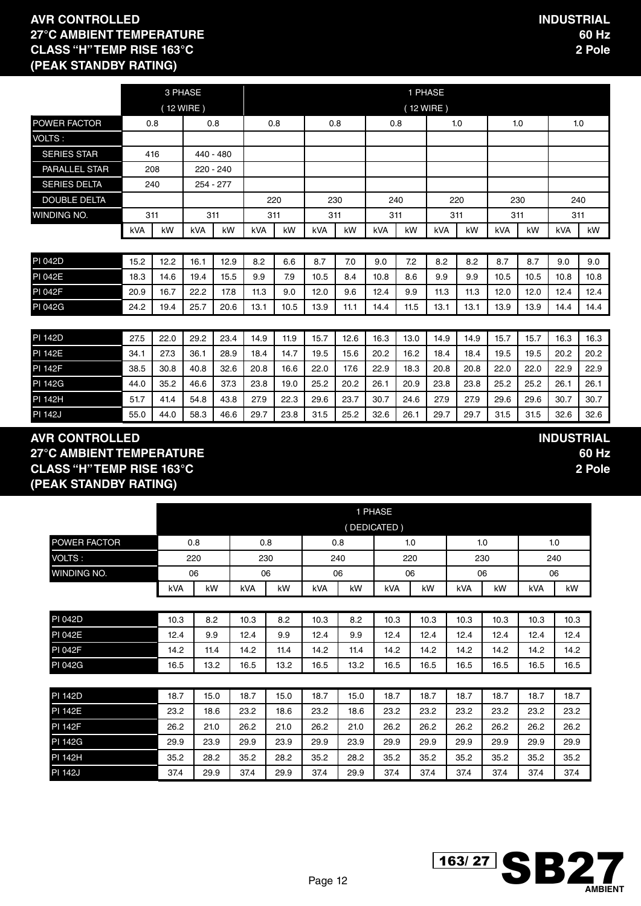## AVR CONTROLLED
## 27°C AMBIENT TEMPERATURE
## CLASS "H" TEMP RISE 163°C
## (PEAK STANDBY RATING)

**INDUSTRIAL**
**60 Hz**
**2 Pole**

| | 3 PHASE (12 WIRE) | | | | 1 PHASE (12 WIRE) | | | | | | | | | | | |
|---|---|---|---|---|---|---|---|---|---|---|---|---|---|---|---|---|
| POWER FACTOR | 0.8 | | 0.8 | | 0.8 | | 0.8 | | 0.8 | | 1.0 | | 1.0 | | 1.0 | |
| VOLTS : | | | | | | | | | | | | | | | | |
| SERIES STAR | 416 | | 440 - 480 | | | | | | | | | | | | | |
| PARALLEL STAR | 208 | | 220 - 240 | | | | | | | | | | | | | |
| SERIES DELTA | 240 | | 254 - 277 | | | | | | | | | | | | | |
| DOUBLE DELTA | | | | | 220 | | 230 | | 240 | | 220 | | 230 | | 240 | |
| WINDING NO. | 311 | | 311 | | 311 | | 311 | | 311 | | 311 | | 311 | | 311 | |
| | kVA | kW | kVA | kW | kVA | kW | kVA | kW | kVA | kW | kVA | kW | kVA | kW | kVA | kW |
| PI 042D | 15.2 | 12.2 | 16.1 | 12.9 | 8.2 | 6.6 | 8.7 | 7.0 | 9.0 | 7.2 | 8.2 | 8.2 | 8.7 | 8.7 | 9.0 | 9.0 |
| PI 042E | 18.3 | 14.6 | 19.4 | 15.5 | 9.9 | 7.9 | 10.5 | 8.4 | 10.8 | 8.6 | 9.9 | 9.9 | 10.5 | 10.5 | 10.8 | 10.8 |
| PI 042F | 20.9 | 16.7 | 22.2 | 17.8 | 11.3 | 9.0 | 12.0 | 9.6 | 12.4 | 9.9 | 11.3 | 11.3 | 12.0 | 12.0 | 12.4 | 12.4 |
| PI 042G | 24.2 | 19.4 | 25.7 | 20.6 | 13.1 | 10.5 | 13.9 | 11.1 | 14.4 | 11.5 | 13.1 | 13.1 | 13.9 | 13.9 | 14.4 | 14.4 |
| PI 142D | 27.5 | 22.0 | 29.2 | 23.4 | 14.9 | 11.9 | 15.7 | 12.6 | 16.3 | 13.0 | 14.9 | 14.9 | 15.7 | 15.7 | 16.3 | 16.3 |
| PI 142E | 34.1 | 27.3 | 36.1 | 28.9 | 18.4 | 14.7 | 19.5 | 15.6 | 20.2 | 16.2 | 18.4 | 18.4 | 19.5 | 19.5 | 20.2 | 20.2 |
| PI 142F | 38.5 | 30.8 | 40.8 | 32.6 | 20.8 | 16.6 | 22.0 | 17.6 | 22.9 | 18.3 | 20.8 | 20.8 | 22.0 | 22.0 | 22.9 | 22.9 |
| PI 142G | 44.0 | 35.2 | 46.6 | 37.3 | 23.8 | 19.0 | 25.2 | 20.2 | 26.1 | 20.9 | 23.8 | 23.8 | 25.2 | 25.2 | 26.1 | 26.1 |
| PI 142H | 51.7 | 41.4 | 54.8 | 43.8 | 27.9 | 22.3 | 29.6 | 23.7 | 30.7 | 24.6 | 27.9 | 27.9 | 29.6 | 29.6 | 30.7 | 30.7 |
| PI 142J | 55.0 | 44.0 | 58.3 | 46.6 | 29.7 | 23.8 | 31.5 | 25.2 | 32.6 | 26.1 | 29.7 | 29.7 | 31.5 | 31.5 | 32.6 | 32.6 |

## AVR CONTROLLED
## 27°C AMBIENT TEMPERATURE
## CLASS "H" TEMP RISE 163°C
## (PEAK STANDBY RATING)

**INDUSTRIAL**
**60 Hz**
**2 Pole**

| | 1 PHASE (DEDICATED) | | | | | | | | | | | |
|---|---|---|---|---|---|---|---|---|---|---|---|---|
| POWER FACTOR | 0.8 | | 0.8 | | 0.8 | | 1.0 | | 1.0 | | 1.0 | |
| VOLTS : | 220 | | 230 | | 240 | | 220 | | 230 | | 240 | |
| WINDING NO. | 06 | | 06 | | 06 | | 06 | | 06 | | 06 | |
| | kVA | kW | kVA | kW | kVA | kW | kVA | kW | kVA | kW | kVA | kW |
| PI 042D | 10.3 | 8.2 | 10.3 | 8.2 | 10.3 | 8.2 | 10.3 | 10.3 | 10.3 | 10.3 | 10.3 | 10.3 |
| PI 042E | 12.4 | 9.9 | 12.4 | 9.9 | 12.4 | 9.9 | 12.4 | 12.4 | 12.4 | 12.4 | 12.4 | 12.4 |
| PI 042F | 14.2 | 11.4 | 14.2 | 11.4 | 14.2 | 11.4 | 14.2 | 14.2 | 14.2 | 14.2 | 14.2 | 14.2 |
| PI 042G | 16.5 | 13.2 | 16.5 | 13.2 | 16.5 | 13.2 | 16.5 | 16.5 | 16.5 | 16.5 | 16.5 | 16.5 |
| PI 142D | 18.7 | 15.0 | 18.7 | 15.0 | 18.7 | 15.0 | 18.7 | 18.7 | 18.7 | 18.7 | 18.7 | 18.7 |
| PI 142E | 23.2 | 18.6 | 23.2 | 18.6 | 23.2 | 18.6 | 23.2 | 23.2 | 23.2 | 23.2 | 23.2 | 23.2 |
| PI 142F | 26.2 | 21.0 | 26.2 | 21.0 | 26.2 | 21.0 | 26.2 | 26.2 | 26.2 | 26.2 | 26.2 | 26.2 |
| PI 142G | 29.9 | 23.9 | 29.9 | 23.9 | 29.9 | 23.9 | 29.9 | 29.9 | 29.9 | 29.9 | 29.9 | 29.9 |
| PI 142H | 35.2 | 28.2 | 35.2 | 28.2 | 35.2 | 28.2 | 35.2 | 35.2 | 35.2 | 35.2 | 35.2 | 35.2 |
| PI 142J | 37.4 | 29.9 | 37.4 | 29.9 | 37.4 | 29.9 | 37.4 | 37.4 | 37.4 | 37.4 | 37.4 | 37.4 |

163/27 **SB27** AMBIENT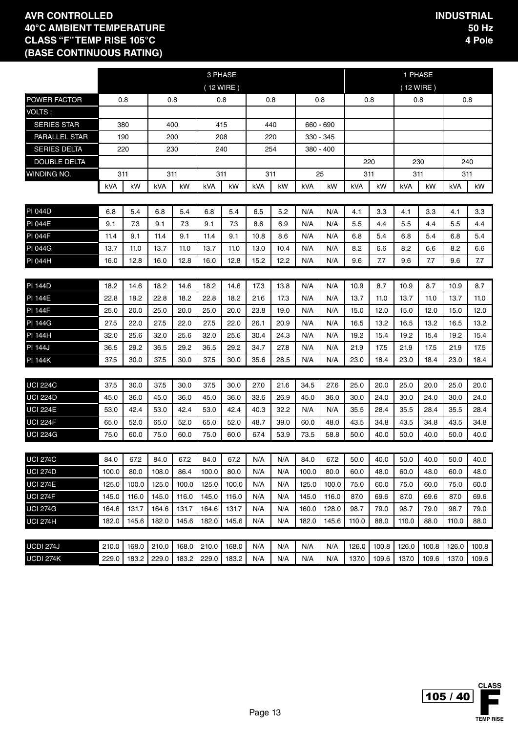# AVR CONTROLLED
# 40°C AMBIENT TEMPERATURE
# CLASS "F" TEMP RISE 105°C
# (BASE CONTINUOUS RATING)

**INDUSTRIAL**
**50 Hz**
**4 Pole**

| | 3 PHASE (12 WIRE) | | | | | | | | | | 1 PHASE (12 WIRE) | | | | | |
|---|---|---|---|---|---|---|---|---|---|---|---|---|---|---|---|---|
| POWER FACTOR | 0.8 | | 0.8 | | 0.8 | | 0.8 | | 0.8 | | 0.8 | | 0.8 | | 0.8 | |
| VOLTS : | | | | | | | | | | | | | | | | |
| SERIES STAR | 380 | | 400 | | 415 | | 440 | | 660 - 690 | | | | | | | |
| PARALLEL STAR | 190 | | 200 | | 208 | | 220 | | 330 - 345 | | | | | | | |
| SERIES DELTA | 220 | | 230 | | 240 | | 254 | | 380 - 400 | | | | | | | |
| DOUBLE DELTA | | | | | | | | | | | 220 | | 230 | | 240 | |
| WINDING NO. | 311 | | 311 | | 311 | | 311 | | 25 | | 311 | | 311 | | 311 | |
| | kVA | kW | kVA | kW | kVA | kW | kVA | kW | kVA | kW | kVA | kW | kVA | kW | kVA | kW |
| PI 044D | 6.8 | 5.4 | 6.8 | 5.4 | 6.8 | 5.4 | 6.5 | 5.2 | N/A | N/A | 4.1 | 3.3 | 4.1 | 3.3 | 4.1 | 3.3 |
| PI 044E | 9.1 | 7.3 | 9.1 | 7.3 | 9.1 | 7.3 | 8.6 | 6.9 | N/A | N/A | 5.5 | 4.4 | 5.5 | 4.4 | 5.5 | 4.4 |
| PI 044F | 11.4 | 9.1 | 11.4 | 9.1 | 11.4 | 9.1 | 10.8 | 8.6 | N/A | N/A | 6.8 | 5.4 | 6.8 | 5.4 | 6.8 | 5.4 |
| PI 044G | 13.7 | 11.0 | 13.7 | 11.0 | 13.7 | 11.0 | 13.0 | 10.4 | N/A | N/A | 8.2 | 6.6 | 8.2 | 6.6 | 8.2 | 6.6 |
| PI 044H | 16.0 | 12.8 | 16.0 | 12.8 | 16.0 | 12.8 | 15.2 | 12.2 | N/A | N/A | 9.6 | 7.7 | 9.6 | 7.7 | 9.6 | 7.7 |
| PI 144D | 18.2 | 14.6 | 18.2 | 14.6 | 18.2 | 14.6 | 17.3 | 13.8 | N/A | N/A | 10.9 | 8.7 | 10.9 | 8.7 | 10.9 | 8.7 |
| PI 144E | 22.8 | 18.2 | 22.8 | 18.2 | 22.8 | 18.2 | 21.6 | 17.3 | N/A | N/A | 13.7 | 11.0 | 13.7 | 11.0 | 13.7 | 11.0 |
| PI 144F | 25.0 | 20.0 | 25.0 | 20.0 | 25.0 | 20.0 | 23.8 | 19.0 | N/A | N/A | 15.0 | 12.0 | 15.0 | 12.0 | 15.0 | 12.0 |
| PI 144G | 27.5 | 22.0 | 27.5 | 22.0 | 27.5 | 22.0 | 26.1 | 20.9 | N/A | N/A | 16.5 | 13.2 | 16.5 | 13.2 | 16.5 | 13.2 |
| PI 144H | 32.0 | 25.6 | 32.0 | 25.6 | 32.0 | 25.6 | 30.4 | 24.3 | N/A | N/A | 19.2 | 15.4 | 19.2 | 15.4 | 19.2 | 15.4 |
| PI 144J | 36.5 | 29.2 | 36.5 | 29.2 | 36.5 | 29.2 | 34.7 | 27.8 | N/A | N/A | 21.9 | 17.5 | 21.9 | 17.5 | 21.9 | 17.5 |
| PI 144K | 37.5 | 30.0 | 37.5 | 30.0 | 37.5 | 30.0 | 35.6 | 28.5 | N/A | N/A | 23.0 | 18.4 | 23.0 | 18.4 | 23.0 | 18.4 |
| UCI 224C | 37.5 | 30.0 | 37.5 | 30.0 | 37.5 | 30.0 | 27.0 | 21.6 | 34.5 | 27.6 | 25.0 | 20.0 | 25.0 | 20.0 | 25.0 | 20.0 |
| UCI 224D | 45.0 | 36.0 | 45.0 | 36.0 | 45.0 | 36.0 | 33.6 | 26.9 | 45.0 | 36.0 | 30.0 | 24.0 | 30.0 | 24.0 | 30.0 | 24.0 |
| UCI 224E | 53.0 | 42.4 | 53.0 | 42.4 | 53.0 | 42.4 | 40.3 | 32.2 | N/A | N/A | 35.5 | 28.4 | 35.5 | 28.4 | 35.5 | 28.4 |
| UCI 224F | 65.0 | 52.0 | 65.0 | 52.0 | 65.0 | 52.0 | 48.7 | 39.0 | 60.0 | 48.0 | 43.5 | 34.8 | 43.5 | 34.8 | 43.5 | 34.8 |
| UCI 224G | 75.0 | 60.0 | 75.0 | 60.0 | 75.0 | 60.0 | 67.4 | 53.9 | 73.5 | 58.8 | 50.0 | 40.0 | 50.0 | 40.0 | 50.0 | 40.0 |
| UCI 274C | 84.0 | 67.2 | 84.0 | 67.2 | 84.0 | 67.2 | N/A | N/A | 84.0 | 67.2 | 50.0 | 40.0 | 50.0 | 40.0 | 50.0 | 40.0 |
| UCI 274D | 100.0 | 80.0 | 108.0 | 86.4 | 100.0 | 80.0 | N/A | N/A | 100.0 | 80.0 | 60.0 | 48.0 | 60.0 | 48.0 | 60.0 | 48.0 |
| UCI 274E | 125.0 | 100.0 | 125.0 | 100.0 | 125.0 | 100.0 | N/A | N/A | 125.0 | 100.0 | 75.0 | 60.0 | 75.0 | 60.0 | 75.0 | 60.0 |
| UCI 274F | 145.0 | 116.0 | 145.0 | 116.0 | 145.0 | 116.0 | N/A | N/A | 145.0 | 116.0 | 87.0 | 69.6 | 87.0 | 69.6 | 87.0 | 69.6 |
| UCI 274G | 164.6 | 131.7 | 164.6 | 131.7 | 164.6 | 131.7 | N/A | N/A | 160.0 | 128.0 | 98.7 | 79.0 | 98.7 | 79.0 | 98.7 | 79.0 |
| UCI 274H | 182.0 | 145.6 | 182.0 | 145.6 | 182.0 | 145.6 | N/A | N/A | 182.0 | 145.6 | 110.0 | 88.0 | 110.0 | 88.0 | 110.0 | 88.0 |
| UCDI 274J | 210.0 | 168.0 | 210.0 | 168.0 | 210.0 | 168.0 | N/A | N/A | N/A | N/A | 126.0 | 100.8 | 126.0 | 100.8 | 126.0 | 100.8 |
| UCDI 274K | 229.0 | 183.2 | 229.0 | 183.2 | 229.0 | 183.2 | N/A | N/A | N/A | N/A | 137.0 | 109.6 | 137.0 | 109.6 | 137.0 | 109.6 |

105 / 40 CLASS F TEMP RISE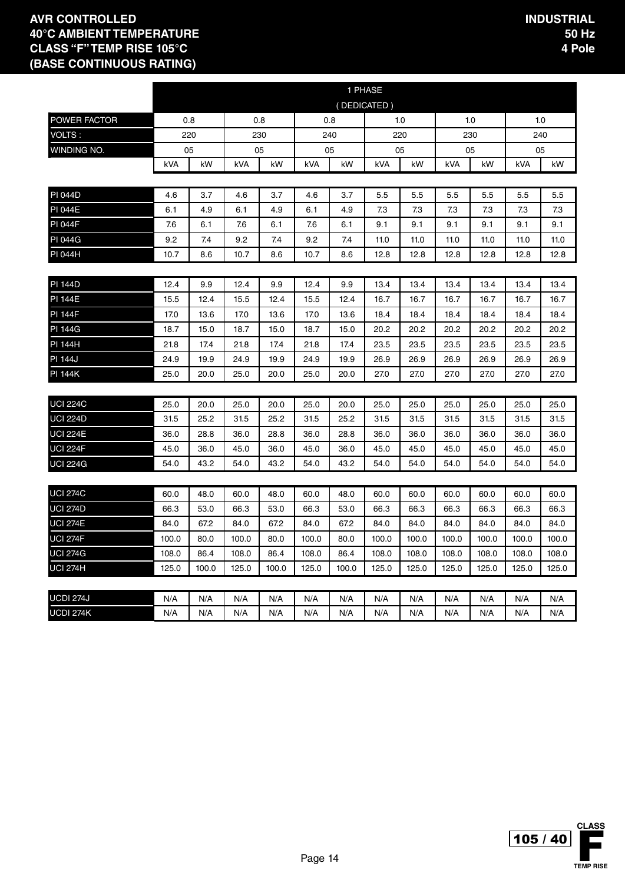**AVR CONTROLLED**
**40°C AMBIENT TEMPERATURE**
**CLASS "F" TEMP RISE 105°C**
**(BASE CONTINUOUS RATING)**

**INDUSTRIAL**
**50 Hz**
**4 Pole**

| | 1 PHASE (DEDICATED) | | | | | | | | | | | |
|---|---|---|---|---|---|---|---|---|---|---|---|---|
| POWER FACTOR | 0.8 | | 0.8 | | 0.8 | | 1.0 | | 1.0 | | 1.0 | |
| VOLTS : | 220 | | 230 | | 240 | | 220 | | 230 | | 240 | |
| WINDING NO. | 05 | | 05 | | 05 | | 05 | | 05 | | 05 | |
| | kVA | kW | kVA | kW | kVA | kW | kVA | kW | kVA | kW | kVA | kW |
| PI 044D | 4.6 | 3.7 | 4.6 | 3.7 | 4.6 | 3.7 | 5.5 | 5.5 | 5.5 | 5.5 | 5.5 | 5.5 |
| PI 044E | 6.1 | 4.9 | 6.1 | 4.9 | 6.1 | 4.9 | 7.3 | 7.3 | 7.3 | 7.3 | 7.3 | 7.3 |
| PI 044F | 7.6 | 6.1 | 7.6 | 6.1 | 7.6 | 6.1 | 9.1 | 9.1 | 9.1 | 9.1 | 9.1 | 9.1 |
| PI 044G | 9.2 | 7.4 | 9.2 | 7.4 | 9.2 | 7.4 | 11.0 | 11.0 | 11.0 | 11.0 | 11.0 | 11.0 |
| PI 044H | 10.7 | 8.6 | 10.7 | 8.6 | 10.7 | 8.6 | 12.8 | 12.8 | 12.8 | 12.8 | 12.8 | 12.8 |
| PI 144D | 12.4 | 9.9 | 12.4 | 9.9 | 12.4 | 9.9 | 13.4 | 13.4 | 13.4 | 13.4 | 13.4 | 13.4 |
| PI 144E | 15.5 | 12.4 | 15.5 | 12.4 | 15.5 | 12.4 | 16.7 | 16.7 | 16.7 | 16.7 | 16.7 | 16.7 |
| PI 144F | 17.0 | 13.6 | 17.0 | 13.6 | 17.0 | 13.6 | 18.4 | 18.4 | 18.4 | 18.4 | 18.4 | 18.4 |
| PI 144G | 18.7 | 15.0 | 18.7 | 15.0 | 18.7 | 15.0 | 20.2 | 20.2 | 20.2 | 20.2 | 20.2 | 20.2 |
| PI 144H | 21.8 | 17.4 | 21.8 | 17.4 | 21.8 | 17.4 | 23.5 | 23.5 | 23.5 | 23.5 | 23.5 | 23.5 |
| PI 144J | 24.9 | 19.9 | 24.9 | 19.9 | 24.9 | 19.9 | 26.9 | 26.9 | 26.9 | 26.9 | 26.9 | 26.9 |
| PI 144K | 25.0 | 20.0 | 25.0 | 20.0 | 25.0 | 20.0 | 27.0 | 27.0 | 27.0 | 27.0 | 27.0 | 27.0 |
| UCI 224C | 25.0 | 20.0 | 25.0 | 20.0 | 25.0 | 20.0 | 25.0 | 25.0 | 25.0 | 25.0 | 25.0 | 25.0 |
| UCI 224D | 31.5 | 25.2 | 31.5 | 25.2 | 31.5 | 25.2 | 31.5 | 31.5 | 31.5 | 31.5 | 31.5 | 31.5 |
| UCI 224E | 36.0 | 28.8 | 36.0 | 28.8 | 36.0 | 28.8 | 36.0 | 36.0 | 36.0 | 36.0 | 36.0 | 36.0 |
| UCI 224F | 45.0 | 36.0 | 45.0 | 36.0 | 45.0 | 36.0 | 45.0 | 45.0 | 45.0 | 45.0 | 45.0 | 45.0 |
| UCI 224G | 54.0 | 43.2 | 54.0 | 43.2 | 54.0 | 43.2 | 54.0 | 54.0 | 54.0 | 54.0 | 54.0 | 54.0 |
| UCI 274C | 60.0 | 48.0 | 60.0 | 48.0 | 60.0 | 48.0 | 60.0 | 60.0 | 60.0 | 60.0 | 60.0 | 60.0 |
| UCI 274D | 66.3 | 53.0 | 66.3 | 53.0 | 66.3 | 53.0 | 66.3 | 66.3 | 66.3 | 66.3 | 66.3 | 66.3 |
| UCI 274E | 84.0 | 67.2 | 84.0 | 67.2 | 84.0 | 67.2 | 84.0 | 84.0 | 84.0 | 84.0 | 84.0 | 84.0 |
| UCI 274F | 100.0 | 80.0 | 100.0 | 80.0 | 100.0 | 80.0 | 100.0 | 100.0 | 100.0 | 100.0 | 100.0 | 100.0 |
| UCI 274G | 108.0 | 86.4 | 108.0 | 86.4 | 108.0 | 86.4 | 108.0 | 108.0 | 108.0 | 108.0 | 108.0 | 108.0 |
| UCI 274H | 125.0 | 100.0 | 125.0 | 100.0 | 125.0 | 100.0 | 125.0 | 125.0 | 125.0 | 125.0 | 125.0 | 125.0 |
| UCDI 274J | N/A | N/A | N/A | N/A | N/A | N/A | N/A | N/A | N/A | N/A | N/A | N/A |
| UCDI 274K | N/A | N/A | N/A | N/A | N/A | N/A | N/A | N/A | N/A | N/A | N/A | N/A |

105 / 40 CLASS F TEMP RISE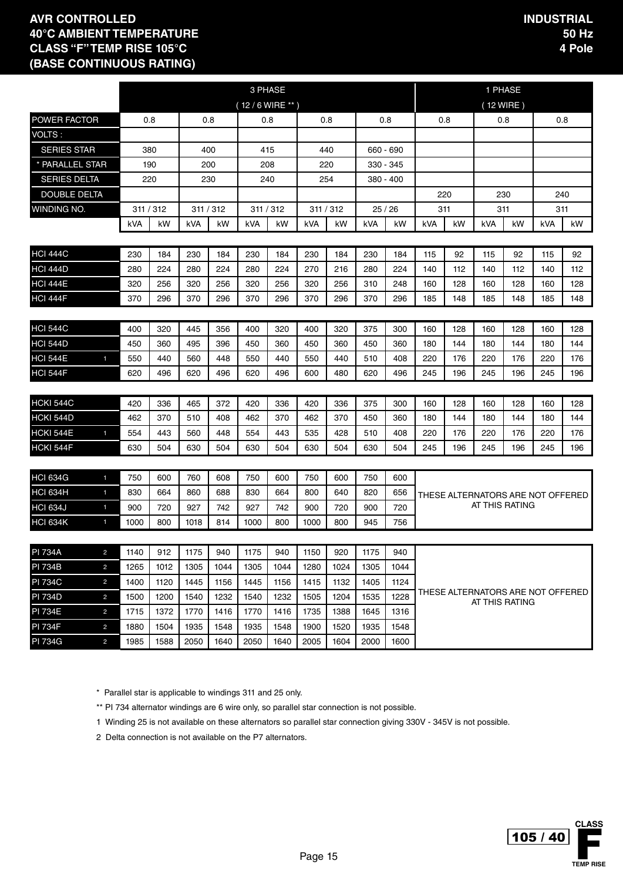**AVR CONTROLLED**
**40°C AMBIENT TEMPERATURE**
**CLASS "F" TEMP RISE 105°C**
**(BASE CONTINUOUS RATING)**

**INDUSTRIAL**
**50 Hz**
**4 Pole**

| | | 3 PHASE ( 12 / 6 WIRE ** ) | | | | | | | | | | 1 PHASE ( 12 WIRE ) | | | | | |
|---|---|---|---|---|---|---|---|---|---|---|---|---|---|---|---|---|---|
| POWER FACTOR | | 0.8 | | 0.8 | | 0.8 | | 0.8 | | 0.8 | | 0.8 | | 0.8 | | 0.8 | |
| VOLTS : | | | | | | | | | | | | | | | | | |
| SERIES STAR | | 380 | | 400 | | 415 | | 440 | | 660 - 690 | | | | | | | |
| * PARALLEL STAR | | 190 | | 200 | | 208 | | 220 | | 330 - 345 | | | | | | | |
| SERIES DELTA | | 220 | | 230 | | 240 | | 254 | | 380 - 400 | | | | | | | |
| DOUBLE DELTA | | | | | | | | | | | | 220 | | 230 | | 240 | |
| WINDING NO. | | 311 / 312 | | 311 / 312 | | 311 / 312 | | 311 / 312 | | 25 / 26 | | 311 | | 311 | | 311 | |
| | | kVA | kW | kVA | kW | kVA | kW | kVA | kW | kVA | kW | kVA | kW | kVA | kW | kVA | kW |
| HCI 444C | | 230 | 184 | 230 | 184 | 230 | 184 | 230 | 184 | 230 | 184 | 115 | 92 | 115 | 92 | 115 | 92 |
| HCI 444D | | 280 | 224 | 280 | 224 | 280 | 224 | 270 | 216 | 280 | 224 | 140 | 112 | 140 | 112 | 140 | 112 |
| HCI 444E | | 320 | 256 | 320 | 256 | 320 | 256 | 320 | 256 | 310 | 248 | 160 | 128 | 160 | 128 | 160 | 128 |
| HCI 444F | | 370 | 296 | 370 | 296 | 370 | 296 | 370 | 296 | 370 | 296 | 185 | 148 | 185 | 148 | 185 | 148 |
| HCI 544C | | 400 | 320 | 445 | 356 | 400 | 320 | 400 | 320 | 375 | 300 | 160 | 128 | 160 | 128 | 160 | 128 |
| HCI 544D | | 450 | 360 | 495 | 396 | 450 | 360 | 450 | 360 | 450 | 360 | 180 | 144 | 180 | 144 | 180 | 144 |
| HCI 544E | 1 | 550 | 440 | 560 | 448 | 550 | 440 | 550 | 440 | 510 | 408 | 220 | 176 | 220 | 176 | 220 | 176 |
| HCI 544F | | 620 | 496 | 620 | 496 | 620 | 496 | 600 | 480 | 620 | 496 | 245 | 196 | 245 | 196 | 245 | 196 |
| HCKI 544C | | 420 | 336 | 465 | 372 | 420 | 336 | 420 | 336 | 375 | 300 | 160 | 128 | 160 | 128 | 160 | 128 |
| HCKI 544D | | 462 | 370 | 510 | 408 | 462 | 370 | 462 | 370 | 450 | 360 | 180 | 144 | 180 | 144 | 180 | 144 |
| HCKI 544E | 1 | 554 | 443 | 560 | 448 | 554 | 443 | 535 | 428 | 510 | 408 | 220 | 176 | 220 | 176 | 220 | 176 |
| HCKI 544F | | 630 | 504 | 630 | 504 | 630 | 504 | 630 | 504 | 630 | 504 | 245 | 196 | 245 | 196 | 245 | 196 |
| HCI 634G | 1 | 750 | 600 | 760 | 608 | 750 | 600 | 750 | 600 | 750 | 600 | THESE ALTERNATORS ARE NOT OFFERED AT THIS RATING | | | | | |
| HCI 634H | 1 | 830 | 664 | 860 | 688 | 830 | 664 | 800 | 640 | 820 | 656 | | | | | | |
| HCI 634J | 1 | 900 | 720 | 927 | 742 | 927 | 742 | 900 | 720 | 900 | 720 | | | | | | |
| HCI 634K | 1 | 1000 | 800 | 1018 | 814 | 1000 | 800 | 1000 | 800 | 945 | 756 | | | | | | |
| PI 734A | 2 | 1140 | 912 | 1175 | 940 | 1175 | 940 | 1150 | 920 | 1175 | 940 | THESE ALTERNATORS ARE NOT OFFERED AT THIS RATING | | | | | |
| PI 734B | 2 | 1265 | 1012 | 1305 | 1044 | 1305 | 1044 | 1280 | 1024 | 1305 | 1044 | | | | | | |
| PI 734C | 2 | 1400 | 1120 | 1445 | 1156 | 1445 | 1156 | 1415 | 1132 | 1405 | 1124 | | | | | | |
| PI 734D | 2 | 1500 | 1200 | 1540 | 1232 | 1540 | 1232 | 1505 | 1204 | 1535 | 1228 | | | | | | |
| PI 734E | 2 | 1715 | 1372 | 1770 | 1416 | 1770 | 1416 | 1735 | 1388 | 1645 | 1316 | | | | | | |
| PI 734F | 2 | 1880 | 1504 | 1935 | 1548 | 1935 | 1548 | 1900 | 1520 | 1935 | 1548 | | | | | | |
| PI 734G | 2 | 1985 | 1588 | 2050 | 1640 | 2050 | 1640 | 2005 | 1604 | 2000 | 1600 | | | | | | |

\* Parallel star is applicable to windings 311 and 25 only.

** PI 734 alternator windings are 6 wire only, so parallel star connection is not possible.

1 Winding 25 is not available on these alternators so parallel star connection giving 330V - 345V is not possible.

2 Delta connection is not available on the P7 alternators.

105 / 40 CLASS F TEMP RISE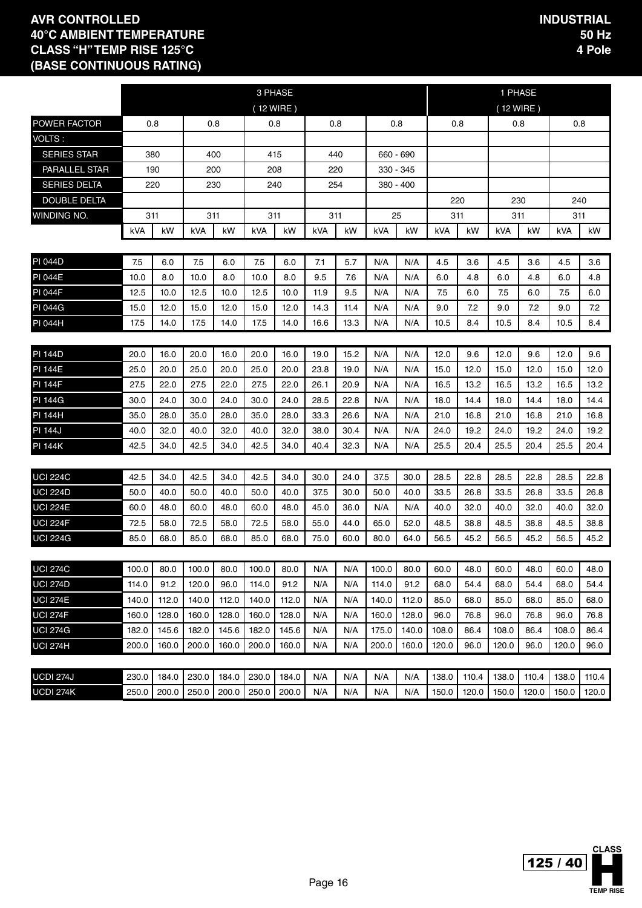# AVR CONTROLLED
# 40°C AMBIENT TEMPERATURE
# CLASS "H" TEMP RISE 125°C
# (BASE CONTINUOUS RATING)

**INDUSTRIAL**
**50 Hz**
**4 Pole**

| | 3 PHASE (12 WIRE) | | | | | | | | | | 1 PHASE (12 WIRE) | | | | | |
|---|---|---|---|---|---|---|---|---|---|---|---|---|---|---|---|---|
| POWER FACTOR | 0.8 | | 0.8 | | 0.8 | | 0.8 | | 0.8 | | 0.8 | | 0.8 | | 0.8 | |
| VOLTS : | | | | | | | | | | | | | | | | |
| SERIES STAR | 380 | | 400 | | 415 | | 440 | | 660 - 690 | | | | | | | |
| PARALLEL STAR | 190 | | 200 | | 208 | | 220 | | 330 - 345 | | | | | | | |
| SERIES DELTA | 220 | | 230 | | 240 | | 254 | | 380 - 400 | | | | | | | |
| DOUBLE DELTA | | | | | | | | | | | 220 | | 230 | | 240 | |
| WINDING NO. | 311 | | 311 | | 311 | | 311 | | 25 | | 311 | | 311 | | 311 | |
| | kVA | kW | kVA | kW | kVA | kW | kVA | kW | kVA | kW | kVA | kW | kVA | kW | kVA | kW |
| PI 044D | 7.5 | 6.0 | 7.5 | 6.0 | 7.5 | 6.0 | 7.1 | 5.7 | N/A | N/A | 4.5 | 3.6 | 4.5 | 3.6 | 4.5 | 3.6 |
| PI 044E | 10.0 | 8.0 | 10.0 | 8.0 | 10.0 | 8.0 | 9.5 | 7.6 | N/A | N/A | 6.0 | 4.8 | 6.0 | 4.8 | 6.0 | 4.8 |
| PI 044F | 12.5 | 10.0 | 12.5 | 10.0 | 12.5 | 10.0 | 11.9 | 9.5 | N/A | N/A | 7.5 | 6.0 | 7.5 | 6.0 | 7.5 | 6.0 |
| PI 044G | 15.0 | 12.0 | 15.0 | 12.0 | 15.0 | 12.0 | 14.3 | 11.4 | N/A | N/A | 9.0 | 7.2 | 9.0 | 7.2 | 9.0 | 7.2 |
| PI 044H | 17.5 | 14.0 | 17.5 | 14.0 | 17.5 | 14.0 | 16.6 | 13.3 | N/A | N/A | 10.5 | 8.4 | 10.5 | 8.4 | 10.5 | 8.4 |
| PI 144D | 20.0 | 16.0 | 20.0 | 16.0 | 20.0 | 16.0 | 19.0 | 15.2 | N/A | N/A | 12.0 | 9.6 | 12.0 | 9.6 | 12.0 | 9.6 |
| PI 144E | 25.0 | 20.0 | 25.0 | 20.0 | 25.0 | 20.0 | 23.8 | 19.0 | N/A | N/A | 15.0 | 12.0 | 15.0 | 12.0 | 15.0 | 12.0 |
| PI 144F | 27.5 | 22.0 | 27.5 | 22.0 | 27.5 | 22.0 | 26.1 | 20.9 | N/A | N/A | 16.5 | 13.2 | 16.5 | 13.2 | 16.5 | 13.2 |
| PI 144G | 30.0 | 24.0 | 30.0 | 24.0 | 30.0 | 24.0 | 28.5 | 22.8 | N/A | N/A | 18.0 | 14.4 | 18.0 | 14.4 | 18.0 | 14.4 |
| PI 144H | 35.0 | 28.0 | 35.0 | 28.0 | 35.0 | 28.0 | 33.3 | 26.6 | N/A | N/A | 21.0 | 16.8 | 21.0 | 16.8 | 21.0 | 16.8 |
| PI 144J | 40.0 | 32.0 | 40.0 | 32.0 | 40.0 | 32.0 | 38.0 | 30.4 | N/A | N/A | 24.0 | 19.2 | 24.0 | 19.2 | 24.0 | 19.2 |
| PI 144K | 42.5 | 34.0 | 42.5 | 34.0 | 42.5 | 34.0 | 40.4 | 32.3 | N/A | N/A | 25.5 | 20.4 | 25.5 | 20.4 | 25.5 | 20.4 |
| UCI 224C | 42.5 | 34.0 | 42.5 | 34.0 | 42.5 | 34.0 | 30.0 | 24.0 | 37.5 | 30.0 | 28.5 | 22.8 | 28.5 | 22.8 | 28.5 | 22.8 |
| UCI 224D | 50.0 | 40.0 | 50.0 | 40.0 | 50.0 | 40.0 | 37.5 | 30.0 | 50.0 | 40.0 | 33.5 | 26.8 | 33.5 | 26.8 | 33.5 | 26.8 |
| UCI 224E | 60.0 | 48.0 | 60.0 | 48.0 | 60.0 | 48.0 | 45.0 | 36.0 | N/A | N/A | 40.0 | 32.0 | 40.0 | 32.0 | 40.0 | 32.0 |
| UCI 224F | 72.5 | 58.0 | 72.5 | 58.0 | 72.5 | 58.0 | 55.0 | 44.0 | 65.0 | 52.0 | 48.5 | 38.8 | 48.5 | 38.8 | 48.5 | 38.8 |
| UCI 224G | 85.0 | 68.0 | 85.0 | 68.0 | 85.0 | 68.0 | 75.0 | 60.0 | 80.0 | 64.0 | 56.5 | 45.2 | 56.5 | 45.2 | 56.5 | 45.2 |
| UCI 274C | 100.0 | 80.0 | 100.0 | 80.0 | 100.0 | 80.0 | N/A | N/A | 100.0 | 80.0 | 60.0 | 48.0 | 60.0 | 48.0 | 60.0 | 48.0 |
| UCI 274D | 114.0 | 91.2 | 120.0 | 96.0 | 114.0 | 91.2 | N/A | N/A | 114.0 | 91.2 | 68.0 | 54.4 | 68.0 | 54.4 | 68.0 | 54.4 |
| UCI 274E | 140.0 | 112.0 | 140.0 | 112.0 | 140.0 | 112.0 | N/A | N/A | 140.0 | 112.0 | 85.0 | 68.0 | 85.0 | 68.0 | 85.0 | 68.0 |
| UCI 274F | 160.0 | 128.0 | 160.0 | 128.0 | 160.0 | 128.0 | N/A | N/A | 160.0 | 128.0 | 96.0 | 76.8 | 96.0 | 76.8 | 96.0 | 76.8 |
| UCI 274G | 182.0 | 145.6 | 182.0 | 145.6 | 182.0 | 145.6 | N/A | N/A | 175.0 | 140.0 | 108.0 | 86.4 | 108.0 | 86.4 | 108.0 | 86.4 |
| UCI 274H | 200.0 | 160.0 | 200.0 | 160.0 | 200.0 | 160.0 | N/A | N/A | 200.0 | 160.0 | 120.0 | 96.0 | 120.0 | 96.0 | 120.0 | 96.0 |
| UCDI 274J | 230.0 | 184.0 | 230.0 | 184.0 | 230.0 | 184.0 | N/A | N/A | N/A | N/A | 138.0 | 110.4 | 138.0 | 110.4 | 138.0 | 110.4 |
| UCDI 274K | 250.0 | 200.0 | 250.0 | 200.0 | 250.0 | 200.0 | N/A | N/A | N/A | N/A | 150.0 | 120.0 | 150.0 | 120.0 | 150.0 | 120.0 |

CLASS H 125 / 40 TEMP RISE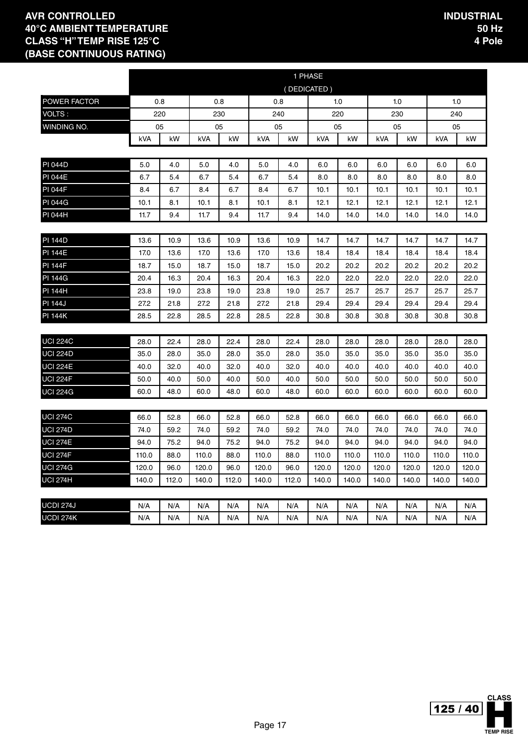**AVR CONTROLLED**
**40°C AMBIENT TEMPERATURE**
**CLASS "H" TEMP RISE 125°C**
**(BASE CONTINUOUS RATING)**

**INDUSTRIAL**
**50 Hz**
**4 Pole**

| | 1 PHASE (DEDICATED) | | | | | | | | | | | |
|---|---|---|---|---|---|---|---|---|---|---|---|---|
| POWER FACTOR | 0.8 | | 0.8 | | 0.8 | | 1.0 | | 1.0 | | 1.0 | |
| VOLTS : | 220 | | 230 | | 240 | | 220 | | 230 | | 240 | |
| WINDING NO. | 05 | | 05 | | 05 | | 05 | | 05 | | 05 | |
| | kVA | kW | kVA | kW | kVA | kW | kVA | kW | kVA | kW | kVA | kW |
| PI 044D | 5.0 | 4.0 | 5.0 | 4.0 | 5.0 | 4.0 | 6.0 | 6.0 | 6.0 | 6.0 | 6.0 | 6.0 |
| PI 044E | 6.7 | 5.4 | 6.7 | 5.4 | 6.7 | 5.4 | 8.0 | 8.0 | 8.0 | 8.0 | 8.0 | 8.0 |
| PI 044F | 8.4 | 6.7 | 8.4 | 6.7 | 8.4 | 6.7 | 10.1 | 10.1 | 10.1 | 10.1 | 10.1 | 10.1 |
| PI 044G | 10.1 | 8.1 | 10.1 | 8.1 | 10.1 | 8.1 | 12.1 | 12.1 | 12.1 | 12.1 | 12.1 | 12.1 |
| PI 044H | 11.7 | 9.4 | 11.7 | 9.4 | 11.7 | 9.4 | 14.0 | 14.0 | 14.0 | 14.0 | 14.0 | 14.0 |
| PI 144D | 13.6 | 10.9 | 13.6 | 10.9 | 13.6 | 10.9 | 14.7 | 14.7 | 14.7 | 14.7 | 14.7 | 14.7 |
| PI 144E | 17.0 | 13.6 | 17.0 | 13.6 | 17.0 | 13.6 | 18.4 | 18.4 | 18.4 | 18.4 | 18.4 | 18.4 |
| PI 144F | 18.7 | 15.0 | 18.7 | 15.0 | 18.7 | 15.0 | 20.2 | 20.2 | 20.2 | 20.2 | 20.2 | 20.2 |
| PI 144G | 20.4 | 16.3 | 20.4 | 16.3 | 20.4 | 16.3 | 22.0 | 22.0 | 22.0 | 22.0 | 22.0 | 22.0 |
| PI 144H | 23.8 | 19.0 | 23.8 | 19.0 | 23.8 | 19.0 | 25.7 | 25.7 | 25.7 | 25.7 | 25.7 | 25.7 |
| PI 144J | 27.2 | 21.8 | 27.2 | 21.8 | 27.2 | 21.8 | 29.4 | 29.4 | 29.4 | 29.4 | 29.4 | 29.4 |
| PI 144K | 28.5 | 22.8 | 28.5 | 22.8 | 28.5 | 22.8 | 30.8 | 30.8 | 30.8 | 30.8 | 30.8 | 30.8 |
| UCI 224C | 28.0 | 22.4 | 28.0 | 22.4 | 28.0 | 22.4 | 28.0 | 28.0 | 28.0 | 28.0 | 28.0 | 28.0 |
| UCI 224D | 35.0 | 28.0 | 35.0 | 28.0 | 35.0 | 28.0 | 35.0 | 35.0 | 35.0 | 35.0 | 35.0 | 35.0 |
| UCI 224E | 40.0 | 32.0 | 40.0 | 32.0 | 40.0 | 32.0 | 40.0 | 40.0 | 40.0 | 40.0 | 40.0 | 40.0 |
| UCI 224F | 50.0 | 40.0 | 50.0 | 40.0 | 50.0 | 40.0 | 50.0 | 50.0 | 50.0 | 50.0 | 50.0 | 50.0 |
| UCI 224G | 60.0 | 48.0 | 60.0 | 48.0 | 60.0 | 48.0 | 60.0 | 60.0 | 60.0 | 60.0 | 60.0 | 60.0 |
| UCI 274C | 66.0 | 52.8 | 66.0 | 52.8 | 66.0 | 52.8 | 66.0 | 66.0 | 66.0 | 66.0 | 66.0 | 66.0 |
| UCI 274D | 74.0 | 59.2 | 74.0 | 59.2 | 74.0 | 59.2 | 74.0 | 74.0 | 74.0 | 74.0 | 74.0 | 74.0 |
| UCI 274E | 94.0 | 75.2 | 94.0 | 75.2 | 94.0 | 75.2 | 94.0 | 94.0 | 94.0 | 94.0 | 94.0 | 94.0 |
| UCI 274F | 110.0 | 88.0 | 110.0 | 88.0 | 110.0 | 88.0 | 110.0 | 110.0 | 110.0 | 110.0 | 110.0 | 110.0 |
| UCI 274G | 120.0 | 96.0 | 120.0 | 96.0 | 120.0 | 96.0 | 120.0 | 120.0 | 120.0 | 120.0 | 120.0 | 120.0 |
| UCI 274H | 140.0 | 112.0 | 140.0 | 112.0 | 140.0 | 112.0 | 140.0 | 140.0 | 140.0 | 140.0 | 140.0 | 140.0 |
| UCDI 274J | N/A | N/A | N/A | N/A | N/A | N/A | N/A | N/A | N/A | N/A | N/A | N/A |
| UCDI 274K | N/A | N/A | N/A | N/A | N/A | N/A | N/A | N/A | N/A | N/A | N/A | N/A |

125 / 40 CLASS H TEMP RISE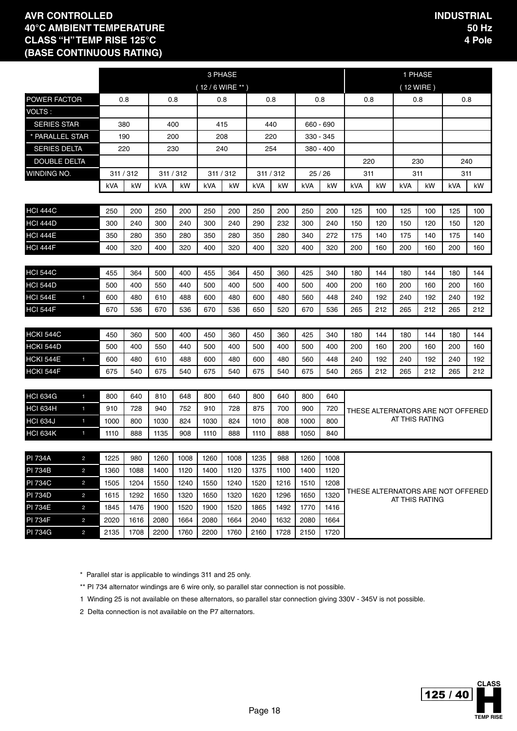# AVR CONTROLLED
# 40°C AMBIENT TEMPERATURE
# CLASS "H" TEMP RISE 125°C
# (BASE CONTINUOUS RATING)

**INDUSTRIAL**
**50 Hz**
**4 Pole**

| | | 3 PHASE (12 / 6 WIRE **) | | | | | | | | | | 1 PHASE (12 WIRE) | | | | | |
|---|---|---|---|---|---|---|---|---|---|---|---|---|---|---|---|---|---|
| POWER FACTOR | | 0.8 | | 0.8 | | 0.8 | | 0.8 | | 0.8 | | 0.8 | | 0.8 | | 0.8 | |
| VOLTS : | | | | | | | | | | | | | | | | | |
| SERIES STAR | | 380 | | 400 | | 415 | | 440 | | 660 - 690 | | | | | | | |
| * PARALLEL STAR | | 190 | | 200 | | 208 | | 220 | | 330 - 345 | | | | | | | |
| SERIES DELTA | | 220 | | 230 | | 240 | | 254 | | 380 - 400 | | | | | | | |
| DOUBLE DELTA | | | | | | | | | | | | 220 | | 230 | | 240 | |
| WINDING NO. | | 311 / 312 | | 311 / 312 | | 311 / 312 | | 311 / 312 | | 25 / 26 | | 311 | | 311 | | 311 | |
| | | kVA | kW | kVA | kW | kVA | kW | kVA | kW | kVA | kW | kVA | kW | kVA | kW | kVA | kW |
| HCI 444C | | 250 | 200 | 250 | 200 | 250 | 200 | 250 | 200 | 250 | 200 | 125 | 100 | 125 | 100 | 125 | 100 |
| HCI 444D | | 300 | 240 | 300 | 240 | 300 | 240 | 290 | 232 | 300 | 240 | 150 | 120 | 150 | 120 | 150 | 120 |
| HCI 444E | | 350 | 280 | 350 | 280 | 350 | 280 | 350 | 280 | 340 | 272 | 175 | 140 | 175 | 140 | 175 | 140 |
| HCI 444F | | 400 | 320 | 400 | 320 | 400 | 320 | 400 | 320 | 400 | 320 | 200 | 160 | 200 | 160 | 200 | 160 |
| HCI 544C | | 455 | 364 | 500 | 400 | 455 | 364 | 450 | 360 | 425 | 340 | 180 | 144 | 180 | 144 | 180 | 144 |
| HCI 544D | | 500 | 400 | 550 | 440 | 500 | 400 | 500 | 400 | 500 | 400 | 200 | 160 | 200 | 160 | 200 | 160 |
| HCI 544E | 1 | 600 | 480 | 610 | 488 | 600 | 480 | 600 | 480 | 560 | 448 | 240 | 192 | 240 | 192 | 240 | 192 |
| HCI 544F | | 670 | 536 | 670 | 536 | 670 | 536 | 650 | 520 | 670 | 536 | 265 | 212 | 265 | 212 | 265 | 212 |
| HCKI 544C | | 450 | 360 | 500 | 400 | 450 | 360 | 450 | 360 | 425 | 340 | 180 | 144 | 180 | 144 | 180 | 144 |
| HCKI 544D | | 500 | 400 | 550 | 440 | 500 | 400 | 500 | 400 | 500 | 400 | 200 | 160 | 200 | 160 | 200 | 160 |
| HCKI 544E | 1 | 600 | 480 | 610 | 488 | 600 | 480 | 600 | 480 | 560 | 448 | 240 | 192 | 240 | 192 | 240 | 192 |
| HCKI 544F | | 675 | 540 | 675 | 540 | 675 | 540 | 675 | 540 | 675 | 540 | 265 | 212 | 265 | 212 | 265 | 212 |
| HCI 634G | 1 | 800 | 640 | 810 | 648 | 800 | 640 | 800 | 640 | 800 | 640 | THESE ALTERNATORS ARE NOT OFFERED AT THIS RATING | | | | | |
| HCI 634H | 1 | 910 | 728 | 940 | 752 | 910 | 728 | 875 | 700 | 900 | 720 | | | | | | |
| HCI 634J | 1 | 1000 | 800 | 1030 | 824 | 1030 | 824 | 1010 | 808 | 1000 | 800 | | | | | | |
| HCI 634K | 1 | 1110 | 888 | 1135 | 908 | 1110 | 888 | 1110 | 888 | 1050 | 840 | | | | | | |
| PI 734A | 2 | 1225 | 980 | 1260 | 1008 | 1260 | 1008 | 1235 | 988 | 1260 | 1008 | THESE ALTERNATORS ARE NOT OFFERED AT THIS RATING | | | | | |
| PI 734B | 2 | 1360 | 1088 | 1400 | 1120 | 1400 | 1120 | 1375 | 1100 | 1400 | 1120 | | | | | | |
| PI 734C | 2 | 1505 | 1204 | 1550 | 1240 | 1550 | 1240 | 1520 | 1216 | 1510 | 1208 | | | | | | |
| PI 734D | 2 | 1615 | 1292 | 1650 | 1320 | 1650 | 1320 | 1620 | 1296 | 1650 | 1320 | | | | | | |
| PI 734E | 2 | 1845 | 1476 | 1900 | 1520 | 1900 | 1520 | 1865 | 1492 | 1770 | 1416 | | | | | | |
| PI 734F | 2 | 2020 | 1616 | 2080 | 1664 | 2080 | 1664 | 2040 | 1632 | 2080 | 1664 | | | | | | |
| PI 734G | 2 | 2135 | 1708 | 2200 | 1760 | 2200 | 1760 | 2160 | 1728 | 2150 | 1720 | | | | | | |

\* Parallel star is applicable to windings 311 and 25 only.

** PI 734 alternator windings are 6 wire only, so parallel star connection is not possible.

1 Winding 25 is not available on these alternators, so parallel star connection giving 330V - 345V is not possible.

2 Delta connection is not available on the P7 alternators.

CLASS H 125 / 40 TEMP RISE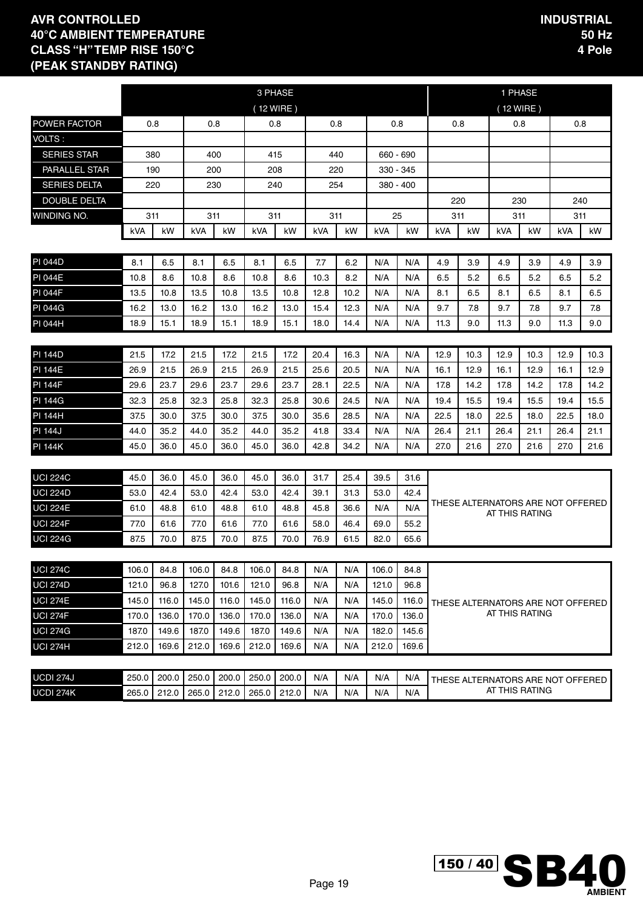# AVR CONTROLLED
## 40°C AMBIENT TEMPERATURE
## CLASS "H" TEMP RISE 150°C
## (PEAK STANDBY RATING)

**INDUSTRIAL**
**50 Hz**
**4 Pole**

| | 3 PHASE (12 WIRE) | | | | | | | | | | 1 PHASE (12 WIRE) | | | | | |
|---|---|---|---|---|---|---|---|---|---|---|---|---|---|---|---|---|
| POWER FACTOR | 0.8 | | 0.8 | | 0.8 | | 0.8 | | 0.8 | | 0.8 | | 0.8 | | 0.8 | |
| VOLTS : | | | | | | | | | | | | | | | | |
| SERIES STAR | 380 | | 400 | | 415 | | 440 | | 660 - 690 | | | | | | | |
| PARALLEL STAR | 190 | | 200 | | 208 | | 220 | | 330 - 345 | | | | | | | |
| SERIES DELTA | 220 | | 230 | | 240 | | 254 | | 380 - 400 | | | | | | | |
| DOUBLE DELTA | | | | | | | | | | | 220 | | 230 | | 240 | |
| WINDING NO. | 311 | | 311 | | 311 | | 311 | | 25 | | 311 | | 311 | | 311 | |
| | kVA | kW | kVA | kW | kVA | kW | kVA | kW | kVA | kW | kVA | kW | kVA | kW | kVA | kW |
| PI 044D | 8.1 | 6.5 | 8.1 | 6.5 | 8.1 | 6.5 | 7.7 | 6.2 | N/A | N/A | 4.9 | 3.9 | 4.9 | 3.9 | 4.9 | 3.9 |
| PI 044E | 10.8 | 8.6 | 10.8 | 8.6 | 10.8 | 8.6 | 10.3 | 8.2 | N/A | N/A | 6.5 | 5.2 | 6.5 | 5.2 | 6.5 | 5.2 |
| PI 044F | 13.5 | 10.8 | 13.5 | 10.8 | 13.5 | 10.8 | 12.8 | 10.2 | N/A | N/A | 8.1 | 6.5 | 8.1 | 6.5 | 8.1 | 6.5 |
| PI 044G | 16.2 | 13.0 | 16.2 | 13.0 | 16.2 | 13.0 | 15.4 | 12.3 | N/A | N/A | 9.7 | 7.8 | 9.7 | 7.8 | 9.7 | 7.8 |
| PI 044H | 18.9 | 15.1 | 18.9 | 15.1 | 18.9 | 15.1 | 18.0 | 14.4 | N/A | N/A | 11.3 | 9.0 | 11.3 | 9.0 | 11.3 | 9.0 |
| PI 144D | 21.5 | 17.2 | 21.5 | 17.2 | 21.5 | 17.2 | 20.4 | 16.3 | N/A | N/A | 12.9 | 10.3 | 12.9 | 10.3 | 12.9 | 10.3 |
| PI 144E | 26.9 | 21.5 | 26.9 | 21.5 | 26.9 | 21.5 | 25.6 | 20.5 | N/A | N/A | 16.1 | 12.9 | 16.1 | 12.9 | 16.1 | 12.9 |
| PI 144F | 29.6 | 23.7 | 29.6 | 23.7 | 29.6 | 23.7 | 28.1 | 22.5 | N/A | N/A | 17.8 | 14.2 | 17.8 | 14.2 | 17.8 | 14.2 |
| PI 144G | 32.3 | 25.8 | 32.3 | 25.8 | 32.3 | 25.8 | 30.6 | 24.5 | N/A | N/A | 19.4 | 15.5 | 19.4 | 15.5 | 19.4 | 15.5 |
| PI 144H | 37.5 | 30.0 | 37.5 | 30.0 | 37.5 | 30.0 | 35.6 | 28.5 | N/A | N/A | 22.5 | 18.0 | 22.5 | 18.0 | 22.5 | 18.0 |
| PI 144J | 44.0 | 35.2 | 44.0 | 35.2 | 44.0 | 35.2 | 41.8 | 33.4 | N/A | N/A | 26.4 | 21.1 | 26.4 | 21.1 | 26.4 | 21.1 |
| PI 144K | 45.0 | 36.0 | 45.0 | 36.0 | 45.0 | 36.0 | 42.8 | 34.2 | N/A | N/A | 27.0 | 21.6 | 27.0 | 21.6 | 27.0 | 21.6 |
| UCI 224C | 45.0 | 36.0 | 45.0 | 36.0 | 45.0 | 36.0 | 31.7 | 25.4 | 39.5 | 31.6 | THESE ALTERNATORS ARE NOT OFFERED AT THIS RATING | | | | | |
| UCI 224D | 53.0 | 42.4 | 53.0 | 42.4 | 53.0 | 42.4 | 39.1 | 31.3 | 53.0 | 42.4 | | | | | | |
| UCI 224E | 61.0 | 48.8 | 61.0 | 48.8 | 61.0 | 48.8 | 45.8 | 36.6 | N/A | N/A | | | | | | |
| UCI 224F | 77.0 | 61.6 | 77.0 | 61.6 | 77.0 | 61.6 | 58.0 | 46.4 | 69.0 | 55.2 | | | | | | |
| UCI 224G | 87.5 | 70.0 | 87.5 | 70.0 | 87.5 | 70.0 | 76.9 | 61.5 | 82.0 | 65.6 | | | | | | |
| UCI 274C | 106.0 | 84.8 | 106.0 | 84.8 | 106.0 | 84.8 | N/A | N/A | 106.0 | 84.8 | THESE ALTERNATORS ARE NOT OFFERED AT THIS RATING | | | | | |
| UCI 274D | 121.0 | 96.8 | 127.0 | 101.6 | 121.0 | 96.8 | N/A | N/A | 121.0 | 96.8 | | | | | | |
| UCI 274E | 145.0 | 116.0 | 145.0 | 116.0 | 145.0 | 116.0 | N/A | N/A | 145.0 | 116.0 | | | | | | |
| UCI 274F | 170.0 | 136.0 | 170.0 | 136.0 | 170.0 | 136.0 | N/A | N/A | 170.0 | 136.0 | | | | | | |
| UCI 274G | 187.0 | 149.6 | 187.0 | 149.6 | 187.0 | 149.6 | N/A | N/A | 182.0 | 145.6 | | | | | | |
| UCI 274H | 212.0 | 169.6 | 212.0 | 169.6 | 212.0 | 169.6 | N/A | N/A | 212.0 | 169.6 | | | | | | |
| UCDI 274J | 250.0 | 200.0 | 250.0 | 200.0 | 250.0 | 200.0 | N/A | N/A | N/A | N/A | THESE ALTERNATORS ARE NOT OFFERED AT THIS RATING | | | | | |
| UCDI 274K | 265.0 | 212.0 | 265.0 | 212.0 | 265.0 | 212.0 | N/A | N/A | N/A | N/A | | | | | | |

150 / 40 **SB40** AMBIENT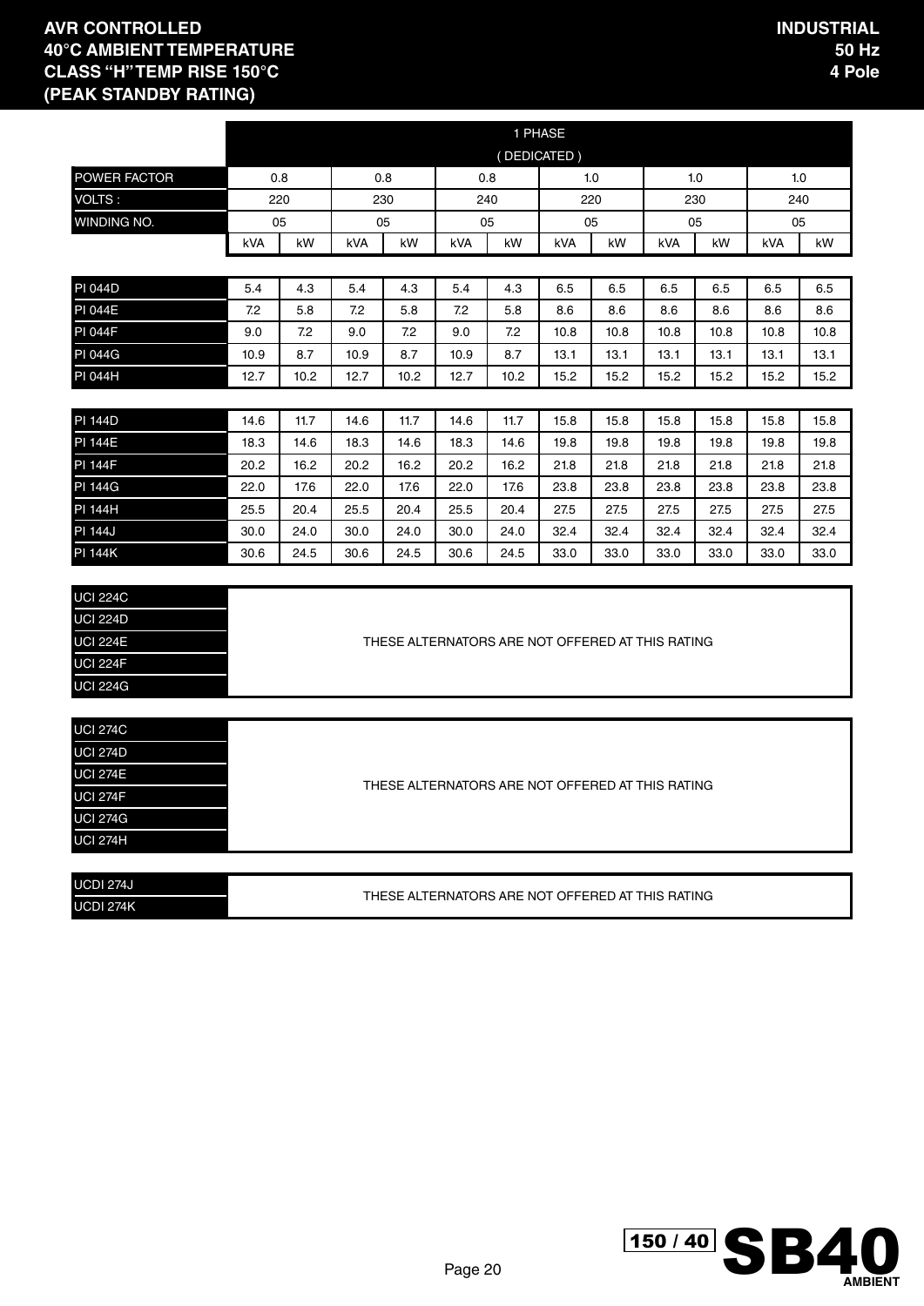**AVR CONTROLLED**
**40°C AMBIENT TEMPERATURE**
**CLASS "H" TEMP RISE 150°C**
**(PEAK STANDBY RATING)**

**INDUSTRIAL**
**50 Hz**
**4 Pole**

| | 1 PHASE ( DEDICATED ) | | | | | | | | | | | |
|---|---|---|---|---|---|---|---|---|---|---|---|---|
| POWER FACTOR | 0.8 | | 0.8 | | 0.8 | | 1.0 | | 1.0 | | 1.0 | |
| VOLTS : | 220 | | 230 | | 240 | | 220 | | 230 | | 240 | |
| WINDING NO. | 05 | | 05 | | 05 | | 05 | | 05 | | 05 | |
| | kVA | kW | kVA | kW | kVA | kW | kVA | kW | kVA | kW | kVA | kW |
| PI 044D | 5.4 | 4.3 | 5.4 | 4.3 | 5.4 | 4.3 | 6.5 | 6.5 | 6.5 | 6.5 | 6.5 | 6.5 |
| PI 044E | 7.2 | 5.8 | 7.2 | 5.8 | 7.2 | 5.8 | 8.6 | 8.6 | 8.6 | 8.6 | 8.6 | 8.6 |
| PI 044F | 9.0 | 7.2 | 9.0 | 7.2 | 9.0 | 7.2 | 10.8 | 10.8 | 10.8 | 10.8 | 10.8 | 10.8 |
| PI 044G | 10.9 | 8.7 | 10.9 | 8.7 | 10.9 | 8.7 | 13.1 | 13.1 | 13.1 | 13.1 | 13.1 | 13.1 |
| PI 044H | 12.7 | 10.2 | 12.7 | 10.2 | 12.7 | 10.2 | 15.2 | 15.2 | 15.2 | 15.2 | 15.2 | 15.2 |
| PI 144D | 14.6 | 11.7 | 14.6 | 11.7 | 14.6 | 11.7 | 15.8 | 15.8 | 15.8 | 15.8 | 15.8 | 15.8 |
| PI 144E | 18.3 | 14.6 | 18.3 | 14.6 | 18.3 | 14.6 | 19.8 | 19.8 | 19.8 | 19.8 | 19.8 | 19.8 |
| PI 144F | 20.2 | 16.2 | 20.2 | 16.2 | 20.2 | 16.2 | 21.8 | 21.8 | 21.8 | 21.8 | 21.8 | 21.8 |
| PI 144G | 22.0 | 17.6 | 22.0 | 17.6 | 22.0 | 17.6 | 23.8 | 23.8 | 23.8 | 23.8 | 23.8 | 23.8 |
| PI 144H | 25.5 | 20.4 | 25.5 | 20.4 | 25.5 | 20.4 | 27.5 | 27.5 | 27.5 | 27.5 | 27.5 | 27.5 |
| PI 144J | 30.0 | 24.0 | 30.0 | 24.0 | 30.0 | 24.0 | 32.4 | 32.4 | 32.4 | 32.4 | 32.4 | 32.4 |
| PI 144K | 30.6 | 24.5 | 30.6 | 24.5 | 30.6 | 24.5 | 33.0 | 33.0 | 33.0 | 33.0 | 33.0 | 33.0 |

| | |
|---|---|
| UCI 224C | THESE ALTERNATORS ARE NOT OFFERED AT THIS RATING |
| UCI 224D | |
| UCI 224E | |
| UCI 224F | |
| UCI 224G | |

| | |
|---|---|
| UCI 274C | THESE ALTERNATORS ARE NOT OFFERED AT THIS RATING |
| UCI 274D | |
| UCI 274E | |
| UCI 274F | |
| UCI 274G | |
| UCI 274H | |

| | |
|---|---|
| UCDI 274J | THESE ALTERNATORS ARE NOT OFFERED AT THIS RATING |
| UCDI 274K | |

150 / 40 **SB40** AMBIENT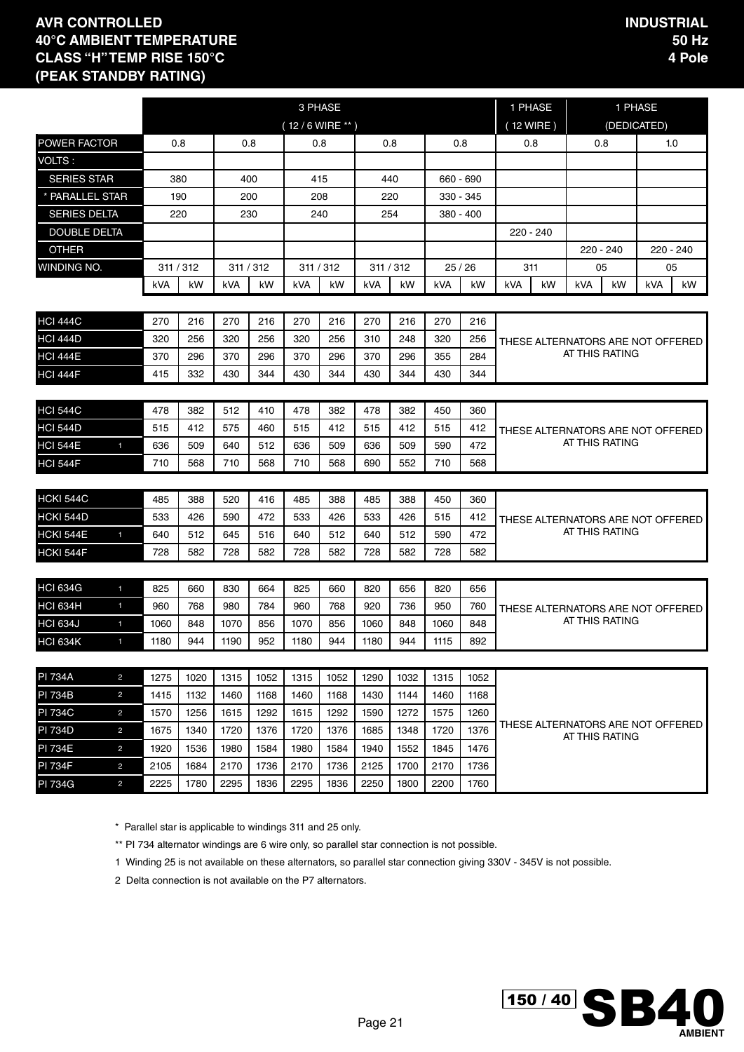# AVR CONTROLLED
# 40°C AMBIENT TEMPERATURE
# CLASS "H" TEMP RISE 150°C
# (PEAK STANDBY RATING)

**INDUSTRIAL**
**50 Hz**
**4 Pole**

| | | 3 PHASE ( 12 / 6 WIRE ** ) | | | | | | | | | | 1 PHASE ( 12 WIRE ) | | 1 PHASE (DEDICATED) | | | |
|---|---|---|---|---|---|---|---|---|---|---|---|---|---|---|---|---|---|
| POWER FACTOR | | 0.8 | | 0.8 | | 0.8 | | 0.8 | | 0.8 | | 0.8 | | 0.8 | | 1.0 | |
| VOLTS : | | | | | | | | | | | | | | | | | |
| SERIES STAR | | 380 | | 400 | | 415 | | 440 | | 660 - 690 | | | | | | | |
| * PARALLEL STAR | | 190 | | 200 | | 208 | | 220 | | 330 - 345 | | | | | | | |
| SERIES DELTA | | 220 | | 230 | | 240 | | 254 | | 380 - 400 | | | | | | | |
| DOUBLE DELTA | | | | | | | | | | | | 220 - 240 | | | | | |
| OTHER | | | | | | | | | | | | | | 220 - 240 | | 220 - 240 | |
| WINDING NO. | | 311 / 312 | | 311 / 312 | | 311 / 312 | | 311 / 312 | | 25 / 26 | | 311 | | 05 | | 05 | |
| | | kVA | kW | kVA | kW | kVA | kW | kVA | kW | kVA | kW | kVA | kW | kVA | kW | kVA | kW |
| HCI 444C | | 270 | 216 | 270 | 216 | 270 | 216 | 270 | 216 | 270 | 216 | THESE ALTERNATORS ARE NOT OFFERED AT THIS RATING | | | | | |
| HCI 444D | | 320 | 256 | 320 | 256 | 320 | 256 | 310 | 248 | 320 | 256 | | | | | | |
| HCI 444E | | 370 | 296 | 370 | 296 | 370 | 296 | 370 | 296 | 355 | 284 | | | | | | |
| HCI 444F | | 415 | 332 | 430 | 344 | 430 | 344 | 430 | 344 | 430 | 344 | | | | | | |
| HCI 544C | | 478 | 382 | 512 | 410 | 478 | 382 | 478 | 382 | 450 | 360 | THESE ALTERNATORS ARE NOT OFFERED AT THIS RATING | | | | | |
| HCI 544D | | 515 | 412 | 575 | 460 | 515 | 412 | 515 | 412 | 515 | 412 | | | | | | |
| HCI 544E | 1 | 636 | 509 | 640 | 512 | 636 | 509 | 636 | 509 | 590 | 472 | | | | | | |
| HCI 544F | | 710 | 568 | 710 | 568 | 710 | 568 | 690 | 552 | 710 | 568 | | | | | | |
| HCKI 544C | | 485 | 388 | 520 | 416 | 485 | 388 | 485 | 388 | 450 | 360 | THESE ALTERNATORS ARE NOT OFFERED AT THIS RATING | | | | | |
| HCKI 544D | | 533 | 426 | 590 | 472 | 533 | 426 | 533 | 426 | 515 | 412 | | | | | | |
| HCKI 544E | 1 | 640 | 512 | 645 | 516 | 640 | 512 | 640 | 512 | 590 | 472 | | | | | | |
| HCKI 544F | | 728 | 582 | 728 | 582 | 728 | 582 | 728 | 582 | 728 | 582 | | | | | | |
| HCI 634G | 1 | 825 | 660 | 830 | 664 | 825 | 660 | 820 | 656 | 820 | 656 | THESE ALTERNATORS ARE NOT OFFERED AT THIS RATING | | | | | |
| HCI 634H | 1 | 960 | 768 | 980 | 784 | 960 | 768 | 920 | 736 | 950 | 760 | | | | | | |
| HCI 634J | 1 | 1060 | 848 | 1070 | 856 | 1070 | 856 | 1060 | 848 | 1060 | 848 | | | | | | |
| HCI 634K | 1 | 1180 | 944 | 1190 | 952 | 1180 | 944 | 1180 | 944 | 1115 | 892 | | | | | | |
| PI 734A | 2 | 1275 | 1020 | 1315 | 1052 | 1315 | 1052 | 1290 | 1032 | 1315 | 1052 | THESE ALTERNATORS ARE NOT OFFERED AT THIS RATING | | | | | |
| PI 734B | 2 | 1415 | 1132 | 1460 | 1168 | 1460 | 1168 | 1430 | 1144 | 1460 | 1168 | | | | | | |
| PI 734C | 2 | 1570 | 1256 | 1615 | 1292 | 1615 | 1292 | 1590 | 1272 | 1575 | 1260 | | | | | | |
| PI 734D | 2 | 1675 | 1340 | 1720 | 1376 | 1720 | 1376 | 1685 | 1348 | 1720 | 1376 | | | | | | |
| PI 734E | 2 | 1920 | 1536 | 1980 | 1584 | 1980 | 1584 | 1940 | 1552 | 1845 | 1476 | | | | | | |
| PI 734F | 2 | 2105 | 1684 | 2170 | 1736 | 2170 | 1736 | 2125 | 1700 | 2170 | 1736 | | | | | | |
| PI 734G | 2 | 2225 | 1780 | 2295 | 1836 | 2295 | 1836 | 2250 | 1800 | 2200 | 1760 | | | | | | |

\* Parallel star is applicable to windings 311 and 25 only.

** PI 734 alternator windings are 6 wire only, so parallel star connection is not possible.

1 Winding 25 is not available on these alternators, so parallel star connection giving 330V - 345V is not possible.

2 Delta connection is not available on the P7 alternators.

150 / 40 SB40 AMBIENT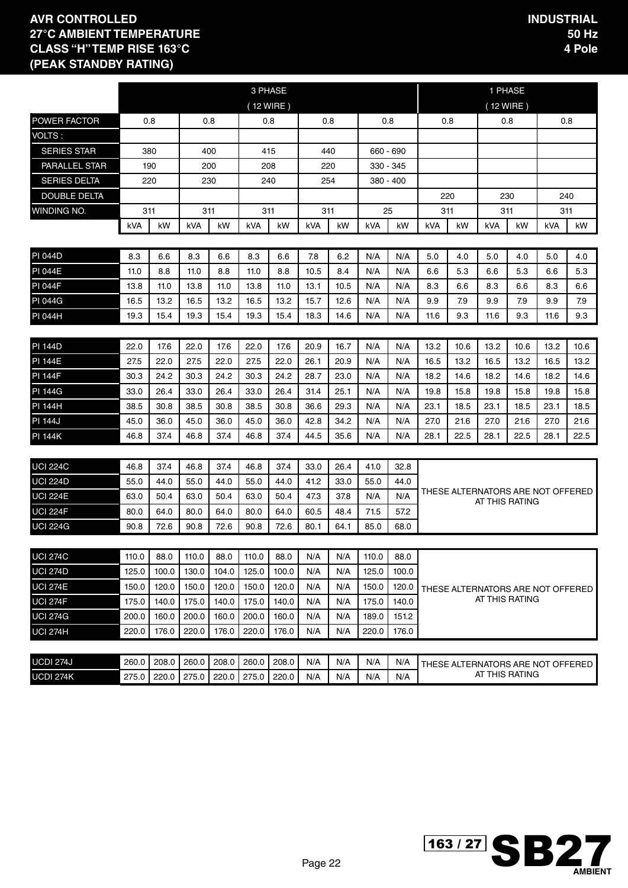# AVR CONTROLLED
# 27°C AMBIENT TEMPERATURE
# CLASS "H" TEMP RISE 163°C
# (PEAK STANDBY RATING)

**INDUSTRIAL**
**50 Hz**
**4 Pole**

| | 3 PHASE (12 WIRE) | | | | | | | | | | 1 PHASE (12 WIRE) | | | | | |
|---|---|---|---|---|---|---|---|---|---|---|---|---|---|---|---|---|
| POWER FACTOR | 0.8 | | 0.8 | | 0.8 | | 0.8 | | 0.8 | | 0.8 | | 0.8 | | 0.8 | |
| VOLTS : | | | | | | | | | | | | | | | | |
| SERIES STAR | 380 | | 400 | | 415 | | 440 | | 660 - 690 | | | | | | | |
| PARALLEL STAR | 190 | | 200 | | 208 | | 220 | | 330 - 345 | | | | | | | |
| SERIES DELTA | 220 | | 230 | | 240 | | 254 | | 380 - 400 | | | | | | | |
| DOUBLE DELTA | | | | | | | | | | | 220 | | 230 | | 240 | |
| WINDING NO. | 311 | | 311 | | 311 | | 311 | | 25 | | 311 | | 311 | | 311 | |
| | kVA | kW | kVA | kW | kVA | kW | kVA | kW | kVA | kW | kVA | kW | kVA | kW | kVA | kW |
| PI 044D | 8.3 | 6.6 | 8.3 | 6.6 | 8.3 | 6.6 | 7.8 | 6.2 | N/A | N/A | 5.0 | 4.0 | 5.0 | 4.0 | 5.0 | 4.0 |
| PI 044E | 11.0 | 8.8 | 11.0 | 8.8 | 11.0 | 8.8 | 10.5 | 8.4 | N/A | N/A | 6.6 | 5.3 | 6.6 | 5.3 | 6.6 | 5.3 |
| PI 044F | 13.8 | 11.0 | 13.8 | 11.0 | 13.8 | 11.0 | 13.1 | 10.5 | N/A | N/A | 8.3 | 6.6 | 8.3 | 6.6 | 8.3 | 6.6 |
| PI 044G | 16.5 | 13.2 | 16.5 | 13.2 | 16.5 | 13.2 | 15.7 | 12.6 | N/A | N/A | 9.9 | 7.9 | 9.9 | 7.9 | 9.9 | 7.9 |
| PI 044H | 19.3 | 15.4 | 19.3 | 15.4 | 19.3 | 15.4 | 18.3 | 14.6 | N/A | N/A | 11.6 | 9.3 | 11.6 | 9.3 | 11.6 | 9.3 |
| PI 144D | 22.0 | 17.6 | 22.0 | 17.6 | 22.0 | 17.6 | 20.9 | 16.7 | N/A | N/A | 13.2 | 10.6 | 13.2 | 10.6 | 13.2 | 10.6 |
| PI 144E | 27.5 | 22.0 | 27.5 | 22.0 | 27.5 | 22.0 | 26.1 | 20.9 | N/A | N/A | 16.5 | 13.2 | 16.5 | 13.2 | 16.5 | 13.2 |
| PI 144F | 30.3 | 24.2 | 30.3 | 24.2 | 30.3 | 24.2 | 28.7 | 23.0 | N/A | N/A | 18.2 | 14.6 | 18.2 | 14.6 | 18.2 | 14.6 |
| PI 144G | 33.0 | 26.4 | 33.0 | 26.4 | 33.0 | 26.4 | 31.4 | 25.1 | N/A | N/A | 19.8 | 15.8 | 19.8 | 15.8 | 19.8 | 15.8 |
| PI 144H | 38.5 | 30.8 | 38.5 | 30.8 | 38.5 | 30.8 | 36.6 | 29.3 | N/A | N/A | 23.1 | 18.5 | 23.1 | 18.5 | 23.1 | 18.5 |
| PI 144J | 45.0 | 36.0 | 45.0 | 36.0 | 45.0 | 36.0 | 42.8 | 34.2 | N/A | N/A | 27.0 | 21.6 | 27.0 | 21.6 | 27.0 | 21.6 |
| PI 144K | 46.8 | 37.4 | 46.8 | 37.4 | 46.8 | 37.4 | 44.5 | 35.6 | N/A | N/A | 28.1 | 22.5 | 28.1 | 22.5 | 28.1 | 22.5 |
| UCI 224C | 46.8 | 37.4 | 46.8 | 37.4 | 46.8 | 37.4 | 33.0 | 26.4 | 41.0 | 32.8 | THESE ALTERNATORS ARE NOT OFFERED AT THIS RATING | | | | | |
| UCI 224D | 55.0 | 44.0 | 55.0 | 44.0 | 55.0 | 44.0 | 41.2 | 33.0 | 55.0 | 44.0 | | | | | | |
| UCI 224E | 63.0 | 50.4 | 63.0 | 50.4 | 63.0 | 50.4 | 47.3 | 37.8 | N/A | N/A | | | | | | |
| UCI 224F | 80.0 | 64.0 | 80.0 | 64.0 | 80.0 | 64.0 | 60.5 | 48.4 | 71.5 | 57.2 | | | | | | |
| UCI 224G | 90.8 | 72.6 | 90.8 | 72.6 | 90.8 | 72.6 | 80.1 | 64.1 | 85.0 | 68.0 | | | | | | |
| UCI 274C | 110.0 | 88.0 | 110.0 | 88.0 | 110.0 | 88.0 | N/A | N/A | 110.0 | 88.0 | THESE ALTERNATORS ARE NOT OFFERED AT THIS RATING | | | | | |
| UCI 274D | 125.0 | 100.0 | 130.0 | 104.0 | 125.0 | 100.0 | N/A | N/A | 125.0 | 100.0 | | | | | | |
| UCI 274E | 150.0 | 120.0 | 150.0 | 120.0 | 150.0 | 120.0 | N/A | N/A | 150.0 | 120.0 | | | | | | |
| UCI 274F | 175.0 | 140.0 | 175.0 | 140.0 | 175.0 | 140.0 | N/A | N/A | 175.0 | 140.0 | | | | | | |
| UCI 274G | 200.0 | 160.0 | 200.0 | 160.0 | 200.0 | 160.0 | N/A | N/A | 189.0 | 151.2 | | | | | | |
| UCI 274H | 220.0 | 176.0 | 220.0 | 176.0 | 220.0 | 176.0 | N/A | N/A | 220.0 | 176.0 | | | | | | |
| UCDI 274J | 260.0 | 208.0 | 260.0 | 208.0 | 260.0 | 208.0 | N/A | N/A | N/A | N/A | THESE ALTERNATORS ARE NOT OFFERED AT THIS RATING | | | | | |
| UCDI 274K | 275.0 | 220.0 | 275.0 | 220.0 | 275.0 | 220.0 | N/A | N/A | N/A | N/A | | | | | | |

163 / 27 **SB27** AMBIENT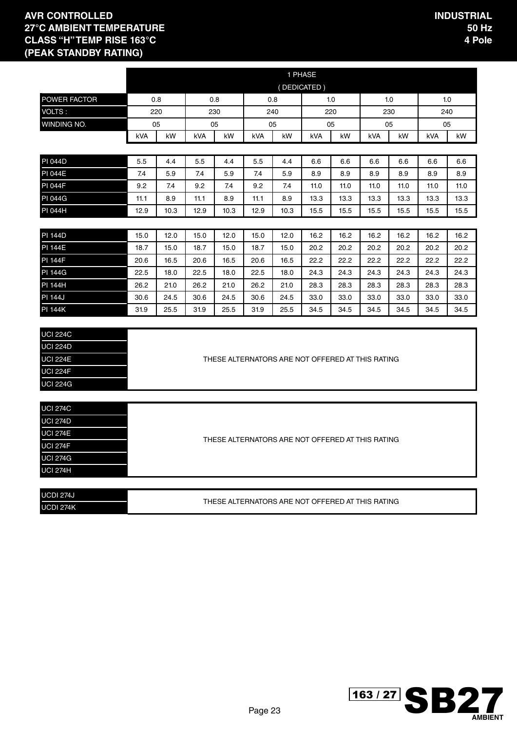**AVR CONTROLLED**
**27°C AMBIENT TEMPERATURE**
**CLASS "H" TEMP RISE 163°C**
**(PEAK STANDBY RATING)**

**INDUSTRIAL**
**50 Hz**
**4 Pole**

| | 1 PHASE (DEDICATED) | | | | | | | | | | | |
|---|---|---|---|---|---|---|---|---|---|---|---|---|
| POWER FACTOR | 0.8 | | 0.8 | | 0.8 | | 1.0 | | 1.0 | | 1.0 | |
| VOLTS : | 220 | | 230 | | 240 | | 220 | | 230 | | 240 | |
| WINDING NO. | 05 | | 05 | | 05 | | 05 | | 05 | | 05 | |
| | kVA | kW | kVA | kW | kVA | kW | kVA | kW | kVA | kW | kVA | kW |
| PI 044D | 5.5 | 4.4 | 5.5 | 4.4 | 5.5 | 4.4 | 6.6 | 6.6 | 6.6 | 6.6 | 6.6 | 6.6 |
| PI 044E | 7.4 | 5.9 | 7.4 | 5.9 | 7.4 | 5.9 | 8.9 | 8.9 | 8.9 | 8.9 | 8.9 | 8.9 |
| PI 044F | 9.2 | 7.4 | 9.2 | 7.4 | 9.2 | 7.4 | 11.0 | 11.0 | 11.0 | 11.0 | 11.0 | 11.0 |
| PI 044G | 11.1 | 8.9 | 11.1 | 8.9 | 11.1 | 8.9 | 13.3 | 13.3 | 13.3 | 13.3 | 13.3 | 13.3 |
| PI 044H | 12.9 | 10.3 | 12.9 | 10.3 | 12.9 | 10.3 | 15.5 | 15.5 | 15.5 | 15.5 | 15.5 | 15.5 |
| PI 144D | 15.0 | 12.0 | 15.0 | 12.0 | 15.0 | 12.0 | 16.2 | 16.2 | 16.2 | 16.2 | 16.2 | 16.2 |
| PI 144E | 18.7 | 15.0 | 18.7 | 15.0 | 18.7 | 15.0 | 20.2 | 20.2 | 20.2 | 20.2 | 20.2 | 20.2 |
| PI 144F | 20.6 | 16.5 | 20.6 | 16.5 | 20.6 | 16.5 | 22.2 | 22.2 | 22.2 | 22.2 | 22.2 | 22.2 |
| PI 144G | 22.5 | 18.0 | 22.5 | 18.0 | 22.5 | 18.0 | 24.3 | 24.3 | 24.3 | 24.3 | 24.3 | 24.3 |
| PI 144H | 26.2 | 21.0 | 26.2 | 21.0 | 26.2 | 21.0 | 28.3 | 28.3 | 28.3 | 28.3 | 28.3 | 28.3 |
| PI 144J | 30.6 | 24.5 | 30.6 | 24.5 | 30.6 | 24.5 | 33.0 | 33.0 | 33.0 | 33.0 | 33.0 | 33.0 |
| PI 144K | 31.9 | 25.5 | 31.9 | 25.5 | 31.9 | 25.5 | 34.5 | 34.5 | 34.5 | 34.5 | 34.5 | 34.5 |

| | |
|---|---|
| UCI 224C | THESE ALTERNATORS ARE NOT OFFERED AT THIS RATING |
| UCI 224D | |
| UCI 224E | |
| UCI 224F | |
| UCI 224G | |

| | |
|---|---|
| UCI 274C | THESE ALTERNATORS ARE NOT OFFERED AT THIS RATING |
| UCI 274D | |
| UCI 274E | |
| UCI 274F | |
| UCI 274G | |
| UCI 274H | |

| | |
|---|---|
| UCDI 274J | THESE ALTERNATORS ARE NOT OFFERED AT THIS RATING |
| UCDI 274K | |

163 / 27 **SB27** AMBIENT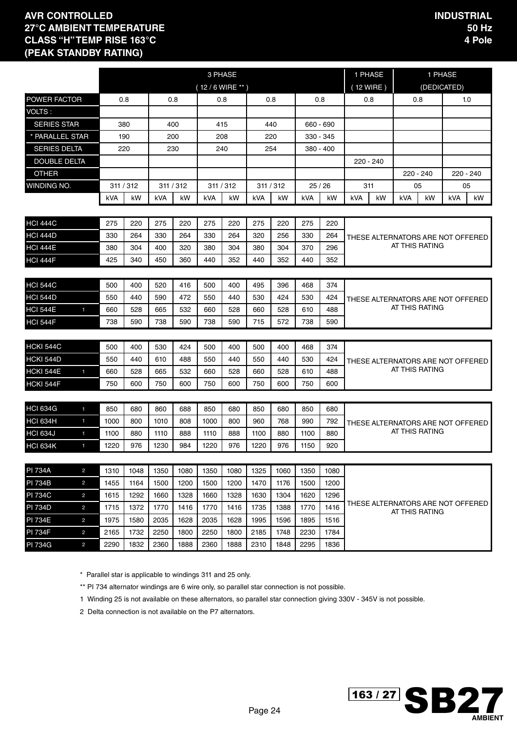**AVR CONTROLLED**
**27°C AMBIENT TEMPERATURE**
**CLASS "H" TEMP RISE 163°C**
**(PEAK STANDBY RATING)**

**INDUSTRIAL**
**50 Hz**
**4 Pole**

| | | 3 PHASE (12 / 6 WIRE **) | | | | | | | | | | 1 PHASE (12 WIRE) | | 1 PHASE (DEDICATED) | | | |
|---|---|---|---|---|---|---|---|---|---|---|---|---|---|---|---|---|---|
| POWER FACTOR | | 0.8 | | 0.8 | | 0.8 | | 0.8 | | 0.8 | | 0.8 | | 0.8 | | 1.0 | |
| VOLTS : | | | | | | | | | | | | | | | | | |
| SERIES STAR | | 380 | | 400 | | 415 | | 440 | | 660 - 690 | | | | | | | |
| * PARALLEL STAR | | 190 | | 200 | | 208 | | 220 | | 330 - 345 | | | | | | | |
| SERIES DELTA | | 220 | | 230 | | 240 | | 254 | | 380 - 400 | | | | | | | |
| DOUBLE DELTA | | | | | | | | | | | | 220 - 240 | | | | | |
| OTHER | | | | | | | | | | | | | | 220 - 240 | | 220 - 240 | |
| WINDING NO. | | 311 / 312 | | 311 / 312 | | 311 / 312 | | 311 / 312 | | 25 / 26 | | 311 | | 05 | | 05 | |
| | | kVA | kW | kVA | kW | kVA | kW | kVA | kW | kVA | kW | kVA | kW | kVA | kW | kVA | kW |
| HCI 444C | | 275 | 220 | 275 | 220 | 275 | 220 | 275 | 220 | 275 | 220 | THESE ALTERNATORS ARE NOT OFFERED AT THIS RATING | | | | | |
| HCI 444D | | 330 | 264 | 330 | 264 | 330 | 264 | 320 | 256 | 330 | 264 | | | | | | |
| HCI 444E | | 380 | 304 | 400 | 320 | 380 | 304 | 380 | 304 | 370 | 296 | | | | | | |
| HCI 444F | | 425 | 340 | 450 | 360 | 440 | 352 | 440 | 352 | 440 | 352 | | | | | | |
| HCI 544C | | 500 | 400 | 520 | 416 | 500 | 400 | 495 | 396 | 468 | 374 | THESE ALTERNATORS ARE NOT OFFERED AT THIS RATING | | | | | |
| HCI 544D | | 550 | 440 | 590 | 472 | 550 | 440 | 530 | 424 | 530 | 424 | | | | | | |
| HCI 544E | 1 | 660 | 528 | 665 | 532 | 660 | 528 | 660 | 528 | 610 | 488 | | | | | | |
| HCI 544F | | 738 | 590 | 738 | 590 | 738 | 590 | 715 | 572 | 738 | 590 | | | | | | |
| HCKI 544C | | 500 | 400 | 530 | 424 | 500 | 400 | 500 | 400 | 468 | 374 | THESE ALTERNATORS ARE NOT OFFERED AT THIS RATING | | | | | |
| HCKI 544D | | 550 | 440 | 610 | 488 | 550 | 440 | 550 | 440 | 530 | 424 | | | | | | |
| HCKI 544E | 1 | 660 | 528 | 665 | 532 | 660 | 528 | 660 | 528 | 610 | 488 | | | | | | |
| HCKI 544F | | 750 | 600 | 750 | 600 | 750 | 600 | 750 | 600 | 750 | 600 | | | | | | |
| HCI 634G | 1 | 850 | 680 | 860 | 688 | 850 | 680 | 850 | 680 | 850 | 680 | THESE ALTERNATORS ARE NOT OFFERED AT THIS RATING | | | | | |
| HCI 634H | 1 | 1000 | 800 | 1010 | 808 | 1000 | 800 | 960 | 768 | 990 | 792 | | | | | | |
| HCI 634J | 1 | 1100 | 880 | 1110 | 888 | 1110 | 888 | 1100 | 880 | 1100 | 880 | | | | | | |
| HCI 634K | 1 | 1220 | 976 | 1230 | 984 | 1220 | 976 | 1220 | 976 | 1150 | 920 | | | | | | |
| PI 734A | 2 | 1310 | 1048 | 1350 | 1080 | 1350 | 1080 | 1325 | 1060 | 1350 | 1080 | THESE ALTERNATORS ARE NOT OFFERED AT THIS RATING | | | | | |
| PI 734B | 2 | 1455 | 1164 | 1500 | 1200 | 1500 | 1200 | 1470 | 1176 | 1500 | 1200 | | | | | | |
| PI 734C | 2 | 1615 | 1292 | 1660 | 1328 | 1660 | 1328 | 1630 | 1304 | 1620 | 1296 | | | | | | |
| PI 734D | 2 | 1715 | 1372 | 1770 | 1416 | 1770 | 1416 | 1735 | 1388 | 1770 | 1416 | | | | | | |
| PI 734E | 2 | 1975 | 1580 | 2035 | 1628 | 2035 | 1628 | 1995 | 1596 | 1895 | 1516 | | | | | | |
| PI 734F | 2 | 2165 | 1732 | 2250 | 1800 | 2250 | 1800 | 2185 | 1748 | 2230 | 1784 | | | | | | |
| PI 734G | 2 | 2290 | 1832 | 2360 | 1888 | 2360 | 1888 | 2310 | 1848 | 2295 | 1836 | | | | | | |

\* Parallel star is applicable to windings 311 and 25 only.

** PI 734 alternator windings are 6 wire only, so parallel star connection is not possible.

1 Winding 25 is not available on these alternators, so parallel star connection giving 330V - 345V is not possible.

2 Delta connection is not available on the P7 alternators.

163 / 27 **SB27** AMBIENT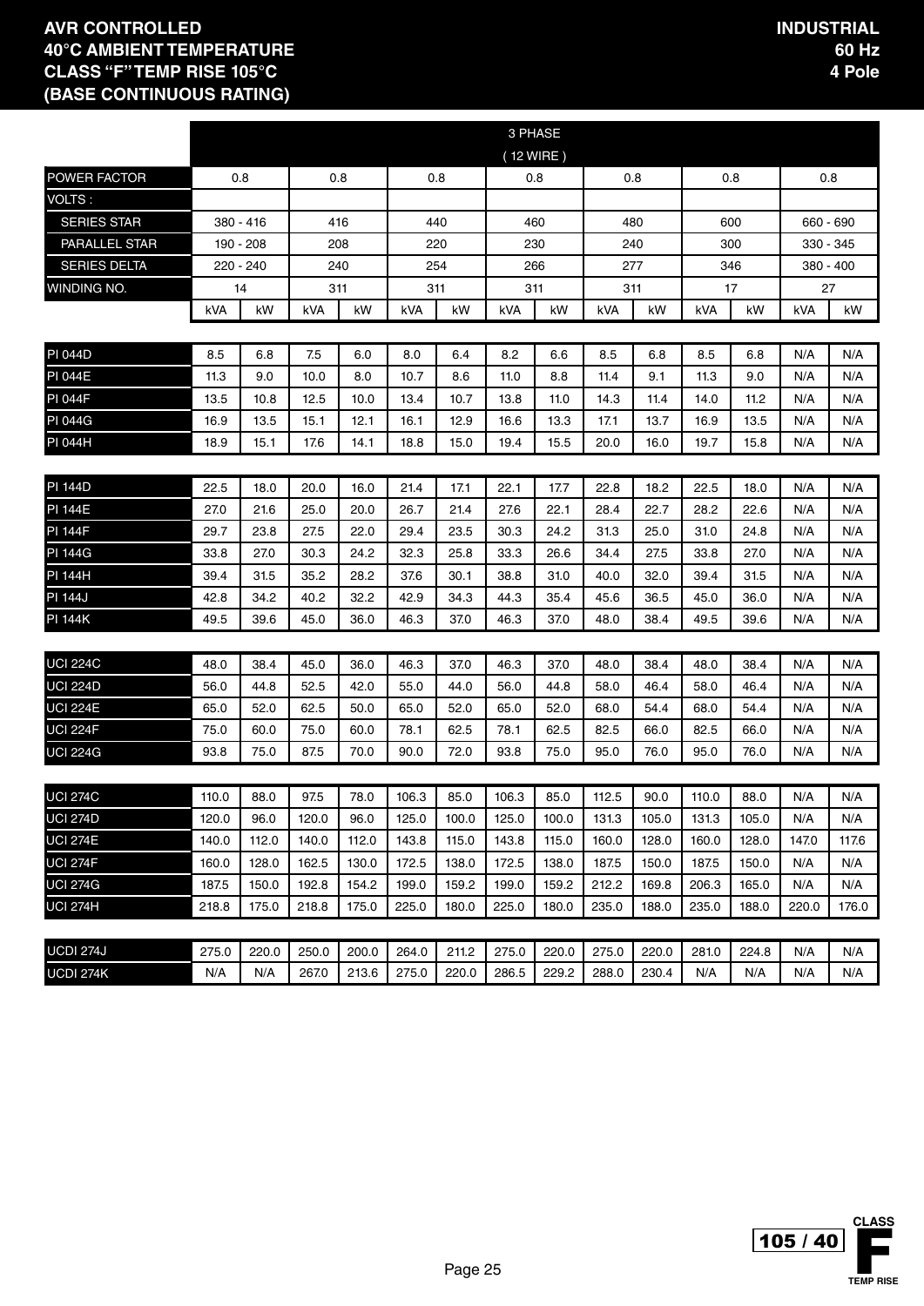**AVR CONTROLLED**
**40°C AMBIENT TEMPERATURE**
**CLASS "F" TEMP RISE 105°C**
**(BASE CONTINUOUS RATING)**

**INDUSTRIAL**
**60 Hz**
**4 Pole**

| | 3 PHASE (12 WIRE) | | | | | | | | | | | | | |
|---|---|---|---|---|---|---|---|---|---|---|---|---|---|---|
| POWER FACTOR | 0.8 | | 0.8 | | 0.8 | | 0.8 | | 0.8 | | 0.8 | | 0.8 | |
| VOLTS : | | | | | | | | | | | | | | |
| SERIES STAR | 380 - 416 | | 416 | | 440 | | 460 | | 480 | | 600 | | 660 - 690 | |
| PARALLEL STAR | 190 - 208 | | 208 | | 220 | | 230 | | 240 | | 300 | | 330 - 345 | |
| SERIES DELTA | 220 - 240 | | 240 | | 254 | | 266 | | 277 | | 346 | | 380 - 400 | |
| WINDING NO. | 14 | | 311 | | 311 | | 311 | | 311 | | 17 | | 27 | |
| | kVA | kW | kVA | kW | kVA | kW | kVA | kW | kVA | kW | kVA | kW | kVA | kW |
| PI 044D | 8.5 | 6.8 | 7.5 | 6.0 | 8.0 | 6.4 | 8.2 | 6.6 | 8.5 | 6.8 | 8.5 | 6.8 | N/A | N/A |
| PI 044E | 11.3 | 9.0 | 10.0 | 8.0 | 10.7 | 8.6 | 11.0 | 8.8 | 11.4 | 9.1 | 11.3 | 9.0 | N/A | N/A |
| PI 044F | 13.5 | 10.8 | 12.5 | 10.0 | 13.4 | 10.7 | 13.8 | 11.0 | 14.3 | 11.4 | 14.0 | 11.2 | N/A | N/A |
| PI 044G | 16.9 | 13.5 | 15.1 | 12.1 | 16.1 | 12.9 | 16.6 | 13.3 | 17.1 | 13.7 | 16.9 | 13.5 | N/A | N/A |
| PI 044H | 18.9 | 15.1 | 17.6 | 14.1 | 18.8 | 15.0 | 19.4 | 15.5 | 20.0 | 16.0 | 19.7 | 15.8 | N/A | N/A |
| PI 144D | 22.5 | 18.0 | 20.0 | 16.0 | 21.4 | 17.1 | 22.1 | 17.7 | 22.8 | 18.2 | 22.5 | 18.0 | N/A | N/A |
| PI 144E | 27.0 | 21.6 | 25.0 | 20.0 | 26.7 | 21.4 | 27.6 | 22.1 | 28.4 | 22.7 | 28.2 | 22.6 | N/A | N/A |
| PI 144F | 29.7 | 23.8 | 27.5 | 22.0 | 29.4 | 23.5 | 30.3 | 24.2 | 31.3 | 25.0 | 31.0 | 24.8 | N/A | N/A |
| PI 144G | 33.8 | 27.0 | 30.3 | 24.2 | 32.3 | 25.8 | 33.3 | 26.6 | 34.4 | 27.5 | 33.8 | 27.0 | N/A | N/A |
| PI 144H | 39.4 | 31.5 | 35.2 | 28.2 | 37.6 | 30.1 | 38.8 | 31.0 | 40.0 | 32.0 | 39.4 | 31.5 | N/A | N/A |
| PI 144J | 42.8 | 34.2 | 40.2 | 32.2 | 42.9 | 34.3 | 44.3 | 35.4 | 45.6 | 36.5 | 45.0 | 36.0 | N/A | N/A |
| PI 144K | 49.5 | 39.6 | 45.0 | 36.0 | 46.3 | 37.0 | 46.3 | 37.0 | 48.0 | 38.4 | 49.5 | 39.6 | N/A | N/A |
| UCI 224C | 48.0 | 38.4 | 45.0 | 36.0 | 46.3 | 37.0 | 46.3 | 37.0 | 48.0 | 38.4 | 48.0 | 38.4 | N/A | N/A |
| UCI 224D | 56.0 | 44.8 | 52.5 | 42.0 | 55.0 | 44.0 | 56.0 | 44.8 | 58.0 | 46.4 | 58.0 | 46.4 | N/A | N/A |
| UCI 224E | 65.0 | 52.0 | 62.5 | 50.0 | 65.0 | 52.0 | 65.0 | 52.0 | 68.0 | 54.4 | 68.0 | 54.4 | N/A | N/A |
| UCI 224F | 75.0 | 60.0 | 75.0 | 60.0 | 78.1 | 62.5 | 78.1 | 62.5 | 82.5 | 66.0 | 82.5 | 66.0 | N/A | N/A |
| UCI 224G | 93.8 | 75.0 | 87.5 | 70.0 | 90.0 | 72.0 | 93.8 | 75.0 | 95.0 | 76.0 | 95.0 | 76.0 | N/A | N/A |
| UCI 274C | 110.0 | 88.0 | 97.5 | 78.0 | 106.3 | 85.0 | 106.3 | 85.0 | 112.5 | 90.0 | 110.0 | 88.0 | N/A | N/A |
| UCI 274D | 120.0 | 96.0 | 120.0 | 96.0 | 125.0 | 100.0 | 125.0 | 100.0 | 131.3 | 105.0 | 131.3 | 105.0 | N/A | N/A |
| UCI 274E | 140.0 | 112.0 | 140.0 | 112.0 | 143.8 | 115.0 | 143.8 | 115.0 | 160.0 | 128.0 | 160.0 | 128.0 | 147.0 | 117.6 |
| UCI 274F | 160.0 | 128.0 | 162.5 | 130.0 | 172.5 | 138.0 | 172.5 | 138.0 | 187.5 | 150.0 | 187.5 | 150.0 | N/A | N/A |
| UCI 274G | 187.5 | 150.0 | 192.8 | 154.2 | 199.0 | 159.2 | 199.0 | 159.2 | 212.2 | 169.8 | 206.3 | 165.0 | N/A | N/A |
| UCI 274H | 218.8 | 175.0 | 218.8 | 175.0 | 225.0 | 180.0 | 225.0 | 180.0 | 235.0 | 188.0 | 235.0 | 188.0 | 220.0 | 176.0 |
| UCDI 274J | 275.0 | 220.0 | 250.0 | 200.0 | 264.0 | 211.2 | 275.0 | 220.0 | 275.0 | 220.0 | 281.0 | 224.8 | N/A | N/A |
| UCDI 274K | N/A | N/A | 267.0 | 213.6 | 275.0 | 220.0 | 286.5 | 229.2 | 288.0 | 230.4 | N/A | N/A | N/A | N/A |

105 / 40 CLASS F TEMP RISE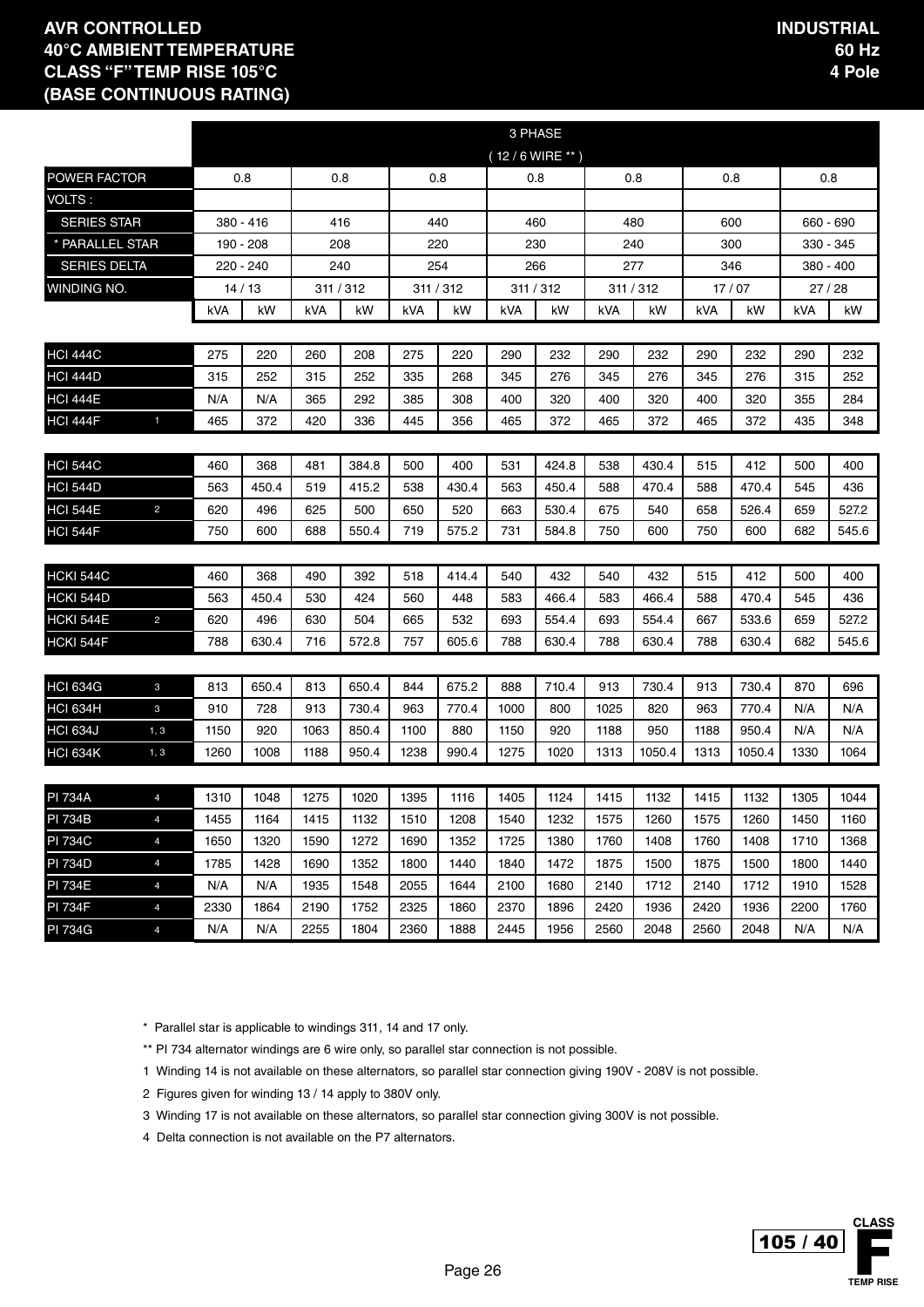**AVR CONTROLLED**
**40°C AMBIENT TEMPERATURE**
**CLASS "F" TEMP RISE 105°C**
**(BASE CONTINUOUS RATING)**

**INDUSTRIAL**
**60 Hz**
**4 Pole**

| | | 3 PHASE (12 / 6 WIRE **) | | | | | | | | | | | | | |
|---|---|---|---|---|---|---|---|---|---|---|---|---|---|---|---|
| POWER FACTOR | | 0.8 | | 0.8 | | 0.8 | | 0.8 | | 0.8 | | 0.8 | | 0.8 | |
| VOLTS : | | | | | | | | | | | | | | | |
| SERIES STAR | | 380 - 416 | | 416 | | 440 | | 460 | | 480 | | 600 | | 660 - 690 | |
| * PARALLEL STAR | | 190 - 208 | | 208 | | 220 | | 230 | | 240 | | 300 | | 330 - 345 | |
| SERIES DELTA | | 220 - 240 | | 240 | | 254 | | 266 | | 277 | | 346 | | 380 - 400 | |
| WINDING NO. | | 14 / 13 | | 311 / 312 | | 311 / 312 | | 311 / 312 | | 311 / 312 | | 17 / 07 | | 27 / 28 | |
| | | kVA | kW | kVA | kW | kVA | kW | kVA | kW | kVA | kW | kVA | kW | kVA | kW |
| HCI 444C | | 275 | 220 | 260 | 208 | 275 | 220 | 290 | 232 | 290 | 232 | 290 | 232 | 290 | 232 |
| HCI 444D | | 315 | 252 | 315 | 252 | 335 | 268 | 345 | 276 | 345 | 276 | 345 | 276 | 315 | 252 |
| HCI 444E | | N/A | N/A | 365 | 292 | 385 | 308 | 400 | 320 | 400 | 320 | 400 | 320 | 355 | 284 |
| HCI 444F | 1 | 465 | 372 | 420 | 336 | 445 | 356 | 465 | 372 | 465 | 372 | 465 | 372 | 435 | 348 |
| HCI 544C | | 460 | 368 | 481 | 384.8 | 500 | 400 | 531 | 424.8 | 538 | 430.4 | 515 | 412 | 500 | 400 |
| HCI 544D | | 563 | 450.4 | 519 | 415.2 | 538 | 430.4 | 563 | 450.4 | 588 | 470.4 | 588 | 470.4 | 545 | 436 |
| HCI 544E | 2 | 620 | 496 | 625 | 500 | 650 | 520 | 663 | 530.4 | 675 | 540 | 658 | 526.4 | 659 | 527.2 |
| HCI 544F | | 750 | 600 | 688 | 550.4 | 719 | 575.2 | 731 | 584.8 | 750 | 600 | 750 | 600 | 682 | 545.6 |
| HCKI 544C | | 460 | 368 | 490 | 392 | 518 | 414.4 | 540 | 432 | 540 | 432 | 515 | 412 | 500 | 400 |
| HCKI 544D | | 563 | 450.4 | 530 | 424 | 560 | 448 | 583 | 466.4 | 583 | 466.4 | 588 | 470.4 | 545 | 436 |
| HCKI 544E | 2 | 620 | 496 | 630 | 504 | 665 | 532 | 693 | 554.4 | 693 | 554.4 | 667 | 533.6 | 659 | 527.2 |
| HCKI 544F | | 788 | 630.4 | 716 | 572.8 | 757 | 605.6 | 788 | 630.4 | 788 | 630.4 | 788 | 630.4 | 682 | 545.6 |
| HCI 634G | 3 | 813 | 650.4 | 813 | 650.4 | 844 | 675.2 | 888 | 710.4 | 913 | 730.4 | 913 | 730.4 | 870 | 696 |
| HCI 634H | 3 | 910 | 728 | 913 | 730.4 | 963 | 770.4 | 1000 | 800 | 1025 | 820 | 963 | 770.4 | N/A | N/A |
| HCI 634J | 1, 3 | 1150 | 920 | 1063 | 850.4 | 1100 | 880 | 1150 | 920 | 1188 | 950 | 1188 | 950.4 | N/A | N/A |
| HCI 634K | 1, 3 | 1260 | 1008 | 1188 | 950.4 | 1238 | 990.4 | 1275 | 1020 | 1313 | 1050.4 | 1313 | 1050.4 | 1330 | 1064 |
| PI 734A | 4 | 1310 | 1048 | 1275 | 1020 | 1395 | 1116 | 1405 | 1124 | 1415 | 1132 | 1415 | 1132 | 1305 | 1044 |
| PI 734B | 4 | 1455 | 1164 | 1415 | 1132 | 1510 | 1208 | 1540 | 1232 | 1575 | 1260 | 1575 | 1260 | 1450 | 1160 |
| PI 734C | 4 | 1650 | 1320 | 1590 | 1272 | 1690 | 1352 | 1725 | 1380 | 1760 | 1408 | 1760 | 1408 | 1710 | 1368 |
| PI 734D | 4 | 1785 | 1428 | 1690 | 1352 | 1800 | 1440 | 1840 | 1472 | 1875 | 1500 | 1875 | 1500 | 1800 | 1440 |
| PI 734E | 4 | N/A | N/A | 1935 | 1548 | 2055 | 1644 | 2100 | 1680 | 2140 | 1712 | 2140 | 1712 | 1910 | 1528 |
| PI 734F | 4 | 2330 | 1864 | 2190 | 1752 | 2325 | 1860 | 2370 | 1896 | 2420 | 1936 | 2420 | 1936 | 2200 | 1760 |
| PI 734G | 4 | N/A | N/A | 2255 | 1804 | 2360 | 1888 | 2445 | 1956 | 2560 | 2048 | 2560 | 2048 | N/A | N/A |

\* Parallel star is applicable to windings 311, 14 and 17 only.

** PI 734 alternator windings are 6 wire only, so parallel star connection is not possible.

1 Winding 14 is not available on these alternators, so parallel star connection giving 190V - 208V is not possible.

2 Figures given for winding 13 / 14 apply to 380V only.

3 Winding 17 is not available on these alternators, so parallel star connection giving 300V is not possible.

4 Delta connection is not available on the P7 alternators.

105 / 40 CLASS F TEMP RISE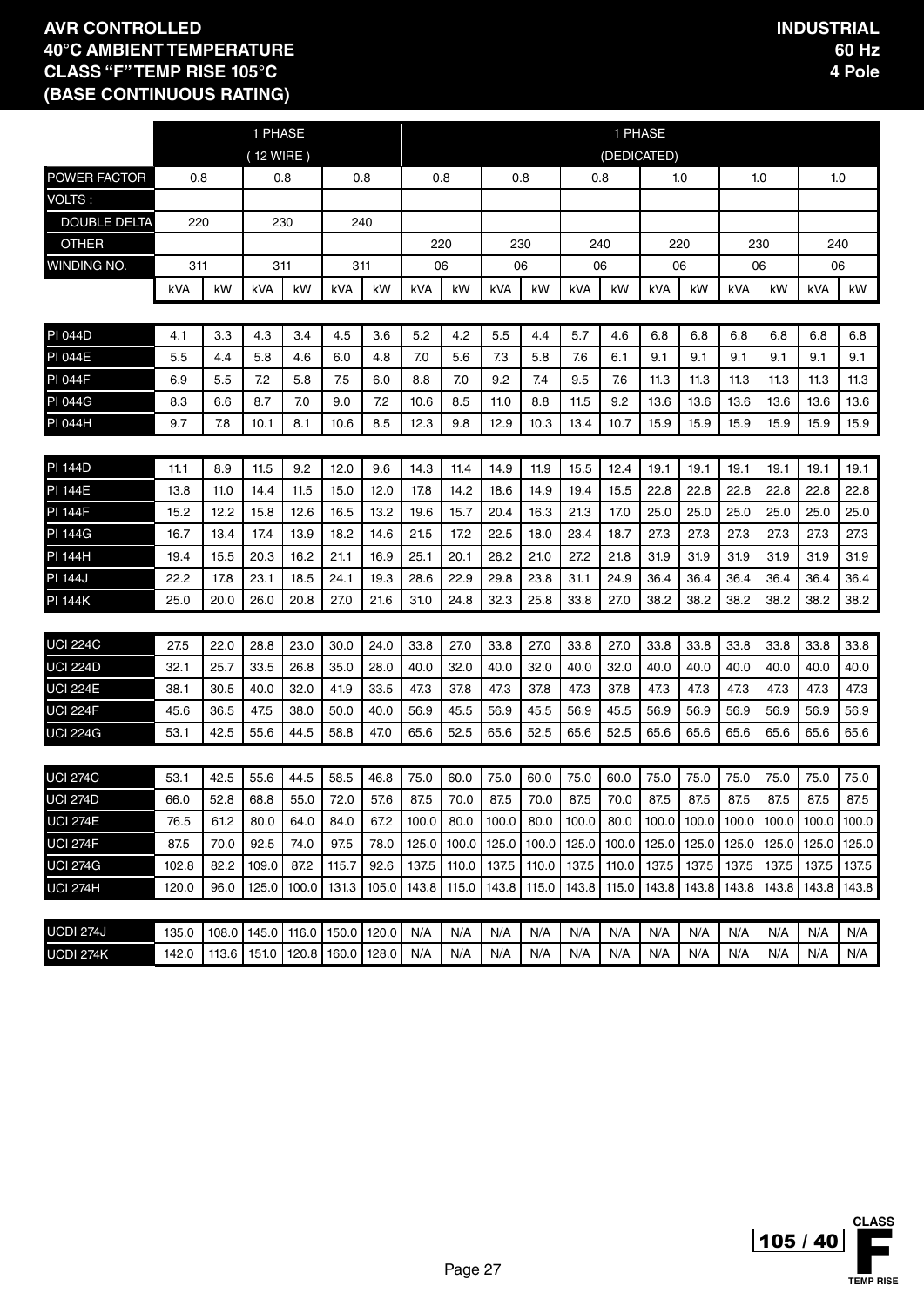**AVR CONTROLLED**
**40°C AMBIENT TEMPERATURE**
**CLASS "F" TEMP RISE 105°C**
**(BASE CONTINUOUS RATING)**

**INDUSTRIAL**
**60 Hz**
**4 Pole**

| | 1 PHASE (12 WIRE) | | | | | | 1 PHASE (DEDICATED) | | | | | | | | | | | | | |
|---|---|---|---|---|---|---|---|---|---|---|---|---|---|---|---|---|---|---|---|---|
| POWER FACTOR | 0.8 | | 0.8 | | 0.8 | | 0.8 | | 0.8 | | 0.8 | | 1.0 | | 1.0 | | 1.0 | |
| VOLTS : | | | | | | | | | | | | | | | | | | |
| DOUBLE DELTA | 220 | | 230 | | 240 | | | | | | | | | | | | | |
| OTHER | | | | | | | 220 | | 230 | | 240 | | 220 | | 230 | | 240 | |
| WINDING NO. | 311 | | 311 | | 311 | | 06 | | 06 | | 06 | | 06 | | 06 | | 06 | |
| | kVA | kW | kVA | kW | kVA | kW | kVA | kW | kVA | kW | kVA | kW | kVA | kW | kVA | kW | kVA | kW |
| PI 044D | 4.1 | 3.3 | 4.3 | 3.4 | 4.5 | 3.6 | 5.2 | 4.2 | 5.5 | 4.4 | 5.7 | 4.6 | 6.8 | 6.8 | 6.8 | 6.8 | 6.8 | 6.8 |
| PI 044E | 5.5 | 4.4 | 5.8 | 4.6 | 6.0 | 4.8 | 7.0 | 5.6 | 7.3 | 5.8 | 7.6 | 6.1 | 9.1 | 9.1 | 9.1 | 9.1 | 9.1 | 9.1 |
| PI 044F | 6.9 | 5.5 | 7.2 | 5.8 | 7.5 | 6.0 | 8.8 | 7.0 | 9.2 | 7.4 | 9.5 | 7.6 | 11.3 | 11.3 | 11.3 | 11.3 | 11.3 | 11.3 |
| PI 044G | 8.3 | 6.6 | 8.7 | 7.0 | 9.0 | 7.2 | 10.6 | 8.5 | 11.0 | 8.8 | 11.5 | 9.2 | 13.6 | 13.6 | 13.6 | 13.6 | 13.6 | 13.6 |
| PI 044H | 9.7 | 7.8 | 10.1 | 8.1 | 10.6 | 8.5 | 12.3 | 9.8 | 12.9 | 10.3 | 13.4 | 10.7 | 15.9 | 15.9 | 15.9 | 15.9 | 15.9 | 15.9 |
| PI 144D | 11.1 | 8.9 | 11.5 | 9.2 | 12.0 | 9.6 | 14.3 | 11.4 | 14.9 | 11.9 | 15.5 | 12.4 | 19.1 | 19.1 | 19.1 | 19.1 | 19.1 | 19.1 |
| PI 144E | 13.8 | 11.0 | 14.4 | 11.5 | 15.0 | 12.0 | 17.8 | 14.2 | 18.6 | 14.9 | 19.4 | 15.5 | 22.8 | 22.8 | 22.8 | 22.8 | 22.8 | 22.8 |
| PI 144F | 15.2 | 12.2 | 15.8 | 12.6 | 16.5 | 13.2 | 19.6 | 15.7 | 20.4 | 16.3 | 21.3 | 17.0 | 25.0 | 25.0 | 25.0 | 25.0 | 25.0 | 25.0 |
| PI 144G | 16.7 | 13.4 | 17.4 | 13.9 | 18.2 | 14.6 | 21.5 | 17.2 | 22.5 | 18.0 | 23.4 | 18.7 | 27.3 | 27.3 | 27.3 | 27.3 | 27.3 | 27.3 |
| PI 144H | 19.4 | 15.5 | 20.3 | 16.2 | 21.1 | 16.9 | 25.1 | 20.1 | 26.2 | 21.0 | 27.2 | 21.8 | 31.9 | 31.9 | 31.9 | 31.9 | 31.9 | 31.9 |
| PI 144J | 22.2 | 17.8 | 23.1 | 18.5 | 24.1 | 19.3 | 28.6 | 22.9 | 29.8 | 23.8 | 31.1 | 24.9 | 36.4 | 36.4 | 36.4 | 36.4 | 36.4 | 36.4 |
| PI 144K | 25.0 | 20.0 | 26.0 | 20.8 | 27.0 | 21.6 | 31.0 | 24.8 | 32.3 | 25.8 | 33.8 | 27.0 | 38.2 | 38.2 | 38.2 | 38.2 | 38.2 | 38.2 |
| UCI 224C | 27.5 | 22.0 | 28.8 | 23.0 | 30.0 | 24.0 | 33.8 | 27.0 | 33.8 | 27.0 | 33.8 | 27.0 | 33.8 | 33.8 | 33.8 | 33.8 | 33.8 | 33.8 |
| UCI 224D | 32.1 | 25.7 | 33.5 | 26.8 | 35.0 | 28.0 | 40.0 | 32.0 | 40.0 | 32.0 | 40.0 | 32.0 | 40.0 | 40.0 | 40.0 | 40.0 | 40.0 | 40.0 |
| UCI 224E | 38.1 | 30.5 | 40.0 | 32.0 | 41.9 | 33.5 | 47.3 | 37.8 | 47.3 | 37.8 | 47.3 | 37.8 | 47.3 | 47.3 | 47.3 | 47.3 | 47.3 | 47.3 |
| UCI 224F | 45.6 | 36.5 | 47.5 | 38.0 | 50.0 | 40.0 | 56.9 | 45.5 | 56.9 | 45.5 | 56.9 | 45.5 | 56.9 | 56.9 | 56.9 | 56.9 | 56.9 | 56.9 |
| UCI 224G | 53.1 | 42.5 | 55.6 | 44.5 | 58.8 | 47.0 | 65.6 | 52.5 | 65.6 | 52.5 | 65.6 | 52.5 | 65.6 | 65.6 | 65.6 | 65.6 | 65.6 | 65.6 |
| UCI 274C | 53.1 | 42.5 | 55.6 | 44.5 | 58.5 | 46.8 | 75.0 | 60.0 | 75.0 | 60.0 | 75.0 | 60.0 | 75.0 | 75.0 | 75.0 | 75.0 | 75.0 | 75.0 |
| UCI 274D | 66.0 | 52.8 | 68.8 | 55.0 | 72.0 | 57.6 | 87.5 | 70.0 | 87.5 | 70.0 | 87.5 | 70.0 | 87.5 | 87.5 | 87.5 | 87.5 | 87.5 | 87.5 |
| UCI 274E | 76.5 | 61.2 | 80.0 | 64.0 | 84.0 | 67.2 | 100.0 | 80.0 | 100.0 | 80.0 | 100.0 | 80.0 | 100.0 | 100.0 | 100.0 | 100.0 | 100.0 | 100.0 |
| UCI 274F | 87.5 | 70.0 | 92.5 | 74.0 | 97.5 | 78.0 | 125.0 | 100.0 | 125.0 | 100.0 | 125.0 | 100.0 | 125.0 | 125.0 | 125.0 | 125.0 | 125.0 | 125.0 |
| UCI 274G | 102.8 | 82.2 | 109.0 | 87.2 | 115.7 | 92.6 | 137.5 | 110.0 | 137.5 | 110.0 | 137.5 | 110.0 | 137.5 | 137.5 | 137.5 | 137.5 | 137.5 | 137.5 |
| UCI 274H | 120.0 | 96.0 | 125.0 | 100.0 | 131.3 | 105.0 | 143.8 | 115.0 | 143.8 | 115.0 | 143.8 | 115.0 | 143.8 | 143.8 | 143.8 | 143.8 | 143.8 | 143.8 |
| UCDI 274J | 135.0 | 108.0 | 145.0 | 116.0 | 150.0 | 120.0 | N/A | N/A | N/A | N/A | N/A | N/A | N/A | N/A | N/A | N/A | N/A | N/A |
| UCDI 274K | 142.0 | 113.6 | 151.0 | 120.8 | 160.0 | 128.0 | N/A | N/A | N/A | N/A | N/A | N/A | N/A | N/A | N/A | N/A | N/A | N/A |

105 / 40 CLASS F TEMP RISE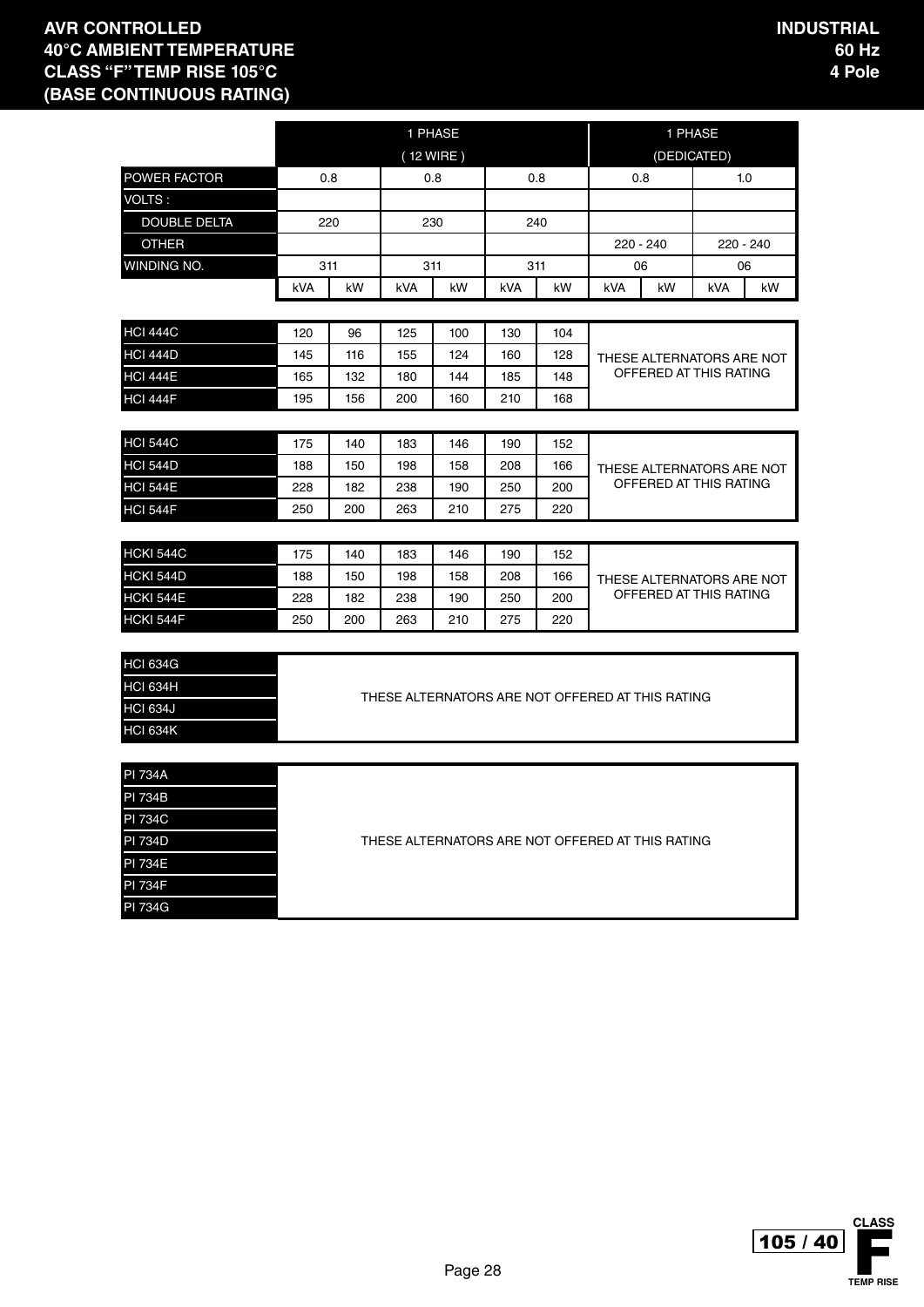**AVR CONTROLLED**
**40°C AMBIENT TEMPERATURE**
**CLASS "F" TEMP RISE 105°C**
**(BASE CONTINUOUS RATING)**

**INDUSTRIAL**
**60 Hz**
**4 Pole**

| | 1 PHASE (12 WIRE) | | | | | | 1 PHASE (DEDICATED) | | | |
|---|---|---|---|---|---|---|---|---|---|---|
| POWER FACTOR | 0.8 | | 0.8 | | 0.8 | | 0.8 | | 1.0 | |
| VOLTS : | | | | | | | | | | |
| DOUBLE DELTA | 220 | | 230 | | 240 | | | | | |
| OTHER | | | | | | | 220 - 240 | | 220 - 240 | |
| WINDING NO. | 311 | | 311 | | 311 | | 06 | | 06 | |
| | kVA | kW | kVA | kW | kVA | kW | kVA | kW | kVA | kW |
| HCI 444C | 120 | 96 | 125 | 100 | 130 | 104 | THESE ALTERNATORS ARE NOT OFFERED AT THIS RATING | | | |
| HCI 444D | 145 | 116 | 155 | 124 | 160 | 128 | | | | |
| HCI 444E | 165 | 132 | 180 | 144 | 185 | 148 | | | | |
| HCI 444F | 195 | 156 | 200 | 160 | 210 | 168 | | | | |
| HCI 544C | 175 | 140 | 183 | 146 | 190 | 152 | THESE ALTERNATORS ARE NOT OFFERED AT THIS RATING | | | |
| HCI 544D | 188 | 150 | 198 | 158 | 208 | 166 | | | | |
| HCI 544E | 228 | 182 | 238 | 190 | 250 | 200 | | | | |
| HCI 544F | 250 | 200 | 263 | 210 | 275 | 220 | | | | |
| HCKI 544C | 175 | 140 | 183 | 146 | 190 | 152 | THESE ALTERNATORS ARE NOT OFFERED AT THIS RATING | | | |
| HCKI 544D | 188 | 150 | 198 | 158 | 208 | 166 | | | | |
| HCKI 544E | 228 | 182 | 238 | 190 | 250 | 200 | | | | |
| HCKI 544F | 250 | 200 | 263 | 210 | 275 | 220 | | | | |
| HCI 634G | THESE ALTERNATORS ARE NOT OFFERED AT THIS RATING | | | | | | | | | |
| HCI 634H | | | | | | | | | | |
| HCI 634J | | | | | | | | | | |
| HCI 634K | | | | | | | | | | |
| PI 734A | THESE ALTERNATORS ARE NOT OFFERED AT THIS RATING | | | | | | | | | |
| PI 734B | | | | | | | | | | |
| PI 734C | | | | | | | | | | |
| PI 734D | | | | | | | | | | |
| PI 734E | | | | | | | | | | |
| PI 734F | | | | | | | | | | |
| PI 734G | | | | | | | | | | |

105 / 40 CLASS F TEMP RISE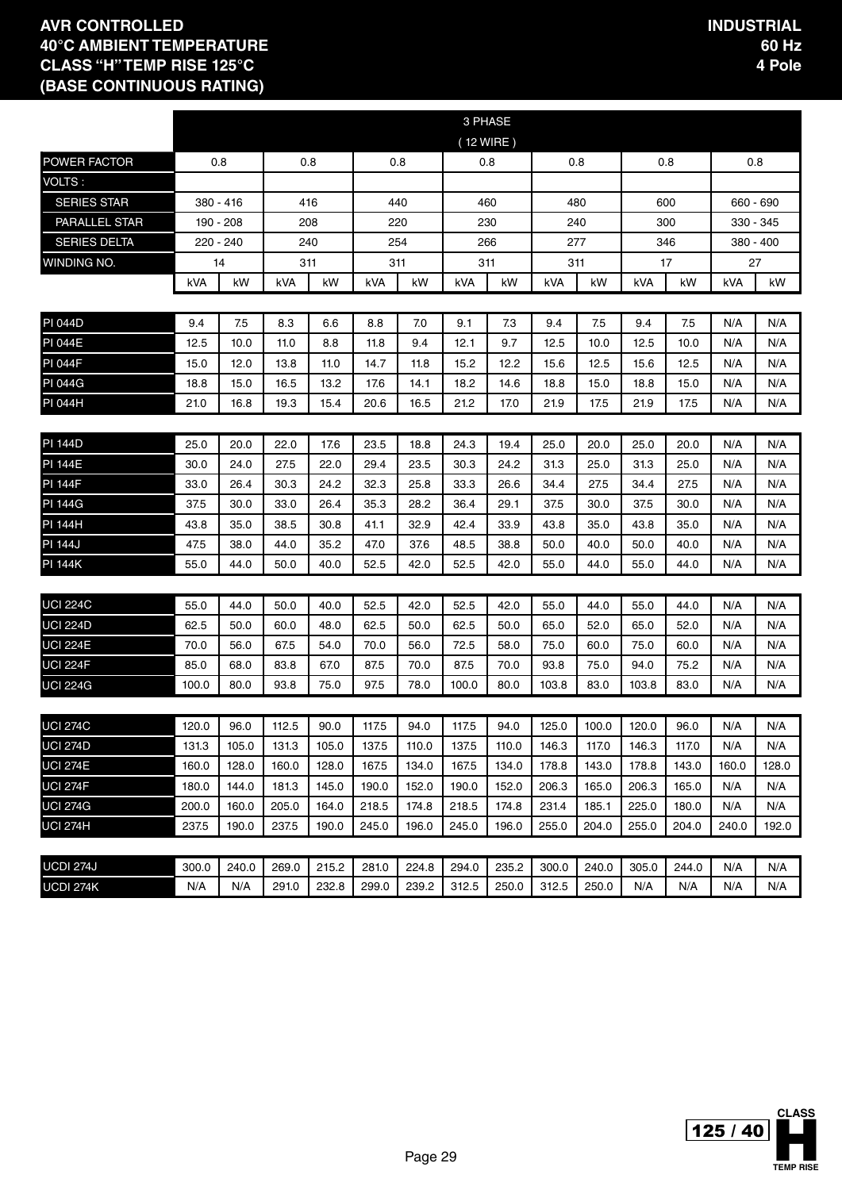**AVR CONTROLLED**
**40°C AMBIENT TEMPERATURE**
**CLASS "H" TEMP RISE 125°C**
**(BASE CONTINUOUS RATING)**

**INDUSTRIAL**
**60 Hz**
**4 Pole**

| | 3 PHASE (12 WIRE) | | | | | | | | | | | | | |
|---|---|---|---|---|---|---|---|---|---|---|---|---|---|---|
| POWER FACTOR | 0.8 | | 0.8 | | 0.8 | | 0.8 | | 0.8 | | 0.8 | | 0.8 | |
| VOLTS : | | | | | | | | | | | | | | |
| SERIES STAR | 380 - 416 | | 416 | | 440 | | 460 | | 480 | | 600 | | 660 - 690 | |
| PARALLEL STAR | 190 - 208 | | 208 | | 220 | | 230 | | 240 | | 300 | | 330 - 345 | |
| SERIES DELTA | 220 - 240 | | 240 | | 254 | | 266 | | 277 | | 346 | | 380 - 400 | |
| WINDING NO. | 14 | | 311 | | 311 | | 311 | | 311 | | 17 | | 27 | |
| | kVA | kW | kVA | kW | kVA | kW | kVA | kW | kVA | kW | kVA | kW | kVA | kW |
| PI 044D | 9.4 | 7.5 | 8.3 | 6.6 | 8.8 | 7.0 | 9.1 | 7.3 | 9.4 | 7.5 | 9.4 | 7.5 | N/A | N/A |
| PI 044E | 12.5 | 10.0 | 11.0 | 8.8 | 11.8 | 9.4 | 12.1 | 9.7 | 12.5 | 10.0 | 12.5 | 10.0 | N/A | N/A |
| PI 044F | 15.0 | 12.0 | 13.8 | 11.0 | 14.7 | 11.8 | 15.2 | 12.2 | 15.6 | 12.5 | 15.6 | 12.5 | N/A | N/A |
| PI 044G | 18.8 | 15.0 | 16.5 | 13.2 | 17.6 | 14.1 | 18.2 | 14.6 | 18.8 | 15.0 | 18.8 | 15.0 | N/A | N/A |
| PI 044H | 21.0 | 16.8 | 19.3 | 15.4 | 20.6 | 16.5 | 21.2 | 17.0 | 21.9 | 17.5 | 21.9 | 17.5 | N/A | N/A |
| PI 144D | 25.0 | 20.0 | 22.0 | 17.6 | 23.5 | 18.8 | 24.3 | 19.4 | 25.0 | 20.0 | 25.0 | 20.0 | N/A | N/A |
| PI 144E | 30.0 | 24.0 | 27.5 | 22.0 | 29.4 | 23.5 | 30.3 | 24.2 | 31.3 | 25.0 | 31.3 | 25.0 | N/A | N/A |
| PI 144F | 33.0 | 26.4 | 30.3 | 24.2 | 32.3 | 25.8 | 33.3 | 26.6 | 34.4 | 27.5 | 34.4 | 27.5 | N/A | N/A |
| PI 144G | 37.5 | 30.0 | 33.0 | 26.4 | 35.3 | 28.2 | 36.4 | 29.1 | 37.5 | 30.0 | 37.5 | 30.0 | N/A | N/A |
| PI 144H | 43.8 | 35.0 | 38.5 | 30.8 | 41.1 | 32.9 | 42.4 | 33.9 | 43.8 | 35.0 | 43.8 | 35.0 | N/A | N/A |
| PI 144J | 47.5 | 38.0 | 44.0 | 35.2 | 47.0 | 37.6 | 48.5 | 38.8 | 50.0 | 40.0 | 50.0 | 40.0 | N/A | N/A |
| PI 144K | 55.0 | 44.0 | 50.0 | 40.0 | 52.5 | 42.0 | 52.5 | 42.0 | 55.0 | 44.0 | 55.0 | 44.0 | N/A | N/A |
| UCI 224C | 55.0 | 44.0 | 50.0 | 40.0 | 52.5 | 42.0 | 52.5 | 42.0 | 55.0 | 44.0 | 55.0 | 44.0 | N/A | N/A |
| UCI 224D | 62.5 | 50.0 | 60.0 | 48.0 | 62.5 | 50.0 | 62.5 | 50.0 | 65.0 | 52.0 | 65.0 | 52.0 | N/A | N/A |
| UCI 224E | 70.0 | 56.0 | 67.5 | 54.0 | 70.0 | 56.0 | 72.5 | 58.0 | 75.0 | 60.0 | 75.0 | 60.0 | N/A | N/A |
| UCI 224F | 85.0 | 68.0 | 83.8 | 67.0 | 87.5 | 70.0 | 87.5 | 70.0 | 93.8 | 75.0 | 94.0 | 75.2 | N/A | N/A |
| UCI 224G | 100.0 | 80.0 | 93.8 | 75.0 | 97.5 | 78.0 | 100.0 | 80.0 | 103.8 | 83.0 | 103.8 | 83.0 | N/A | N/A |
| UCI 274C | 120.0 | 96.0 | 112.5 | 90.0 | 117.5 | 94.0 | 117.5 | 94.0 | 125.0 | 100.0 | 120.0 | 96.0 | N/A | N/A |
| UCI 274D | 131.3 | 105.0 | 131.3 | 105.0 | 137.5 | 110.0 | 137.5 | 110.0 | 146.3 | 117.0 | 146.3 | 117.0 | N/A | N/A |
| UCI 274E | 160.0 | 128.0 | 160.0 | 128.0 | 167.5 | 134.0 | 167.5 | 134.0 | 178.8 | 143.0 | 178.8 | 143.0 | 160.0 | 128.0 |
| UCI 274F | 180.0 | 144.0 | 181.3 | 145.0 | 190.0 | 152.0 | 190.0 | 152.0 | 206.3 | 165.0 | 206.3 | 165.0 | N/A | N/A |
| UCI 274G | 200.0 | 160.0 | 205.0 | 164.0 | 218.5 | 174.8 | 218.5 | 174.8 | 231.4 | 185.1 | 225.0 | 180.0 | N/A | N/A |
| UCI 274H | 237.5 | 190.0 | 237.5 | 190.0 | 245.0 | 196.0 | 245.0 | 196.0 | 255.0 | 204.0 | 255.0 | 204.0 | 240.0 | 192.0 |
| UCDI 274J | 300.0 | 240.0 | 269.0 | 215.2 | 281.0 | 224.8 | 294.0 | 235.2 | 300.0 | 240.0 | 305.0 | 244.0 | N/A | N/A |
| UCDI 274K | N/A | N/A | 291.0 | 232.8 | 299.0 | 239.2 | 312.5 | 250.0 | 312.5 | 250.0 | N/A | N/A | N/A | N/A |

125 / 40 CLASS H TEMP RISE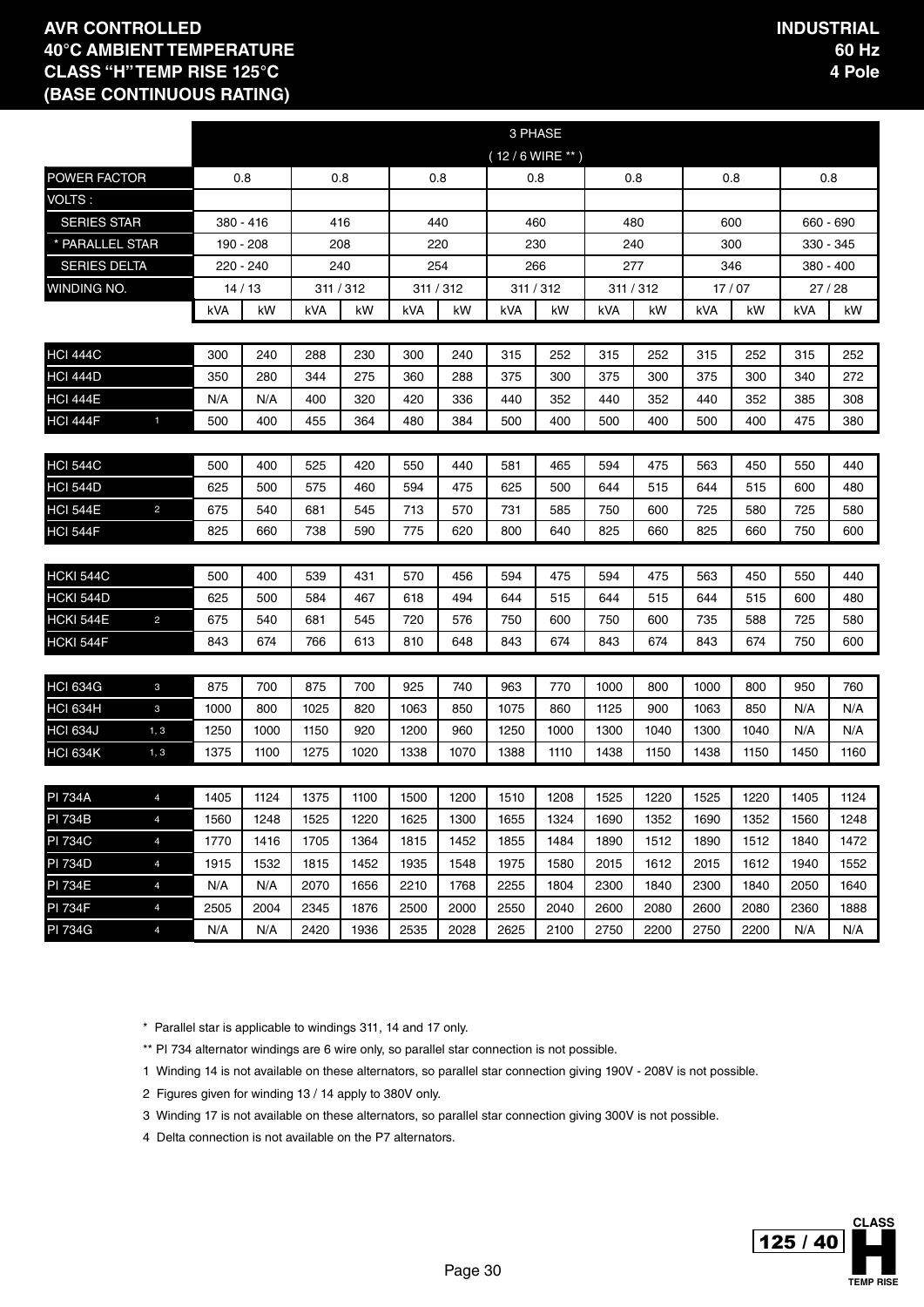# AVR CONTROLLED
# 40°C AMBIENT TEMPERATURE
# CLASS "H" TEMP RISE 125°C
# (BASE CONTINUOUS RATING)

**INDUSTRIAL**
**60 Hz**
**4 Pole**

| | | 3 PHASE (12 / 6 WIRE **) | | | | | | | | | | | | | |
|---|---|---|---|---|---|---|---|---|---|---|---|---|---|---|---|
| POWER FACTOR | | 0.8 | | 0.8 | | 0.8 | | 0.8 | | 0.8 | | 0.8 | | 0.8 | |
| VOLTS : | | | | | | | | | | | | | | | |
| SERIES STAR | | 380 - 416 | | 416 | | 440 | | 460 | | 480 | | 600 | | 660 - 690 | |
| * PARALLEL STAR | | 190 - 208 | | 208 | | 220 | | 230 | | 240 | | 300 | | 330 - 345 | |
| SERIES DELTA | | 220 - 240 | | 240 | | 254 | | 266 | | 277 | | 346 | | 380 - 400 | |
| WINDING NO. | | 14 / 13 | | 311 / 312 | | 311 / 312 | | 311 / 312 | | 311 / 312 | | 17 / 07 | | 27 / 28 | |
| | | kVA | kW | kVA | kW | kVA | kW | kVA | kW | kVA | kW | kVA | kW | kVA | kW |
| HCI 444C | | 300 | 240 | 288 | 230 | 300 | 240 | 315 | 252 | 315 | 252 | 315 | 252 | 315 | 252 |
| HCI 444D | | 350 | 280 | 344 | 275 | 360 | 288 | 375 | 300 | 375 | 300 | 375 | 300 | 340 | 272 |
| HCI 444E | | N/A | N/A | 400 | 320 | 420 | 336 | 440 | 352 | 440 | 352 | 440 | 352 | 385 | 308 |
| HCI 444F | 1 | 500 | 400 | 455 | 364 | 480 | 384 | 500 | 400 | 500 | 400 | 500 | 400 | 475 | 380 |
| HCI 544C | | 500 | 400 | 525 | 420 | 550 | 440 | 581 | 465 | 594 | 475 | 563 | 450 | 550 | 440 |
| HCI 544D | | 625 | 500 | 575 | 460 | 594 | 475 | 625 | 500 | 644 | 515 | 644 | 515 | 600 | 480 |
| HCI 544E | 2 | 675 | 540 | 681 | 545 | 713 | 570 | 731 | 585 | 750 | 600 | 725 | 580 | 725 | 580 |
| HCI 544F | | 825 | 660 | 738 | 590 | 775 | 620 | 800 | 640 | 825 | 660 | 825 | 660 | 750 | 600 |
| HCKI 544C | | 500 | 400 | 539 | 431 | 570 | 456 | 594 | 475 | 594 | 475 | 563 | 450 | 550 | 440 |
| HCKI 544D | | 625 | 500 | 584 | 467 | 618 | 494 | 644 | 515 | 644 | 515 | 644 | 515 | 600 | 480 |
| HCKI 544E | 2 | 675 | 540 | 681 | 545 | 720 | 576 | 750 | 600 | 750 | 600 | 735 | 588 | 725 | 580 |
| HCKI 544F | | 843 | 674 | 766 | 613 | 810 | 648 | 843 | 674 | 843 | 674 | 843 | 674 | 750 | 600 |
| HCI 634G | 3 | 875 | 700 | 875 | 700 | 925 | 740 | 963 | 770 | 1000 | 800 | 1000 | 800 | 950 | 760 |
| HCI 634H | 3 | 1000 | 800 | 1025 | 820 | 1063 | 850 | 1075 | 860 | 1125 | 900 | 1063 | 850 | N/A | N/A |
| HCI 634J | 1, 3 | 1250 | 1000 | 1150 | 920 | 1200 | 960 | 1250 | 1000 | 1300 | 1040 | 1300 | 1040 | N/A | N/A |
| HCI 634K | 1, 3 | 1375 | 1100 | 1275 | 1020 | 1338 | 1070 | 1388 | 1110 | 1438 | 1150 | 1438 | 1150 | 1450 | 1160 |
| PI 734A | 4 | 1405 | 1124 | 1375 | 1100 | 1500 | 1200 | 1510 | 1208 | 1525 | 1220 | 1525 | 1220 | 1405 | 1124 |
| PI 734B | 4 | 1560 | 1248 | 1525 | 1220 | 1625 | 1300 | 1655 | 1324 | 1690 | 1352 | 1690 | 1352 | 1560 | 1248 |
| PI 734C | 4 | 1770 | 1416 | 1705 | 1364 | 1815 | 1452 | 1855 | 1484 | 1890 | 1512 | 1890 | 1512 | 1840 | 1472 |
| PI 734D | 4 | 1915 | 1532 | 1815 | 1452 | 1935 | 1548 | 1975 | 1580 | 2015 | 1612 | 2015 | 1612 | 1940 | 1552 |
| PI 734E | 4 | N/A | N/A | 2070 | 1656 | 2210 | 1768 | 2255 | 1804 | 2300 | 1840 | 2300 | 1840 | 2050 | 1640 |
| PI 734F | 4 | 2505 | 2004 | 2345 | 1876 | 2500 | 2000 | 2550 | 2040 | 2600 | 2080 | 2600 | 2080 | 2360 | 1888 |
| PI 734G | 4 | N/A | N/A | 2420 | 1936 | 2535 | 2028 | 2625 | 2100 | 2750 | 2200 | 2750 | 2200 | N/A | N/A |

\* Parallel star is applicable to windings 311, 14 and 17 only.

** PI 734 alternator windings are 6 wire only, so parallel star connection is not possible.

1 Winding 14 is not available on these alternators, so parallel star connection giving 190V - 208V is not possible.

2 Figures given for winding 13 / 14 apply to 380V only.

3 Winding 17 is not available on these alternators, so parallel star connection giving 300V is not possible.

4 Delta connection is not available on the P7 alternators.

125 / 40 CLASS H TEMP RISE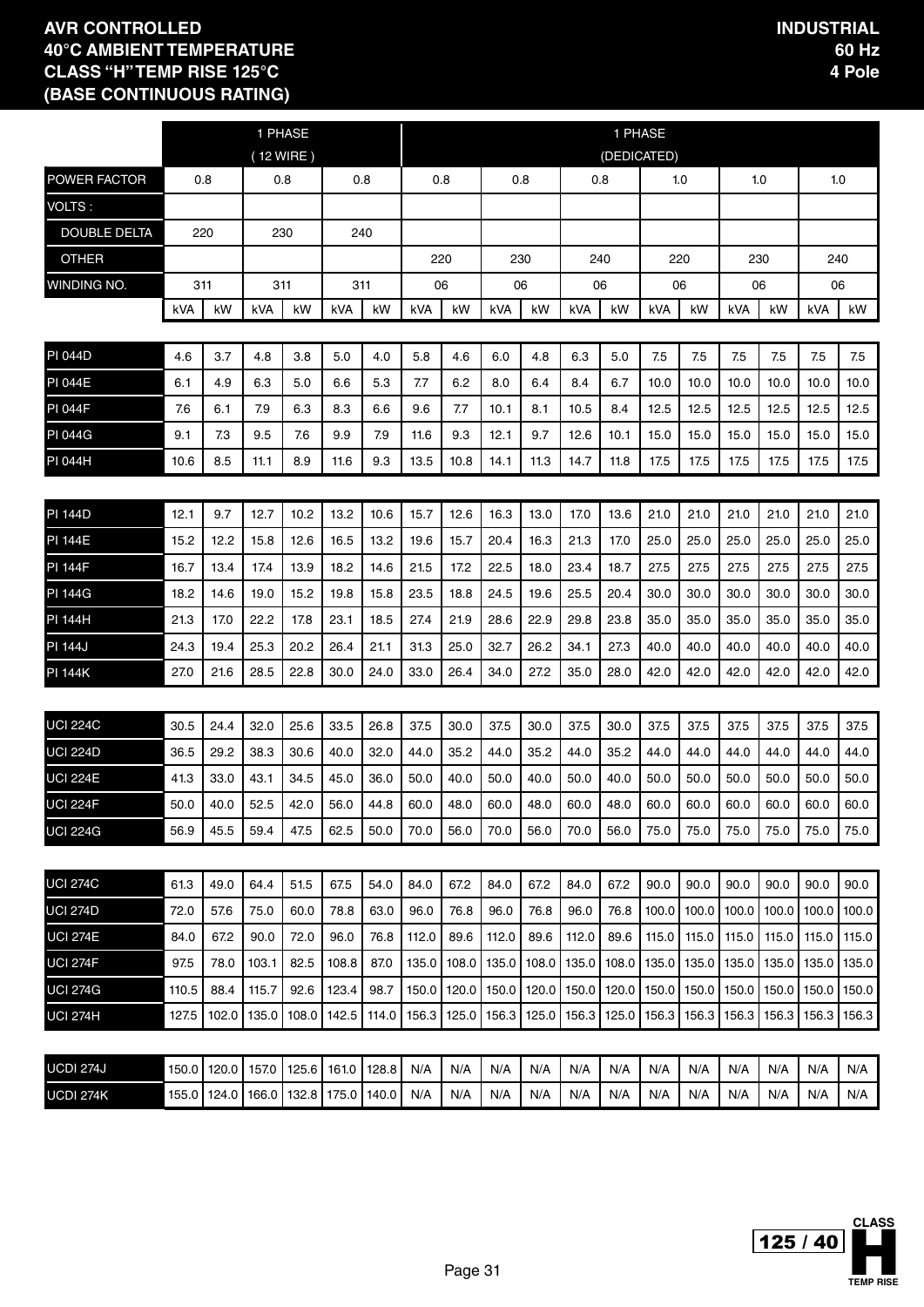**AVR CONTROLLED**
**40°C AMBIENT TEMPERATURE**
**CLASS "H" TEMP RISE 125°C**
**(BASE CONTINUOUS RATING)**

**INDUSTRIAL**
**60 Hz**
**4 Pole**

| | 1 PHASE (12 WIRE) | | | | | | 1 PHASE (DEDICATED) | | | | | | | | | | | | | |
|---|---|---|---|---|---|---|---|---|---|---|---|---|---|---|---|---|---|---|---|---|
| POWER FACTOR | 0.8 | | 0.8 | | 0.8 | | 0.8 | | 0.8 | | 0.8 | | 1.0 | | 1.0 | | 1.0 | | | |
| VOLTS : | | | | | | | | | | | | | | | | | | | | |
| DOUBLE DELTA | 220 | | 230 | | 240 | | | | | | | | | | | | | | | |
| OTHER | | | | | | | 220 | | 230 | | 240 | | 220 | | 230 | | 240 | | | |
| WINDING NO. | 311 | | 311 | | 311 | | 06 | | 06 | | 06 | | 06 | | 06 | | 06 | | | |
| | kVA | kW | kVA | kW | kVA | kW | kVA | kW | kVA | kW | kVA | kW | kVA | kW | kVA | kW | kVA | kW | | |
| PI 044D | 4.6 | 3.7 | 4.8 | 3.8 | 5.0 | 4.0 | 5.8 | 4.6 | 6.0 | 4.8 | 6.3 | 5.0 | 7.5 | 7.5 | 7.5 | 7.5 | 7.5 | 7.5 | | |
| PI 044E | 6.1 | 4.9 | 6.3 | 5.0 | 6.6 | 5.3 | 7.7 | 6.2 | 8.0 | 6.4 | 8.4 | 6.7 | 10.0 | 10.0 | 10.0 | 10.0 | 10.0 | 10.0 | | |
| PI 044F | 7.6 | 6.1 | 7.9 | 6.3 | 8.3 | 6.6 | 9.6 | 7.7 | 10.1 | 8.1 | 10.5 | 8.4 | 12.5 | 12.5 | 12.5 | 12.5 | 12.5 | 12.5 | | |
| PI 044G | 9.1 | 7.3 | 9.5 | 7.6 | 9.9 | 7.9 | 11.6 | 9.3 | 12.1 | 9.7 | 12.6 | 10.1 | 15.0 | 15.0 | 15.0 | 15.0 | 15.0 | 15.0 | | |
| PI 044H | 10.6 | 8.5 | 11.1 | 8.9 | 11.6 | 9.3 | 13.5 | 10.8 | 14.1 | 11.3 | 14.7 | 11.8 | 17.5 | 17.5 | 17.5 | 17.5 | 17.5 | 17.5 | | |
| PI 144D | 12.1 | 9.7 | 12.7 | 10.2 | 13.2 | 10.6 | 15.7 | 12.6 | 16.3 | 13.0 | 17.0 | 13.6 | 21.0 | 21.0 | 21.0 | 21.0 | 21.0 | 21.0 | | |
| PI 144E | 15.2 | 12.2 | 15.8 | 12.6 | 16.5 | 13.2 | 19.6 | 15.7 | 20.4 | 16.3 | 21.3 | 17.0 | 25.0 | 25.0 | 25.0 | 25.0 | 25.0 | 25.0 | | |
| PI 144F | 16.7 | 13.4 | 17.4 | 13.9 | 18.2 | 14.6 | 21.5 | 17.2 | 22.5 | 18.0 | 23.4 | 18.7 | 27.5 | 27.5 | 27.5 | 27.5 | 27.5 | 27.5 | | |
| PI 144G | 18.2 | 14.6 | 19.0 | 15.2 | 19.8 | 15.8 | 23.5 | 18.8 | 24.5 | 19.6 | 25.5 | 20.4 | 30.0 | 30.0 | 30.0 | 30.0 | 30.0 | 30.0 | | |
| PI 144H | 21.3 | 17.0 | 22.2 | 17.8 | 23.1 | 18.5 | 27.4 | 21.9 | 28.6 | 22.9 | 29.8 | 23.8 | 35.0 | 35.0 | 35.0 | 35.0 | 35.0 | 35.0 | | |
| PI 144J | 24.3 | 19.4 | 25.3 | 20.2 | 26.4 | 21.1 | 31.3 | 25.0 | 32.7 | 26.2 | 34.1 | 27.3 | 40.0 | 40.0 | 40.0 | 40.0 | 40.0 | 40.0 | | |
| PI 144K | 27.0 | 21.6 | 28.5 | 22.8 | 30.0 | 24.0 | 33.0 | 26.4 | 34.0 | 27.2 | 35.0 | 28.0 | 42.0 | 42.0 | 42.0 | 42.0 | 42.0 | 42.0 | | |
| UCI 224C | 30.5 | 24.4 | 32.0 | 25.6 | 33.5 | 26.8 | 37.5 | 30.0 | 37.5 | 30.0 | 37.5 | 30.0 | 37.5 | 37.5 | 37.5 | 37.5 | 37.5 | 37.5 | | |
| UCI 224D | 36.5 | 29.2 | 38.3 | 30.6 | 40.0 | 32.0 | 44.0 | 35.2 | 44.0 | 35.2 | 44.0 | 35.2 | 44.0 | 44.0 | 44.0 | 44.0 | 44.0 | 44.0 | | |
| UCI 224E | 41.3 | 33.0 | 43.1 | 34.5 | 45.0 | 36.0 | 50.0 | 40.0 | 50.0 | 40.0 | 50.0 | 40.0 | 50.0 | 50.0 | 50.0 | 50.0 | 50.0 | 50.0 | | |
| UCI 224F | 50.0 | 40.0 | 52.5 | 42.0 | 56.0 | 44.8 | 60.0 | 48.0 | 60.0 | 48.0 | 60.0 | 48.0 | 60.0 | 60.0 | 60.0 | 60.0 | 60.0 | 60.0 | | |
| UCI 224G | 56.9 | 45.5 | 59.4 | 47.5 | 62.5 | 50.0 | 70.0 | 56.0 | 70.0 | 56.0 | 70.0 | 56.0 | 75.0 | 75.0 | 75.0 | 75.0 | 75.0 | 75.0 | | |
| UCI 274C | 61.3 | 49.0 | 64.4 | 51.5 | 67.5 | 54.0 | 84.0 | 67.2 | 84.0 | 67.2 | 84.0 | 67.2 | 90.0 | 90.0 | 90.0 | 90.0 | 90.0 | 90.0 | | |
| UCI 274D | 72.0 | 57.6 | 75.0 | 60.0 | 78.8 | 63.0 | 96.0 | 76.8 | 96.0 | 76.8 | 96.0 | 76.8 | 100.0 | 100.0 | 100.0 | 100.0 | 100.0 | 100.0 | | |
| UCI 274E | 84.0 | 67.2 | 90.0 | 72.0 | 96.0 | 76.8 | 112.0 | 89.6 | 112.0 | 89.6 | 112.0 | 89.6 | 115.0 | 115.0 | 115.0 | 115.0 | 115.0 | 115.0 | | |
| UCI 274F | 97.5 | 78.0 | 103.1 | 82.5 | 108.8 | 87.0 | 135.0 | 108.0 | 135.0 | 108.0 | 135.0 | 108.0 | 135.0 | 135.0 | 135.0 | 135.0 | 135.0 | 135.0 | | |
| UCI 274G | 110.5 | 88.4 | 115.7 | 92.6 | 123.4 | 98.7 | 150.0 | 120.0 | 150.0 | 120.0 | 150.0 | 120.0 | 150.0 | 150.0 | 150.0 | 150.0 | 150.0 | 150.0 | | |
| UCI 274H | 127.5 | 102.0 | 135.0 | 108.0 | 142.5 | 114.0 | 156.3 | 125.0 | 156.3 | 125.0 | 156.3 | 125.0 | 156.3 | 156.3 | 156.3 | 156.3 | 156.3 | 156.3 | | |
| UCDI 274J | 150.0 | 120.0 | 157.0 | 125.6 | 161.0 | 128.8 | N/A | N/A | N/A | N/A | N/A | N/A | N/A | N/A | N/A | N/A | N/A | N/A | | |
| UCDI 274K | 155.0 | 124.0 | 166.0 | 132.8 | 175.0 | 140.0 | N/A | N/A | N/A | N/A | N/A | N/A | N/A | N/A | N/A | N/A | N/A | N/A | | |

CLASS 125 / 40 H TEMP RISE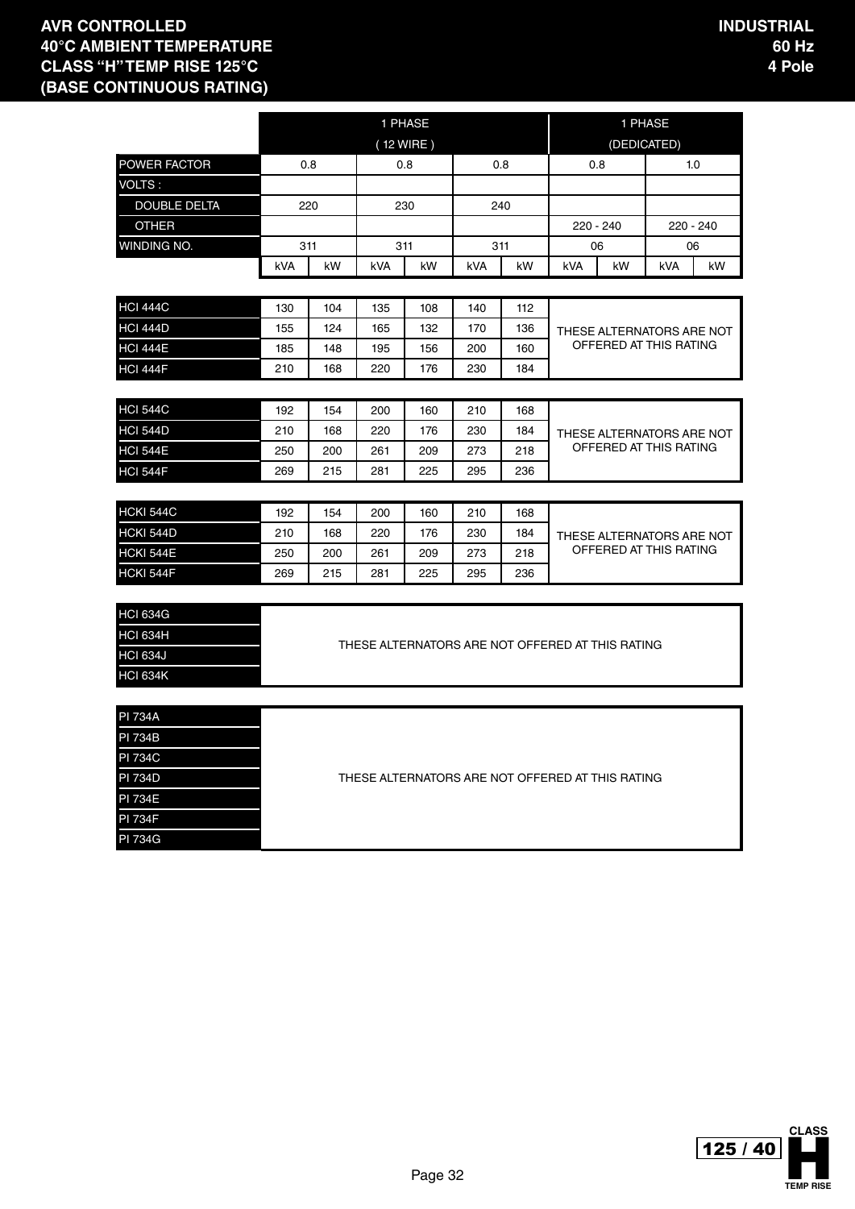**AVR CONTROLLED**
**40°C AMBIENT TEMPERATURE**
**CLASS "H" TEMP RISE 125°C**
**(BASE CONTINUOUS RATING)**

**INDUSTRIAL**
**60 Hz**
**4 Pole**

| | 1 PHASE (12 WIRE) | | | | | | 1 PHASE (DEDICATED) | | | |
|---|---|---|---|---|---|---|---|---|---|---|
| POWER FACTOR | 0.8 | | 0.8 | | 0.8 | | 0.8 | | 1.0 | |
| VOLTS : | | | | | | | | | | |
| DOUBLE DELTA | 220 | | 230 | | 240 | | | | | |
| OTHER | | | | | | | 220 - 240 | | 220 - 240 | |
| WINDING NO. | 311 | | 311 | | 311 | | 06 | | 06 | |
| | kVA | kW | kVA | kW | kVA | kW | kVA | kW | kVA | kW |
| HCI 444C | 130 | 104 | 135 | 108 | 140 | 112 | THESE ALTERNATORS ARE NOT OFFERED AT THIS RATING | | | |
| HCI 444D | 155 | 124 | 165 | 132 | 170 | 136 | | | | |
| HCI 444E | 185 | 148 | 195 | 156 | 200 | 160 | | | | |
| HCI 444F | 210 | 168 | 220 | 176 | 230 | 184 | | | | |
| HCI 544C | 192 | 154 | 200 | 160 | 210 | 168 | THESE ALTERNATORS ARE NOT OFFERED AT THIS RATING | | | |
| HCI 544D | 210 | 168 | 220 | 176 | 230 | 184 | | | | |
| HCI 544E | 250 | 200 | 261 | 209 | 273 | 218 | | | | |
| HCI 544F | 269 | 215 | 281 | 225 | 295 | 236 | | | | |
| HCKI 544C | 192 | 154 | 200 | 160 | 210 | 168 | THESE ALTERNATORS ARE NOT OFFERED AT THIS RATING | | | |
| HCKI 544D | 210 | 168 | 220 | 176 | 230 | 184 | | | | |
| HCKI 544E | 250 | 200 | 261 | 209 | 273 | 218 | | | | |
| HCKI 544F | 269 | 215 | 281 | 225 | 295 | 236 | | | | |
| HCI 634G | THESE ALTERNATORS ARE NOT OFFERED AT THIS RATING | | | | | | | | | |
| HCI 634H | | | | | | | | | | |
| HCI 634J | | | | | | | | | | |
| HCI 634K | | | | | | | | | | |
| PI 734A | THESE ALTERNATORS ARE NOT OFFERED AT THIS RATING | | | | | | | | | |
| PI 734B | | | | | | | | | | |
| PI 734C | | | | | | | | | | |
| PI 734D | | | | | | | | | | |
| PI 734E | | | | | | | | | | |
| PI 734F | | | | | | | | | | |
| PI 734G | | | | | | | | | | |

125 / 40 CLASS H TEMP RISE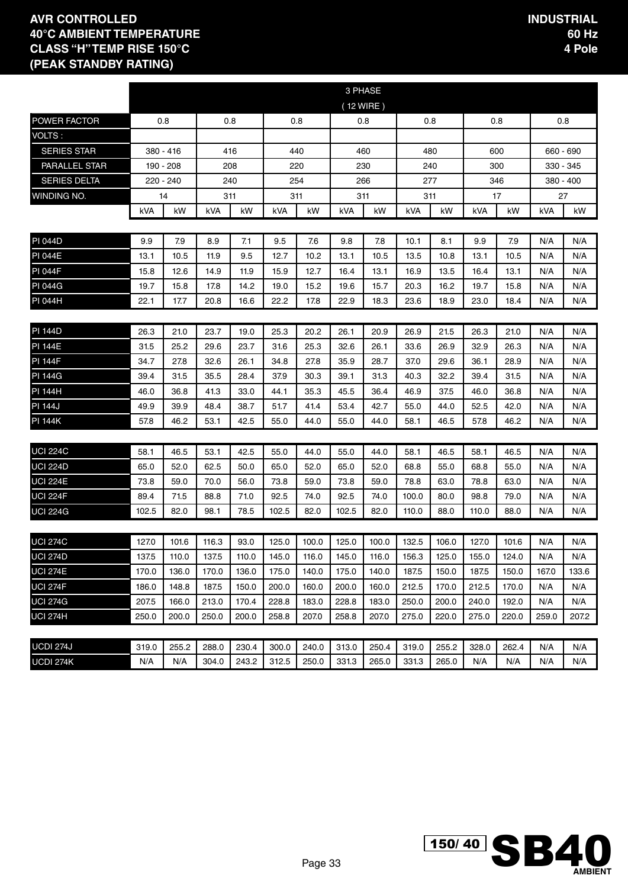**AVR CONTROLLED**
**40°C AMBIENT TEMPERATURE**
**CLASS "H" TEMP RISE 150°C**
**(PEAK STANDBY RATING)**

**INDUSTRIAL**
**60 Hz**
**4 Pole**

| | 3 PHASE (12 WIRE) | | | | | | | | | | | | | |
|---|---|---|---|---|---|---|---|---|---|---|---|---|---|---|
| POWER FACTOR | 0.8 | | 0.8 | | 0.8 | | 0.8 | | 0.8 | | 0.8 | | 0.8 | |
| VOLTS : | | | | | | | | | | | | | | |
| SERIES STAR | 380 - 416 | | 416 | | 440 | | 460 | | 480 | | 600 | | 660 - 690 | |
| PARALLEL STAR | 190 - 208 | | 208 | | 220 | | 230 | | 240 | | 300 | | 330 - 345 | |
| SERIES DELTA | 220 - 240 | | 240 | | 254 | | 266 | | 277 | | 346 | | 380 - 400 | |
| WINDING NO. | 14 | | 311 | | 311 | | 311 | | 311 | | 17 | | 27 | |
| | kVA | kW | kVA | kW | kVA | kW | kVA | kW | kVA | kW | kVA | kW | kVA | kW |
| PI 044D | 9.9 | 7.9 | 8.9 | 7.1 | 9.5 | 7.6 | 9.8 | 7.8 | 10.1 | 8.1 | 9.9 | 7.9 | N/A | N/A |
| PI 044E | 13.1 | 10.5 | 11.9 | 9.5 | 12.7 | 10.2 | 13.1 | 10.5 | 13.5 | 10.8 | 13.1 | 10.5 | N/A | N/A |
| PI 044F | 15.8 | 12.6 | 14.9 | 11.9 | 15.9 | 12.7 | 16.4 | 13.1 | 16.9 | 13.5 | 16.4 | 13.1 | N/A | N/A |
| PI 044G | 19.7 | 15.8 | 17.8 | 14.2 | 19.0 | 15.2 | 19.6 | 15.7 | 20.3 | 16.2 | 19.7 | 15.8 | N/A | N/A |
| PI 044H | 22.1 | 17.7 | 20.8 | 16.6 | 22.2 | 17.8 | 22.9 | 18.3 | 23.6 | 18.9 | 23.0 | 18.4 | N/A | N/A |
| PI 144D | 26.3 | 21.0 | 23.7 | 19.0 | 25.3 | 20.2 | 26.1 | 20.9 | 26.9 | 21.5 | 26.3 | 21.0 | N/A | N/A |
| PI 144E | 31.5 | 25.2 | 29.6 | 23.7 | 31.6 | 25.3 | 32.6 | 26.1 | 33.6 | 26.9 | 32.9 | 26.3 | N/A | N/A |
| PI 144F | 34.7 | 27.8 | 32.6 | 26.1 | 34.8 | 27.8 | 35.9 | 28.7 | 37.0 | 29.6 | 36.1 | 28.9 | N/A | N/A |
| PI 144G | 39.4 | 31.5 | 35.5 | 28.4 | 37.9 | 30.3 | 39.1 | 31.3 | 40.3 | 32.2 | 39.4 | 31.5 | N/A | N/A |
| PI 144H | 46.0 | 36.8 | 41.3 | 33.0 | 44.1 | 35.3 | 45.5 | 36.4 | 46.9 | 37.5 | 46.0 | 36.8 | N/A | N/A |
| PI 144J | 49.9 | 39.9 | 48.4 | 38.7 | 51.7 | 41.4 | 53.4 | 42.7 | 55.0 | 44.0 | 52.5 | 42.0 | N/A | N/A |
| PI 144K | 57.8 | 46.2 | 53.1 | 42.5 | 55.0 | 44.0 | 55.0 | 44.0 | 58.1 | 46.5 | 57.8 | 46.2 | N/A | N/A |
| UCI 224C | 58.1 | 46.5 | 53.1 | 42.5 | 55.0 | 44.0 | 55.0 | 44.0 | 58.1 | 46.5 | 58.1 | 46.5 | N/A | N/A |
| UCI 224D | 65.0 | 52.0 | 62.5 | 50.0 | 65.0 | 52.0 | 65.0 | 52.0 | 68.8 | 55.0 | 68.8 | 55.0 | N/A | N/A |
| UCI 224E | 73.8 | 59.0 | 70.0 | 56.0 | 73.8 | 59.0 | 73.8 | 59.0 | 78.8 | 63.0 | 78.8 | 63.0 | N/A | N/A |
| UCI 224F | 89.4 | 71.5 | 88.8 | 71.0 | 92.5 | 74.0 | 92.5 | 74.0 | 100.0 | 80.0 | 98.8 | 79.0 | N/A | N/A |
| UCI 224G | 102.5 | 82.0 | 98.1 | 78.5 | 102.5 | 82.0 | 102.5 | 82.0 | 110.0 | 88.0 | 110.0 | 88.0 | N/A | N/A |
| UCI 274C | 127.0 | 101.6 | 116.3 | 93.0 | 125.0 | 100.0 | 125.0 | 100.0 | 132.5 | 106.0 | 127.0 | 101.6 | N/A | N/A |
| UCI 274D | 137.5 | 110.0 | 137.5 | 110.0 | 145.0 | 116.0 | 145.0 | 116.0 | 156.3 | 125.0 | 155.0 | 124.0 | N/A | N/A |
| UCI 274E | 170.0 | 136.0 | 170.0 | 136.0 | 175.0 | 140.0 | 175.0 | 140.0 | 187.5 | 150.0 | 187.5 | 150.0 | 167.0 | 133.6 |
| UCI 274F | 186.0 | 148.8 | 187.5 | 150.0 | 200.0 | 160.0 | 200.0 | 160.0 | 212.5 | 170.0 | 212.5 | 170.0 | N/A | N/A |
| UCI 274G | 207.5 | 166.0 | 213.0 | 170.4 | 228.8 | 183.0 | 228.8 | 183.0 | 250.0 | 200.0 | 240.0 | 192.0 | N/A | N/A |
| UCI 274H | 250.0 | 200.0 | 250.0 | 200.0 | 258.8 | 207.0 | 258.8 | 207.0 | 275.0 | 220.0 | 275.0 | 220.0 | 259.0 | 207.2 |
| UCDI 274J | 319.0 | 255.2 | 288.0 | 230.4 | 300.0 | 240.0 | 313.0 | 250.4 | 319.0 | 255.2 | 328.0 | 262.4 | N/A | N/A |
| UCDI 274K | N/A | N/A | 304.0 | 243.2 | 312.5 | 250.0 | 331.3 | 265.0 | 331.3 | 265.0 | N/A | N/A | N/A | N/A |

150/ 40 **SB40** AMBIENT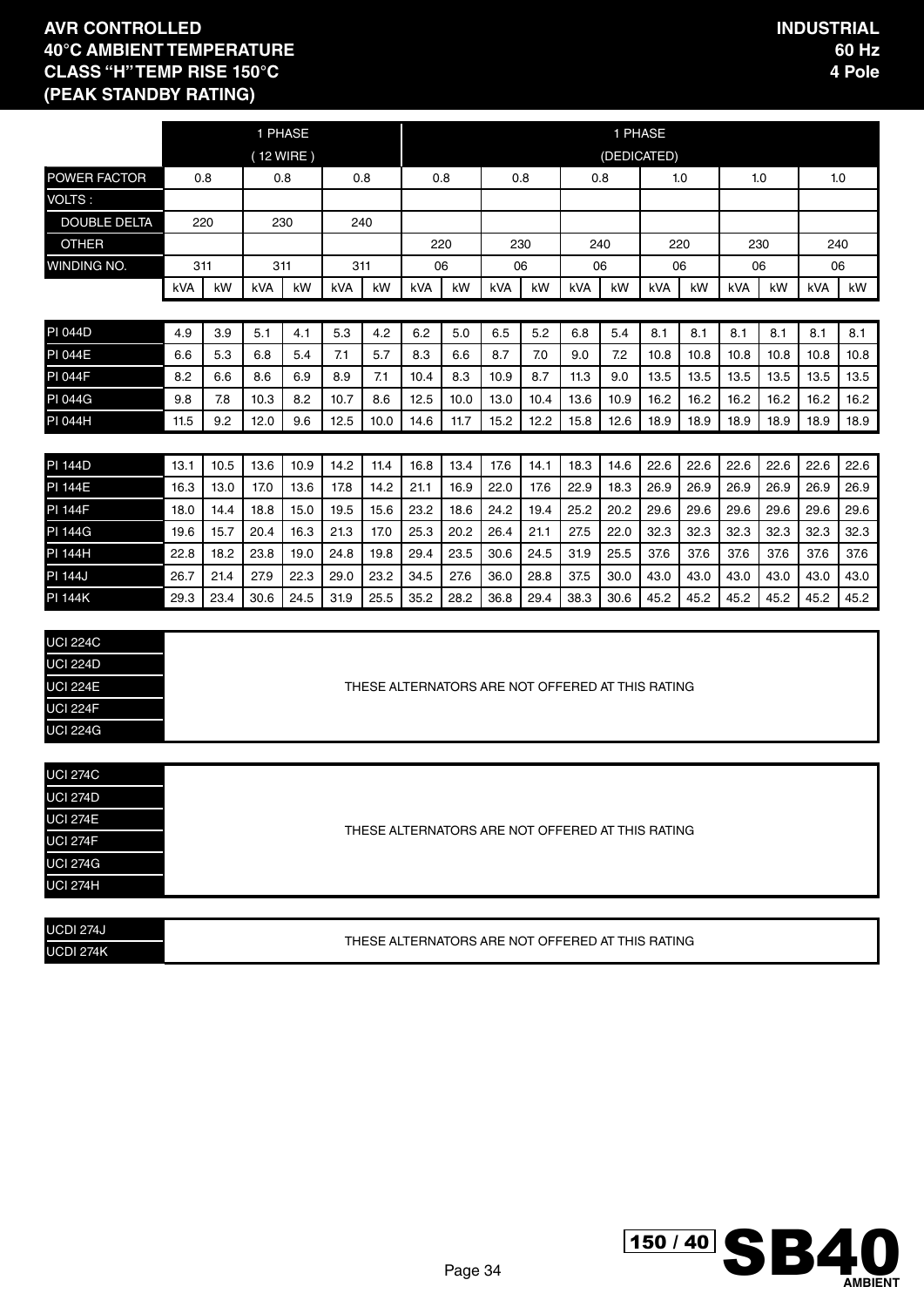**AVR CONTROLLED**
**40°C AMBIENT TEMPERATURE**
**CLASS "H" TEMP RISE 150°C**
**(PEAK STANDBY RATING)**

**INDUSTRIAL**
**60 Hz**
**4 Pole**

| | 1 PHASE (12 WIRE) | | | | | | 1 PHASE (DEDICATED) | | | | | | | | | | | |
|---|---|---|---|---|---|---|---|---|---|---|---|---|---|---|---|---|---|---|
| POWER FACTOR | 0.8 | | 0.8 | | 0.8 | | 0.8 | | 0.8 | | 0.8 | | 1.0 | | 1.0 | | 1.0 | |
| VOLTS : | | | | | | | | | | | | | | | | | | |
| DOUBLE DELTA | 220 | | 230 | | 240 | | | | | | | | | | | | | |
| OTHER | | | | | | | 220 | | 230 | | 240 | | 220 | | 230 | | 240 | |
| WINDING NO. | 311 | | 311 | | 311 | | 06 | | 06 | | 06 | | 06 | | 06 | | 06 | |
| | kVA | kW | kVA | kW | kVA | kW | kVA | kW | kVA | kW | kVA | kW | kVA | kW | kVA | kW | kVA | kW |
| PI 044D | 4.9 | 3.9 | 5.1 | 4.1 | 5.3 | 4.2 | 6.2 | 5.0 | 6.5 | 5.2 | 6.8 | 5.4 | 8.1 | 8.1 | 8.1 | 8.1 | 8.1 | 8.1 |
| PI 044E | 6.6 | 5.3 | 6.8 | 5.4 | 7.1 | 5.7 | 8.3 | 6.6 | 8.7 | 7.0 | 9.0 | 7.2 | 10.8 | 10.8 | 10.8 | 10.8 | 10.8 | 10.8 |
| PI 044F | 8.2 | 6.6 | 8.6 | 6.9 | 8.9 | 7.1 | 10.4 | 8.3 | 10.9 | 8.7 | 11.3 | 9.0 | 13.5 | 13.5 | 13.5 | 13.5 | 13.5 | 13.5 |
| PI 044G | 9.8 | 7.8 | 10.3 | 8.2 | 10.7 | 8.6 | 12.5 | 10.0 | 13.0 | 10.4 | 13.6 | 10.9 | 16.2 | 16.2 | 16.2 | 16.2 | 16.2 | 16.2 |
| PI 044H | 11.5 | 9.2 | 12.0 | 9.6 | 12.5 | 10.0 | 14.6 | 11.7 | 15.2 | 12.2 | 15.8 | 12.6 | 18.9 | 18.9 | 18.9 | 18.9 | 18.9 | 18.9 |
| PI 144D | 13.1 | 10.5 | 13.6 | 10.9 | 14.2 | 11.4 | 16.8 | 13.4 | 17.6 | 14.1 | 18.3 | 14.6 | 22.6 | 22.6 | 22.6 | 22.6 | 22.6 | 22.6 |
| PI 144E | 16.3 | 13.0 | 17.0 | 13.6 | 17.8 | 14.2 | 21.1 | 16.9 | 22.0 | 17.6 | 22.9 | 18.3 | 26.9 | 26.9 | 26.9 | 26.9 | 26.9 | 26.9 |
| PI 144F | 18.0 | 14.4 | 18.8 | 15.0 | 19.5 | 15.6 | 23.2 | 18.6 | 24.2 | 19.4 | 25.2 | 20.2 | 29.6 | 29.6 | 29.6 | 29.6 | 29.6 | 29.6 |
| PI 144G | 19.6 | 15.7 | 20.4 | 16.3 | 21.3 | 17.0 | 25.3 | 20.2 | 26.4 | 21.1 | 27.5 | 22.0 | 32.3 | 32.3 | 32.3 | 32.3 | 32.3 | 32.3 |
| PI 144H | 22.8 | 18.2 | 23.8 | 19.0 | 24.8 | 19.8 | 29.4 | 23.5 | 30.6 | 24.5 | 31.9 | 25.5 | 37.6 | 37.6 | 37.6 | 37.6 | 37.6 | 37.6 |
| PI 144J | 26.7 | 21.4 | 27.9 | 22.3 | 29.0 | 23.2 | 34.5 | 27.6 | 36.0 | 28.8 | 37.5 | 30.0 | 43.0 | 43.0 | 43.0 | 43.0 | 43.0 | 43.0 |
| PI 144K | 29.3 | 23.4 | 30.6 | 24.5 | 31.9 | 25.5 | 35.2 | 28.2 | 36.8 | 29.4 | 38.3 | 30.6 | 45.2 | 45.2 | 45.2 | 45.2 | 45.2 | 45.2 |

| | |
|---|---|
| UCI 224C | THESE ALTERNATORS ARE NOT OFFERED AT THIS RATING |
| UCI 224D | |
| UCI 224E | |
| UCI 224F | |
| UCI 224G | |

| | |
|---|---|
| UCI 274C | THESE ALTERNATORS ARE NOT OFFERED AT THIS RATING |
| UCI 274D | |
| UCI 274E | |
| UCI 274F | |
| UCI 274G | |
| UCI 274H | |

| | |
|---|---|
| UCDI 274J | THESE ALTERNATORS ARE NOT OFFERED AT THIS RATING |
| UCDI 274K | |

150 / 40 SB40 AMBIENT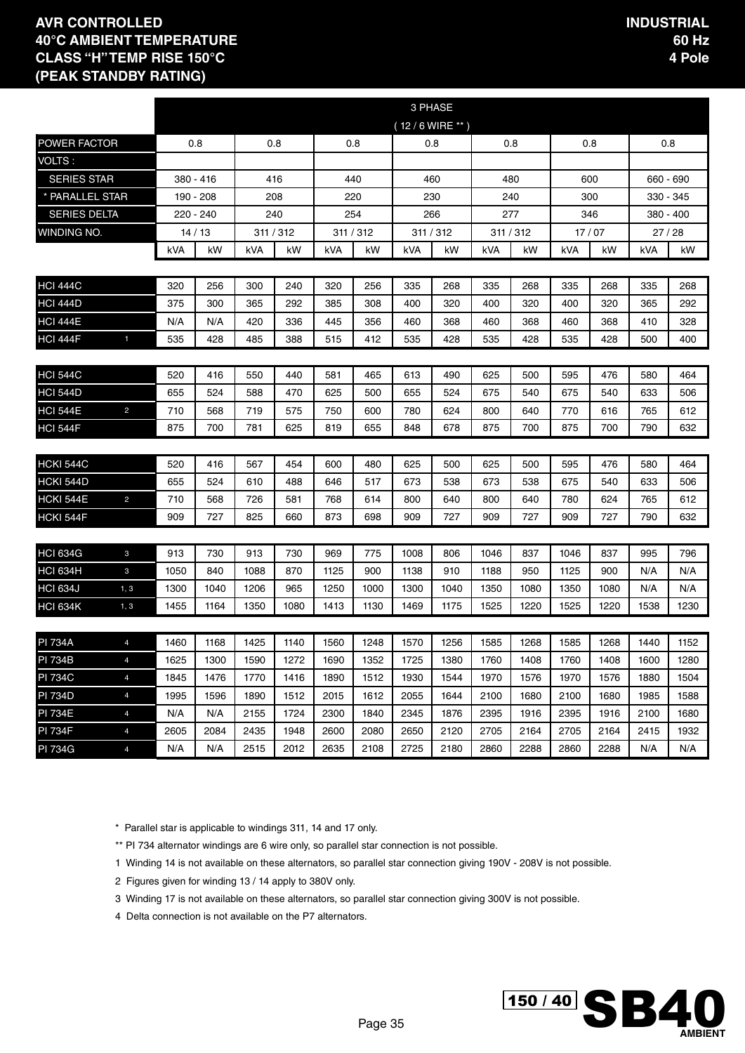**AVR CONTROLLED**
**40°C AMBIENT TEMPERATURE**
**CLASS "H" TEMP RISE 150°C**
**(PEAK STANDBY RATING)**

**INDUSTRIAL**
**60 Hz**
**4 Pole**

| | | 3 PHASE ( 12 / 6 WIRE ** ) | | | | | | | | | | | | | |
|---|---|---|---|---|---|---|---|---|---|---|---|---|---|---|---|
| POWER FACTOR | | 0.8 | | 0.8 | | 0.8 | | 0.8 | | 0.8 | | 0.8 | | 0.8 | |
| VOLTS : | | | | | | | | | | | | | | | |
| SERIES STAR | | 380 - 416 | | 416 | | 440 | | 460 | | 480 | | 600 | | 660 - 690 | |
| * PARALLEL STAR | | 190 - 208 | | 208 | | 220 | | 230 | | 240 | | 300 | | 330 - 345 | |
| SERIES DELTA | | 220 - 240 | | 240 | | 254 | | 266 | | 277 | | 346 | | 380 - 400 | |
| WINDING NO. | | 14 / 13 | | 311 / 312 | | 311 / 312 | | 311 / 312 | | 311 / 312 | | 17 / 07 | | 27 / 28 | |
| | | kVA | kW | kVA | kW | kVA | kW | kVA | kW | kVA | kW | kVA | kW | kVA | kW |
| HCI 444C | | 320 | 256 | 300 | 240 | 320 | 256 | 335 | 268 | 335 | 268 | 335 | 268 | 335 | 268 |
| HCI 444D | | 375 | 300 | 365 | 292 | 385 | 308 | 400 | 320 | 400 | 320 | 400 | 320 | 365 | 292 |
| HCI 444E | | N/A | N/A | 420 | 336 | 445 | 356 | 460 | 368 | 460 | 368 | 460 | 368 | 410 | 328 |
| HCI 444F | 1 | 535 | 428 | 485 | 388 | 515 | 412 | 535 | 428 | 535 | 428 | 535 | 428 | 500 | 400 |
| HCI 544C | | 520 | 416 | 550 | 440 | 581 | 465 | 613 | 490 | 625 | 500 | 595 | 476 | 580 | 464 |
| HCI 544D | | 655 | 524 | 588 | 470 | 625 | 500 | 655 | 524 | 675 | 540 | 675 | 540 | 633 | 506 |
| HCI 544E | 2 | 710 | 568 | 719 | 575 | 750 | 600 | 780 | 624 | 800 | 640 | 770 | 616 | 765 | 612 |
| HCI 544F | | 875 | 700 | 781 | 625 | 819 | 655 | 848 | 678 | 875 | 700 | 875 | 700 | 790 | 632 |
| HCKI 544C | | 520 | 416 | 567 | 454 | 600 | 480 | 625 | 500 | 625 | 500 | 595 | 476 | 580 | 464 |
| HCKI 544D | | 655 | 524 | 610 | 488 | 646 | 517 | 673 | 538 | 673 | 538 | 675 | 540 | 633 | 506 |
| HCKI 544E | 2 | 710 | 568 | 726 | 581 | 768 | 614 | 800 | 640 | 800 | 640 | 780 | 624 | 765 | 612 |
| HCKI 544F | | 909 | 727 | 825 | 660 | 873 | 698 | 909 | 727 | 909 | 727 | 909 | 727 | 790 | 632 |
| HCI 634G | 3 | 913 | 730 | 913 | 730 | 969 | 775 | 1008 | 806 | 1046 | 837 | 1046 | 837 | 995 | 796 |
| HCI 634H | 3 | 1050 | 840 | 1088 | 870 | 1125 | 900 | 1138 | 910 | 1188 | 950 | 1125 | 900 | N/A | N/A |
| HCI 634J | 1, 3 | 1300 | 1040 | 1206 | 965 | 1250 | 1000 | 1300 | 1040 | 1350 | 1080 | 1350 | 1080 | N/A | N/A |
| HCI 634K | 1, 3 | 1455 | 1164 | 1350 | 1080 | 1413 | 1130 | 1469 | 1175 | 1525 | 1220 | 1525 | 1220 | 1538 | 1230 |
| PI 734A | 4 | 1460 | 1168 | 1425 | 1140 | 1560 | 1248 | 1570 | 1256 | 1585 | 1268 | 1585 | 1268 | 1440 | 1152 |
| PI 734B | 4 | 1625 | 1300 | 1590 | 1272 | 1690 | 1352 | 1725 | 1380 | 1760 | 1408 | 1760 | 1408 | 1600 | 1280 |
| PI 734C | 4 | 1845 | 1476 | 1770 | 1416 | 1890 | 1512 | 1930 | 1544 | 1970 | 1576 | 1970 | 1576 | 1880 | 1504 |
| PI 734D | 4 | 1995 | 1596 | 1890 | 1512 | 2015 | 1612 | 2055 | 1644 | 2100 | 1680 | 2100 | 1680 | 1985 | 1588 |
| PI 734E | 4 | N/A | N/A | 2155 | 1724 | 2300 | 1840 | 2345 | 1876 | 2395 | 1916 | 2395 | 1916 | 2100 | 1680 |
| PI 734F | 4 | 2605 | 2084 | 2435 | 1948 | 2600 | 2080 | 2650 | 2120 | 2705 | 2164 | 2705 | 2164 | 2415 | 1932 |
| PI 734G | 4 | N/A | N/A | 2515 | 2012 | 2635 | 2108 | 2725 | 2180 | 2860 | 2288 | 2860 | 2288 | N/A | N/A |

\* Parallel star is applicable to windings 311, 14 and 17 only.

\** PI 734 alternator windings are 6 wire only, so parallel star connection is not possible.

1 Winding 14 is not available on these alternators, so parallel star connection giving 190V - 208V is not possible.

2 Figures given for winding 13 / 14 apply to 380V only.

3 Winding 17 is not available on these alternators, so parallel star connection giving 300V is not possible.

4 Delta connection is not available on the P7 alternators.

150 / 40 **SB40** AMBIENT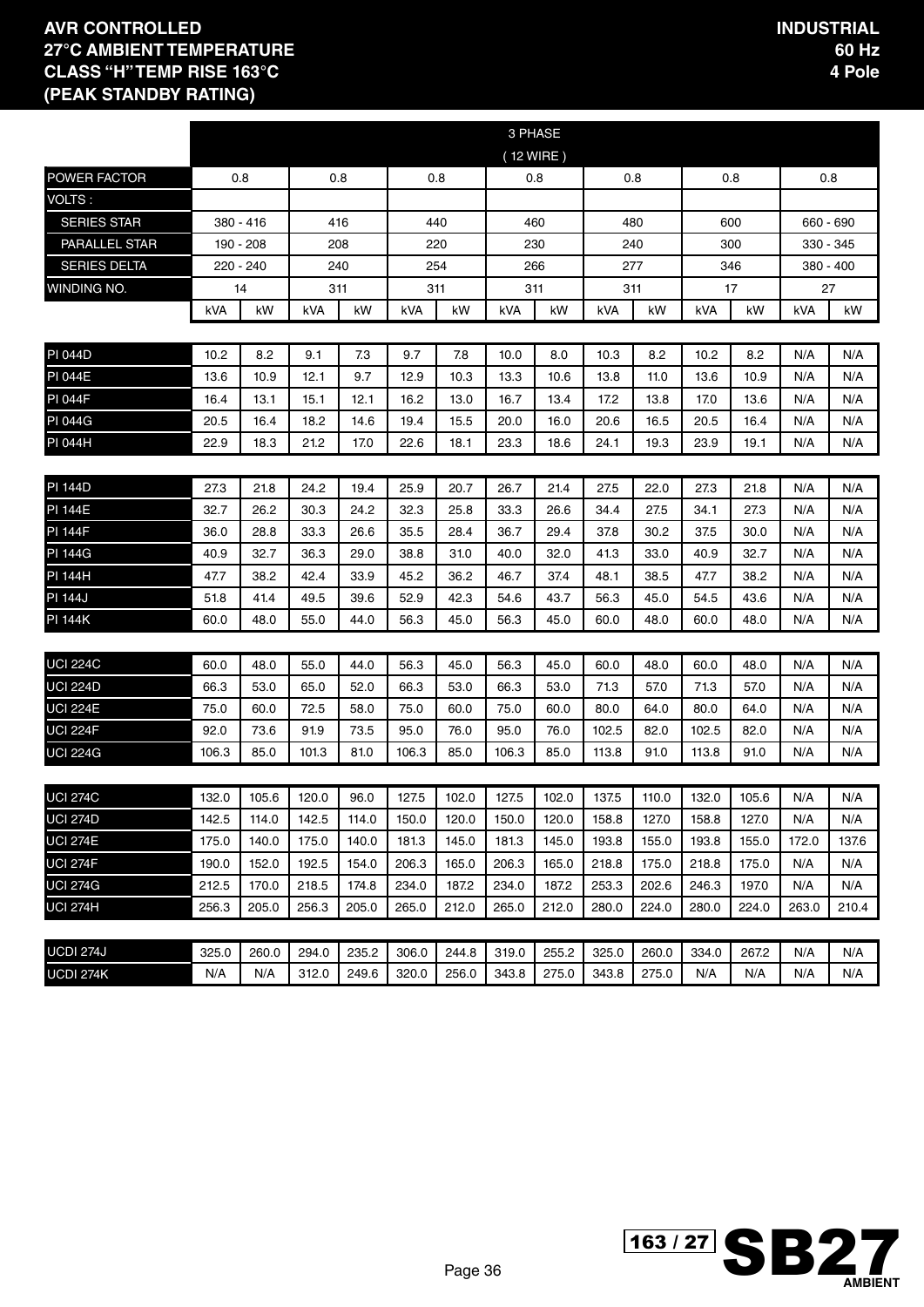**AVR CONTROLLED**
**27°C AMBIENT TEMPERATURE**
**CLASS "H" TEMP RISE 163°C**
**(PEAK STANDBY RATING)**

**INDUSTRIAL**
**60 Hz**
**4 Pole**

| | 3 PHASE (12 WIRE) | | | | | | | | | | | | | |
|---|---|---|---|---|---|---|---|---|---|---|---|---|---|---|
| POWER FACTOR | 0.8 | | 0.8 | | 0.8 | | 0.8 | | 0.8 | | 0.8 | | 0.8 | |
| VOLTS : | | | | | | | | | | | | | | |
| SERIES STAR | 380 - 416 | | 416 | | 440 | | 460 | | 480 | | 600 | | 660 - 690 | |
| PARALLEL STAR | 190 - 208 | | 208 | | 220 | | 230 | | 240 | | 300 | | 330 - 345 | |
| SERIES DELTA | 220 - 240 | | 240 | | 254 | | 266 | | 277 | | 346 | | 380 - 400 | |
| WINDING NO. | 14 | | 311 | | 311 | | 311 | | 311 | | 17 | | 27 | |
| | kVA | kW | kVA | kW | kVA | kW | kVA | kW | kVA | kW | kVA | kW | kVA | kW |
| PI 044D | 10.2 | 8.2 | 9.1 | 7.3 | 9.7 | 7.8 | 10.0 | 8.0 | 10.3 | 8.2 | 10.2 | 8.2 | N/A | N/A |
| PI 044E | 13.6 | 10.9 | 12.1 | 9.7 | 12.9 | 10.3 | 13.3 | 10.6 | 13.8 | 11.0 | 13.6 | 10.9 | N/A | N/A |
| PI 044F | 16.4 | 13.1 | 15.1 | 12.1 | 16.2 | 13.0 | 16.7 | 13.4 | 17.2 | 13.8 | 17.0 | 13.6 | N/A | N/A |
| PI 044G | 20.5 | 16.4 | 18.2 | 14.6 | 19.4 | 15.5 | 20.0 | 16.0 | 20.6 | 16.5 | 20.5 | 16.4 | N/A | N/A |
| PI 044H | 22.9 | 18.3 | 21.2 | 17.0 | 22.6 | 18.1 | 23.3 | 18.6 | 24.1 | 19.3 | 23.9 | 19.1 | N/A | N/A |
| PI 144D | 27.3 | 21.8 | 24.2 | 19.4 | 25.9 | 20.7 | 26.7 | 21.4 | 27.5 | 22.0 | 27.3 | 21.8 | N/A | N/A |
| PI 144E | 32.7 | 26.2 | 30.3 | 24.2 | 32.3 | 25.8 | 33.3 | 26.6 | 34.4 | 27.5 | 34.1 | 27.3 | N/A | N/A |
| PI 144F | 36.0 | 28.8 | 33.3 | 26.6 | 35.5 | 28.4 | 36.7 | 29.4 | 37.8 | 30.2 | 37.5 | 30.0 | N/A | N/A |
| PI 144G | 40.9 | 32.7 | 36.3 | 29.0 | 38.8 | 31.0 | 40.0 | 32.0 | 41.3 | 33.0 | 40.9 | 32.7 | N/A | N/A |
| PI 144H | 47.7 | 38.2 | 42.4 | 33.9 | 45.2 | 36.2 | 46.7 | 37.4 | 48.1 | 38.5 | 47.7 | 38.2 | N/A | N/A |
| PI 144J | 51.8 | 41.4 | 49.5 | 39.6 | 52.9 | 42.3 | 54.6 | 43.7 | 56.3 | 45.0 | 54.5 | 43.6 | N/A | N/A |
| PI 144K | 60.0 | 48.0 | 55.0 | 44.0 | 56.3 | 45.0 | 56.3 | 45.0 | 60.0 | 48.0 | 60.0 | 48.0 | N/A | N/A |
| UCI 224C | 60.0 | 48.0 | 55.0 | 44.0 | 56.3 | 45.0 | 56.3 | 45.0 | 60.0 | 48.0 | 60.0 | 48.0 | N/A | N/A |
| UCI 224D | 66.3 | 53.0 | 65.0 | 52.0 | 66.3 | 53.0 | 66.3 | 53.0 | 71.3 | 57.0 | 71.3 | 57.0 | N/A | N/A |
| UCI 224E | 75.0 | 60.0 | 72.5 | 58.0 | 75.0 | 60.0 | 75.0 | 60.0 | 80.0 | 64.0 | 80.0 | 64.0 | N/A | N/A |
| UCI 224F | 92.0 | 73.6 | 91.9 | 73.5 | 95.0 | 76.0 | 95.0 | 76.0 | 102.5 | 82.0 | 102.5 | 82.0 | N/A | N/A |
| UCI 224G | 106.3 | 85.0 | 101.3 | 81.0 | 106.3 | 85.0 | 106.3 | 85.0 | 113.8 | 91.0 | 113.8 | 91.0 | N/A | N/A |
| UCI 274C | 132.0 | 105.6 | 120.0 | 96.0 | 127.5 | 102.0 | 127.5 | 102.0 | 137.5 | 110.0 | 132.0 | 105.6 | N/A | N/A |
| UCI 274D | 142.5 | 114.0 | 142.5 | 114.0 | 150.0 | 120.0 | 150.0 | 120.0 | 158.8 | 127.0 | 158.8 | 127.0 | N/A | N/A |
| UCI 274E | 175.0 | 140.0 | 175.0 | 140.0 | 181.3 | 145.0 | 181.3 | 145.0 | 193.8 | 155.0 | 193.8 | 155.0 | 172.0 | 137.6 |
| UCI 274F | 190.0 | 152.0 | 192.5 | 154.0 | 206.3 | 165.0 | 206.3 | 165.0 | 218.8 | 175.0 | 218.8 | 175.0 | N/A | N/A |
| UCI 274G | 212.5 | 170.0 | 218.5 | 174.8 | 234.0 | 187.2 | 234.0 | 187.2 | 253.3 | 202.6 | 246.3 | 197.0 | N/A | N/A |
| UCI 274H | 256.3 | 205.0 | 256.3 | 205.0 | 265.0 | 212.0 | 265.0 | 212.0 | 280.0 | 224.0 | 280.0 | 224.0 | 263.0 | 210.4 |
| UCDI 274J | 325.0 | 260.0 | 294.0 | 235.2 | 306.0 | 244.8 | 319.0 | 255.2 | 325.0 | 260.0 | 334.0 | 267.2 | N/A | N/A |
| UCDI 274K | N/A | N/A | 312.0 | 249.6 | 320.0 | 256.0 | 343.8 | 275.0 | 343.8 | 275.0 | N/A | N/A | N/A | N/A |

163 / 27 **SB27** AMBIENT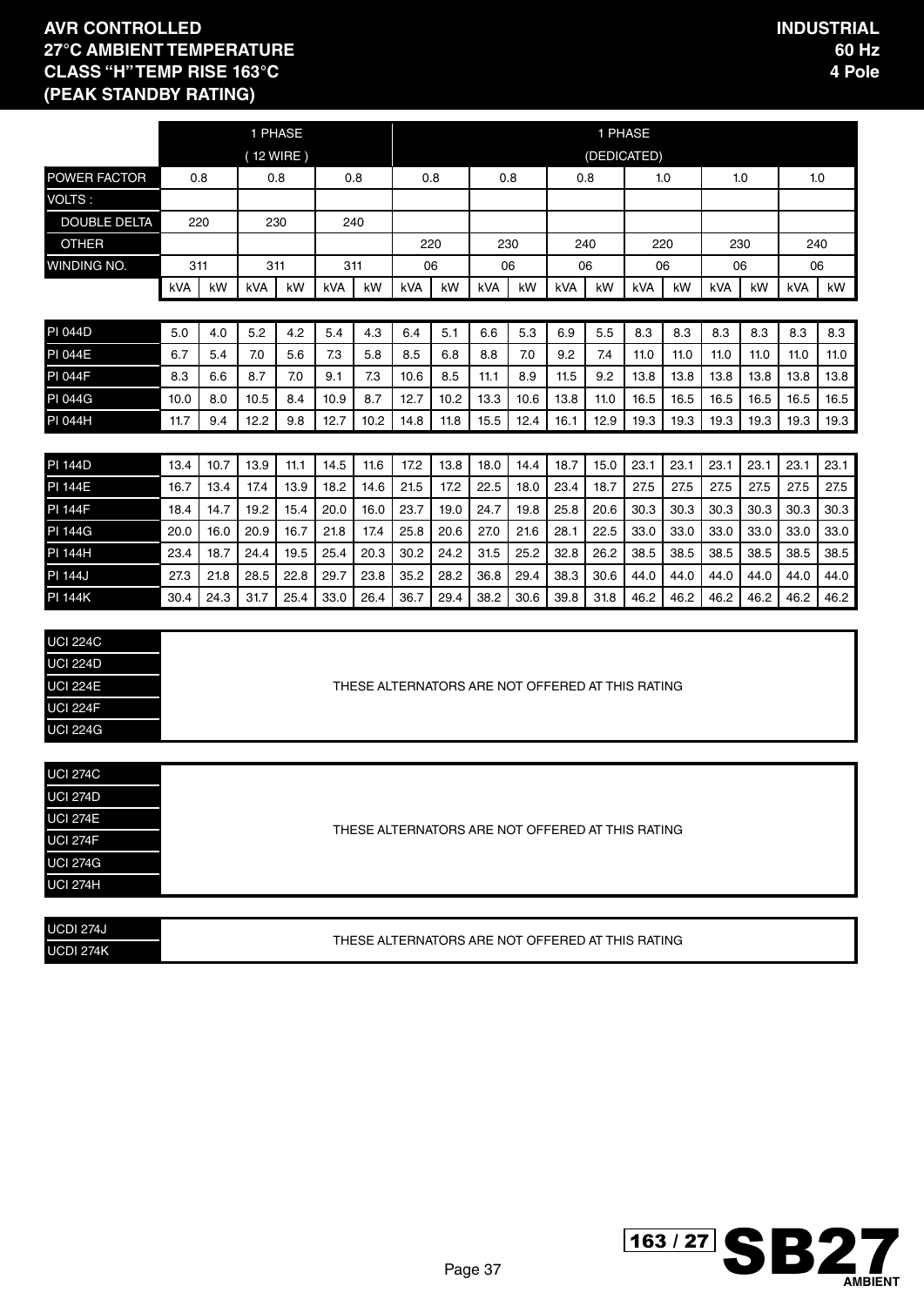**AVR CONTROLLED**
**27°C AMBIENT TEMPERATURE**
**CLASS "H" TEMP RISE 163°C**
**(PEAK STANDBY RATING)**

**INDUSTRIAL**
**60 Hz**
**4 Pole**

| | 1 PHASE (12 WIRE) | | | | | | 1 PHASE (DEDICATED) | | | | | | | | | | | |
|---|---|---|---|---|---|---|---|---|---|---|---|---|---|---|---|---|---|---|
| POWER FACTOR | 0.8 | | 0.8 | | 0.8 | | 0.8 | | 0.8 | | 0.8 | | 1.0 | | 1.0 | | 1.0 | |
| VOLTS : | | | | | | | | | | | | | | | | | | |
| DOUBLE DELTA | 220 | | 230 | | 240 | | | | | | | | | | | | | |
| OTHER | | | | | | | 220 | | 230 | | 240 | | 220 | | 230 | | 240 | |
| WINDING NO. | 311 | | 311 | | 311 | | 06 | | 06 | | 06 | | 06 | | 06 | | 06 | |
| | kVA | kW | kVA | kW | kVA | kW | kVA | kW | kVA | kW | kVA | kW | kVA | kW | kVA | kW | kVA | kW |
| PI 044D | 5.0 | 4.0 | 5.2 | 4.2 | 5.4 | 4.3 | 6.4 | 5.1 | 6.6 | 5.3 | 6.9 | 5.5 | 8.3 | 8.3 | 8.3 | 8.3 | 8.3 | 8.3 |
| PI 044E | 6.7 | 5.4 | 7.0 | 5.6 | 7.3 | 5.8 | 8.5 | 6.8 | 8.8 | 7.0 | 9.2 | 7.4 | 11.0 | 11.0 | 11.0 | 11.0 | 11.0 | 11.0 |
| PI 044F | 8.3 | 6.6 | 8.7 | 7.0 | 9.1 | 7.3 | 10.6 | 8.5 | 11.1 | 8.9 | 11.5 | 9.2 | 13.8 | 13.8 | 13.8 | 13.8 | 13.8 | 13.8 |
| PI 044G | 10.0 | 8.0 | 10.5 | 8.4 | 10.9 | 8.7 | 12.7 | 10.2 | 13.3 | 10.6 | 13.8 | 11.0 | 16.5 | 16.5 | 16.5 | 16.5 | 16.5 | 16.5 |
| PI 044H | 11.7 | 9.4 | 12.2 | 9.8 | 12.7 | 10.2 | 14.8 | 11.8 | 15.5 | 12.4 | 16.1 | 12.9 | 19.3 | 19.3 | 19.3 | 19.3 | 19.3 | 19.3 |
| PI 144D | 13.4 | 10.7 | 13.9 | 11.1 | 14.5 | 11.6 | 17.2 | 13.8 | 18.0 | 14.4 | 18.7 | 15.0 | 23.1 | 23.1 | 23.1 | 23.1 | 23.1 | 23.1 |
| PI 144E | 16.7 | 13.4 | 17.4 | 13.9 | 18.2 | 14.6 | 21.5 | 17.2 | 22.5 | 18.0 | 23.4 | 18.7 | 27.5 | 27.5 | 27.5 | 27.5 | 27.5 | 27.5 |
| PI 144F | 18.4 | 14.7 | 19.2 | 15.4 | 20.0 | 16.0 | 23.7 | 19.0 | 24.7 | 19.8 | 25.8 | 20.6 | 30.3 | 30.3 | 30.3 | 30.3 | 30.3 | 30.3 |
| PI 144G | 20.0 | 16.0 | 20.9 | 16.7 | 21.8 | 17.4 | 25.8 | 20.6 | 27.0 | 21.6 | 28.1 | 22.5 | 33.0 | 33.0 | 33.0 | 33.0 | 33.0 | 33.0 |
| PI 144H | 23.4 | 18.7 | 24.4 | 19.5 | 25.4 | 20.3 | 30.2 | 24.2 | 31.5 | 25.2 | 32.8 | 26.2 | 38.5 | 38.5 | 38.5 | 38.5 | 38.5 | 38.5 |
| PI 144J | 27.3 | 21.8 | 28.5 | 22.8 | 29.7 | 23.8 | 35.2 | 28.2 | 36.8 | 29.4 | 38.3 | 30.6 | 44.0 | 44.0 | 44.0 | 44.0 | 44.0 | 44.0 |
| PI 144K | 30.4 | 24.3 | 31.7 | 25.4 | 33.0 | 26.4 | 36.7 | 29.4 | 38.2 | 30.6 | 39.8 | 31.8 | 46.2 | 46.2 | 46.2 | 46.2 | 46.2 | 46.2 |

| | |
|---|---|
| UCI 224C | THESE ALTERNATORS ARE NOT OFFERED AT THIS RATING |
| UCI 224D | |
| UCI 224E | |
| UCI 224F | |
| UCI 224G | |

| | |
|---|---|
| UCI 274C | THESE ALTERNATORS ARE NOT OFFERED AT THIS RATING |
| UCI 274D | |
| UCI 274E | |
| UCI 274F | |
| UCI 274G | |
| UCI 274H | |

| | |
|---|---|
| UCDI 274J | THESE ALTERNATORS ARE NOT OFFERED AT THIS RATING |
| UCDI 274K | |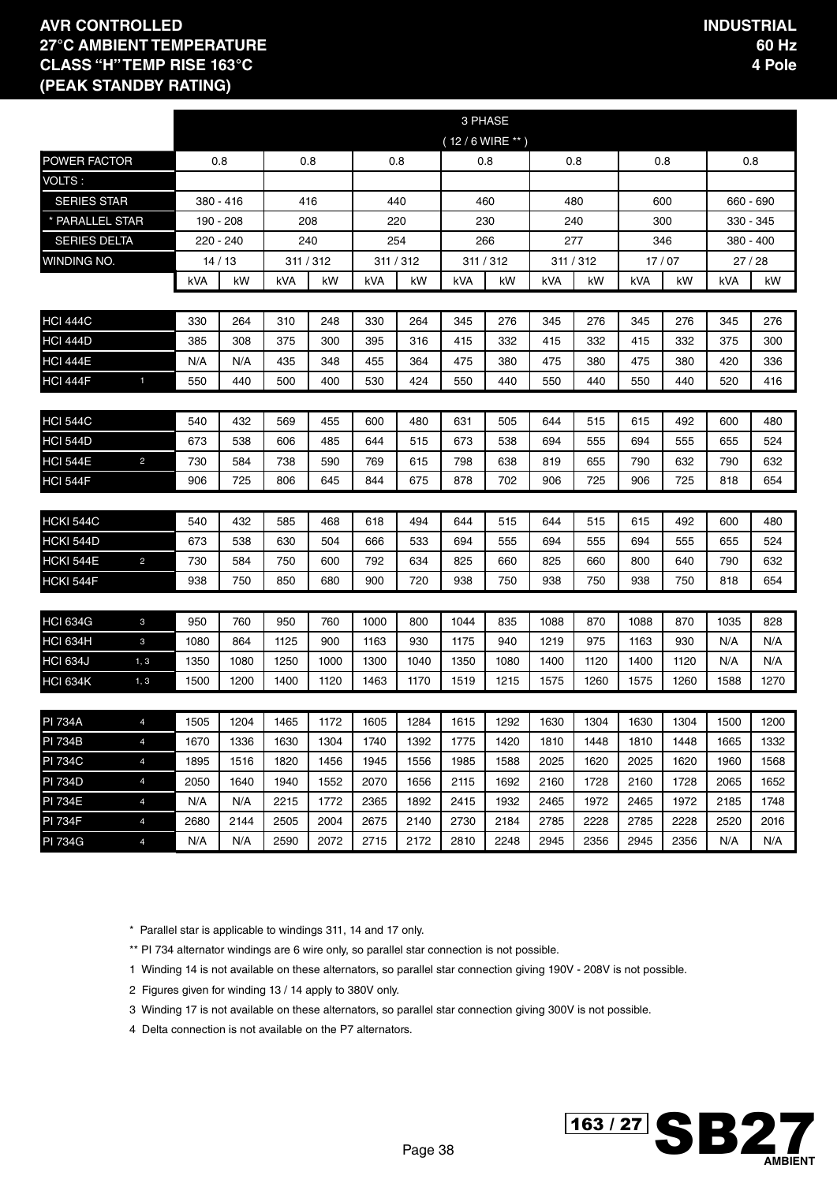**AVR CONTROLLED**
**27°C AMBIENT TEMPERATURE**
**CLASS "H" TEMP RISE 163°C**
**(PEAK STANDBY RATING)**

**INDUSTRIAL**
**60 Hz**
**4 Pole**

| | | 3 PHASE ( 12 / 6 WIRE ** ) | | | | | | | | | | | | | |
|---|---|---|---|---|---|---|---|---|---|---|---|---|---|---|---|
| POWER FACTOR | | 0.8 | | 0.8 | | 0.8 | | 0.8 | | 0.8 | | 0.8 | | 0.8 | |
| VOLTS : | | | | | | | | | | | | | | | |
| SERIES STAR | | 380 - 416 | | 416 | | 440 | | 460 | | 480 | | 600 | | 660 - 690 | |
| * PARALLEL STAR | | 190 - 208 | | 208 | | 220 | | 230 | | 240 | | 300 | | 330 - 345 | |
| SERIES DELTA | | 220 - 240 | | 240 | | 254 | | 266 | | 277 | | 346 | | 380 - 400 | |
| WINDING NO. | | 14 / 13 | | 311 / 312 | | 311 / 312 | | 311 / 312 | | 311 / 312 | | 17 / 07 | | 27 / 28 | |
| | | kVA | kW | kVA | kW | kVA | kW | kVA | kW | kVA | kW | kVA | kW | kVA | kW |
| HCI 444C | | 330 | 264 | 310 | 248 | 330 | 264 | 345 | 276 | 345 | 276 | 345 | 276 | 345 | 276 |
| HCI 444D | | 385 | 308 | 375 | 300 | 395 | 316 | 415 | 332 | 415 | 332 | 415 | 332 | 375 | 300 |
| HCI 444E | | N/A | N/A | 435 | 348 | 455 | 364 | 475 | 380 | 475 | 380 | 475 | 380 | 420 | 336 |
| HCI 444F | 1 | 550 | 440 | 500 | 400 | 530 | 424 | 550 | 440 | 550 | 440 | 550 | 440 | 520 | 416 |
| HCI 544C | | 540 | 432 | 569 | 455 | 600 | 480 | 631 | 505 | 644 | 515 | 615 | 492 | 600 | 480 |
| HCI 544D | | 673 | 538 | 606 | 485 | 644 | 515 | 673 | 538 | 694 | 555 | 694 | 555 | 655 | 524 |
| HCI 544E | 2 | 730 | 584 | 738 | 590 | 769 | 615 | 798 | 638 | 819 | 655 | 790 | 632 | 790 | 632 |
| HCI 544F | | 906 | 725 | 806 | 645 | 844 | 675 | 878 | 702 | 906 | 725 | 906 | 725 | 818 | 654 |
| HCKI 544C | | 540 | 432 | 585 | 468 | 618 | 494 | 644 | 515 | 644 | 515 | 615 | 492 | 600 | 480 |
| HCKI 544D | | 673 | 538 | 630 | 504 | 666 | 533 | 694 | 555 | 694 | 555 | 694 | 555 | 655 | 524 |
| HCKI 544E | 2 | 730 | 584 | 750 | 600 | 792 | 634 | 825 | 660 | 825 | 660 | 800 | 640 | 790 | 632 |
| HCKI 544F | | 938 | 750 | 850 | 680 | 900 | 720 | 938 | 750 | 938 | 750 | 938 | 750 | 818 | 654 |
| HCI 634G | 3 | 950 | 760 | 950 | 760 | 1000 | 800 | 1044 | 835 | 1088 | 870 | 1088 | 870 | 1035 | 828 |
| HCI 634H | 3 | 1080 | 864 | 1125 | 900 | 1163 | 930 | 1175 | 940 | 1219 | 975 | 1163 | 930 | N/A | N/A |
| HCI 634J | 1, 3 | 1350 | 1080 | 1250 | 1000 | 1300 | 1040 | 1350 | 1080 | 1400 | 1120 | 1400 | 1120 | N/A | N/A |
| HCI 634K | 1, 3 | 1500 | 1200 | 1400 | 1120 | 1463 | 1170 | 1519 | 1215 | 1575 | 1260 | 1575 | 1260 | 1588 | 1270 |
| PI 734A | 4 | 1505 | 1204 | 1465 | 1172 | 1605 | 1284 | 1615 | 1292 | 1630 | 1304 | 1630 | 1304 | 1500 | 1200 |
| PI 734B | 4 | 1670 | 1336 | 1630 | 1304 | 1740 | 1392 | 1775 | 1420 | 1810 | 1448 | 1810 | 1448 | 1665 | 1332 |
| PI 734C | 4 | 1895 | 1516 | 1820 | 1456 | 1945 | 1556 | 1985 | 1588 | 2025 | 1620 | 2025 | 1620 | 1960 | 1568 |
| PI 734D | 4 | 2050 | 1640 | 1940 | 1552 | 2070 | 1656 | 2115 | 1692 | 2160 | 1728 | 2160 | 1728 | 2065 | 1652 |
| PI 734E | 4 | N/A | N/A | 2215 | 1772 | 2365 | 1892 | 2415 | 1932 | 2465 | 1972 | 2465 | 1972 | 2185 | 1748 |
| PI 734F | 4 | 2680 | 2144 | 2505 | 2004 | 2675 | 2140 | 2730 | 2184 | 2785 | 2228 | 2785 | 2228 | 2520 | 2016 |
| PI 734G | 4 | N/A | N/A | 2590 | 2072 | 2715 | 2172 | 2810 | 2248 | 2945 | 2356 | 2945 | 2356 | N/A | N/A |

\* Parallel star is applicable to windings 311, 14 and 17 only.

** PI 734 alternator windings are 6 wire only, so parallel star connection is not possible.

1 Winding 14 is not available on these alternators, so parallel star connection giving 190V - 208V is not possible.

2 Figures given for winding 13 / 14 apply to 380V only.

3 Winding 17 is not available on these alternators, so parallel star connection giving 300V is not possible.

4 Delta connection is not available on the P7 alternators.

163 / 27 **SB27** AMBIENT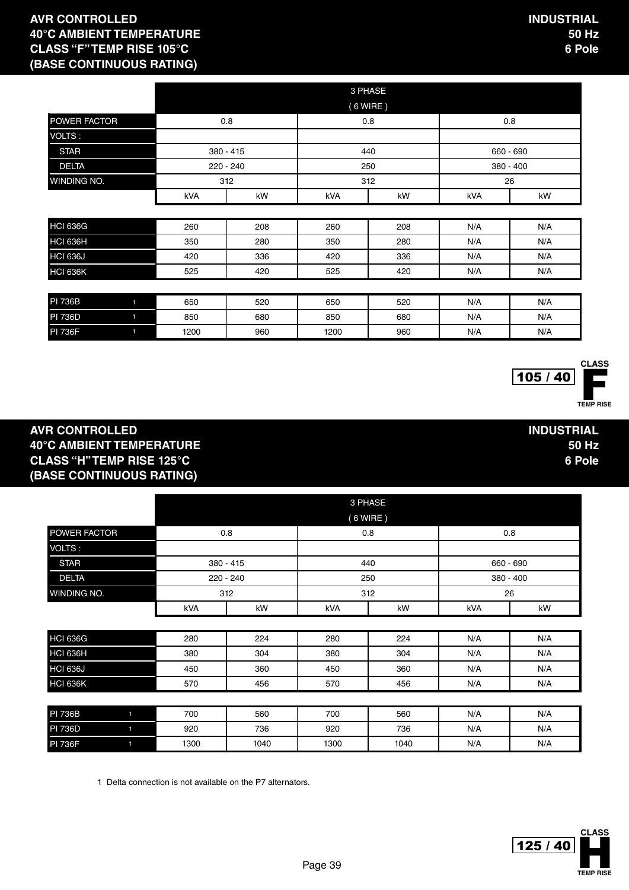## AVR CONTROLLED
## 40°C AMBIENT TEMPERATURE
## CLASS "F" TEMP RISE 105°C
## (BASE CONTINUOUS RATING)

**INDUSTRIAL**
**50 Hz**
**6 Pole**

| | 3 PHASE ( 6 WIRE ) | | | | | |
|---|---|---|---|---|---|---|
| POWER FACTOR | 0.8 | | 0.8 | | 0.8 | |
| VOLTS : | | | | | | |
| STAR | 380 - 415 | | 440 | | 660 - 690 | |
| DELTA | 220 - 240 | | 250 | | 380 - 400 | |
| WINDING NO. | 312 | | 312 | | 26 | |
| | kVA | kW | kVA | kW | kVA | kW |
| HCI 636G | 260 | 208 | 260 | 208 | N/A | N/A |
| HCI 636H | 350 | 280 | 350 | 280 | N/A | N/A |
| HCI 636J | 420 | 336 | 420 | 336 | N/A | N/A |
| HCI 636K | 525 | 420 | 525 | 420 | N/A | N/A |
| PI 736B [1] | 650 | 520 | 650 | 520 | N/A | N/A |
| PI 736D [1] | 850 | 680 | 850 | 680 | N/A | N/A |
| PI 736F [1] | 1200 | 960 | 1200 | 960 | N/A | N/A |

105 / 40 CLASS F TEMP RISE

## AVR CONTROLLED
## 40°C AMBIENT TEMPERATURE
## CLASS "H" TEMP RISE 125°C
## (BASE CONTINUOUS RATING)

**INDUSTRIAL**
**50 Hz**
**6 Pole**

| | 3 PHASE ( 6 WIRE ) | | | | | |
|---|---|---|---|---|---|---|
| POWER FACTOR | 0.8 | | 0.8 | | 0.8 | |
| VOLTS : | | | | | | |
| STAR | 380 - 415 | | 440 | | 660 - 690 | |
| DELTA | 220 - 240 | | 250 | | 380 - 400 | |
| WINDING NO. | 312 | | 312 | | 26 | |
| | kVA | kW | kVA | kW | kVA | kW |
| HCI 636G | 280 | 224 | 280 | 224 | N/A | N/A |
| HCI 636H | 380 | 304 | 380 | 304 | N/A | N/A |
| HCI 636J | 450 | 360 | 450 | 360 | N/A | N/A |
| HCI 636K | 570 | 456 | 570 | 456 | N/A | N/A |
| PI 736B [1] | 700 | 560 | 700 | 560 | N/A | N/A |
| PI 736D [1] | 920 | 736 | 920 | 736 | N/A | N/A |
| PI 736F [1] | 1300 | 1040 | 1300 | 1040 | N/A | N/A |

1 Delta connection is not available on the P7 alternators.

125 / 40 CLASS H TEMP RISE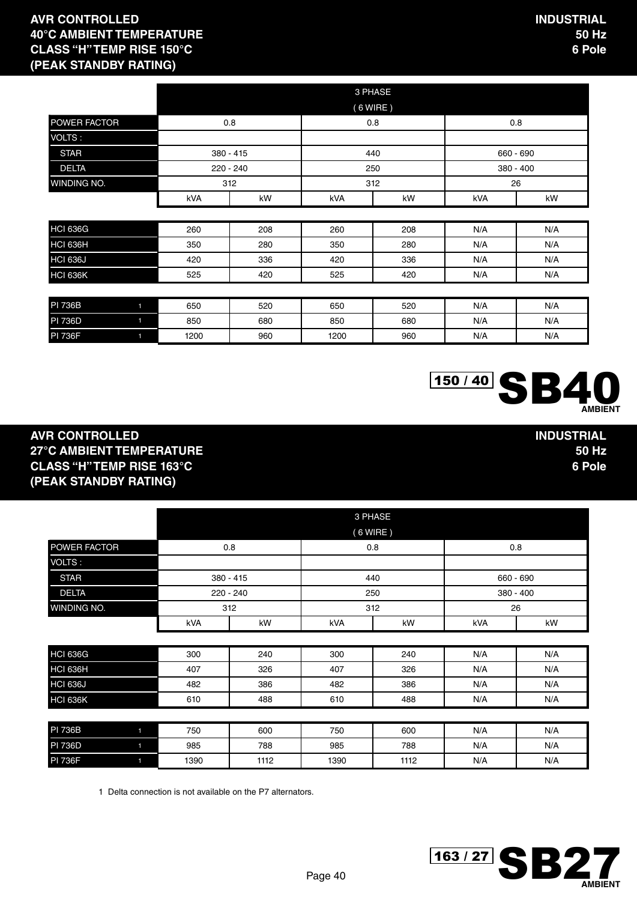## AVR CONTROLLED
## 40°C AMBIENT TEMPERATURE
## CLASS "H" TEMP RISE 150°C
## (PEAK STANDBY RATING)

**INDUSTRIAL**
**50 Hz**
**6 Pole**

| | 3 PHASE ( 6 WIRE ) | | | | | |
|---|---|---|---|---|---|---|
| POWER FACTOR | 0.8 | | 0.8 | | 0.8 | |
| VOLTS : | | | | | | |
| STAR | 380 - 415 | | 440 | | 660 - 690 | |
| DELTA | 220 - 240 | | 250 | | 380 - 400 | |
| WINDING NO. | 312 | | 312 | | 26 | |
| | kVA | kW | kVA | kW | kVA | kW |
| HCI 636G | 260 | 208 | 260 | 208 | N/A | N/A |
| HCI 636H | 350 | 280 | 350 | 280 | N/A | N/A |
| HCI 636J | 420 | 336 | 420 | 336 | N/A | N/A |
| HCI 636K | 525 | 420 | 525 | 420 | N/A | N/A |
| PI 736B 1 | 650 | 520 | 650 | 520 | N/A | N/A |
| PI 736D 1 | 850 | 680 | 850 | 680 | N/A | N/A |
| PI 736F 1 | 1200 | 960 | 1200 | 960 | N/A | N/A |

150 / 40 **SB40** AMBIENT

## AVR CONTROLLED
## 27°C AMBIENT TEMPERATURE
## CLASS "H" TEMP RISE 163°C
## (PEAK STANDBY RATING)

**INDUSTRIAL**
**50 Hz**
**6 Pole**

| | 3 PHASE ( 6 WIRE ) | | | | | |
|---|---|---|---|---|---|---|
| POWER FACTOR | 0.8 | | 0.8 | | 0.8 | |
| VOLTS : | | | | | | |
| STAR | 380 - 415 | | 440 | | 660 - 690 | |
| DELTA | 220 - 240 | | 250 | | 380 - 400 | |
| WINDING NO. | 312 | | 312 | | 26 | |
| | kVA | kW | kVA | kW | kVA | kW |
| HCI 636G | 300 | 240 | 300 | 240 | N/A | N/A |
| HCI 636H | 407 | 326 | 407 | 326 | N/A | N/A |
| HCI 636J | 482 | 386 | 482 | 386 | N/A | N/A |
| HCI 636K | 610 | 488 | 610 | 488 | N/A | N/A |
| PI 736B 1 | 750 | 600 | 750 | 600 | N/A | N/A |
| PI 736D 1 | 985 | 788 | 985 | 788 | N/A | N/A |
| PI 736F 1 | 1390 | 1112 | 1390 | 1112 | N/A | N/A |

1 Delta connection is not available on the P7 alternators.

163 / 27 **SB27** AMBIENT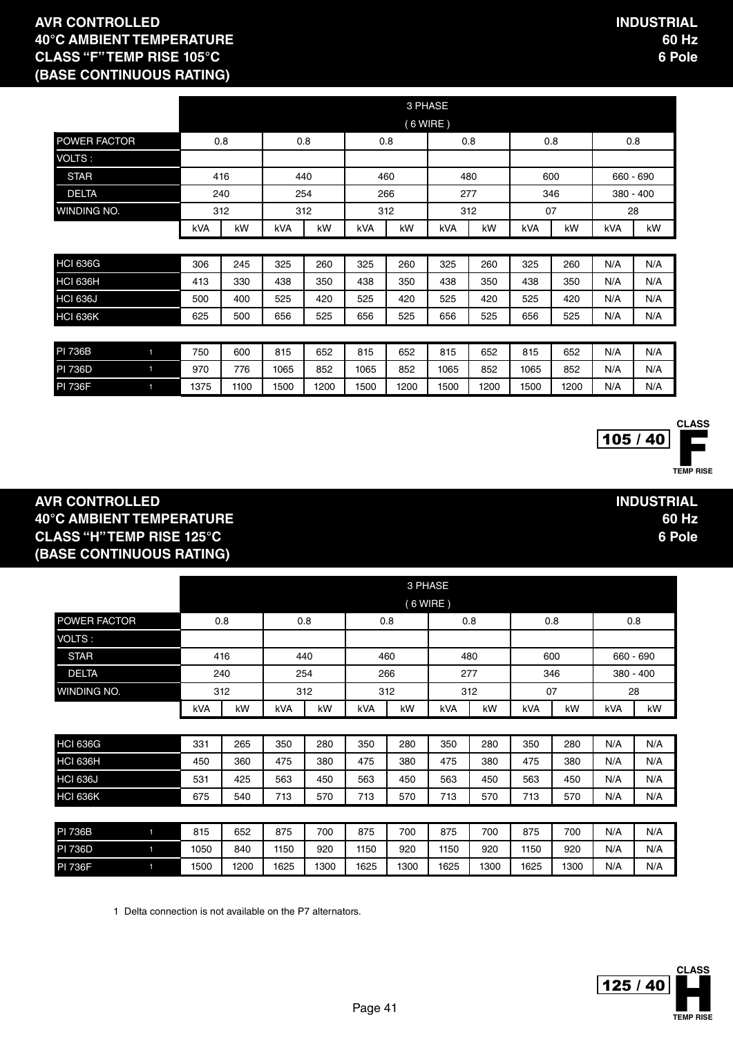## AVR CONTROLLED
## 40°C AMBIENT TEMPERATURE
## CLASS "F" TEMP RISE 105°C
## (BASE CONTINUOUS RATING)

**INDUSTRIAL**
**60 Hz**
**6 Pole**

| | 3 PHASE ( 6 WIRE ) | | | | | | | | | | | |
|---|---|---|---|---|---|---|---|---|---|---|---|---|
| POWER FACTOR | 0.8 | | 0.8 | | 0.8 | | 0.8 | | 0.8 | | 0.8 | |
| VOLTS : | | | | | | | | | | | | |
| STAR | 416 | | 440 | | 460 | | 480 | | 600 | | 660 - 690 | |
| DELTA | 240 | | 254 | | 266 | | 277 | | 346 | | 380 - 400 | |
| WINDING NO. | 312 | | 312 | | 312 | | 312 | | 07 | | 28 | |
| | kVA | kW | kVA | kW | kVA | kW | kVA | kW | kVA | kW | kVA | kW |
| HCI 636G | 306 | 245 | 325 | 260 | 325 | 260 | 325 | 260 | 325 | 260 | N/A | N/A |
| HCI 636H | 413 | 330 | 438 | 350 | 438 | 350 | 438 | 350 | 438 | 350 | N/A | N/A |
| HCI 636J | 500 | 400 | 525 | 420 | 525 | 420 | 525 | 420 | 525 | 420 | N/A | N/A |
| HCI 636K | 625 | 500 | 656 | 525 | 656 | 525 | 656 | 525 | 656 | 525 | N/A | N/A |
| PI 736B [1] | 750 | 600 | 815 | 652 | 815 | 652 | 815 | 652 | 815 | 652 | N/A | N/A |
| PI 736D [1] | 970 | 776 | 1065 | 852 | 1065 | 852 | 1065 | 852 | 1065 | 852 | N/A | N/A |
| PI 736F [1] | 1375 | 1100 | 1500 | 1200 | 1500 | 1200 | 1500 | 1200 | 1500 | 1200 | N/A | N/A |

105 / 40 CLASS F TEMP RISE

## AVR CONTROLLED
## 40°C AMBIENT TEMPERATURE
## CLASS "H" TEMP RISE 125°C
## (BASE CONTINUOUS RATING)

**INDUSTRIAL**
**60 Hz**
**6 Pole**

| | 3 PHASE ( 6 WIRE ) | | | | | | | | | | | |
|---|---|---|---|---|---|---|---|---|---|---|---|---|
| POWER FACTOR | 0.8 | | 0.8 | | 0.8 | | 0.8 | | 0.8 | | 0.8 | |
| VOLTS : | | | | | | | | | | | | |
| STAR | 416 | | 440 | | 460 | | 480 | | 600 | | 660 - 690 | |
| DELTA | 240 | | 254 | | 266 | | 277 | | 346 | | 380 - 400 | |
| WINDING NO. | 312 | | 312 | | 312 | | 312 | | 07 | | 28 | |
| | kVA | kW | kVA | kW | kVA | kW | kVA | kW | kVA | kW | kVA | kW |
| HCI 636G | 331 | 265 | 350 | 280 | 350 | 280 | 350 | 280 | 350 | 280 | N/A | N/A |
| HCI 636H | 450 | 360 | 475 | 380 | 475 | 380 | 475 | 380 | 475 | 380 | N/A | N/A |
| HCI 636J | 531 | 425 | 563 | 450 | 563 | 450 | 563 | 450 | 563 | 450 | N/A | N/A |
| HCI 636K | 675 | 540 | 713 | 570 | 713 | 570 | 713 | 570 | 713 | 570 | N/A | N/A |
| PI 736B [1] | 815 | 652 | 875 | 700 | 875 | 700 | 875 | 700 | 875 | 700 | N/A | N/A |
| PI 736D [1] | 1050 | 840 | 1150 | 920 | 1150 | 920 | 1150 | 920 | 1150 | 920 | N/A | N/A |
| PI 736F [1] | 1500 | 1200 | 1625 | 1300 | 1625 | 1300 | 1625 | 1300 | 1625 | 1300 | N/A | N/A |

1 Delta connection is not available on the P7 alternators.

125 / 40 CLASS H TEMP RISE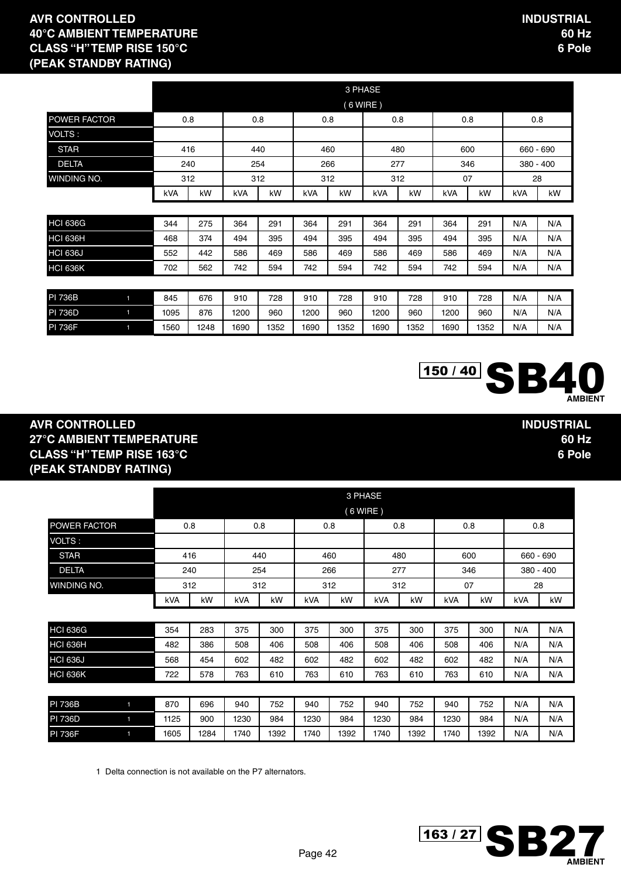## AVR CONTROLLED
## 40°C AMBIENT TEMPERATURE
## CLASS "H" TEMP RISE 150°C
## (PEAK STANDBY RATING)

**INDUSTRIAL**
**60 Hz**
**6 Pole**

| | 3 PHASE ( 6 WIRE ) | | | | | | | | | | | |
|---|---|---|---|---|---|---|---|---|---|---|---|---|
| POWER FACTOR | 0.8 | | 0.8 | | 0.8 | | 0.8 | | 0.8 | | 0.8 | |
| VOLTS : | | | | | | | | | | | | |
| STAR | 416 | | 440 | | 460 | | 480 | | 600 | | 660 - 690 | |
| DELTA | 240 | | 254 | | 266 | | 277 | | 346 | | 380 - 400 | |
| WINDING NO. | 312 | | 312 | | 312 | | 312 | | 07 | | 28 | |
| | kVA | kW | kVA | kW | kVA | kW | kVA | kW | kVA | kW | kVA | kW |
| HCI 636G | 344 | 275 | 364 | 291 | 364 | 291 | 364 | 291 | 364 | 291 | N/A | N/A |
| HCI 636H | 468 | 374 | 494 | 395 | 494 | 395 | 494 | 395 | 494 | 395 | N/A | N/A |
| HCI 636J | 552 | 442 | 586 | 469 | 586 | 469 | 586 | 469 | 586 | 469 | N/A | N/A |
| HCI 636K | 702 | 562 | 742 | 594 | 742 | 594 | 742 | 594 | 742 | 594 | N/A | N/A |
| PI 736B [1] | 845 | 676 | 910 | 728 | 910 | 728 | 910 | 728 | 910 | 728 | N/A | N/A |
| PI 736D [1] | 1095 | 876 | 1200 | 960 | 1200 | 960 | 1200 | 960 | 1200 | 960 | N/A | N/A |
| PI 736F [1] | 1560 | 1248 | 1690 | 1352 | 1690 | 1352 | 1690 | 1352 | 1690 | 1352 | N/A | N/A |

150 / 40 **SB40** AMBIENT

## AVR CONTROLLED
## 27°C AMBIENT TEMPERATURE
## CLASS "H" TEMP RISE 163°C
## (PEAK STANDBY RATING)

**INDUSTRIAL**
**60 Hz**
**6 Pole**

| | 3 PHASE ( 6 WIRE ) | | | | | | | | | | | |
|---|---|---|---|---|---|---|---|---|---|---|---|---|
| POWER FACTOR | 0.8 | | 0.8 | | 0.8 | | 0.8 | | 0.8 | | 0.8 | |
| VOLTS : | | | | | | | | | | | | |
| STAR | 416 | | 440 | | 460 | | 480 | | 600 | | 660 - 690 | |
| DELTA | 240 | | 254 | | 266 | | 277 | | 346 | | 380 - 400 | |
| WINDING NO. | 312 | | 312 | | 312 | | 312 | | 07 | | 28 | |
| | kVA | kW | kVA | kW | kVA | kW | kVA | kW | kVA | kW | kVA | kW |
| HCI 636G | 354 | 283 | 375 | 300 | 375 | 300 | 375 | 300 | 375 | 300 | N/A | N/A |
| HCI 636H | 482 | 386 | 508 | 406 | 508 | 406 | 508 | 406 | 508 | 406 | N/A | N/A |
| HCI 636J | 568 | 454 | 602 | 482 | 602 | 482 | 602 | 482 | 602 | 482 | N/A | N/A |
| HCI 636K | 722 | 578 | 763 | 610 | 763 | 610 | 763 | 610 | 763 | 610 | N/A | N/A |
| PI 736B [1] | 870 | 696 | 940 | 752 | 940 | 752 | 940 | 752 | 940 | 752 | N/A | N/A |
| PI 736D [1] | 1125 | 900 | 1230 | 984 | 1230 | 984 | 1230 | 984 | 1230 | 984 | N/A | N/A |
| PI 736F [1] | 1605 | 1284 | 1740 | 1392 | 1740 | 1392 | 1740 | 1392 | 1740 | 1392 | N/A | N/A |

1 Delta connection is not available on the P7 alternators.

163 / 27 **SB27** AMBIENT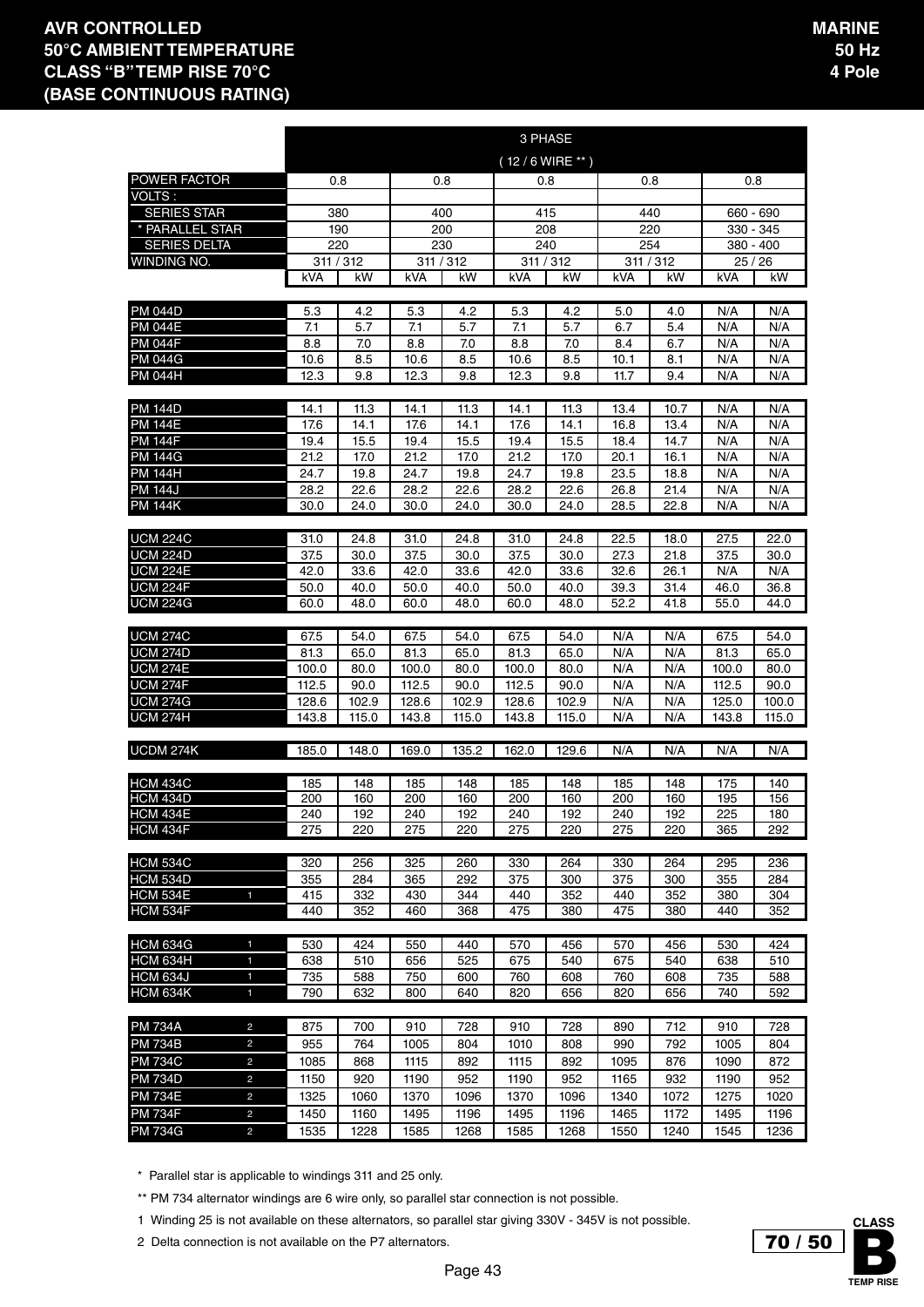# AVR CONTROLLED
# 50°C AMBIENT TEMPERATURE
# CLASS "B" TEMP RISE 70°C
# (BASE CONTINUOUS RATING)

**MARINE**
**50 Hz**
**4 Pole**

| | | 3 PHASE ( 12 / 6 WIRE ** ) | | | | | | | | | |
|---|---|---|---|---|---|---|---|---|---|---|---|
| POWER FACTOR | | 0.8 | | 0.8 | | 0.8 | | 0.8 | | 0.8 | |
| VOLTS : | | | | | | | | | | | |
| SERIES STAR | | 380 | | 400 | | 415 | | 440 | | 660 - 690 | |
| * PARALLEL STAR | | 190 | | 200 | | 208 | | 220 | | 330 - 345 | |
| SERIES DELTA | | 220 | | 230 | | 240 | | 254 | | 380 - 400 | |
| WINDING NO. | | 311 / 312 | | 311 / 312 | | 311 / 312 | | 311 / 312 | | 25 / 26 | |
| | | kVA | kW | kVA | kW | kVA | kW | kVA | kW | kVA | kW |
| PM 044D | | 5.3 | 4.2 | 5.3 | 4.2 | 5.3 | 4.2 | 5.0 | 4.0 | N/A | N/A |
| PM 044E | | 7.1 | 5.7 | 7.1 | 5.7 | 7.1 | 5.7 | 6.7 | 5.4 | N/A | N/A |
| PM 044F | | 8.8 | 7.0 | 8.8 | 7.0 | 8.8 | 7.0 | 8.4 | 6.7 | N/A | N/A |
| PM 044G | | 10.6 | 8.5 | 10.6 | 8.5 | 10.6 | 8.5 | 10.1 | 8.1 | N/A | N/A |
| PM 044H | | 12.3 | 9.8 | 12.3 | 9.8 | 12.3 | 9.8 | 11.7 | 9.4 | N/A | N/A |
| PM 144D | | 14.1 | 11.3 | 14.1 | 11.3 | 14.1 | 11.3 | 13.4 | 10.7 | N/A | N/A |
| PM 144E | | 17.6 | 14.1 | 17.6 | 14.1 | 17.6 | 14.1 | 16.8 | 13.4 | N/A | N/A |
| PM 144F | | 19.4 | 15.5 | 19.4 | 15.5 | 19.4 | 15.5 | 18.4 | 14.7 | N/A | N/A |
| PM 144G | | 21.2 | 17.0 | 21.2 | 17.0 | 21.2 | 17.0 | 20.1 | 16.1 | N/A | N/A |
| PM 144H | | 24.7 | 19.8 | 24.7 | 19.8 | 24.7 | 19.8 | 23.5 | 18.8 | N/A | N/A |
| PM 144J | | 28.2 | 22.6 | 28.2 | 22.6 | 28.2 | 22.6 | 26.8 | 21.4 | N/A | N/A |
| PM 144K | | 30.0 | 24.0 | 30.0 | 24.0 | 30.0 | 24.0 | 28.5 | 22.8 | N/A | N/A |
| UCM 224C | | 31.0 | 24.8 | 31.0 | 24.8 | 31.0 | 24.8 | 22.5 | 18.0 | 27.5 | 22.0 |
| UCM 224D | | 37.5 | 30.0 | 37.5 | 30.0 | 37.5 | 30.0 | 27.3 | 21.8 | 37.5 | 30.0 |
| UCM 224E | | 42.0 | 33.6 | 42.0 | 33.6 | 42.0 | 33.6 | 32.6 | 26.1 | N/A | N/A |
| UCM 224F | | 50.0 | 40.0 | 50.0 | 40.0 | 50.0 | 40.0 | 39.3 | 31.4 | 46.0 | 36.8 |
| UCM 224G | | 60.0 | 48.0 | 60.0 | 48.0 | 60.0 | 48.0 | 52.2 | 41.8 | 55.0 | 44.0 |
| UCM 274C | | 67.5 | 54.0 | 67.5 | 54.0 | 67.5 | 54.0 | N/A | N/A | 67.5 | 54.0 |
| UCM 274D | | 81.3 | 65.0 | 81.3 | 65.0 | 81.3 | 65.0 | N/A | N/A | 81.3 | 65.0 |
| UCM 274E | | 100.0 | 80.0 | 100.0 | 80.0 | 100.0 | 80.0 | N/A | N/A | 100.0 | 80.0 |
| UCM 274F | | 112.5 | 90.0 | 112.5 | 90.0 | 112.5 | 90.0 | N/A | N/A | 112.5 | 90.0 |
| UCM 274G | | 128.6 | 102.9 | 128.6 | 102.9 | 128.6 | 102.9 | N/A | N/A | 125.0 | 100.0 |
| UCM 274H | | 143.8 | 115.0 | 143.8 | 115.0 | 143.8 | 115.0 | N/A | N/A | 143.8 | 115.0 |
| UCDM 274K | | 185.0 | 148.0 | 169.0 | 135.2 | 162.0 | 129.6 | N/A | N/A | N/A | N/A |
| HCM 434C | | 185 | 148 | 185 | 148 | 185 | 148 | 185 | 148 | 175 | 140 |
| HCM 434D | | 200 | 160 | 200 | 160 | 200 | 160 | 200 | 160 | 195 | 156 |
| HCM 434E | | 240 | 192 | 240 | 192 | 240 | 192 | 240 | 192 | 225 | 180 |
| HCM 434F | | 275 | 220 | 275 | 220 | 275 | 220 | 275 | 220 | 365 | 292 |
| HCM 534C | | 320 | 256 | 325 | 260 | 330 | 264 | 330 | 264 | 295 | 236 |
| HCM 534D | | 355 | 284 | 365 | 292 | 375 | 300 | 375 | 300 | 355 | 284 |
| HCM 534E | 1 | 415 | 332 | 430 | 344 | 440 | 352 | 440 | 352 | 380 | 304 |
| HCM 534F | | 440 | 352 | 460 | 368 | 475 | 380 | 475 | 380 | 440 | 352 |
| HCM 634G | 1 | 530 | 424 | 550 | 440 | 570 | 456 | 570 | 456 | 530 | 424 |
| HCM 634H | 1 | 638 | 510 | 656 | 525 | 675 | 540 | 675 | 540 | 638 | 510 |
| HCM 634J | 1 | 735 | 588 | 750 | 600 | 760 | 608 | 760 | 608 | 735 | 588 |
| HCM 634K | 1 | 790 | 632 | 800 | 640 | 820 | 656 | 820 | 656 | 740 | 592 |
| PM 734A | 2 | 875 | 700 | 910 | 728 | 910 | 728 | 890 | 712 | 910 | 728 |
| PM 734B | 2 | 955 | 764 | 1005 | 804 | 1010 | 808 | 990 | 792 | 1005 | 804 |
| PM 734C | 2 | 1085 | 868 | 1115 | 892 | 1115 | 892 | 1095 | 876 | 1090 | 872 |
| PM 734D | 2 | 1150 | 920 | 1190 | 952 | 1190 | 952 | 1165 | 932 | 1190 | 952 |
| PM 734E | 2 | 1325 | 1060 | 1370 | 1096 | 1370 | 1096 | 1340 | 1072 | 1275 | 1020 |
| PM 734F | 2 | 1450 | 1160 | 1495 | 1196 | 1495 | 1196 | 1465 | 1172 | 1495 | 1196 |
| PM 734G | 2 | 1535 | 1228 | 1585 | 1268 | 1585 | 1268 | 1550 | 1240 | 1545 | 1236 |

\* Parallel star is applicable to windings 311 and 25 only.

** PM 734 alternator windings are 6 wire only, so parallel star connection is not possible.

1 Winding 25 is not available on these alternators, so parallel star giving 330V - 345V is not possible.

2 Delta connection is not available on the P7 alternators.

70 / 50 CLASS B TEMP RISE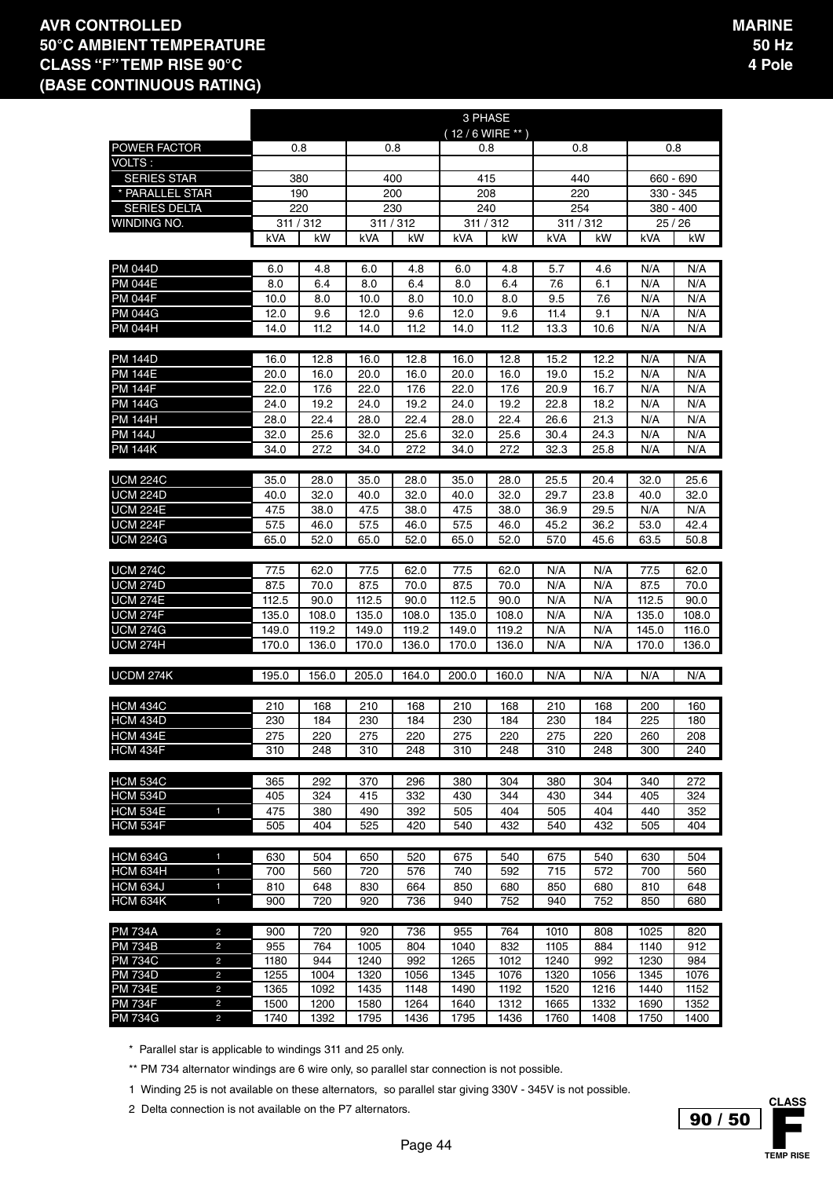**AVR CONTROLLED**
**50°C AMBIENT TEMPERATURE**
**CLASS "F" TEMP RISE 90°C**
**(BASE CONTINUOUS RATING)**

**MARINE**
**50 Hz**
**4 Pole**

| | 3 PHASE ( 12 / 6 WIRE ** ) | | | | | | | | | |
|---|---|---|---|---|---|---|---|---|---|---|
| POWER FACTOR | 0.8 | | 0.8 | | 0.8 | | 0.8 | | 0.8 | |
| VOLTS : | | | | | | | | | | |
| SERIES STAR | 380 | | 400 | | 415 | | 440 | | 660 - 690 | |
| * PARALLEL STAR | 190 | | 200 | | 208 | | 220 | | 330 - 345 | |
| SERIES DELTA | 220 | | 230 | | 240 | | 254 | | 380 - 400 | |
| WINDING NO. | 311 / 312 | | 311 / 312 | | 311 / 312 | | 311 / 312 | | 25 / 26 | |
| | kVA | kW | kVA | kW | kVA | kW | kVA | kW | kVA | kW |
| PM 044D | 6.0 | 4.8 | 6.0 | 4.8 | 6.0 | 4.8 | 5.7 | 4.6 | N/A | N/A |
| PM 044E | 8.0 | 6.4 | 8.0 | 6.4 | 8.0 | 6.4 | 7.6 | 6.1 | N/A | N/A |
| PM 044F | 10.0 | 8.0 | 10.0 | 8.0 | 10.0 | 8.0 | 9.5 | 7.6 | N/A | N/A |
| PM 044G | 12.0 | 9.6 | 12.0 | 9.6 | 12.0 | 9.6 | 11.4 | 9.1 | N/A | N/A |
| PM 044H | 14.0 | 11.2 | 14.0 | 11.2 | 14.0 | 11.2 | 13.3 | 10.6 | N/A | N/A |
| PM 144D | 16.0 | 12.8 | 16.0 | 12.8 | 16.0 | 12.8 | 15.2 | 12.2 | N/A | N/A |
| PM 144E | 20.0 | 16.0 | 20.0 | 16.0 | 20.0 | 16.0 | 19.0 | 15.2 | N/A | N/A |
| PM 144F | 22.0 | 17.6 | 22.0 | 17.6 | 22.0 | 17.6 | 20.9 | 16.7 | N/A | N/A |
| PM 144G | 24.0 | 19.2 | 24.0 | 19.2 | 24.0 | 19.2 | 22.8 | 18.2 | N/A | N/A |
| PM 144H | 28.0 | 22.4 | 28.0 | 22.4 | 28.0 | 22.4 | 26.6 | 21.3 | N/A | N/A |
| PM 144J | 32.0 | 25.6 | 32.0 | 25.6 | 32.0 | 25.6 | 30.4 | 24.3 | N/A | N/A |
| PM 144K | 34.0 | 27.2 | 34.0 | 27.2 | 34.0 | 27.2 | 32.3 | 25.8 | N/A | N/A |
| UCM 224C | 35.0 | 28.0 | 35.0 | 28.0 | 35.0 | 28.0 | 25.5 | 20.4 | 32.0 | 25.6 |
| UCM 224D | 40.0 | 32.0 | 40.0 | 32.0 | 40.0 | 32.0 | 29.7 | 23.8 | 40.0 | 32.0 |
| UCM 224E | 47.5 | 38.0 | 47.5 | 38.0 | 47.5 | 38.0 | 36.9 | 29.5 | N/A | N/A |
| UCM 224F | 57.5 | 46.0 | 57.5 | 46.0 | 57.5 | 46.0 | 45.2 | 36.2 | 53.0 | 42.4 |
| UCM 224G | 65.0 | 52.0 | 65.0 | 52.0 | 65.0 | 52.0 | 57.0 | 45.6 | 63.5 | 50.8 |
| UCM 274C | 77.5 | 62.0 | 77.5 | 62.0 | 77.5 | 62.0 | N/A | N/A | 77.5 | 62.0 |
| UCM 274D | 87.5 | 70.0 | 87.5 | 70.0 | 87.5 | 70.0 | N/A | N/A | 87.5 | 70.0 |
| UCM 274E | 112.5 | 90.0 | 112.5 | 90.0 | 112.5 | 90.0 | N/A | N/A | 112.5 | 90.0 |
| UCM 274F | 135.0 | 108.0 | 135.0 | 108.0 | 135.0 | 108.0 | N/A | N/A | 135.0 | 108.0 |
| UCM 274G | 149.0 | 119.2 | 149.0 | 119.2 | 149.0 | 119.2 | N/A | N/A | 145.0 | 116.0 |
| UCM 274H | 170.0 | 136.0 | 170.0 | 136.0 | 170.0 | 136.0 | N/A | N/A | 170.0 | 136.0 |
| UCDM 274K | 195.0 | 156.0 | 205.0 | 164.0 | 200.0 | 160.0 | N/A | N/A | N/A | N/A |
| HCM 434C | 210 | 168 | 210 | 168 | 210 | 168 | 210 | 168 | 200 | 160 |
| HCM 434D | 230 | 184 | 230 | 184 | 230 | 184 | 230 | 184 | 225 | 180 |
| HCM 434E | 275 | 220 | 275 | 220 | 275 | 220 | 275 | 220 | 260 | 208 |
| HCM 434F | 310 | 248 | 310 | 248 | 310 | 248 | 310 | 248 | 300 | 240 |
| HCM 534C | 365 | 292 | 370 | 296 | 380 | 304 | 380 | 304 | 340 | 272 |
| HCM 534D | 405 | 324 | 415 | 332 | 430 | 344 | 430 | 344 | 405 | 324 |
| HCM 534E 1 | 475 | 380 | 490 | 392 | 505 | 404 | 505 | 404 | 440 | 352 |
| HCM 534F | 505 | 404 | 525 | 420 | 540 | 432 | 540 | 432 | 505 | 404 |
| HCM 634G 1 | 630 | 504 | 650 | 520 | 675 | 540 | 675 | 540 | 630 | 504 |
| HCM 634H 1 | 700 | 560 | 720 | 576 | 740 | 592 | 715 | 572 | 700 | 560 |
| HCM 634J 1 | 810 | 648 | 830 | 664 | 850 | 680 | 850 | 680 | 810 | 648 |
| HCM 634K 1 | 900 | 720 | 920 | 736 | 940 | 752 | 940 | 752 | 850 | 680 |
| PM 734A 2 | 900 | 720 | 920 | 736 | 955 | 764 | 1010 | 808 | 1025 | 820 |
| PM 734B 2 | 955 | 764 | 1005 | 804 | 1040 | 832 | 1105 | 884 | 1140 | 912 |
| PM 734C 2 | 1180 | 944 | 1240 | 992 | 1265 | 1012 | 1240 | 992 | 1230 | 984 |
| PM 734D 2 | 1255 | 1004 | 1320 | 1056 | 1345 | 1076 | 1320 | 1056 | 1345 | 1076 |
| PM 734E 2 | 1365 | 1092 | 1435 | 1148 | 1490 | 1192 | 1520 | 1216 | 1440 | 1152 |
| PM 734F 2 | 1500 | 1200 | 1580 | 1264 | 1640 | 1312 | 1665 | 1332 | 1690 | 1352 |
| PM 734G 2 | 1740 | 1392 | 1795 | 1436 | 1795 | 1436 | 1760 | 1408 | 1750 | 1400 |

\* Parallel star is applicable to windings 311 and 25 only.

** PM 734 alternator windings are 6 wire only, so parallel star connection is not possible.

1 Winding 25 is not available on these alternators, so parallel star giving 330V - 345V is not possible.

2 Delta connection is not available on the P7 alternators.

90 / 50 CLASS F TEMP RISE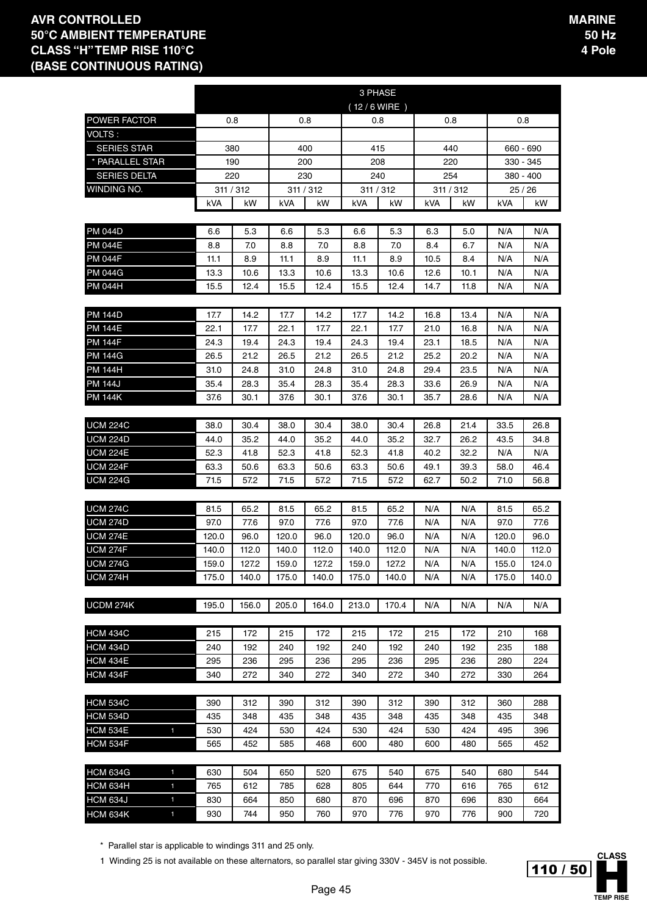**AVR CONTROLLED**
**50°C AMBIENT TEMPERATURE**
**CLASS "H" TEMP RISE 110°C**
**(BASE CONTINUOUS RATING)**

**MARINE**
**50 Hz**
**4 Pole**

| | 3 PHASE ( 12 / 6 WIRE ) | | | | | | | | | |
|---|---|---|---|---|---|---|---|---|---|---|
| POWER FACTOR | 0.8 | | 0.8 | | 0.8 | | 0.8 | | 0.8 | |
| VOLTS : | | | | | | | | | | |
| SERIES STAR | 380 | | 400 | | 415 | | 440 | | 660 - 690 | |
| * PARALLEL STAR | 190 | | 200 | | 208 | | 220 | | 330 - 345 | |
| SERIES DELTA | 220 | | 230 | | 240 | | 254 | | 380 - 400 | |
| WINDING NO. | 311 / 312 | | 311 / 312 | | 311 / 312 | | 311 / 312 | | 25 / 26 | |
| | kVA | kW | kVA | kW | kVA | kW | kVA | kW | kVA | kW |
| PM 044D | 6.6 | 5.3 | 6.6 | 5.3 | 6.6 | 5.3 | 6.3 | 5.0 | N/A | N/A |
| PM 044E | 8.8 | 7.0 | 8.8 | 7.0 | 8.8 | 7.0 | 8.4 | 6.7 | N/A | N/A |
| PM 044F | 11.1 | 8.9 | 11.1 | 8.9 | 11.1 | 8.9 | 10.5 | 8.4 | N/A | N/A |
| PM 044G | 13.3 | 10.6 | 13.3 | 10.6 | 13.3 | 10.6 | 12.6 | 10.1 | N/A | N/A |
| PM 044H | 15.5 | 12.4 | 15.5 | 12.4 | 15.5 | 12.4 | 14.7 | 11.8 | N/A | N/A |
| PM 144D | 17.7 | 14.2 | 17.7 | 14.2 | 17.7 | 14.2 | 16.8 | 13.4 | N/A | N/A |
| PM 144E | 22.1 | 17.7 | 22.1 | 17.7 | 22.1 | 17.7 | 21.0 | 16.8 | N/A | N/A |
| PM 144F | 24.3 | 19.4 | 24.3 | 19.4 | 24.3 | 19.4 | 23.1 | 18.5 | N/A | N/A |
| PM 144G | 26.5 | 21.2 | 26.5 | 21.2 | 26.5 | 21.2 | 25.2 | 20.2 | N/A | N/A |
| PM 144H | 31.0 | 24.8 | 31.0 | 24.8 | 31.0 | 24.8 | 29.4 | 23.5 | N/A | N/A |
| PM 144J | 35.4 | 28.3 | 35.4 | 28.3 | 35.4 | 28.3 | 33.6 | 26.9 | N/A | N/A |
| PM 144K | 37.6 | 30.1 | 37.6 | 30.1 | 37.6 | 30.1 | 35.7 | 28.6 | N/A | N/A |
| UCM 224C | 38.0 | 30.4 | 38.0 | 30.4 | 38.0 | 30.4 | 26.8 | 21.4 | 33.5 | 26.8 |
| UCM 224D | 44.0 | 35.2 | 44.0 | 35.2 | 44.0 | 35.2 | 32.7 | 26.2 | 43.5 | 34.8 |
| UCM 224E | 52.3 | 41.8 | 52.3 | 41.8 | 52.3 | 41.8 | 40.2 | 32.2 | N/A | N/A |
| UCM 224F | 63.3 | 50.6 | 63.3 | 50.6 | 63.3 | 50.6 | 49.1 | 39.3 | 58.0 | 46.4 |
| UCM 224G | 71.5 | 57.2 | 71.5 | 57.2 | 71.5 | 57.2 | 62.7 | 50.2 | 71.0 | 56.8 |
| UCM 274C | 81.5 | 65.2 | 81.5 | 65.2 | 81.5 | 65.2 | N/A | N/A | 81.5 | 65.2 |
| UCM 274D | 97.0 | 77.6 | 97.0 | 77.6 | 97.0 | 77.6 | N/A | N/A | 97.0 | 77.6 |
| UCM 274E | 120.0 | 96.0 | 120.0 | 96.0 | 120.0 | 96.0 | N/A | N/A | 120.0 | 96.0 |
| UCM 274F | 140.0 | 112.0 | 140.0 | 112.0 | 140.0 | 112.0 | N/A | N/A | 140.0 | 112.0 |
| UCM 274G | 159.0 | 127.2 | 159.0 | 127.2 | 159.0 | 127.2 | N/A | N/A | 155.0 | 124.0 |
| UCM 274H | 175.0 | 140.0 | 175.0 | 140.0 | 175.0 | 140.0 | N/A | N/A | 175.0 | 140.0 |
| UCDM 274K | 195.0 | 156.0 | 205.0 | 164.0 | 213.0 | 170.4 | N/A | N/A | N/A | N/A |
| HCM 434C | 215 | 172 | 215 | 172 | 215 | 172 | 215 | 172 | 210 | 168 |
| HCM 434D | 240 | 192 | 240 | 192 | 240 | 192 | 240 | 192 | 235 | 188 |
| HCM 434E | 295 | 236 | 295 | 236 | 295 | 236 | 295 | 236 | 280 | 224 |
| HCM 434F | 340 | 272 | 340 | 272 | 340 | 272 | 340 | 272 | 330 | 264 |
| HCM 534C | 390 | 312 | 390 | 312 | 390 | 312 | 390 | 312 | 360 | 288 |
| HCM 534D | 435 | 348 | 435 | 348 | 435 | 348 | 435 | 348 | 435 | 348 |
| HCM 534E 1 | 530 | 424 | 530 | 424 | 530 | 424 | 530 | 424 | 495 | 396 |
| HCM 534F | 565 | 452 | 585 | 468 | 600 | 480 | 600 | 480 | 565 | 452 |
| HCM 634G 1 | 630 | 504 | 650 | 520 | 675 | 540 | 675 | 540 | 680 | 544 |
| HCM 634H 1 | 765 | 612 | 785 | 628 | 805 | 644 | 770 | 616 | 765 | 612 |
| HCM 634J 1 | 830 | 664 | 850 | 680 | 870 | 696 | 870 | 696 | 830 | 664 |
| HCM 634K 1 | 930 | 744 | 950 | 760 | 970 | 776 | 970 | 776 | 900 | 720 |

\* Parallel star is applicable to windings 311 and 25 only.

1 Winding 25 is not available on these alternators, so parallel star giving 330V - 345V is not possible.

CLASS H TEMP RISE 110 / 50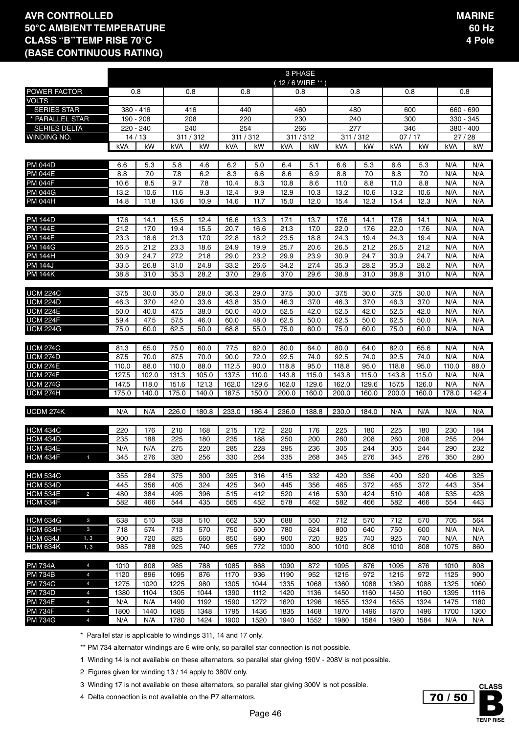# AVR CONTROLLED
## 50°C AMBIENT TEMPERATURE
## CLASS "B" TEMP RISE 70°C
## (BASE CONTINUOUS RATING)

**MARINE**
**60 Hz**
**4 Pole**

| | | 3 PHASE (12 / 6 WIRE **) | | | | | | | | | | | | | |
|---|---|---|---|---|---|---|---|---|---|---|---|---|---|---|---|
| POWER FACTOR | | 0.8 | | 0.8 | | 0.8 | | 0.8 | | 0.8 | | 0.8 | | 0.8 | |
| VOLTS : | | | | | | | | | | | | | | | |
| SERIES STAR | | 380 - 416 | | 416 | | 440 | | 460 | | 480 | | 600 | | 660 - 690 | |
| * PARALLEL STAR | | 190 - 208 | | 208 | | 220 | | 230 | | 240 | | 300 | | 330 - 345 | |
| SERIES DELTA | | 220 - 240 | | 240 | | 254 | | 266 | | 277 | | 346 | | 380 - 400 | |
| WINDING NO. | | 14 / 13 | | 311 / 312 | | 311 / 312 | | 311 / 312 | | 311 / 312 | | 07 / 17 | | 27 / 28 | |
| | | kVA | kW | kVA | kW | kVA | kW | kVA | kW | kVA | kW | kVA | kW | kVA | kW |
| PM 044D | | 6.6 | 5.3 | 5.8 | 4.6 | 6.2 | 5.0 | 6.4 | 5.1 | 6.6 | 5.3 | 6.6 | 5.3 | N/A | N/A |
| PM 044E | | 8.8 | 7.0 | 7.8 | 6.2 | 8.3 | 6.6 | 8.6 | 6.9 | 8.8 | 7.0 | 8.8 | 7.0 | N/A | N/A |
| PM 044F | | 10.6 | 8.5 | 9.7 | 7.8 | 10.4 | 8.3 | 10.8 | 8.6 | 11.0 | 8.8 | 11.0 | 8.8 | N/A | N/A |
| PM 044G | | 13.2 | 10.6 | 11.6 | 9.3 | 12.4 | 9.9 | 12.9 | 10.3 | 13.2 | 10.6 | 13.2 | 10.6 | N/A | N/A |
| PM 044H | | 14.8 | 11.8 | 13.6 | 10.9 | 14.6 | 11.7 | 15.0 | 12.0 | 15.4 | 12.3 | 15.4 | 12.3 | N/A | N/A |
| PM 144D | | 17.6 | 14.1 | 15.5 | 12.4 | 16.6 | 13.3 | 17.1 | 13.7 | 17.6 | 14.1 | 17.6 | 14.1 | N/A | N/A |
| PM 144E | | 21.2 | 17.0 | 19.4 | 15.5 | 20.7 | 16.6 | 21.3 | 17.0 | 22.0 | 17.6 | 22.0 | 17.6 | N/A | N/A |
| PM 144F | | 23.3 | 18.6 | 21.3 | 17.0 | 22.8 | 18.2 | 23.5 | 18.8 | 24.3 | 19.4 | 24.3 | 19.4 | N/A | N/A |
| PM 144G | | 26.5 | 21.2 | 23.3 | 18.6 | 24.9 | 19.9 | 25.7 | 20.6 | 26.5 | 21.2 | 26.5 | 21.2 | N/A | N/A |
| PM 144H | | 30.9 | 24.7 | 27.2 | 21.8 | 29.0 | 23.2 | 29.9 | 23.9 | 30.9 | 24.7 | 30.9 | 24.7 | N/A | N/A |
| PM 144J | | 33.5 | 26.8 | 31.0 | 24.8 | 33.2 | 26.6 | 34.2 | 27.4 | 35.3 | 28.2 | 35.3 | 28.2 | N/A | N/A |
| PM 144K | | 38.8 | 31.0 | 35.3 | 28.2 | 37.0 | 29.6 | 37.0 | 29.6 | 38.8 | 31.0 | 38.8 | 31.0 | N/A | N/A |
| UCM 224C | | 37.5 | 30.0 | 35.0 | 28.0 | 36.3 | 29.0 | 37.5 | 30.0 | 37.5 | 30.0 | 37.5 | 30.0 | N/A | N/A |
| UCM 224D | | 46.3 | 37.0 | 42.0 | 33.6 | 43.8 | 35.0 | 46.3 | 37.0 | 46.3 | 37.0 | 46.3 | 37.0 | N/A | N/A |
| UCM 224E | | 50.0 | 40.0 | 47.5 | 38.0 | 50.0 | 40.0 | 52.5 | 42.0 | 52.5 | 42.0 | 52.5 | 42.0 | N/A | N/A |
| UCM 224F | | 59.4 | 47.5 | 57.5 | 46.0 | 60.0 | 48.0 | 62.5 | 50.0 | 62.5 | 50.0 | 62.5 | 50.0 | N/A | N/A |
| UCM 224G | | 75.0 | 60.0 | 62.5 | 50.0 | 68.8 | 55.0 | 75.0 | 60.0 | 75.0 | 60.0 | 75.0 | 60.0 | N/A | N/A |
| UCM 274C | | 81.3 | 65.0 | 75.0 | 60.0 | 77.5 | 62.0 | 80.0 | 64.0 | 80.0 | 64.0 | 82.0 | 65.6 | N/A | N/A |
| UCM 274D | | 87.5 | 70.0 | 87.5 | 70.0 | 90.0 | 72.0 | 92.5 | 74.0 | 92.5 | 74.0 | 92.5 | 74.0 | N/A | N/A |
| UCM 274E | | 110.0 | 88.0 | 110.0 | 88.0 | 112.5 | 90.0 | 118.8 | 95.0 | 118.8 | 95.0 | 118.8 | 95.0 | 110.0 | 88.0 |
| UCM 274F | | 127.5 | 102.0 | 131.3 | 105.0 | 137.5 | 110.0 | 143.8 | 115.0 | 143.8 | 115.0 | 143.8 | 115.0 | N/A | N/A |
| UCM 274G | | 147.5 | 118.0 | 151.6 | 121.3 | 162.0 | 129.6 | 162.0 | 129.6 | 162.0 | 129.6 | 157.5 | 126.0 | N/A | N/A |
| UCM 274H | | 175.0 | 140.0 | 175.0 | 140.0 | 187.5 | 150.0 | 200.0 | 160.0 | 200.0 | 160.0 | 200.0 | 160.0 | 178.0 | 142.4 |
| UCDM 274K | | N/A | N/A | 226.0 | 180.8 | 233.0 | 186.4 | 236.0 | 188.8 | 230.0 | 184.0 | N/A | N/A | N/A | N/A |
| HCM 434C | | 220 | 176 | 210 | 168 | 215 | 172 | 220 | 176 | 225 | 180 | 225 | 180 | 230 | 184 |
| HCM 434D | | 235 | 188 | 225 | 180 | 235 | 188 | 250 | 200 | 260 | 208 | 260 | 208 | 255 | 204 |
| HCM 434E | | N/A | N/A | 275 | 220 | 285 | 228 | 295 | 236 | 305 | 244 | 305 | 244 | 290 | 232 |
| HCM 434F | 1 | 345 | 276 | 320 | 256 | 330 | 264 | 335 | 268 | 345 | 276 | 345 | 276 | 350 | 280 |
| HCM 534C | | 355 | 284 | 375 | 300 | 395 | 316 | 415 | 332 | 420 | 336 | 400 | 320 | 406 | 325 |
| HCM 534D | | 445 | 356 | 405 | 324 | 425 | 340 | 445 | 356 | 465 | 372 | 465 | 372 | 443 | 354 |
| HCM 534E | 2 | 480 | 384 | 495 | 396 | 515 | 412 | 520 | 416 | 530 | 424 | 510 | 408 | 535 | 428 |
| HCM 534F | | 582 | 466 | 544 | 435 | 565 | 452 | 578 | 462 | 582 | 466 | 582 | 466 | 554 | 443 |
| HCM 634G | 3 | 638 | 510 | 638 | 510 | 662 | 530 | 688 | 550 | 712 | 570 | 712 | 570 | 705 | 564 |
| HCM 634H | 3 | 718 | 574 | 713 | 570 | 750 | 600 | 780 | 624 | 800 | 640 | 750 | 600 | N/A | N/A |
| HCM 634J | 1, 3 | 900 | 720 | 825 | 660 | 850 | 680 | 900 | 720 | 925 | 740 | 925 | 740 | N/A | N/A |
| HCM 634K | 1, 3 | 985 | 788 | 925 | 740 | 965 | 772 | 1000 | 800 | 1010 | 808 | 1010 | 808 | 1075 | 860 |
| PM 734A | 4 | 1010 | 808 | 985 | 788 | 1085 | 868 | 1090 | 872 | 1095 | 876 | 1095 | 876 | 1010 | 808 |
| PM 734B | 4 | 1120 | 896 | 1095 | 876 | 1170 | 936 | 1190 | 952 | 1215 | 972 | 1215 | 972 | 1125 | 900 |
| PM 734C | 4 | 1275 | 1020 | 1225 | 980 | 1305 | 1044 | 1335 | 1068 | 1360 | 1088 | 1360 | 1088 | 1325 | 1060 |
| PM 734D | 4 | 1380 | 1104 | 1305 | 1044 | 1390 | 1112 | 1420 | 1136 | 1450 | 1160 | 1450 | 1160 | 1395 | 1116 |
| PM 734E | 4 | N/A | N/A | 1490 | 1192 | 1590 | 1272 | 1620 | 1296 | 1655 | 1324 | 1655 | 1324 | 1475 | 1180 |
| PM 734F | 4 | 1800 | 1440 | 1685 | 1348 | 1795 | 1436 | 1835 | 1468 | 1870 | 1496 | 1870 | 1496 | 1700 | 1360 |
| PM 734G | 4 | N/A | N/A | 1780 | 1424 | 1900 | 1520 | 1940 | 1552 | 1980 | 1584 | 1980 | 1584 | N/A | N/A |

\* Parallel star is applicable to windings 311, 14 and 17 only.

** PM 734 alternator windings are 6 wire only, so parallel star connection is not possible.

1 Winding 14 is not available on these alternators, so parallel star giving 190V - 208V is not possible.

2 Figures given for winding 13 / 14 apply to 380V only.

3 Winding 17 is not available on these alternators, so parallel star giving 300V is not possible.

4 Delta connection is not available on the P7 alternators.

70 / 50 CLASS B TEMP RISE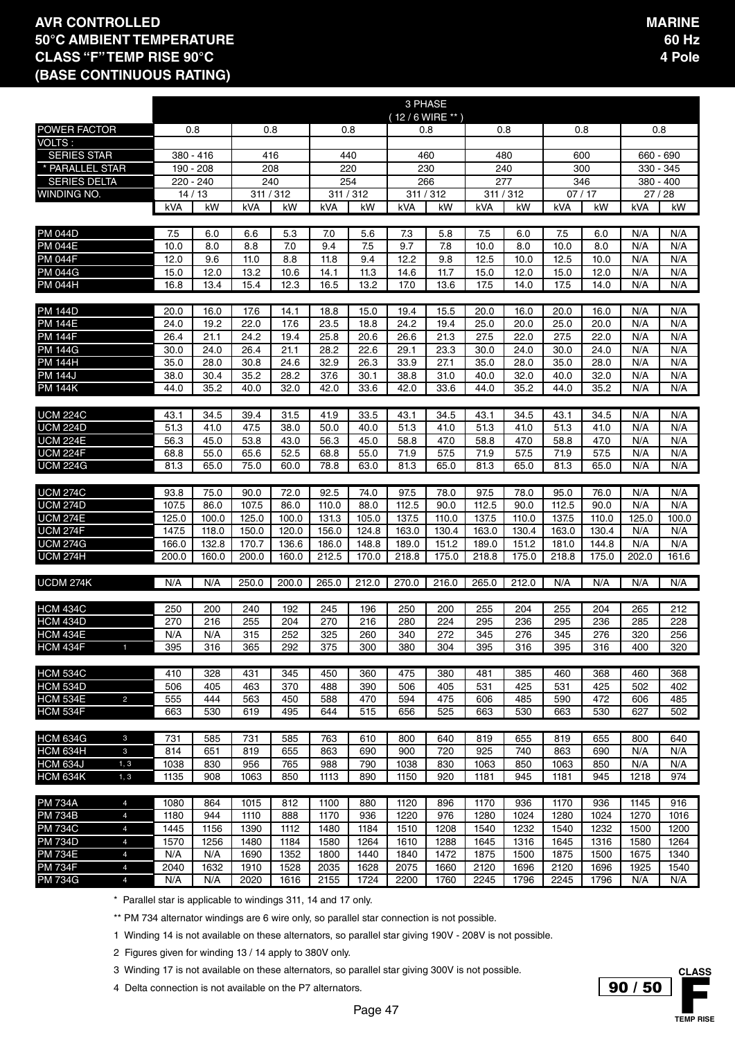# AVR CONTROLLED
# 50°C AMBIENT TEMPERATURE
# CLASS "F" TEMP RISE 90°C
# (BASE CONTINUOUS RATING)

**MARINE**
**60 Hz**
**4 Pole**

| | 3 PHASE (12 / 6 WIRE **) | | | | | | | | | | | | | |
|---|---|---|---|---|---|---|---|---|---|---|---|---|---|---|
| POWER FACTOR | 0.8 | | 0.8 | | 0.8 | | 0.8 | | 0.8 | | 0.8 | | 0.8 | |
| VOLTS : | | | | | | | | | | | | | | |
| SERIES STAR | 380 - 416 | | 416 | | 440 | | 460 | | 480 | | 600 | | 660 - 690 | |
| * PARALLEL STAR | 190 - 208 | | 208 | | 220 | | 230 | | 240 | | 300 | | 330 - 345 | |
| SERIES DELTA | 220 - 240 | | 240 | | 254 | | 266 | | 277 | | 346 | | 380 - 400 | |
| WINDING NO. | 14 / 13 | | 311 / 312 | | 311 / 312 | | 311 / 312 | | 311 / 312 | | 07 / 17 | | 27 / 28 | |
| | kVA | kW | kVA | kW | kVA | kW | kVA | kW | kVA | kW | kVA | kW | kVA | kW |
| PM 044D | 7.5 | 6.0 | 6.6 | 5.3 | 7.0 | 5.6 | 7.3 | 5.8 | 7.5 | 6.0 | 7.5 | 6.0 | N/A | N/A |
| PM 044E | 10.0 | 8.0 | 8.8 | 7.0 | 9.4 | 7.5 | 9.7 | 7.8 | 10.0 | 8.0 | 10.0 | 8.0 | N/A | N/A |
| PM 044F | 12.0 | 9.6 | 11.0 | 8.8 | 11.8 | 9.4 | 12.2 | 9.8 | 12.5 | 10.0 | 12.5 | 10.0 | N/A | N/A |
| PM 044G | 15.0 | 12.0 | 13.2 | 10.6 | 14.1 | 11.3 | 14.6 | 11.7 | 15.0 | 12.0 | 15.0 | 12.0 | N/A | N/A |
| PM 044H | 16.8 | 13.4 | 15.4 | 12.3 | 16.5 | 13.2 | 17.0 | 13.6 | 17.5 | 14.0 | 17.5 | 14.0 | N/A | N/A |
| PM 144D | 20.0 | 16.0 | 17.6 | 14.1 | 18.8 | 15.0 | 19.4 | 15.5 | 20.0 | 16.0 | 20.0 | 16.0 | N/A | N/A |
| PM 144E | 24.0 | 19.2 | 22.0 | 17.6 | 23.5 | 18.8 | 24.2 | 19.4 | 25.0 | 20.0 | 25.0 | 20.0 | N/A | N/A |
| PM 144F | 26.4 | 21.1 | 24.2 | 19.4 | 25.8 | 20.6 | 26.6 | 21.3 | 27.5 | 22.0 | 27.5 | 22.0 | N/A | N/A |
| PM 144G | 30.0 | 24.0 | 26.4 | 21.1 | 28.2 | 22.6 | 29.1 | 23.3 | 30.0 | 24.0 | 30.0 | 24.0 | N/A | N/A |
| PM 144H | 35.0 | 28.0 | 30.8 | 24.6 | 32.9 | 26.3 | 33.9 | 27.1 | 35.0 | 28.0 | 35.0 | 28.0 | N/A | N/A |
| PM 144J | 38.0 | 30.4 | 35.2 | 28.2 | 37.6 | 30.1 | 38.8 | 31.0 | 40.0 | 32.0 | 40.0 | 32.0 | N/A | N/A |
| PM 144K | 44.0 | 35.2 | 40.0 | 32.0 | 42.0 | 33.6 | 42.0 | 33.6 | 44.0 | 35.2 | 44.0 | 35.2 | N/A | N/A |
| UCM 224C | 43.1 | 34.5 | 39.4 | 31.5 | 41.9 | 33.5 | 43.1 | 34.5 | 43.1 | 34.5 | 43.1 | 34.5 | N/A | N/A |
| UCM 224D | 51.3 | 41.0 | 47.5 | 38.0 | 50.0 | 40.0 | 51.3 | 41.0 | 51.3 | 41.0 | 51.3 | 41.0 | N/A | N/A |
| UCM 224E | 56.3 | 45.0 | 53.8 | 43.0 | 56.3 | 45.0 | 58.8 | 47.0 | 58.8 | 47.0 | 58.8 | 47.0 | N/A | N/A |
| UCM 224F | 68.8 | 55.0 | 65.6 | 52.5 | 68.8 | 55.0 | 71.9 | 57.5 | 71.9 | 57.5 | 71.9 | 57.5 | N/A | N/A |
| UCM 224G | 81.3 | 65.0 | 75.0 | 60.0 | 78.8 | 63.0 | 81.3 | 65.0 | 81.3 | 65.0 | 81.3 | 65.0 | N/A | N/A |
| UCM 274C | 93.8 | 75.0 | 90.0 | 72.0 | 92.5 | 74.0 | 97.5 | 78.0 | 97.5 | 78.0 | 95.0 | 76.0 | N/A | N/A |
| UCM 274D | 107.5 | 86.0 | 107.5 | 86.0 | 110.0 | 88.0 | 112.5 | 90.0 | 112.5 | 90.0 | 112.5 | 90.0 | N/A | N/A |
| UCM 274E | 125.0 | 100.0 | 125.0 | 100.0 | 131.3 | 105.0 | 137.5 | 110.0 | 137.5 | 110.0 | 137.5 | 110.0 | 125.0 | 100.0 |
| UCM 274F | 147.5 | 118.0 | 150.0 | 120.0 | 156.0 | 124.8 | 163.0 | 130.4 | 163.0 | 130.4 | 163.0 | 130.4 | N/A | N/A |
| UCM 274G | 166.0 | 132.8 | 170.7 | 136.6 | 186.0 | 148.8 | 189.0 | 151.2 | 189.0 | 151.2 | 181.0 | 144.8 | N/A | N/A |
| UCM 274H | 200.0 | 160.0 | 200.0 | 160.0 | 212.5 | 170.0 | 218.8 | 175.0 | 218.8 | 175.0 | 218.8 | 175.0 | 202.0 | 161.6 |
| UCDM 274K | N/A | N/A | 250.0 | 200.0 | 265.0 | 212.0 | 270.0 | 216.0 | 265.0 | 212.0 | N/A | N/A | N/A | N/A |
| HCM 434C | 250 | 200 | 240 | 192 | 245 | 196 | 250 | 200 | 255 | 204 | 255 | 204 | 265 | 212 |
| HCM 434D | 270 | 216 | 255 | 204 | 270 | 216 | 280 | 224 | 295 | 236 | 295 | 236 | 285 | 228 |
| HCM 434E | N/A | N/A | 315 | 252 | 325 | 260 | 340 | 272 | 345 | 276 | 345 | 276 | 320 | 256 |
| HCM 434F 1 | 395 | 316 | 365 | 292 | 375 | 300 | 380 | 304 | 395 | 316 | 395 | 316 | 400 | 320 |
| HCM 534C | 410 | 328 | 431 | 345 | 450 | 360 | 475 | 380 | 481 | 385 | 460 | 368 | 460 | 368 |
| HCM 534D | 506 | 405 | 463 | 370 | 488 | 390 | 506 | 405 | 531 | 425 | 531 | 425 | 502 | 402 |
| HCM 534E 2 | 555 | 444 | 563 | 450 | 588 | 470 | 594 | 475 | 606 | 485 | 590 | 472 | 606 | 485 |
| HCM 534F | 663 | 530 | 619 | 495 | 644 | 515 | 656 | 525 | 663 | 530 | 663 | 530 | 627 | 502 |
| HCM 634G 3 | 731 | 585 | 731 | 585 | 763 | 610 | 800 | 640 | 819 | 655 | 819 | 655 | 800 | 640 |
| HCM 634H 3 | 814 | 651 | 819 | 655 | 863 | 690 | 900 | 720 | 925 | 740 | 863 | 690 | N/A | N/A |
| HCM 634J 1, 3 | 1038 | 830 | 956 | 765 | 988 | 790 | 1038 | 830 | 1063 | 850 | 1063 | 850 | N/A | N/A |
| HCM 634K 1, 3 | 1135 | 908 | 1063 | 850 | 1113 | 890 | 1150 | 920 | 1181 | 945 | 1181 | 945 | 1218 | 974 |
| PM 734A 4 | 1080 | 864 | 1015 | 812 | 1100 | 880 | 1120 | 896 | 1170 | 936 | 1170 | 936 | 1145 | 916 |
| PM 734B 4 | 1180 | 944 | 1110 | 888 | 1170 | 936 | 1220 | 976 | 1280 | 1024 | 1280 | 1024 | 1270 | 1016 |
| PM 734C 4 | 1445 | 1156 | 1390 | 1112 | 1480 | 1184 | 1510 | 1208 | 1540 | 1232 | 1540 | 1232 | 1500 | 1200 |
| PM 734D 4 | 1570 | 1256 | 1480 | 1184 | 1580 | 1264 | 1610 | 1288 | 1645 | 1316 | 1645 | 1316 | 1580 | 1264 |
| PM 734E 4 | N/A | N/A | 1690 | 1352 | 1800 | 1440 | 1840 | 1472 | 1875 | 1500 | 1875 | 1500 | 1675 | 1340 |
| PM 734F 4 | 2040 | 1632 | 1910 | 1528 | 2035 | 1628 | 2075 | 1660 | 2120 | 1696 | 2120 | 1696 | 1925 | 1540 |
| PM 734G 4 | N/A | N/A | 2020 | 1616 | 2155 | 1724 | 2200 | 1760 | 2245 | 1796 | 2245 | 1796 | N/A | N/A |

\* Parallel star is applicable to windings 311, 14 and 17 only.

** PM 734 alternator windings are 6 wire only, so parallel star connection is not possible.

1 Winding 14 is not available on these alternators, so parallel star giving 190V - 208V is not possible.

2 Figures given for winding 13 / 14 apply to 380V only.

3 Winding 17 is not available on these alternators, so parallel star giving 300V is not possible.

4 Delta connection is not available on the P7 alternators.

90 / 50 CLASS F TEMP RISE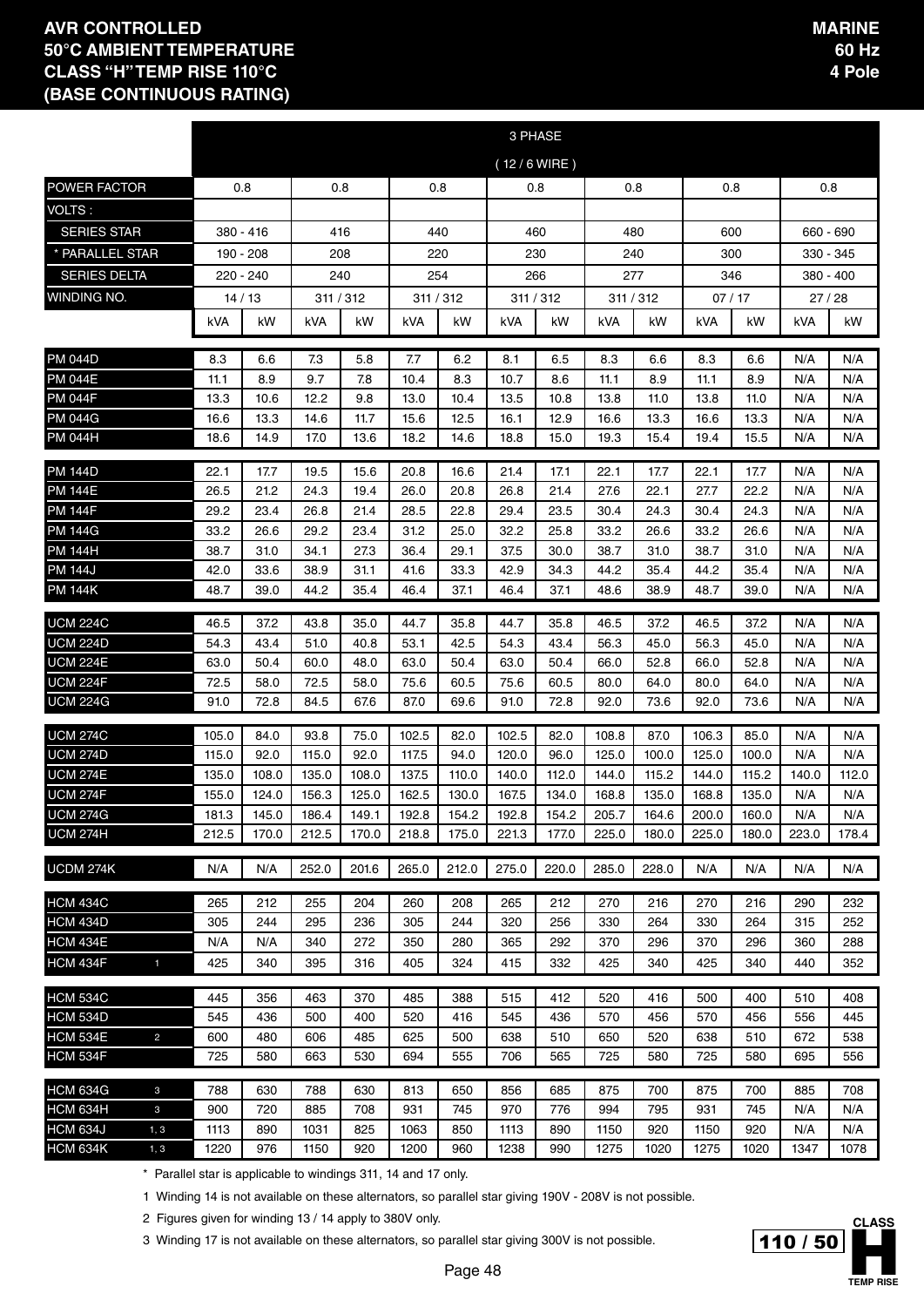**AVR CONTROLLED**
**50°C AMBIENT TEMPERATURE**
**CLASS "H" TEMP RISE 110°C**
**(BASE CONTINUOUS RATING)**

**MARINE**
**60 Hz**
**4 Pole**

| | 3 PHASE (12 / 6 WIRE) | | | | | | | | | | | | | |
|---|---|---|---|---|---|---|---|---|---|---|---|---|---|---|
| POWER FACTOR | 0.8 | | 0.8 | | 0.8 | | 0.8 | | 0.8 | | 0.8 | | 0.8 | |
| VOLTS : | | | | | | | | | | | | | | |
| SERIES STAR | 380 - 416 | | 416 | | 440 | | 460 | | 480 | | 600 | | 660 - 690 | |
| * PARALLEL STAR | 190 - 208 | | 208 | | 220 | | 230 | | 240 | | 300 | | 330 - 345 | |
| SERIES DELTA | 220 - 240 | | 240 | | 254 | | 266 | | 277 | | 346 | | 380 - 400 | |
| WINDING NO. | 14 / 13 | | 311 / 312 | | 311 / 312 | | 311 / 312 | | 311 / 312 | | 07 / 17 | | 27 / 28 | |
| | kVA | kW | kVA | kW | kVA | kW | kVA | kW | kVA | kW | kVA | kW | kVA | kW |
| PM 044D | 8.3 | 6.6 | 7.3 | 5.8 | 7.7 | 6.2 | 8.1 | 6.5 | 8.3 | 6.6 | 8.3 | 6.6 | N/A | N/A |
| PM 044E | 11.1 | 8.9 | 9.7 | 7.8 | 10.4 | 8.3 | 10.7 | 8.6 | 11.1 | 8.9 | 11.1 | 8.9 | N/A | N/A |
| PM 044F | 13.3 | 10.6 | 12.2 | 9.8 | 13.0 | 10.4 | 13.5 | 10.8 | 13.8 | 11.0 | 13.8 | 11.0 | N/A | N/A |
| PM 044G | 16.6 | 13.3 | 14.6 | 11.7 | 15.6 | 12.5 | 16.1 | 12.9 | 16.6 | 13.3 | 16.6 | 13.3 | N/A | N/A |
| PM 044H | 18.6 | 14.9 | 17.0 | 13.6 | 18.2 | 14.6 | 18.8 | 15.0 | 19.3 | 15.4 | 19.4 | 15.5 | N/A | N/A |
| PM 144D | 22.1 | 17.7 | 19.5 | 15.6 | 20.8 | 16.6 | 21.4 | 17.1 | 22.1 | 17.7 | 22.1 | 17.7 | N/A | N/A |
| PM 144E | 26.5 | 21.2 | 24.3 | 19.4 | 26.0 | 20.8 | 26.8 | 21.4 | 27.6 | 22.1 | 27.7 | 22.2 | N/A | N/A |
| PM 144F | 29.2 | 23.4 | 26.8 | 21.4 | 28.5 | 22.8 | 29.4 | 23.5 | 30.4 | 24.3 | 30.4 | 24.3 | N/A | N/A |
| PM 144G | 33.2 | 26.6 | 29.2 | 23.4 | 31.2 | 25.0 | 32.2 | 25.8 | 33.2 | 26.6 | 33.2 | 26.6 | N/A | N/A |
| PM 144H | 38.7 | 31.0 | 34.1 | 27.3 | 36.4 | 29.1 | 37.5 | 30.0 | 38.7 | 31.0 | 38.7 | 31.0 | N/A | N/A |
| PM 144J | 42.0 | 33.6 | 38.9 | 31.1 | 41.6 | 33.3 | 42.9 | 34.3 | 44.2 | 35.4 | 44.2 | 35.4 | N/A | N/A |
| PM 144K | 48.7 | 39.0 | 44.2 | 35.4 | 46.4 | 37.1 | 46.4 | 37.1 | 48.6 | 38.9 | 48.7 | 39.0 | N/A | N/A |
| UCM 224C | 46.5 | 37.2 | 43.8 | 35.0 | 44.7 | 35.8 | 44.7 | 35.8 | 46.5 | 37.2 | 46.5 | 37.2 | N/A | N/A |
| UCM 224D | 54.3 | 43.4 | 51.0 | 40.8 | 53.1 | 42.5 | 54.3 | 43.4 | 56.3 | 45.0 | 56.3 | 45.0 | N/A | N/A |
| UCM 224E | 63.0 | 50.4 | 60.0 | 48.0 | 63.0 | 50.4 | 63.0 | 50.4 | 66.0 | 52.8 | 66.0 | 52.8 | N/A | N/A |
| UCM 224F | 72.5 | 58.0 | 72.5 | 58.0 | 75.6 | 60.5 | 75.6 | 60.5 | 80.0 | 64.0 | 80.0 | 64.0 | N/A | N/A |
| UCM 224G | 91.0 | 72.8 | 84.5 | 67.6 | 87.0 | 69.6 | 91.0 | 72.8 | 92.0 | 73.6 | 92.0 | 73.6 | N/A | N/A |
| UCM 274C | 105.0 | 84.0 | 93.8 | 75.0 | 102.5 | 82.0 | 102.5 | 82.0 | 108.8 | 87.0 | 106.3 | 85.0 | N/A | N/A |
| UCM 274D | 115.0 | 92.0 | 115.0 | 92.0 | 117.5 | 94.0 | 120.0 | 96.0 | 125.0 | 100.0 | 125.0 | 100.0 | N/A | N/A |
| UCM 274E | 135.0 | 108.0 | 135.0 | 108.0 | 137.5 | 110.0 | 140.0 | 112.0 | 144.0 | 115.2 | 144.0 | 115.2 | 140.0 | 112.0 |
| UCM 274F | 155.0 | 124.0 | 156.3 | 125.0 | 162.5 | 130.0 | 167.5 | 134.0 | 168.8 | 135.0 | 168.8 | 135.0 | N/A | N/A |
| UCM 274G | 181.3 | 145.0 | 186.4 | 149.1 | 192.8 | 154.2 | 192.8 | 154.2 | 205.7 | 164.6 | 200.0 | 160.0 | N/A | N/A |
| UCM 274H | 212.5 | 170.0 | 212.5 | 170.0 | 218.8 | 175.0 | 221.3 | 177.0 | 225.0 | 180.0 | 225.0 | 180.0 | 223.0 | 178.4 |
| UCDM 274K | N/A | N/A | 252.0 | 201.6 | 265.0 | 212.0 | 275.0 | 220.0 | 285.0 | 228.0 | N/A | N/A | N/A | N/A |
| HCM 434C | 265 | 212 | 255 | 204 | 260 | 208 | 265 | 212 | 270 | 216 | 270 | 216 | 290 | 232 |
| HCM 434D | 305 | 244 | 295 | 236 | 305 | 244 | 320 | 256 | 330 | 264 | 330 | 264 | 315 | 252 |
| HCM 434E | N/A | N/A | 340 | 272 | 350 | 280 | 365 | 292 | 370 | 296 | 370 | 296 | 360 | 288 |
| HCM 434F 1 | 425 | 340 | 395 | 316 | 405 | 324 | 415 | 332 | 425 | 340 | 425 | 340 | 440 | 352 |
| HCM 534C | 445 | 356 | 463 | 370 | 485 | 388 | 515 | 412 | 520 | 416 | 500 | 400 | 510 | 408 |
| HCM 534D | 545 | 436 | 500 | 400 | 520 | 416 | 545 | 436 | 570 | 456 | 570 | 456 | 556 | 445 |
| HCM 534E 2 | 600 | 480 | 606 | 485 | 625 | 500 | 638 | 510 | 650 | 520 | 638 | 510 | 672 | 538 |
| HCM 534F | 725 | 580 | 663 | 530 | 694 | 555 | 706 | 565 | 725 | 580 | 725 | 580 | 695 | 556 |
| HCM 634G 3 | 788 | 630 | 788 | 630 | 813 | 650 | 856 | 685 | 875 | 700 | 875 | 700 | 885 | 708 |
| HCM 634H 3 | 900 | 720 | 885 | 708 | 931 | 745 | 970 | 776 | 994 | 795 | 931 | 745 | N/A | N/A |
| HCM 634J 1, 3 | 1113 | 890 | 1031 | 825 | 1063 | 850 | 1113 | 890 | 1150 | 920 | 1150 | 920 | N/A | N/A |
| HCM 634K 1, 3 | 1220 | 976 | 1150 | 920 | 1200 | 960 | 1238 | 990 | 1275 | 1020 | 1275 | 1020 | 1347 | 1078 |

\* Parallel star is applicable to windings 311, 14 and 17 only.

1 Winding 14 is not available on these alternators, so parallel star giving 190V - 208V is not possible.

2 Figures given for winding 13 / 14 apply to 380V only.

3 Winding 17 is not available on these alternators, so parallel star giving 300V is not possible.

110 / 50 CLASS H TEMP RISE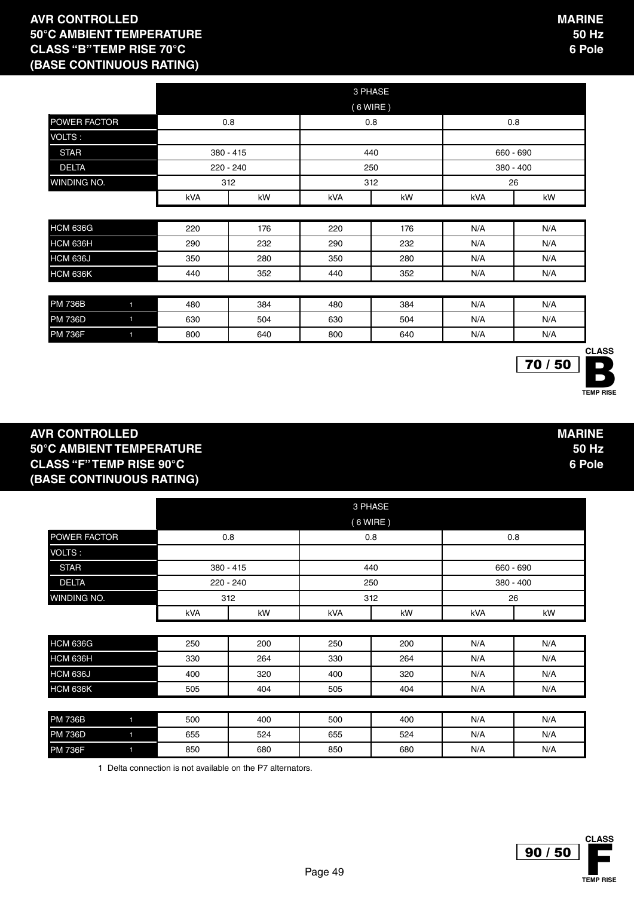## AVR CONTROLLED
## 50°C AMBIENT TEMPERATURE
## CLASS "B" TEMP RISE 70°C
## (BASE CONTINUOUS RATING)

**MARINE**
**50 Hz**
**6 Pole**

| | 3 PHASE ( 6 WIRE ) | | | | | |
|---|---|---|---|---|---|---|
| POWER FACTOR | 0.8 | | 0.8 | | 0.8 | |
| VOLTS : | | | | | | |
| STAR | 380 - 415 | | 440 | | 660 - 690 | |
| DELTA | 220 - 240 | | 250 | | 380 - 400 | |
| WINDING NO. | 312 | | 312 | | 26 | |
| | kVA | kW | kVA | kW | kVA | kW |
| HCM 636G | 220 | 176 | 220 | 176 | N/A | N/A |
| HCM 636H | 290 | 232 | 290 | 232 | N/A | N/A |
| HCM 636J | 350 | 280 | 350 | 280 | N/A | N/A |
| HCM 636K | 440 | 352 | 440 | 352 | N/A | N/A |
| PM 736B [1] | 480 | 384 | 480 | 384 | N/A | N/A |
| PM 736D [1] | 630 | 504 | 630 | 504 | N/A | N/A |
| PM 736F [1] | 800 | 640 | 800 | 640 | N/A | N/A |

70 / 50 CLASS B TEMP RISE

## AVR CONTROLLED
## 50°C AMBIENT TEMPERATURE
## CLASS "F" TEMP RISE 90°C
## (BASE CONTINUOUS RATING)

**MARINE**
**50 Hz**
**6 Pole**

| | 3 PHASE ( 6 WIRE ) | | | | | |
|---|---|---|---|---|---|---|
| POWER FACTOR | 0.8 | | 0.8 | | 0.8 | |
| VOLTS : | | | | | | |
| STAR | 380 - 415 | | 440 | | 660 - 690 | |
| DELTA | 220 - 240 | | 250 | | 380 - 400 | |
| WINDING NO. | 312 | | 312 | | 26 | |
| | kVA | kW | kVA | kW | kVA | kW |
| HCM 636G | 250 | 200 | 250 | 200 | N/A | N/A |
| HCM 636H | 330 | 264 | 330 | 264 | N/A | N/A |
| HCM 636J | 400 | 320 | 400 | 320 | N/A | N/A |
| HCM 636K | 505 | 404 | 505 | 404 | N/A | N/A |
| PM 736B [1] | 500 | 400 | 500 | 400 | N/A | N/A |
| PM 736D [1] | 655 | 524 | 655 | 524 | N/A | N/A |
| PM 736F [1] | 850 | 680 | 850 | 680 | N/A | N/A |

1 Delta connection is not available on the P7 alternators.

90 / 50 CLASS F TEMP RISE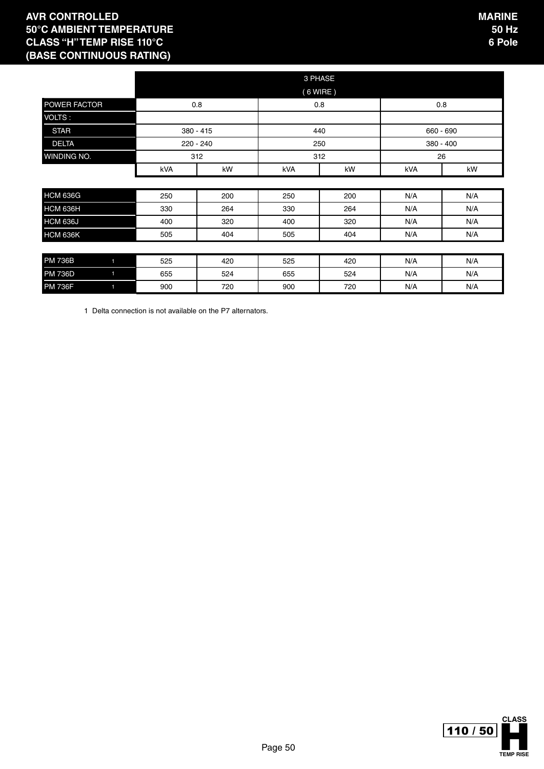**AVR CONTROLLED**
**50°C AMBIENT TEMPERATURE**
**CLASS "H" TEMP RISE 110°C**
**(BASE CONTINUOUS RATING)**

**MARINE**
**50 Hz**
**6 Pole**

| | 3 PHASE (6 WIRE) | | | | | |
|---|---|---|---|---|---|---|
| POWER FACTOR | 0.8 | | 0.8 | | 0.8 | |
| VOLTS : | | | | | | |
| STAR | 380 - 415 | | 440 | | 660 - 690 | |
| DELTA | 220 - 240 | | 250 | | 380 - 400 | |
| WINDING NO. | 312 | | 312 | | 26 | |
| | kVA | kW | kVA | kW | kVA | kW |
| HCM 636G | 250 | 200 | 250 | 200 | N/A | N/A |
| HCM 636H | 330 | 264 | 330 | 264 | N/A | N/A |
| HCM 636J | 400 | 320 | 400 | 320 | N/A | N/A |
| HCM 636K | 505 | 404 | 505 | 404 | N/A | N/A |
| PM 736B [1] | 525 | 420 | 525 | 420 | N/A | N/A |
| PM 736D [1] | 655 | 524 | 655 | 524 | N/A | N/A |
| PM 736F [1] | 900 | 720 | 900 | 720 | N/A | N/A |

1 Delta connection is not available on the P7 alternators.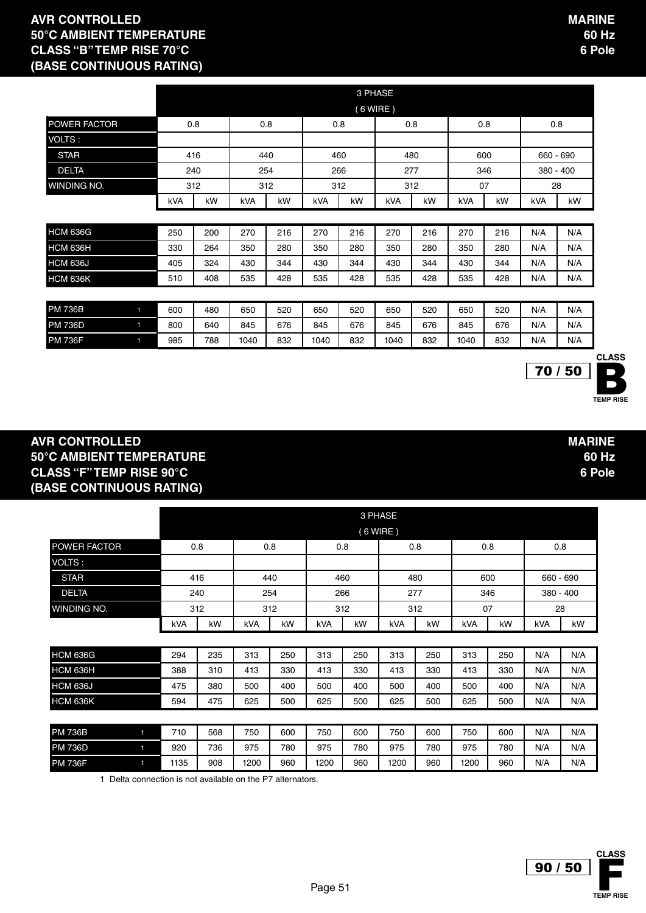## AVR CONTROLLED
## 50°C AMBIENT TEMPERATURE
## CLASS "B" TEMP RISE 70°C
## (BASE CONTINUOUS RATING)

**MARINE**
**60 Hz**
**6 Pole**

| | | 3 PHASE (6 WIRE) | | | | | | | | | | |
|---|---|---|---|---|---|---|---|---|---|---|---|---|
| POWER FACTOR | | 0.8 | | 0.8 | | 0.8 | | 0.8 | | 0.8 | | 0.8 |
| VOLTS : | | | | | | | | | | | | |
| STAR | | 416 | | 440 | | 460 | | 480 | | 600 | | 660 - 690 |
| DELTA | | 240 | | 254 | | 266 | | 277 | | 346 | | 380 - 400 |
| WINDING NO. | | 312 | | 312 | | 312 | | 312 | | 07 | | 28 |
| | | kVA | kW | kVA | kW | kVA | kW | kVA | kW | kVA | kW | kVA | kW |
| HCM 636G | | 250 | 200 | 270 | 216 | 270 | 216 | 270 | 216 | 270 | 216 | N/A | N/A |
| HCM 636H | | 330 | 264 | 350 | 280 | 350 | 280 | 350 | 280 | 350 | 280 | N/A | N/A |
| HCM 636J | | 405 | 324 | 430 | 344 | 430 | 344 | 430 | 344 | 430 | 344 | N/A | N/A |
| HCM 636K | | 510 | 408 | 535 | 428 | 535 | 428 | 535 | 428 | 535 | 428 | N/A | N/A |
| PM 736B | 1 | 600 | 480 | 650 | 520 | 650 | 520 | 650 | 520 | 650 | 520 | N/A | N/A |
| PM 736D | 1 | 800 | 640 | 845 | 676 | 845 | 676 | 845 | 676 | 845 | 676 | N/A | N/A |
| PM 736F | 1 | 985 | 788 | 1040 | 832 | 1040 | 832 | 1040 | 832 | 1040 | 832 | N/A | N/A |

70 / 50 CLASS B TEMP RISE

## AVR CONTROLLED
## 50°C AMBIENT TEMPERATURE
## CLASS "F" TEMP RISE 90°C
## (BASE CONTINUOUS RATING)

**MARINE**
**60 Hz**
**6 Pole**

| | | 3 PHASE (6 WIRE) | | | | | | | | | | |
|---|---|---|---|---|---|---|---|---|---|---|---|---|
| POWER FACTOR | | 0.8 | | 0.8 | | 0.8 | | 0.8 | | 0.8 | | 0.8 |
| VOLTS : | | | | | | | | | | | | |
| STAR | | 416 | | 440 | | 460 | | 480 | | 600 | | 660 - 690 |
| DELTA | | 240 | | 254 | | 266 | | 277 | | 346 | | 380 - 400 |
| WINDING NO. | | 312 | | 312 | | 312 | | 312 | | 07 | | 28 |
| | | kVA | kW | kVA | kW | kVA | kW | kVA | kW | kVA | kW | kVA | kW |
| HCM 636G | | 294 | 235 | 313 | 250 | 313 | 250 | 313 | 250 | 313 | 250 | N/A | N/A |
| HCM 636H | | 388 | 310 | 413 | 330 | 413 | 330 | 413 | 330 | 413 | 330 | N/A | N/A |
| HCM 636J | | 475 | 380 | 500 | 400 | 500 | 400 | 500 | 400 | 500 | 400 | N/A | N/A |
| HCM 636K | | 594 | 475 | 625 | 500 | 625 | 500 | 625 | 500 | 625 | 500 | N/A | N/A |
| PM 736B | 1 | 710 | 568 | 750 | 600 | 750 | 600 | 750 | 600 | 750 | 600 | N/A | N/A |
| PM 736D | 1 | 920 | 736 | 975 | 780 | 975 | 780 | 975 | 780 | 975 | 780 | N/A | N/A |
| PM 736F | 1 | 1135 | 908 | 1200 | 960 | 1200 | 960 | 1200 | 960 | 1200 | 960 | N/A | N/A |

1 Delta connection is not available on the P7 alternators.

90 / 50 CLASS F TEMP RISE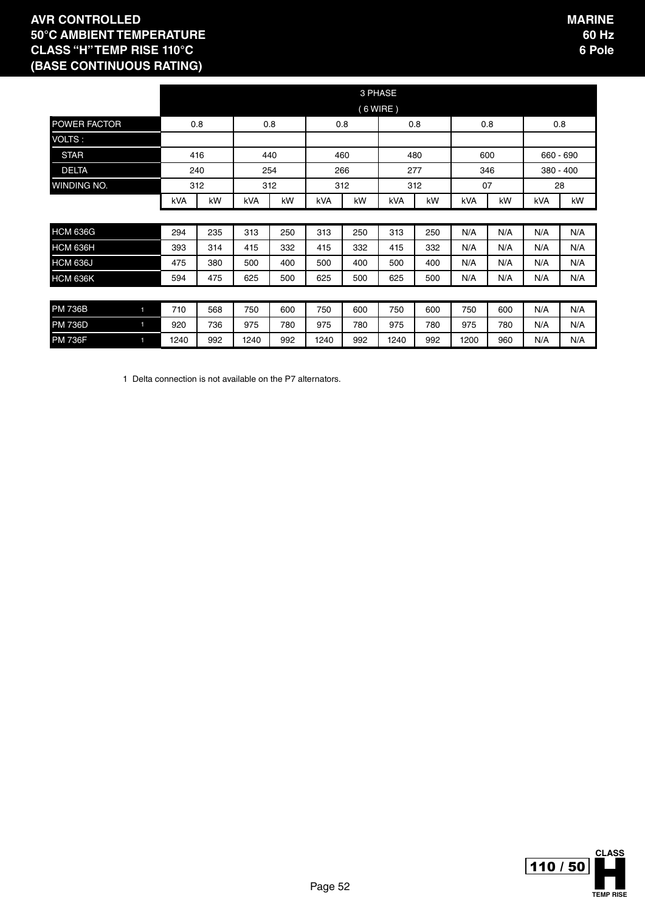# AVR CONTROLLED
# 50°C AMBIENT TEMPERATURE
# CLASS "H" TEMP RISE 110°C
# (BASE CONTINUOUS RATING)

**MARINE**
**60 Hz**
**6 Pole**

| | 3 PHASE (6 WIRE) | | | | | | | | | | | |
|---|---|---|---|---|---|---|---|---|---|---|---|---|
| POWER FACTOR | 0.8 | | 0.8 | | 0.8 | | 0.8 | | 0.8 | | 0.8 | |
| VOLTS : | | | | | | | | | | | | |
| STAR | 416 | | 440 | | 460 | | 480 | | 600 | | 660 - 690 | |
| DELTA | 240 | | 254 | | 266 | | 277 | | 346 | | 380 - 400 | |
| WINDING NO. | 312 | | 312 | | 312 | | 312 | | 07 | | 28 | |
| | kVA | kW | kVA | kW | kVA | kW | kVA | kW | kVA | kW | kVA | kW |
| HCM 636G | 294 | 235 | 313 | 250 | 313 | 250 | 313 | 250 | N/A | N/A | N/A | N/A |
| HCM 636H | 393 | 314 | 415 | 332 | 415 | 332 | 415 | 332 | N/A | N/A | N/A | N/A |
| HCM 636J | 475 | 380 | 500 | 400 | 500 | 400 | 500 | 400 | N/A | N/A | N/A | N/A |
| HCM 636K | 594 | 475 | 625 | 500 | 625 | 500 | 625 | 500 | N/A | N/A | N/A | N/A |
| PM 736B [1] | 710 | 568 | 750 | 600 | 750 | 600 | 750 | 600 | 750 | 600 | N/A | N/A |
| PM 736D [1] | 920 | 736 | 975 | 780 | 975 | 780 | 975 | 780 | 975 | 780 | N/A | N/A |
| PM 736F [1] | 1240 | 992 | 1240 | 992 | 1240 | 992 | 1240 | 992 | 1200 | 960 | N/A | N/A |

1 Delta connection is not available on the P7 alternators.

110 / 50 CLASS H TEMP RISE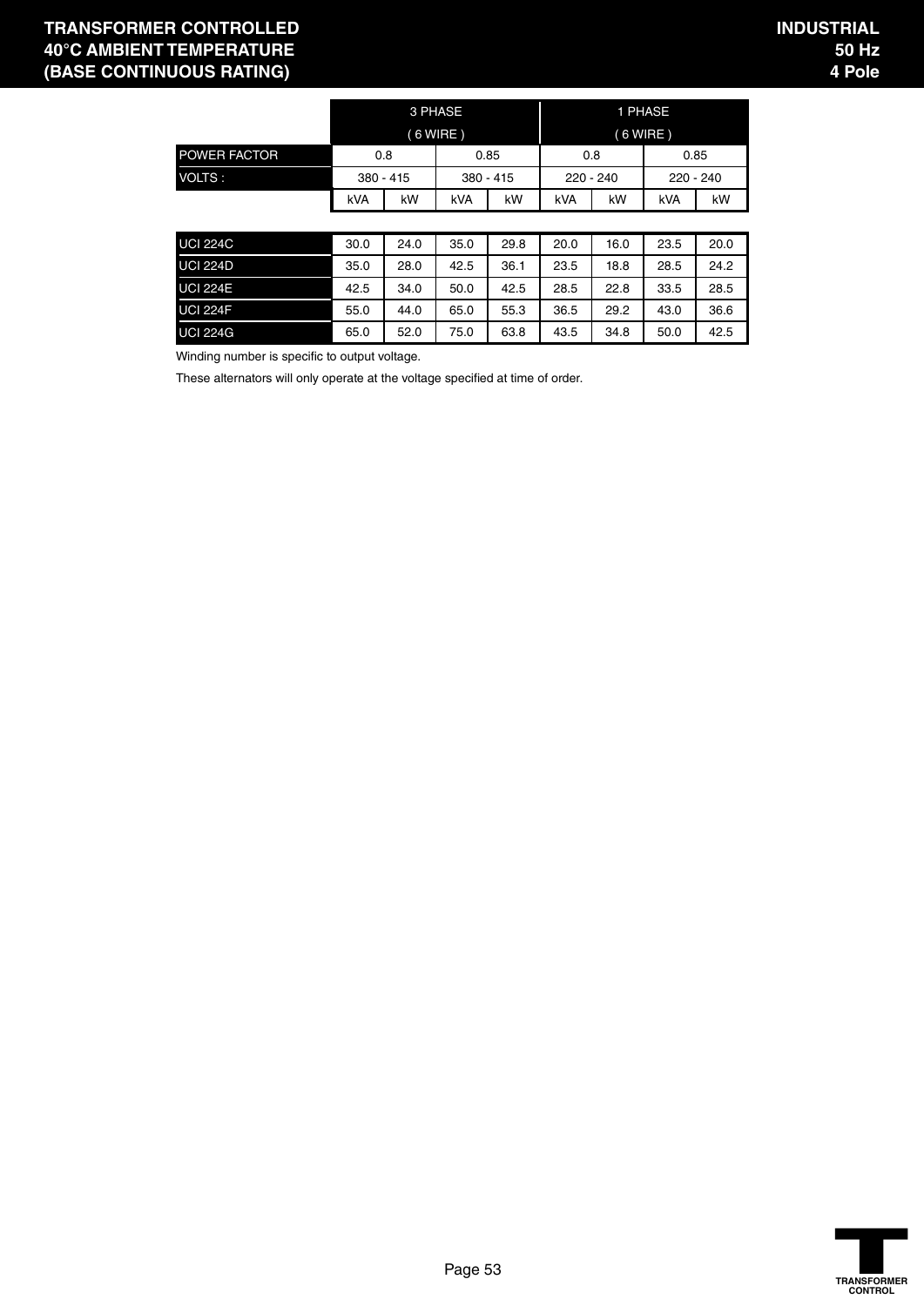# TRANSFORMER CONTROLLED
# 40°C AMBIENT TEMPERATURE
# (BASE CONTINUOUS RATING)

**INDUSTRIAL**
**50 Hz**
**4 Pole**

| | 3 PHASE ( 6 WIRE ) | | | | 1 PHASE ( 6 WIRE ) | | | |
|---|---|---|---|---|---|---|---|---|
| POWER FACTOR | 0.8 | | 0.85 | | 0.8 | | 0.85 | |
| VOLTS : | 380 - 415 | | 380 - 415 | | 220 - 240 | | 220 - 240 | |
| | kVA | kW | kVA | kW | kVA | kW | kVA | kW |
| UCI 224C | 30.0 | 24.0 | 35.0 | 29.8 | 20.0 | 16.0 | 23.5 | 20.0 |
| UCI 224D | 35.0 | 28.0 | 42.5 | 36.1 | 23.5 | 18.8 | 28.5 | 24.2 |
| UCI 224E | 42.5 | 34.0 | 50.0 | 42.5 | 28.5 | 22.8 | 33.5 | 28.5 |
| UCI 224F | 55.0 | 44.0 | 65.0 | 55.3 | 36.5 | 29.2 | 43.0 | 36.6 |
| UCI 224G | 65.0 | 52.0 | 75.0 | 63.8 | 43.5 | 34.8 | 50.0 | 42.5 |

Winding number is specific to output voltage.

These alternators will only operate at the voltage specified at time of order.

TRANSFORMER CONTROL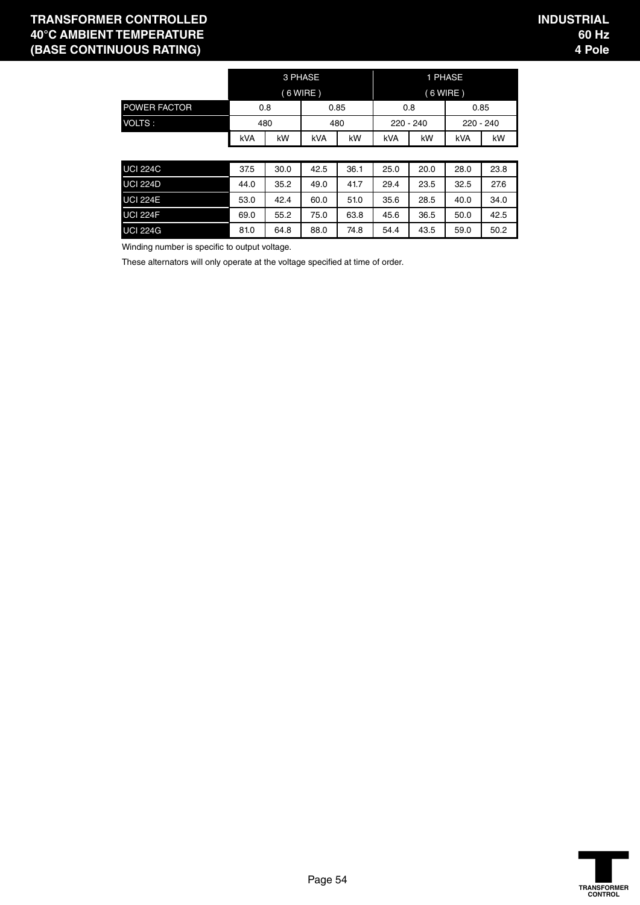# TRANSFORMER CONTROLLED
# 40°C AMBIENT TEMPERATURE
# (BASE CONTINUOUS RATING)

**INDUSTRIAL**
**60 Hz**
**4 Pole**

| | 3 PHASE ( 6 WIRE ) | | | | 1 PHASE ( 6 WIRE ) | | | |
|---|---|---|---|---|---|---|---|---|
| POWER FACTOR | 0.8 | | 0.85 | | 0.8 | | 0.85 | |
| VOLTS : | 480 | | 480 | | 220 - 240 | | 220 - 240 | |
| | kVA | kW | kVA | kW | kVA | kW | kVA | kW |
| UCI 224C | 37.5 | 30.0 | 42.5 | 36.1 | 25.0 | 20.0 | 28.0 | 23.8 |
| UCI 224D | 44.0 | 35.2 | 49.0 | 41.7 | 29.4 | 23.5 | 32.5 | 27.6 |
| UCI 224E | 53.0 | 42.4 | 60.0 | 51.0 | 35.6 | 28.5 | 40.0 | 34.0 |
| UCI 224F | 69.0 | 55.2 | 75.0 | 63.8 | 45.6 | 36.5 | 50.0 | 42.5 |
| UCI 224G | 81.0 | 64.8 | 88.0 | 74.8 | 54.4 | 43.5 | 59.0 | 50.2 |

Winding number is specific to output voltage.

These alternators will only operate at the voltage specified at time of order.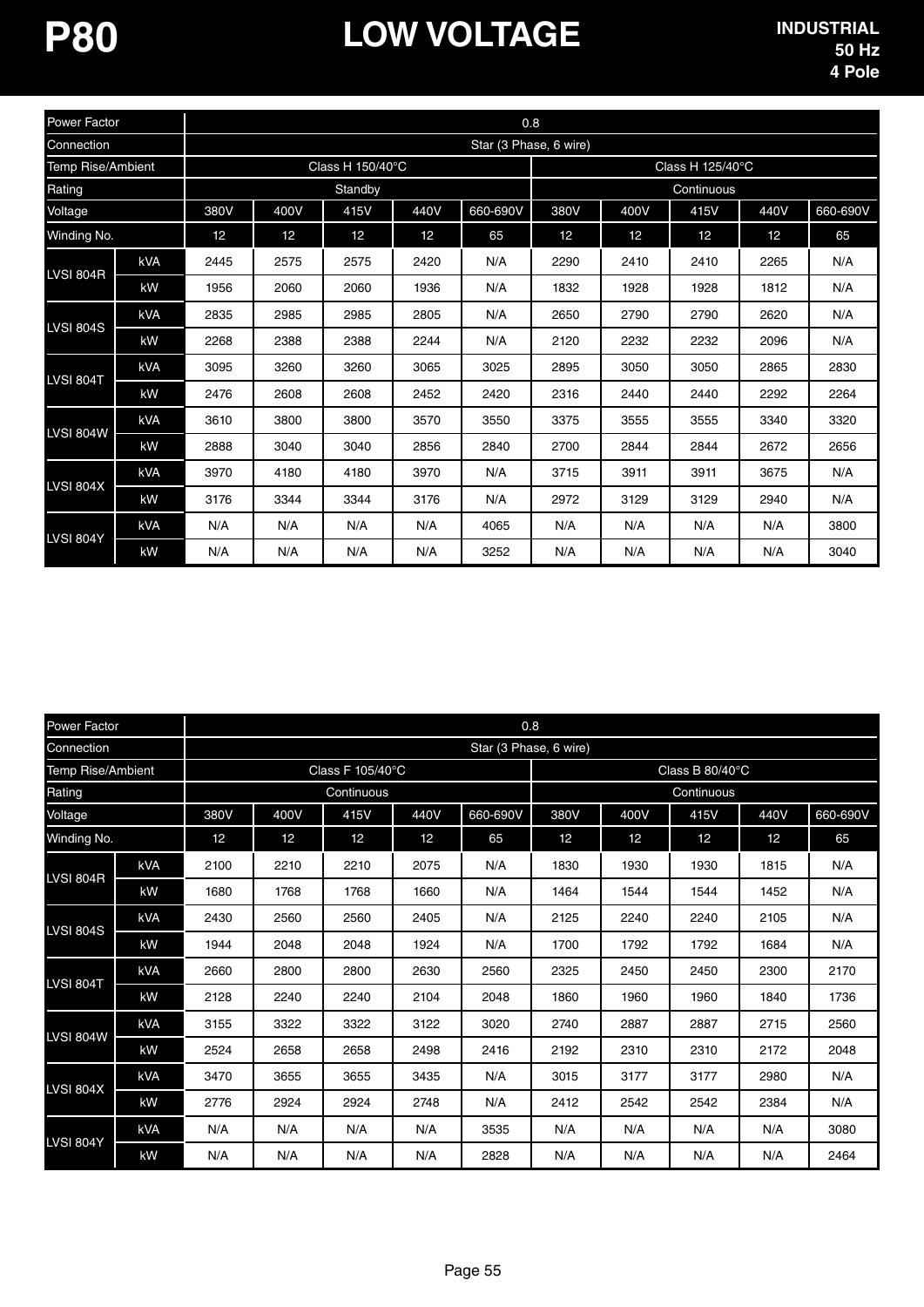# P80 LOW VOLTAGE

**INDUSTRIAL**
**50 Hz**
**4 Pole**

| Power Factor | | 0.8 | | | | | | | | | |
|---|---|---|---|---|---|---|---|---|---|---|---|
| Connection | | Star (3 Phase, 6 wire) | | | | | | | | | |
| Temp Rise/Ambient | | Class H 150/40°C | | | | | Class H 125/40°C | | | | |
| Rating | | Standby | | | | | Continuous | | | | |
| Voltage | | 380V | 400V | 415V | 440V | 660-690V | 380V | 400V | 415V | 440V | 660-690V |
| Winding No. | | 12 | 12 | 12 | 12 | 65 | 12 | 12 | 12 | 12 | 65 |
| LVSI 804R | kVA | 2445 | 2575 | 2575 | 2420 | N/A | 2290 | 2410 | 2410 | 2265 | N/A |
| | kW | 1956 | 2060 | 2060 | 1936 | N/A | 1832 | 1928 | 1928 | 1812 | N/A |
| LVSI 804S | kVA | 2835 | 2985 | 2985 | 2805 | N/A | 2650 | 2790 | 2790 | 2620 | N/A |
| | kW | 2268 | 2388 | 2388 | 2244 | N/A | 2120 | 2232 | 2232 | 2096 | N/A |
| LVSI 804T | kVA | 3095 | 3260 | 3260 | 3065 | 3025 | 2895 | 3050 | 3050 | 2865 | 2830 |
| | kW | 2476 | 2608 | 2608 | 2452 | 2420 | 2316 | 2440 | 2440 | 2292 | 2264 |
| LVSI 804W | kVA | 3610 | 3800 | 3800 | 3570 | 3550 | 3375 | 3555 | 3555 | 3340 | 3320 |
| | kW | 2888 | 3040 | 3040 | 2856 | 2840 | 2700 | 2844 | 2844 | 2672 | 2656 |
| LVSI 804X | kVA | 3970 | 4180 | 4180 | 3970 | N/A | 3715 | 3911 | 3911 | 3675 | N/A |
| | kW | 3176 | 3344 | 3344 | 3176 | N/A | 2972 | 3129 | 3129 | 2940 | N/A |
| LVSI 804Y | kVA | N/A | N/A | N/A | N/A | 4065 | N/A | N/A | N/A | N/A | 3800 |
| | kW | N/A | N/A | N/A | N/A | 3252 | N/A | N/A | N/A | N/A | 3040 |

| Power Factor | | 0.8 | | | | | | | | | |
|---|---|---|---|---|---|---|---|---|---|---|---|
| Connection | | Star (3 Phase, 6 wire) | | | | | | | | | |
| Temp Rise/Ambient | | Class F 105/40°C | | | | | Class B 80/40°C | | | | |
| Rating | | Continuous | | | | | Continuous | | | | |
| Voltage | | 380V | 400V | 415V | 440V | 660-690V | 380V | 400V | 415V | 440V | 660-690V |
| Winding No. | | 12 | 12 | 12 | 12 | 65 | 12 | 12 | 12 | 12 | 65 |
| LVSI 804R | kVA | 2100 | 2210 | 2210 | 2075 | N/A | 1830 | 1930 | 1930 | 1815 | N/A |
| | kW | 1680 | 1768 | 1768 | 1660 | N/A | 1464 | 1544 | 1544 | 1452 | N/A |
| LVSI 804S | kVA | 2430 | 2560 | 2560 | 2405 | N/A | 2125 | 2240 | 2240 | 2105 | N/A |
| | kW | 1944 | 2048 | 2048 | 1924 | N/A | 1700 | 1792 | 1792 | 1684 | N/A |
| LVSI 804T | kVA | 2660 | 2800 | 2800 | 2630 | 2560 | 2325 | 2450 | 2450 | 2300 | 2170 |
| | kW | 2128 | 2240 | 2240 | 2104 | 2048 | 1860 | 1960 | 1960 | 1840 | 1736 |
| LVSI 804W | kVA | 3155 | 3322 | 3322 | 3122 | 3020 | 2740 | 2887 | 2887 | 2715 | 2560 |
| | kW | 2524 | 2658 | 2658 | 2498 | 2416 | 2192 | 2310 | 2310 | 2172 | 2048 |
| LVSI 804X | kVA | 3470 | 3655 | 3655 | 3435 | N/A | 3015 | 3177 | 3177 | 2980 | N/A |
| | kW | 2776 | 2924 | 2924 | 2748 | N/A | 2412 | 2542 | 2542 | 2384 | N/A |
| LVSI 804Y | kVA | N/A | N/A | N/A | N/A | 3535 | N/A | N/A | N/A | N/A | 3080 |
| | kW | N/A | N/A | N/A | N/A | 2828 | N/A | N/A | N/A | N/A | 2464 |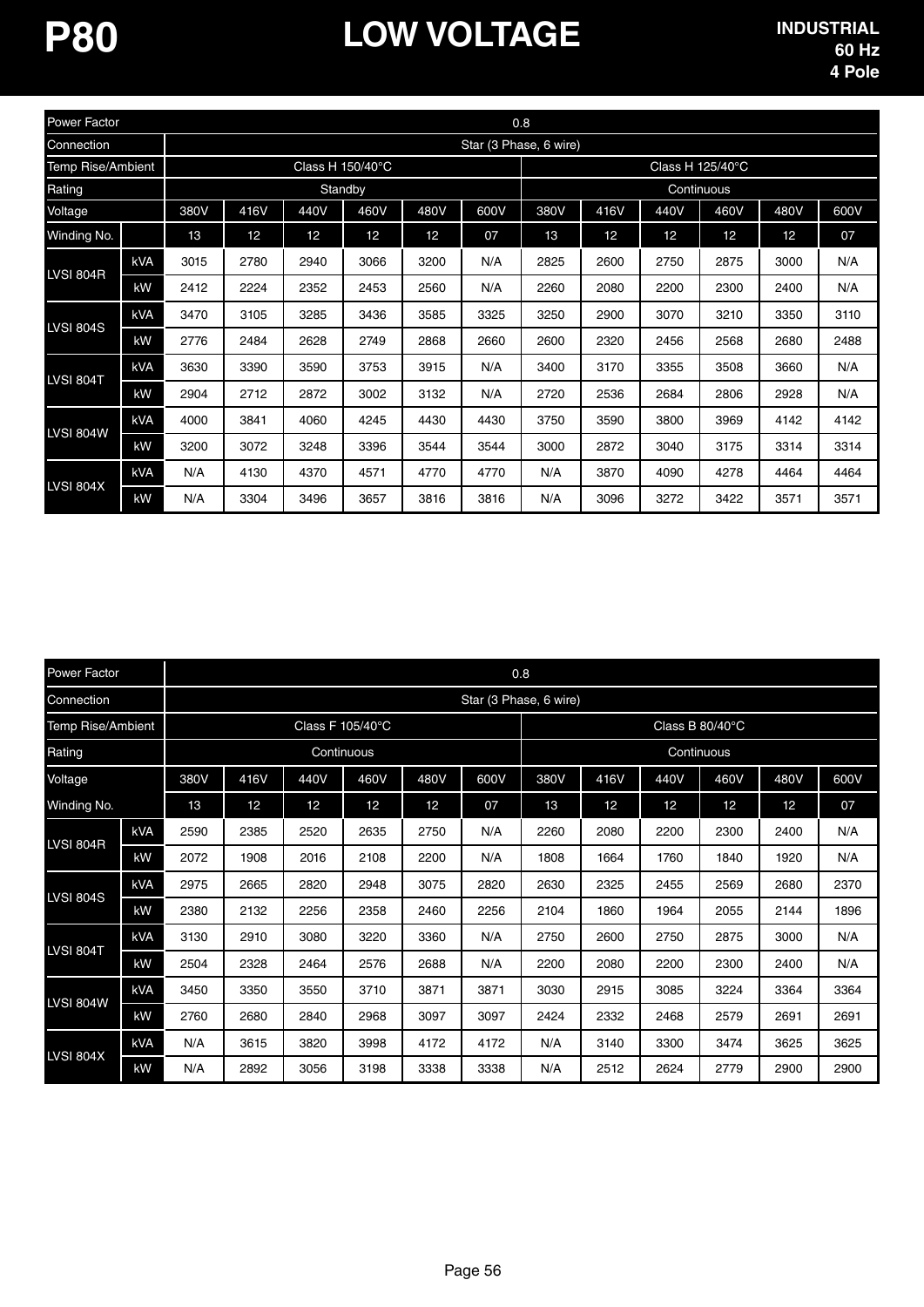# P80 LOW VOLTAGE

**INDUSTRIAL**
**60 Hz**
**4 Pole**

| Power Factor | | 0.8 | | | | | | | | | | | |
|---|---|---|---|---|---|---|---|---|---|---|---|---|---|
| Connection | | Star (3 Phase, 6 wire) | | | | | | | | | | | |
| Temp Rise/Ambient | | Class H 150/40°C | | | | | | Class H 125/40°C | | | | | |
| Rating | | Standby | | | | | | Continuous | | | | | |
| Voltage | | 380V | 416V | 440V | 460V | 480V | 600V | 380V | 416V | 440V | 460V | 480V | 600V |
| Winding No. | | 13 | 12 | 12 | 12 | 12 | 07 | 13 | 12 | 12 | 12 | 12 | 07 |
| LVSI 804R | kVA | 3015 | 2780 | 2940 | 3066 | 3200 | N/A | 2825 | 2600 | 2750 | 2875 | 3000 | N/A |
| | kW | 2412 | 2224 | 2352 | 2453 | 2560 | N/A | 2260 | 2080 | 2200 | 2300 | 2400 | N/A |
| LVSI 804S | kVA | 3470 | 3105 | 3285 | 3436 | 3585 | 3325 | 3250 | 2900 | 3070 | 3210 | 3350 | 3110 |
| | kW | 2776 | 2484 | 2628 | 2749 | 2868 | 2660 | 2600 | 2320 | 2456 | 2568 | 2680 | 2488 |
| LVSI 804T | kVA | 3630 | 3390 | 3590 | 3753 | 3915 | N/A | 3400 | 3170 | 3355 | 3508 | 3660 | N/A |
| | kW | 2904 | 2712 | 2872 | 3002 | 3132 | N/A | 2720 | 2536 | 2684 | 2806 | 2928 | N/A |
| LVSI 804W | kVA | 4000 | 3841 | 4060 | 4245 | 4430 | 4430 | 3750 | 3590 | 3800 | 3969 | 4142 | 4142 |
| | kW | 3200 | 3072 | 3248 | 3396 | 3544 | 3544 | 3000 | 2872 | 3040 | 3175 | 3314 | 3314 |
| LVSI 804X | kVA | N/A | 4130 | 4370 | 4571 | 4770 | 4770 | N/A | 3870 | 4090 | 4278 | 4464 | 4464 |
| | kW | N/A | 3304 | 3496 | 3657 | 3816 | 3816 | N/A | 3096 | 3272 | 3422 | 3571 | 3571 |

| Power Factor | | 0.8 | | | | | | | | | | | |
|---|---|---|---|---|---|---|---|---|---|---|---|---|---|
| Connection | | Star (3 Phase, 6 wire) | | | | | | | | | | | |
| Temp Rise/Ambient | | Class F 105/40°C | | | | | | Class B 80/40°C | | | | | |
| Rating | | Continuous | | | | | | Continuous | | | | | |
| Voltage | | 380V | 416V | 440V | 460V | 480V | 600V | 380V | 416V | 440V | 460V | 480V | 600V |
| Winding No. | | 13 | 12 | 12 | 12 | 12 | 07 | 13 | 12 | 12 | 12 | 12 | 07 |
| LVSI 804R | kVA | 2590 | 2385 | 2520 | 2635 | 2750 | N/A | 2260 | 2080 | 2200 | 2300 | 2400 | N/A |
| | kW | 2072 | 1908 | 2016 | 2108 | 2200 | N/A | 1808 | 1664 | 1760 | 1840 | 1920 | N/A |
| LVSI 804S | kVA | 2975 | 2665 | 2820 | 2948 | 3075 | 2820 | 2630 | 2325 | 2455 | 2569 | 2680 | 2370 |
| | kW | 2380 | 2132 | 2256 | 2358 | 2460 | 2256 | 2104 | 1860 | 1964 | 2055 | 2144 | 1896 |
| LVSI 804T | kVA | 3130 | 2910 | 3080 | 3220 | 3360 | N/A | 2750 | 2600 | 2750 | 2875 | 3000 | N/A |
| | kW | 2504 | 2328 | 2464 | 2576 | 2688 | N/A | 2200 | 2080 | 2200 | 2300 | 2400 | N/A |
| LVSI 804W | kVA | 3450 | 3350 | 3550 | 3710 | 3871 | 3871 | 3030 | 2915 | 3085 | 3224 | 3364 | 3364 |
| | kW | 2760 | 2680 | 2840 | 2968 | 3097 | 3097 | 2424 | 2332 | 2468 | 2579 | 2691 | 2691 |
| LVSI 804X | kVA | N/A | 3615 | 3820 | 3998 | 4172 | 4172 | N/A | 3140 | 3300 | 3474 | 3625 | 3625 |
| | kW | N/A | 2892 | 3056 | 3198 | 3338 | 3338 | N/A | 2512 | 2624 | 2779 | 2900 | 2900 |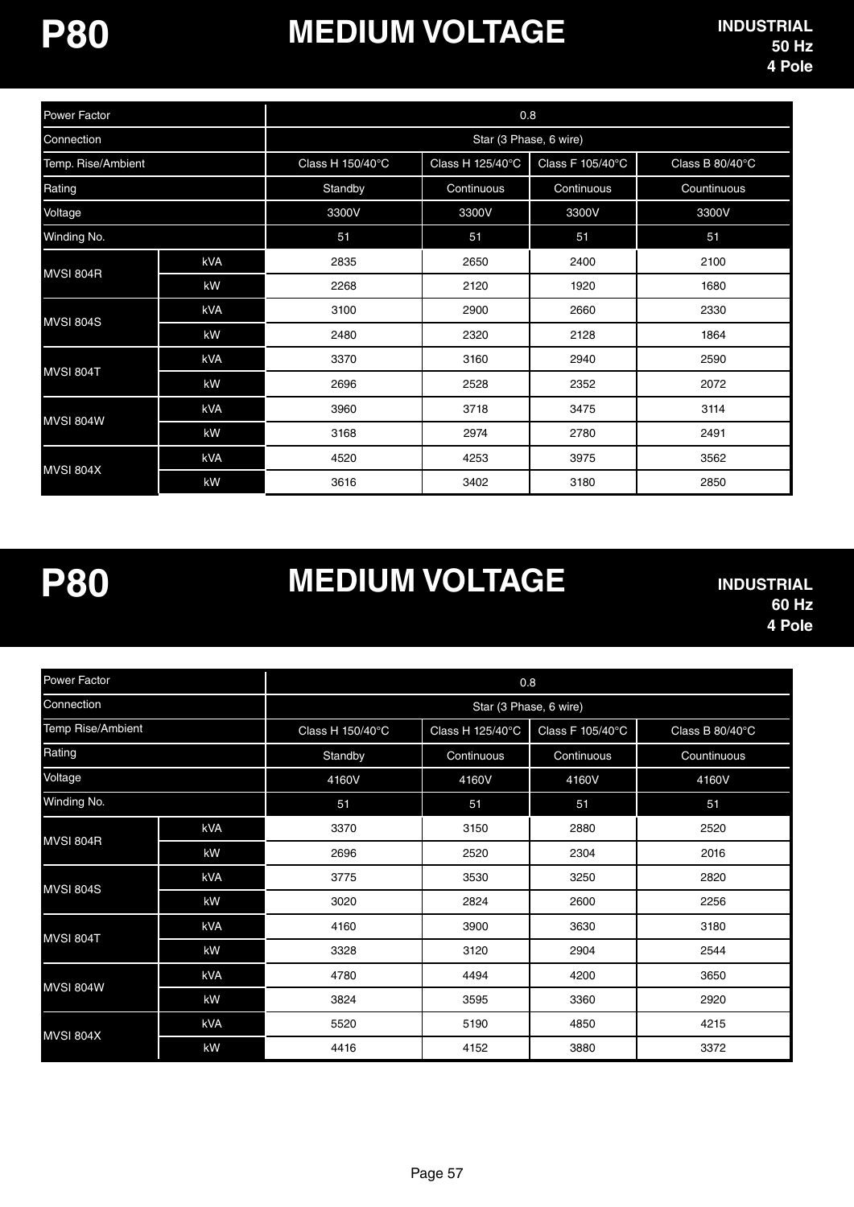# P80 MEDIUM VOLTAGE

**INDUSTRIAL**
**50 Hz**
**4 Pole**

| Power Factor | | 0.8 | | | |
|---|---|---|---|---|---|
| Connection | | Star (3 Phase, 6 wire) | | | |
| Temp. Rise/Ambient | | Class H 150/40°C | Class H 125/40°C | Class F 105/40°C | Class B 80/40°C |
| Rating | | Standby | Continuous | Continuous | Countinuous |
| Voltage | | 3300V | 3300V | 3300V | 3300V |
| Winding No. | | 51 | 51 | 51 | 51 |
| MVSI 804R | kVA | 2835 | 2650 | 2400 | 2100 |
| | kW | 2268 | 2120 | 1920 | 1680 |
| MVSI 804S | kVA | 3100 | 2900 | 2660 | 2330 |
| | kW | 2480 | 2320 | 2128 | 1864 |
| MVSI 804T | kVA | 3370 | 3160 | 2940 | 2590 |
| | kW | 2696 | 2528 | 2352 | 2072 |
| MVSI 804W | kVA | 3960 | 3718 | 3475 | 3114 |
| | kW | 3168 | 2974 | 2780 | 2491 |
| MVSI 804X | kVA | 4520 | 4253 | 3975 | 3562 |
| | kW | 3616 | 3402 | 3180 | 2850 |

# P80 MEDIUM VOLTAGE

**INDUSTRIAL**
**60 Hz**
**4 Pole**

| Power Factor | | 0.8 | | | |
|---|---|---|---|---|---|
| Connection | | Star (3 Phase, 6 wire) | | | |
| Temp Rise/Ambient | | Class H 150/40°C | Class H 125/40°C | Class F 105/40°C | Class B 80/40°C |
| Rating | | Standby | Continuous | Continuous | Countinuous |
| Voltage | | 4160V | 4160V | 4160V | 4160V |
| Winding No. | | 51 | 51 | 51 | 51 |
| MVSI 804R | kVA | 3370 | 3150 | 2880 | 2520 |
| | kW | 2696 | 2520 | 2304 | 2016 |
| MVSI 804S | kVA | 3775 | 3530 | 3250 | 2820 |
| | kW | 3020 | 2824 | 2600 | 2256 |
| MVSI 804T | kVA | 4160 | 3900 | 3630 | 3180 |
| | kW | 3328 | 3120 | 2904 | 2544 |
| MVSI 804W | kVA | 4780 | 4494 | 4200 | 3650 |
| | kW | 3824 | 3595 | 3360 | 2920 |
| MVSI 804X | kVA | 5520 | 5190 | 4850 | 4215 |
| | kW | 4416 | 4152 | 3880 | 3372 |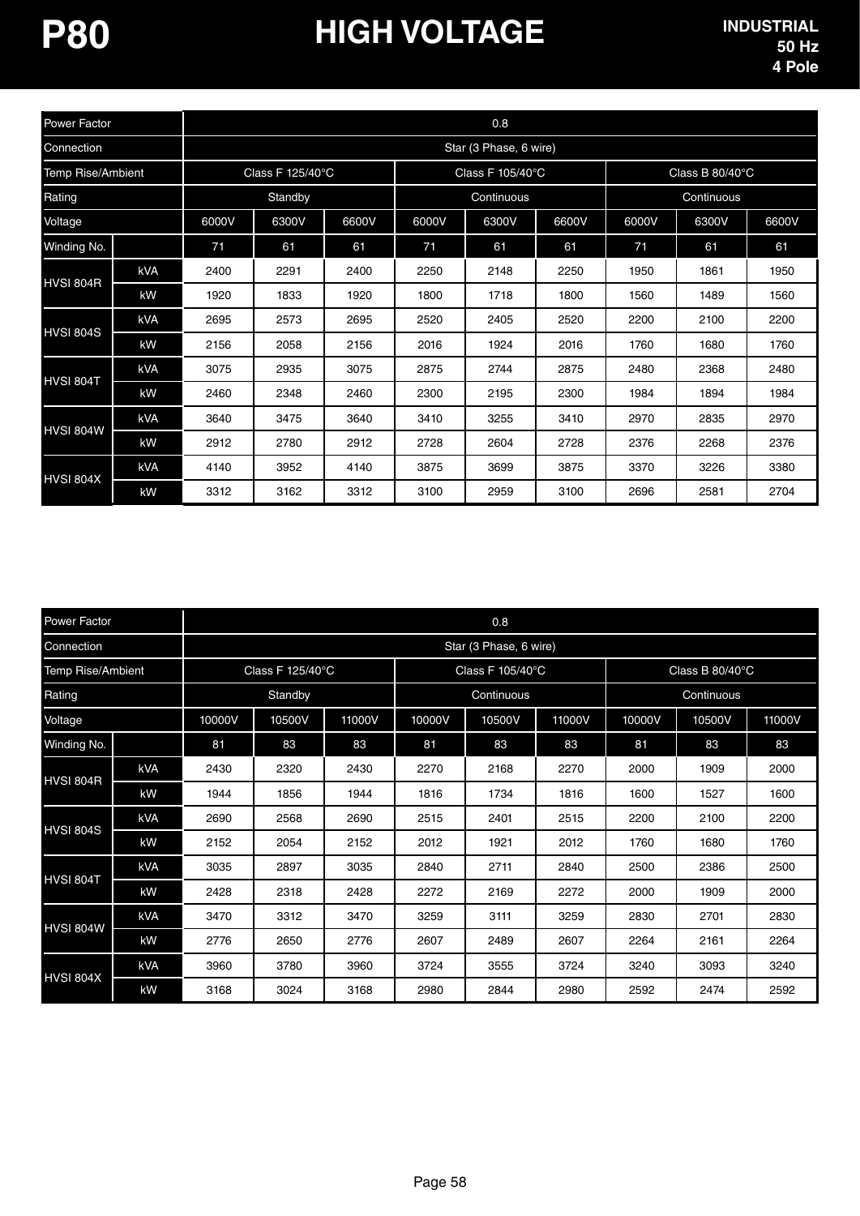# P80 HIGH VOLTAGE

**INDUSTRIAL**
**50 Hz**
**4 Pole**

| Power Factor | | 0.8 | | | | | | | | |
|---|---|---|---|---|---|---|---|---|---|---|
| Connection | | Star (3 Phase, 6 wire) | | | | | | | | |
| Temp Rise/Ambient | | Class F 125/40°C | | | Class F 105/40°C | | | Class B 80/40°C | | |
| Rating | | Standby | | | Continuous | | | Continuous | | |
| Voltage | | 6000V | 6300V | 6600V | 6000V | 6300V | 6600V | 6000V | 6300V | 6600V |
| Winding No. | | 71 | 61 | 61 | 71 | 61 | 61 | 71 | 61 | 61 |
| HVSI 804R | kVA | 2400 | 2291 | 2400 | 2250 | 2148 | 2250 | 1950 | 1861 | 1950 |
| | kW | 1920 | 1833 | 1920 | 1800 | 1718 | 1800 | 1560 | 1489 | 1560 |
| HVSI 804S | kVA | 2695 | 2573 | 2695 | 2520 | 2405 | 2520 | 2200 | 2100 | 2200 |
| | kW | 2156 | 2058 | 2156 | 2016 | 1924 | 2016 | 1760 | 1680 | 1760 |
| HVSI 804T | kVA | 3075 | 2935 | 3075 | 2875 | 2744 | 2875 | 2480 | 2368 | 2480 |
| | kW | 2460 | 2348 | 2460 | 2300 | 2195 | 2300 | 1984 | 1894 | 1984 |
| HVSI 804W | kVA | 3640 | 3475 | 3640 | 3410 | 3255 | 3410 | 2970 | 2835 | 2970 |
| | kW | 2912 | 2780 | 2912 | 2728 | 2604 | 2728 | 2376 | 2268 | 2376 |
| HVSI 804X | kVA | 4140 | 3952 | 4140 | 3875 | 3699 | 3875 | 3370 | 3226 | 3380 |
| | kW | 3312 | 3162 | 3312 | 3100 | 2959 | 3100 | 2696 | 2581 | 2704 |

| Power Factor | | 0.8 | | | | | | | | |
|---|---|---|---|---|---|---|---|---|---|---|
| Connection | | Star (3 Phase, 6 wire) | | | | | | | | |
| Temp Rise/Ambient | | Class F 125/40°C | | | Class F 105/40°C | | | Class B 80/40°C | | |
| Rating | | Standby | | | Continuous | | | Continuous | | |
| Voltage | | 10000V | 10500V | 11000V | 10000V | 10500V | 11000V | 10000V | 10500V | 11000V |
| Winding No. | | 81 | 83 | 83 | 81 | 83 | 83 | 81 | 83 | 83 |
| HVSI 804R | kVA | 2430 | 2320 | 2430 | 2270 | 2168 | 2270 | 2000 | 1909 | 2000 |
| | kW | 1944 | 1856 | 1944 | 1816 | 1734 | 1816 | 1600 | 1527 | 1600 |
| HVSI 804S | kVA | 2690 | 2568 | 2690 | 2515 | 2401 | 2515 | 2200 | 2100 | 2200 |
| | kW | 2152 | 2054 | 2152 | 2012 | 1921 | 2012 | 1760 | 1680 | 1760 |
| HVSI 804T | kVA | 3035 | 2897 | 3035 | 2840 | 2711 | 2840 | 2500 | 2386 | 2500 |
| | kW | 2428 | 2318 | 2428 | 2272 | 2169 | 2272 | 2000 | 1909 | 2000 |
| HVSI 804W | kVA | 3470 | 3312 | 3470 | 3259 | 3111 | 3259 | 2830 | 2701 | 2830 |
| | kW | 2776 | 2650 | 2776 | 2607 | 2489 | 2607 | 2264 | 2161 | 2264 |
| HVSI 804X | kVA | 3960 | 3780 | 3960 | 3724 | 3555 | 3724 | 3240 | 3093 | 3240 |
| | kW | 3168 | 3024 | 3168 | 2980 | 2844 | 2980 | 2592 | 2474 | 2592 |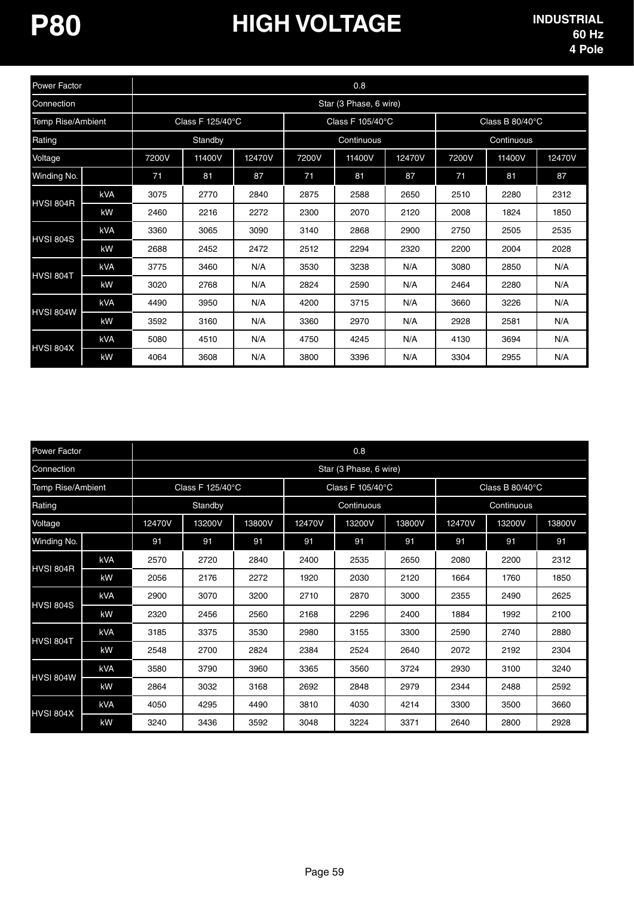# P80 HIGH VOLTAGE

**INDUSTRIAL**
**60 Hz**
**4 Pole**

| Power Factor | | 0.8 | | | | | | | | |
|---|---|---|---|---|---|---|---|---|---|---|
| Connection | | Star (3 Phase, 6 wire) | | | | | | | | |
| Temp Rise/Ambient | | Class F 125/40°C | | | Class F 105/40°C | | | Class B 80/40°C | | |
| Rating | | Standby | | | Continuous | | | Continuous | | |
| Voltage | | 7200V | 11400V | 12470V | 7200V | 11400V | 12470V | 7200V | 11400V | 12470V |
| Winding No. | | 71 | 81 | 87 | 71 | 81 | 87 | 71 | 81 | 87 |
| HVSI 804R | kVA | 3075 | 2770 | 2840 | 2875 | 2588 | 2650 | 2510 | 2280 | 2312 |
| | kW | 2460 | 2216 | 2272 | 2300 | 2070 | 2120 | 2008 | 1824 | 1850 |
| HVSI 804S | kVA | 3360 | 3065 | 3090 | 3140 | 2868 | 2900 | 2750 | 2505 | 2535 |
| | kW | 2688 | 2452 | 2472 | 2512 | 2294 | 2320 | 2200 | 2004 | 2028 |
| HVSI 804T | kVA | 3775 | 3460 | N/A | 3530 | 3238 | N/A | 3080 | 2850 | N/A |
| | kW | 3020 | 2768 | N/A | 2824 | 2590 | N/A | 2464 | 2280 | N/A |
| HVSI 804W | kVA | 4490 | 3950 | N/A | 4200 | 3715 | N/A | 3660 | 3226 | N/A |
| | kW | 3592 | 3160 | N/A | 3360 | 2970 | N/A | 2928 | 2581 | N/A |
| HVSI 804X | kVA | 5080 | 4510 | N/A | 4750 | 4245 | N/A | 4130 | 3694 | N/A |
| | kW | 4064 | 3608 | N/A | 3800 | 3396 | N/A | 3304 | 2955 | N/A |

| Power Factor | | 0.8 | | | | | | | | |
|---|---|---|---|---|---|---|---|---|---|---|
| Connection | | Star (3 Phase, 6 wire) | | | | | | | | |
| Temp Rise/Ambient | | Class F 125/40°C | | | Class F 105/40°C | | | Class B 80/40°C | | |
| Rating | | Standby | | | Continuous | | | Continuous | | |
| Voltage | | 12470V | 13200V | 13800V | 12470V | 13200V | 13800V | 12470V | 13200V | 13800V |
| Winding No. | | 91 | 91 | 91 | 91 | 91 | 91 | 91 | 91 | 91 |
| HVSI 804R | kVA | 2570 | 2720 | 2840 | 2400 | 2535 | 2650 | 2080 | 2200 | 2312 |
| | kW | 2056 | 2176 | 2272 | 1920 | 2030 | 2120 | 1664 | 1760 | 1850 |
| HVSI 804S | kVA | 2900 | 3070 | 3200 | 2710 | 2870 | 3000 | 2355 | 2490 | 2625 |
| | kW | 2320 | 2456 | 2560 | 2168 | 2296 | 2400 | 1884 | 1992 | 2100 |
| HVSI 804T | kVA | 3185 | 3375 | 3530 | 2980 | 3155 | 3300 | 2590 | 2740 | 2880 |
| | kW | 2548 | 2700 | 2824 | 2384 | 2524 | 2640 | 2072 | 2192 | 2304 |
| HVSI 804W | kVA | 3580 | 3790 | 3960 | 3365 | 3560 | 3724 | 2930 | 3100 | 3240 |
| | kW | 2864 | 3032 | 3168 | 2692 | 2848 | 2979 | 2344 | 2488 | 2592 |
| HVSI 804X | kVA | 4050 | 4295 | 4490 | 3810 | 4030 | 4214 | 3300 | 3500 | 3660 |
| | kW | 3240 | 3436 | 3592 | 3048 | 3224 | 3371 | 2640 | 2800 | 2928 |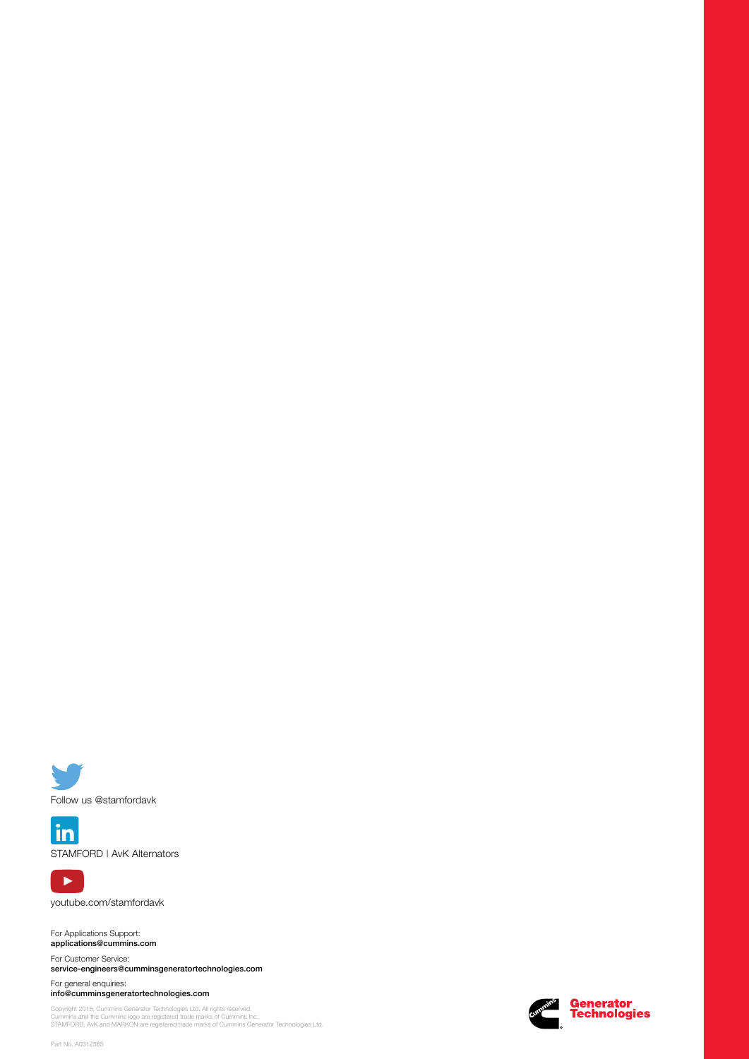Follow us @stamfordavk

STAMFORD | AvK Alternators

youtube.com/stamfordavk

For Applications Support:
**applications@cummins.com**

For Customer Service:
**service-engineers@cumminsgeneratortechnologies.com**

For general enquiries:
**info@cumminsgeneratortechnologies.com**

Copyright 2015, Cummins Generator Technologies Ltd. All rights reserved.
Cummins and the Cummins logo are registered trade marks of Cummins Inc.
STAMFORD, AvK and MARKON are registered trade marks of Cummins Generator Technologies Ltd.

Part No. A031Z565

**Generator Technologies**